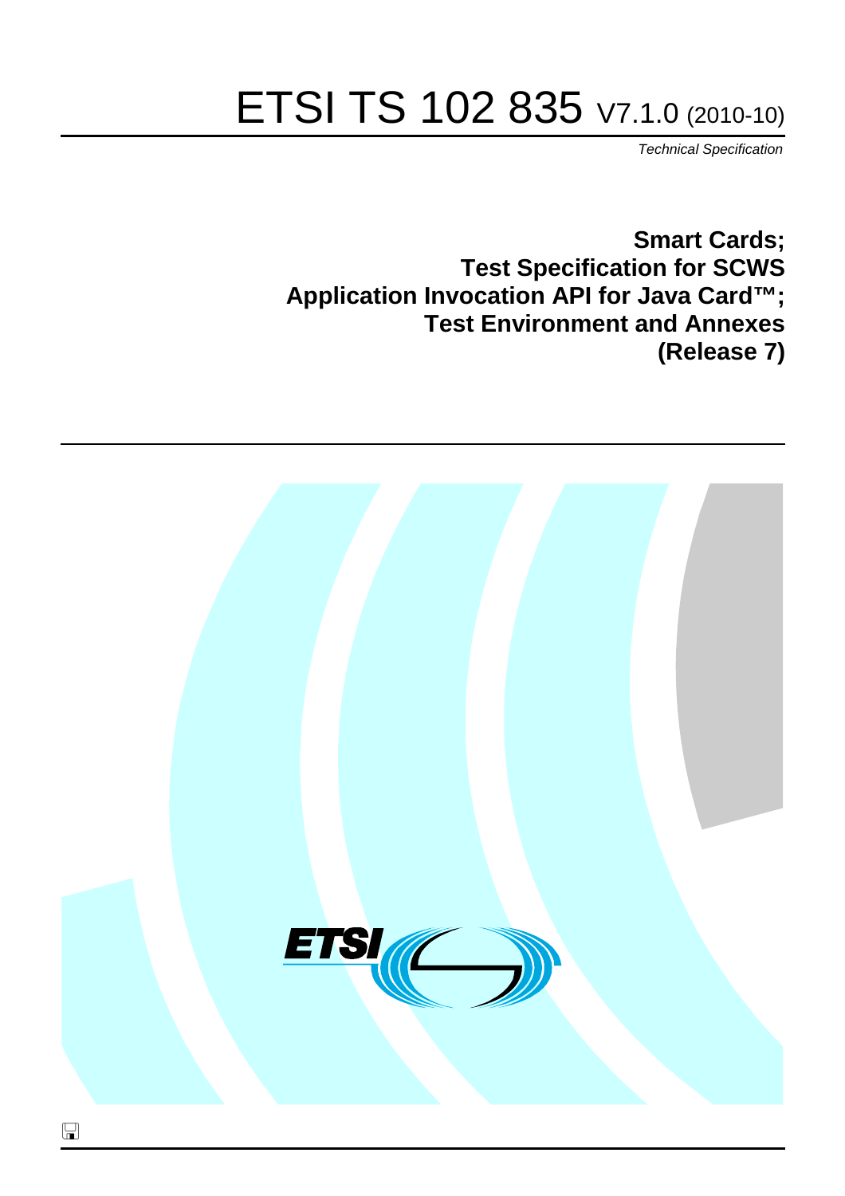# ETSI TS 102 835 V7.1.0 (2010-10)

*Technical Specification*

**Smart Cards;**
**Test Specification for SCWS**
**Application Invocation API for Java Card™;**
**Test Environment and Annexes**
**(Release 7)**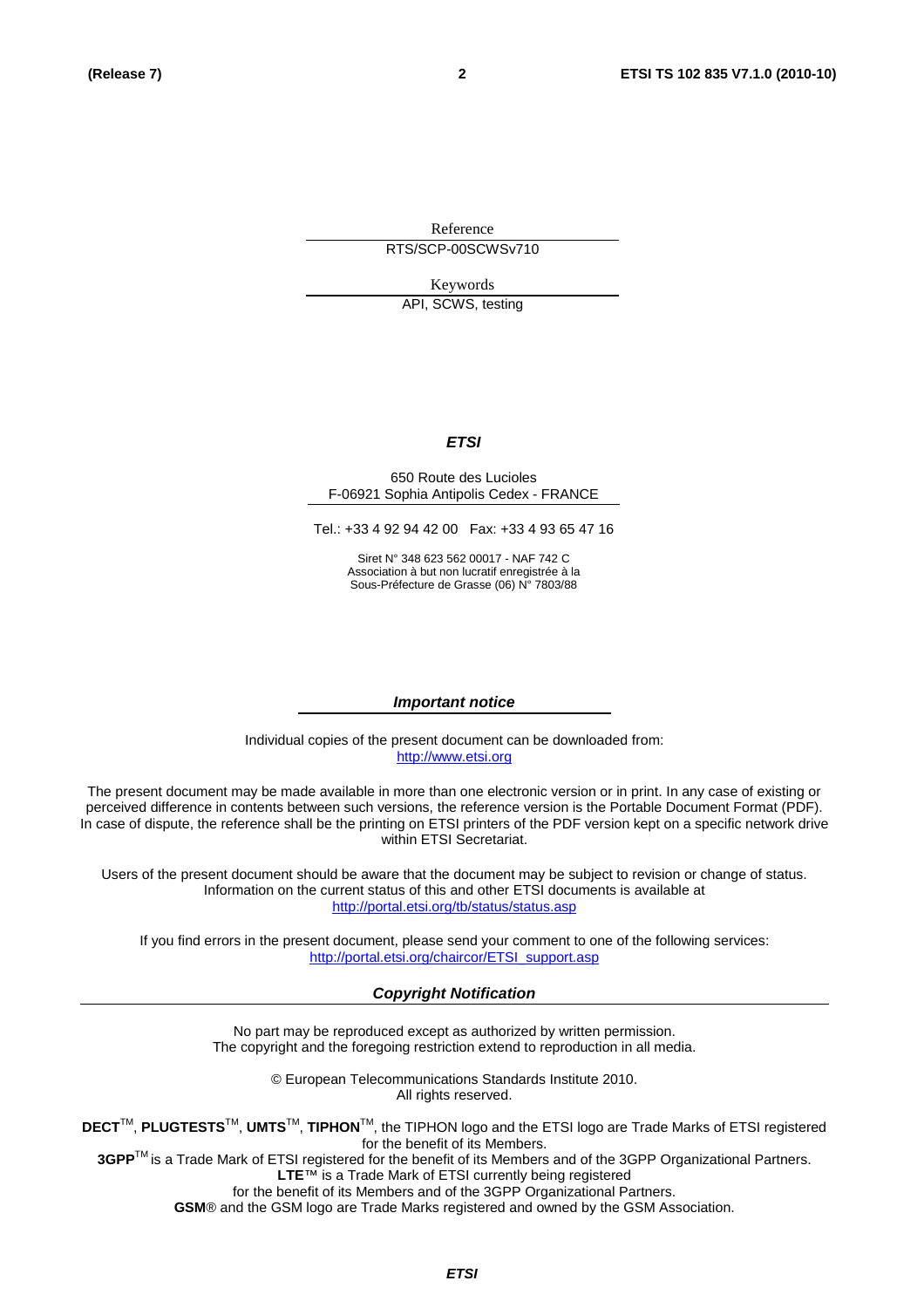Reference

RTS/SCP-00SCWSv710

Keywords

API, SCWS, testing

***ETSI***

650 Route des Lucioles
F-06921 Sophia Antipolis Cedex - FRANCE

Tel.: +33 4 92 94 42 00   Fax: +33 4 93 65 47 16

Siret N° 348 623 562 00017 - NAF 742 C
Association à but non lucratif enregistrée à la
Sous-Préfecture de Grasse (06) N° 7803/88

***Important notice***

Individual copies of the present document can be downloaded from:
http://www.etsi.org

The present document may be made available in more than one electronic version or in print. In any case of existing or perceived difference in contents between such versions, the reference version is the Portable Document Format (PDF). In case of dispute, the reference shall be the printing on ETSI printers of the PDF version kept on a specific network drive within ETSI Secretariat.

Users of the present document should be aware that the document may be subject to revision or change of status. Information on the current status of this and other ETSI documents is available at
http://portal.etsi.org/tb/status/status.asp

If you find errors in the present document, please send your comment to one of the following services:
http://portal.etsi.org/chaircor/ETSI_support.asp

***Copyright Notification***

No part may be reproduced except as authorized by written permission.
The copyright and the foregoing restriction extend to reproduction in all media.

© European Telecommunications Standards Institute 2010.
All rights reserved.

**DECT**™, **PLUGTESTS**™, **UMTS**™, **TIPHON**™, the TIPHON logo and the ETSI logo are Trade Marks of ETSI registered for the benefit of its Members.
**3GPP**™ is a Trade Mark of ETSI registered for the benefit of its Members and of the 3GPP Organizational Partners.
**LTE**™ is a Trade Mark of ETSI currently being registered
for the benefit of its Members and of the 3GPP Organizational Partners.
**GSM**® and the GSM logo are Trade Marks registered and owned by the GSM Association.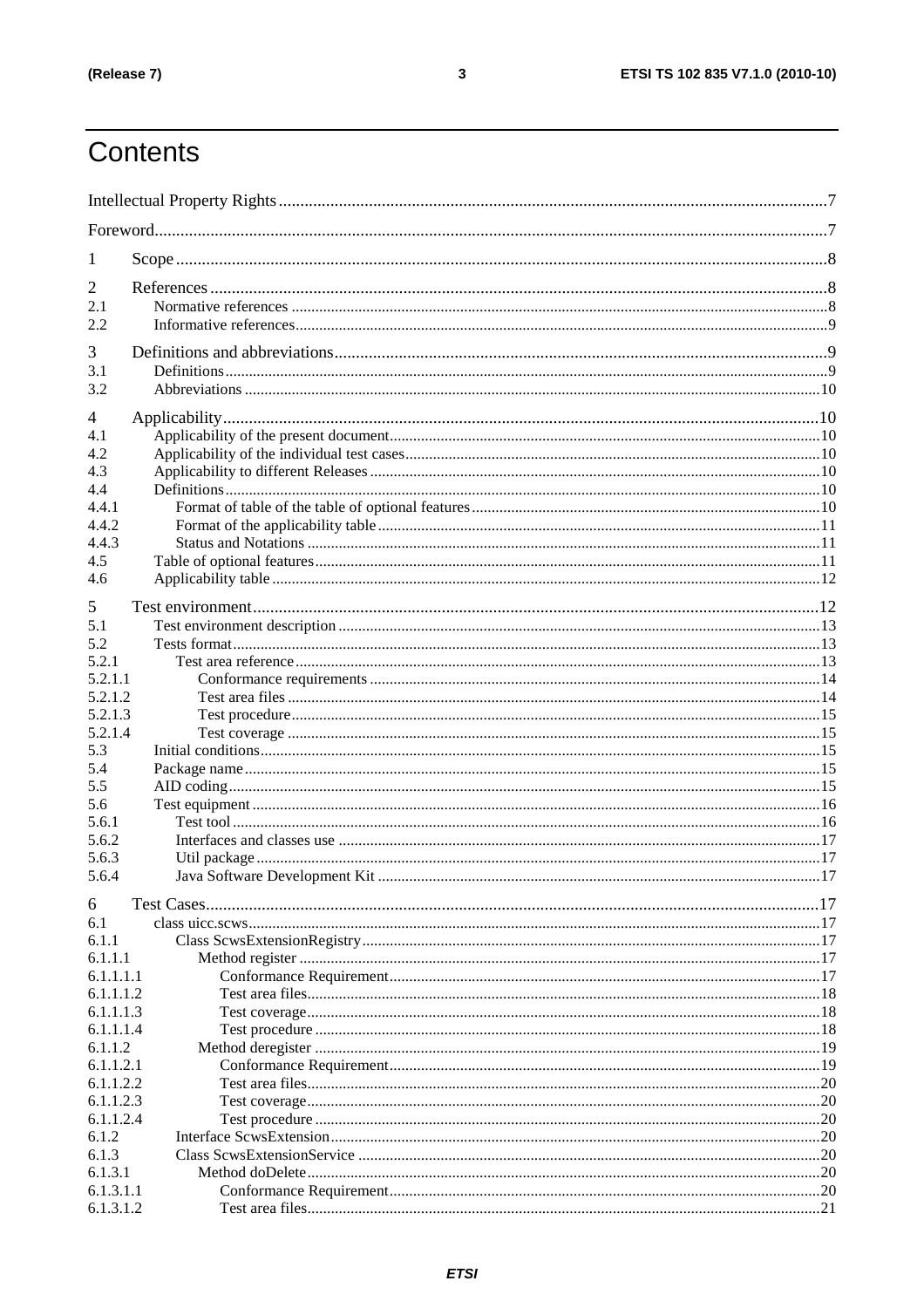# Contents

Intellectual Property Rights ..... 7
Foreword ..... 7
1 Scope ..... 8
2 References ..... 8
2.1 Normative references ..... 8
2.2 Informative references ..... 9
3 Definitions and abbreviations ..... 9
3.1 Definitions ..... 9
3.2 Abbreviations ..... 10
4 Applicability ..... 10
4.1 Applicability of the present document ..... 10
4.2 Applicability of the individual test cases ..... 10
4.3 Applicability to different Releases ..... 10
4.4 Definitions ..... 10
4.4.1 Format of table of the table of optional features ..... 10
4.4.2 Format of the applicability table ..... 11
4.4.3 Status and Notations ..... 11
4.5 Table of optional features ..... 11
4.6 Applicability table ..... 12
5 Test environment ..... 12
5.1 Test environment description ..... 13
5.2 Tests format ..... 13
5.2.1 Test area reference ..... 13
5.2.1.1 Conformance requirements ..... 14
5.2.1.2 Test area files ..... 14
5.2.1.3 Test procedure ..... 15
5.2.1.4 Test coverage ..... 15
5.3 Initial conditions ..... 15
5.4 Package name ..... 15
5.5 AID coding ..... 15
5.6 Test equipment ..... 16
5.6.1 Test tool ..... 16
5.6.2 Interfaces and classes use ..... 17
5.6.3 Util package ..... 17
5.6.4 Java Software Development Kit ..... 17
6 Test Cases ..... 17
6.1 class uicc.scws ..... 17
6.1.1 Class ScwsExtensionRegistry ..... 17
6.1.1.1 Method register ..... 17
6.1.1.1.1 Conformance Requirement ..... 17
6.1.1.1.2 Test area files ..... 18
6.1.1.1.3 Test coverage ..... 18
6.1.1.1.4 Test procedure ..... 18
6.1.1.2 Method deregister ..... 19
6.1.1.2.1 Conformance Requirement ..... 19
6.1.1.2.2 Test area files ..... 20
6.1.1.2.3 Test coverage ..... 20
6.1.1.2.4 Test procedure ..... 20
6.1.2 Interface ScwsExtension ..... 20
6.1.3 Class ScwsExtensionService ..... 20
6.1.3.1 Method doDelete ..... 20
6.1.3.1.1 Conformance Requirement ..... 20
6.1.3.1.2 Test area files ..... 21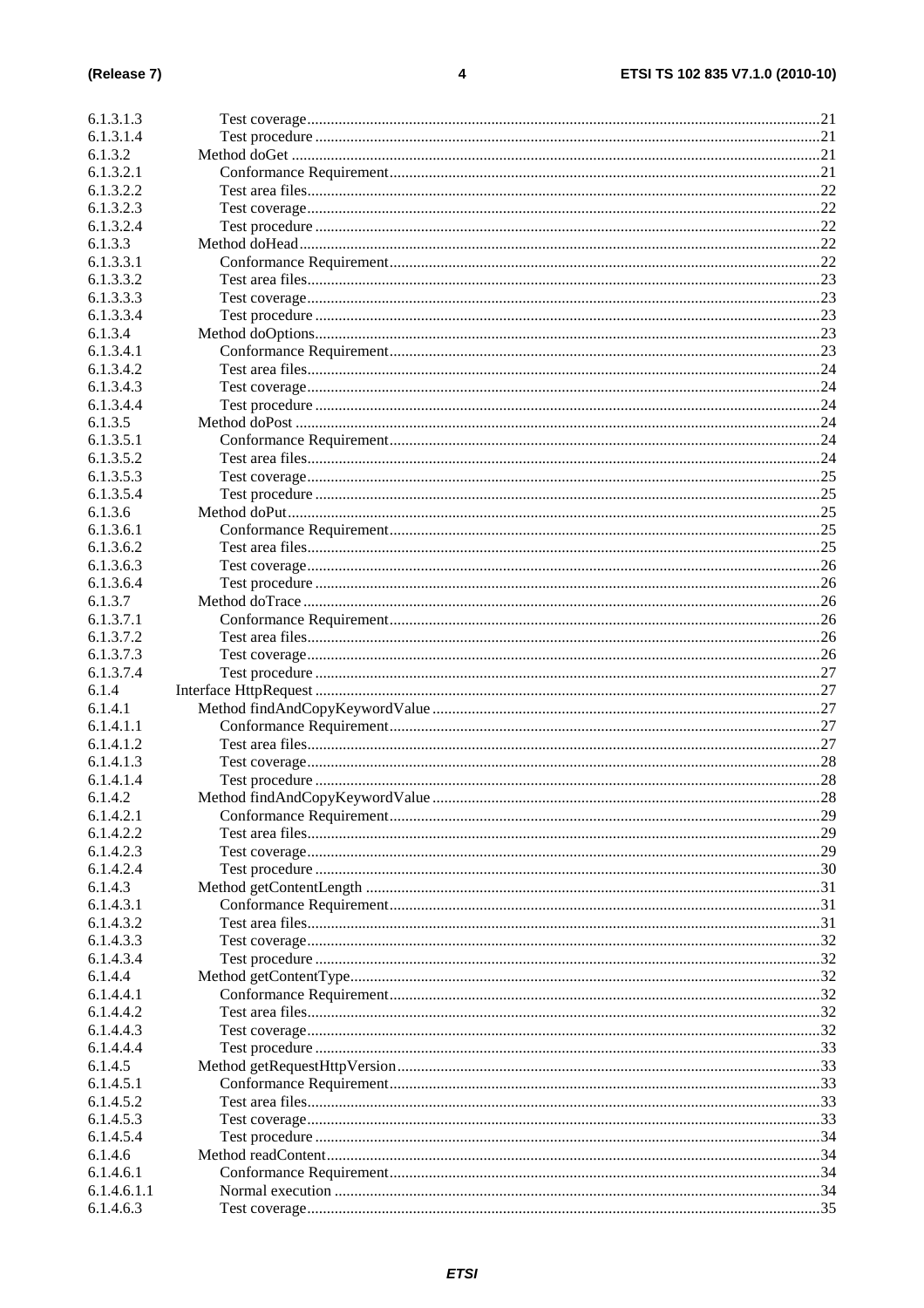6.1.3.1.3 Test coverage ........ 21
6.1.3.1.4 Test procedure ........ 21
6.1.3.2 Method doGet ........ 21
6.1.3.2.1 Conformance Requirement ........ 21
6.1.3.2.2 Test area files ........ 22
6.1.3.2.3 Test coverage ........ 22
6.1.3.2.4 Test procedure ........ 22
6.1.3.3 Method doHead ........ 22
6.1.3.3.1 Conformance Requirement ........ 22
6.1.3.3.2 Test area files ........ 23
6.1.3.3.3 Test coverage ........ 23
6.1.3.3.4 Test procedure ........ 23
6.1.3.4 Method doOptions ........ 23
6.1.3.4.1 Conformance Requirement ........ 23
6.1.3.4.2 Test area files ........ 24
6.1.3.4.3 Test coverage ........ 24
6.1.3.4.4 Test procedure ........ 24
6.1.3.5 Method doPost ........ 24
6.1.3.5.1 Conformance Requirement ........ 24
6.1.3.5.2 Test area files ........ 24
6.1.3.5.3 Test coverage ........ 25
6.1.3.5.4 Test procedure ........ 25
6.1.3.6 Method doPut ........ 25
6.1.3.6.1 Conformance Requirement ........ 25
6.1.3.6.2 Test area files ........ 25
6.1.3.6.3 Test coverage ........ 26
6.1.3.6.4 Test procedure ........ 26
6.1.3.7 Method doTrace ........ 26
6.1.3.7.1 Conformance Requirement ........ 26
6.1.3.7.2 Test area files ........ 26
6.1.3.7.3 Test coverage ........ 26
6.1.3.7.4 Test procedure ........ 27
6.1.4 Interface HttpRequest ........ 27
6.1.4.1 Method findAndCopyKeywordValue ........ 27
6.1.4.1.1 Conformance Requirement ........ 27
6.1.4.1.2 Test area files ........ 27
6.1.4.1.3 Test coverage ........ 28
6.1.4.1.4 Test procedure ........ 28
6.1.4.2 Method findAndCopyKeywordValue ........ 28
6.1.4.2.1 Conformance Requirement ........ 29
6.1.4.2.2 Test area files ........ 29
6.1.4.2.3 Test coverage ........ 29
6.1.4.2.4 Test procedure ........ 30
6.1.4.3 Method getContentLength ........ 31
6.1.4.3.1 Conformance Requirement ........ 31
6.1.4.3.2 Test area files ........ 31
6.1.4.3.3 Test coverage ........ 32
6.1.4.3.4 Test procedure ........ 32
6.1.4.4 Method getContentType ........ 32
6.1.4.4.1 Conformance Requirement ........ 32
6.1.4.4.2 Test area files ........ 32
6.1.4.4.3 Test coverage ........ 32
6.1.4.4.4 Test procedure ........ 33
6.1.4.5 Method getRequestHttpVersion ........ 33
6.1.4.5.1 Conformance Requirement ........ 33
6.1.4.5.2 Test area files ........ 33
6.1.4.5.3 Test coverage ........ 33
6.1.4.5.4 Test procedure ........ 34
6.1.4.6 Method readContent ........ 34
6.1.4.6.1 Conformance Requirement ........ 34
6.1.4.6.1.1 Normal execution ........ 34
6.1.4.6.3 Test coverage ........ 35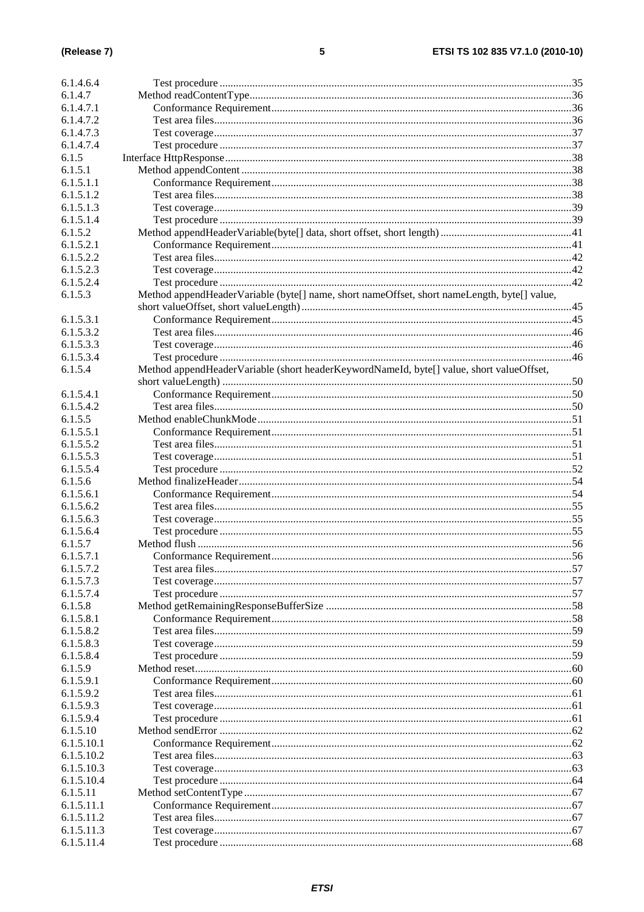6.1.4.6.4 Test procedure ....35
6.1.4.7 Method readContentType....36
6.1.4.7.1 Conformance Requirement....36
6.1.4.7.2 Test area files....36
6.1.4.7.3 Test coverage....37
6.1.4.7.4 Test procedure ....37
6.1.5 Interface HttpResponse....38
6.1.5.1 Method appendContent ....38
6.1.5.1.1 Conformance Requirement....38
6.1.5.1.2 Test area files....38
6.1.5.1.3 Test coverage....39
6.1.5.1.4 Test procedure ....39
6.1.5.2 Method appendHeaderVariable(byte[] data, short offset, short length) ....41
6.1.5.2.1 Conformance Requirement....41
6.1.5.2.2 Test area files....42
6.1.5.2.3 Test coverage....42
6.1.5.2.4 Test procedure ....42
6.1.5.3 Method appendHeaderVariable (byte[] name, short nameOffset, short nameLength, byte[] value, short valueOffset, short valueLength)....45
6.1.5.3.1 Conformance Requirement....45
6.1.5.3.2 Test area files....46
6.1.5.3.3 Test coverage....46
6.1.5.3.4 Test procedure ....46
6.1.5.4 Method appendHeaderVariable (short headerKeywordNameId, byte[] value, short valueOffset, short valueLength) ....50
6.1.5.4.1 Conformance Requirement....50
6.1.5.4.2 Test area files....50
6.1.5.5 Method enableChunkMode....51
6.1.5.5.1 Conformance Requirement....51
6.1.5.5.2 Test area files....51
6.1.5.5.3 Test coverage....51
6.1.5.5.4 Test procedure ....52
6.1.5.6 Method finalizeHeader....54
6.1.5.6.1 Conformance Requirement....54
6.1.5.6.2 Test area files....55
6.1.5.6.3 Test coverage....55
6.1.5.6.4 Test procedure ....55
6.1.5.7 Method flush ....56
6.1.5.7.1 Conformance Requirement....56
6.1.5.7.2 Test area files....57
6.1.5.7.3 Test coverage....57
6.1.5.7.4 Test procedure ....57
6.1.5.8 Method getRemainingResponseBufferSize ....58
6.1.5.8.1 Conformance Requirement....58
6.1.5.8.2 Test area files....59
6.1.5.8.3 Test coverage....59
6.1.5.8.4 Test procedure ....59
6.1.5.9 Method reset....60
6.1.5.9.1 Conformance Requirement....60
6.1.5.9.2 Test area files....61
6.1.5.9.3 Test coverage....61
6.1.5.9.4 Test procedure ....61
6.1.5.10 Method sendError ....62
6.1.5.10.1 Conformance Requirement....62
6.1.5.10.2 Test area files....63
6.1.5.10.3 Test coverage....63
6.1.5.10.4 Test procedure ....64
6.1.5.11 Method setContentType ....67
6.1.5.11.1 Conformance Requirement....67
6.1.5.11.2 Test area files....67
6.1.5.11.3 Test coverage....67
6.1.5.11.4 Test procedure ....68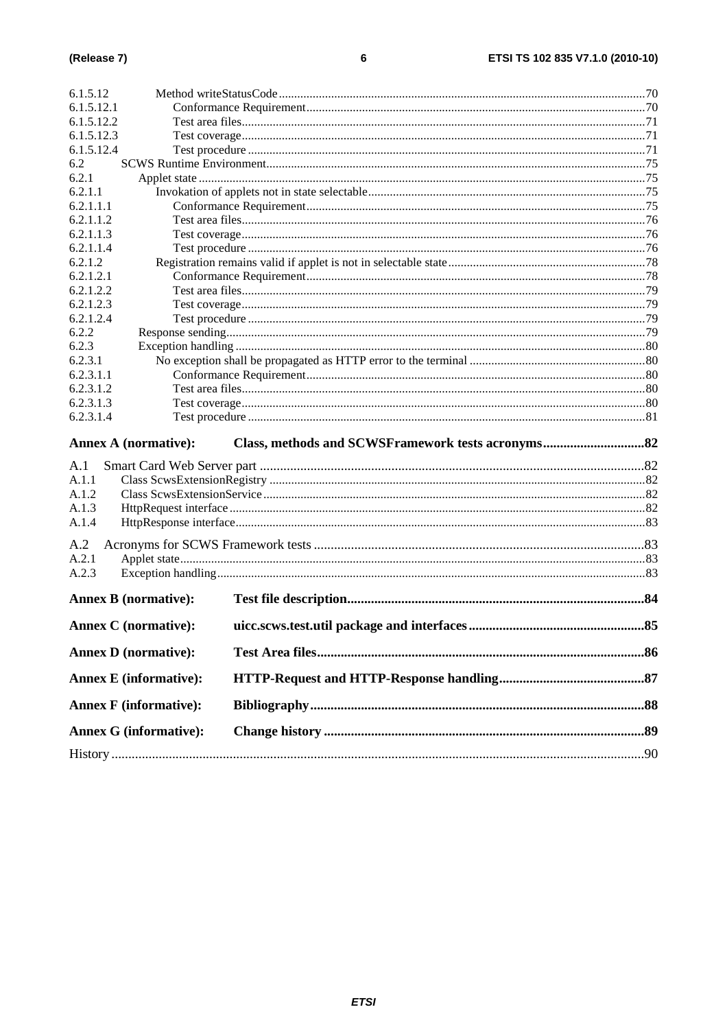6.1.5.12 Method writeStatusCode ....................................................................................................................70
6.1.5.12.1 Conformance Requirement ............................................................................................................70
6.1.5.12.2 Test area files.................................................................................................................................71
6.1.5.12.3 Test coverage .................................................................................................................................71
6.1.5.12.4 Test procedure ...............................................................................................................................71
6.2 SCWS Runtime Environment........................................................................................................................75
6.2.1 Applet state ...............................................................................................................................................75
6.2.1.1 Invokation of applets not in state selectable .........................................................................................75
6.2.1.1.1 Conformance Requirement ............................................................................................................75
6.2.1.1.2 Test area files.................................................................................................................................76
6.2.1.1.3 Test coverage .................................................................................................................................76
6.2.1.1.4 Test procedure ...............................................................................................................................76
6.2.1.2 Registration remains valid if applet is not in selectable state ...............................................................78
6.2.1.2.1 Conformance Requirement ............................................................................................................78
6.2.1.2.2 Test area files.................................................................................................................................79
6.2.1.2.3 Test coverage .................................................................................................................................79
6.2.1.2.4 Test procedure ...............................................................................................................................79
6.2.2 Response sending.......................................................................................................................................79
6.2.3 Exception handling ....................................................................................................................................80
6.2.3.1 No exception shall be propagated as HTTP error to the terminal .........................................................80
6.2.3.1.1 Conformance Requirement ............................................................................................................80
6.2.3.1.2 Test area files.................................................................................................................................80
6.2.3.1.3 Test coverage .................................................................................................................................80
6.2.3.1.4 Test procedure ...............................................................................................................................81

**Annex A (normative): Class, methods and SCWSFramework tests acronyms.............................82**

A.1 Smart Card Web Server part .................................................................................................82
A.1.1 Class ScwsExtensionRegistry ........................................................................................................................82
A.1.2 Class ScwsExtensionService ..........................................................................................................................82
A.1.3 HttpRequest interface .....................................................................................................................................82
A.1.4 HttpResponse interface ...................................................................................................................................83

A.2 Acronyms for SCWS Framework tests .................................................................................83
A.2.1 Applet state .....................................................................................................................................................83
A.2.3 Exception handling .........................................................................................................................................83

**Annex B (normative): Test file description.......................................................................................84**

**Annex C (normative): uicc.scws.test.util package and interfaces ....................................................85**

**Annex D (normative): Test Area files.................................................................................................86**

**Annex E (informative): HTTP-Request and HTTP-Response handling...........................................87**

**Annex F (informative): Bibliography..................................................................................................88**

**Annex G (informative): Change history ..............................................................................................89**

History ..............................................................................................................................................................90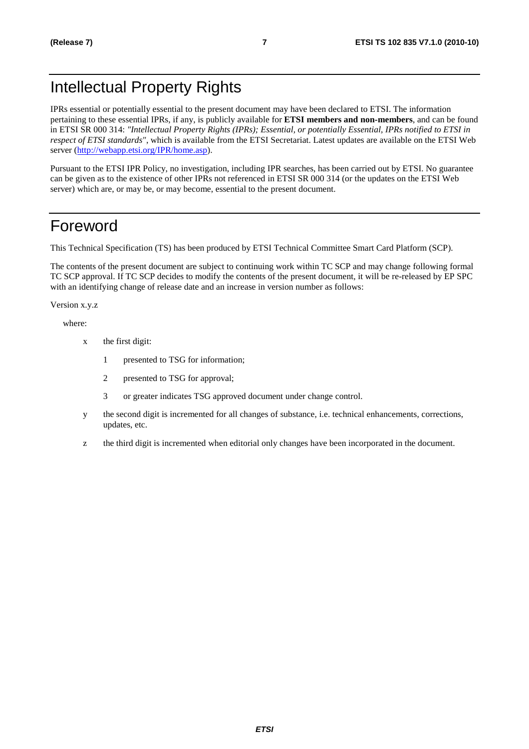# Intellectual Property Rights

IPRs essential or potentially essential to the present document may have been declared to ETSI. The information pertaining to these essential IPRs, if any, is publicly available for **ETSI members and non-members**, and can be found in ETSI SR 000 314: *"Intellectual Property Rights (IPRs); Essential, or potentially Essential, IPRs notified to ETSI in respect of ETSI standards"*, which is available from the ETSI Secretariat. Latest updates are available on the ETSI Web server (http://webapp.etsi.org/IPR/home.asp).

Pursuant to the ETSI IPR Policy, no investigation, including IPR searches, has been carried out by ETSI. No guarantee can be given as to the existence of other IPRs not referenced in ETSI SR 000 314 (or the updates on the ETSI Web server) which are, or may be, or may become, essential to the present document.

# Foreword

This Technical Specification (TS) has been produced by ETSI Technical Committee Smart Card Platform (SCP).

The contents of the present document are subject to continuing work within TC SCP and may change following formal TC SCP approval. If TC SCP decides to modify the contents of the present document, it will be re-released by EP SPC with an identifying change of release date and an increase in version number as follows:

Version x.y.z

where:

- x the first digit:
  - 1 presented to TSG for information;
  - 2 presented to TSG for approval;
  - 3 or greater indicates TSG approved document under change control.
- y the second digit is incremented for all changes of substance, i.e. technical enhancements, corrections, updates, etc.
- z the third digit is incremented when editorial only changes have been incorporated in the document.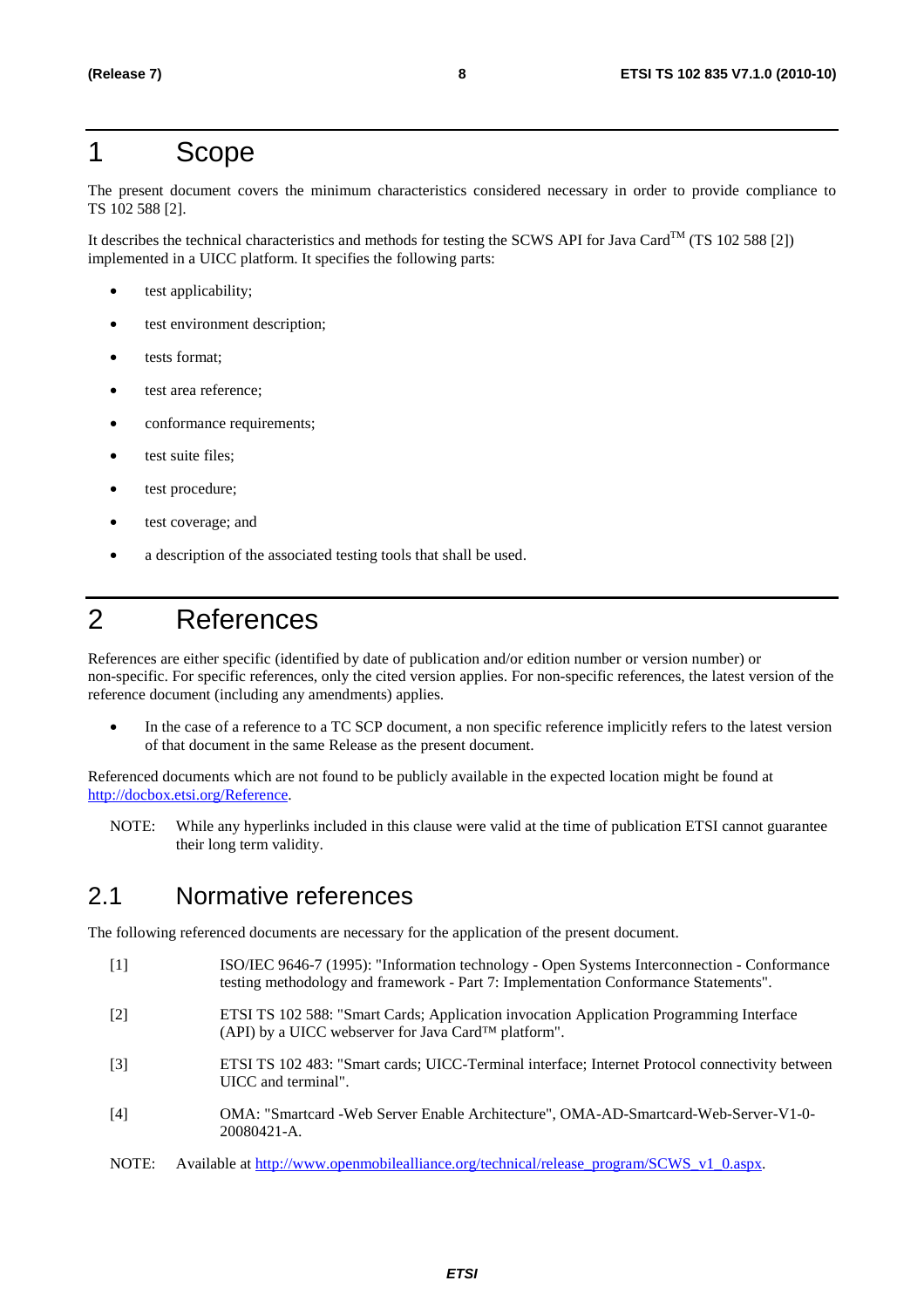# 1 Scope

The present document covers the minimum characteristics considered necessary in order to provide compliance to TS 102 588 [2].

It describes the technical characteristics and methods for testing the SCWS API for Java Card™ (TS 102 588 [2]) implemented in a UICC platform. It specifies the following parts:

- test applicability;
- test environment description;
- tests format;
- test area reference;
- conformance requirements;
- test suite files;
- test procedure;
- test coverage; and
- a description of the associated testing tools that shall be used.

# 2 References

References are either specific (identified by date of publication and/or edition number or version number) or non-specific. For specific references, only the cited version applies. For non-specific references, the latest version of the reference document (including any amendments) applies.

- In the case of a reference to a TC SCP document, a non specific reference implicitly refers to the latest version of that document in the same Release as the present document.

Referenced documents which are not found to be publicly available in the expected location might be found at http://docbox.etsi.org/Reference.

NOTE: While any hyperlinks included in this clause were valid at the time of publication ETSI cannot guarantee their long term validity.

## 2.1 Normative references

The following referenced documents are necessary for the application of the present document.

[1] ISO/IEC 9646-7 (1995): "Information technology - Open Systems Interconnection - Conformance testing methodology and framework - Part 7: Implementation Conformance Statements".

[2] ETSI TS 102 588: "Smart Cards; Application invocation Application Programming Interface (API) by a UICC webserver for Java Card™ platform".

[3] ETSI TS 102 483: "Smart cards; UICC-Terminal interface; Internet Protocol connectivity between UICC and terminal".

[4] OMA: "Smartcard -Web Server Enable Architecture", OMA-AD-Smartcard-Web-Server-V1-0-20080421-A.

NOTE: Available at http://www.openmobilealliance.org/technical/release_program/SCWS_v1_0.aspx.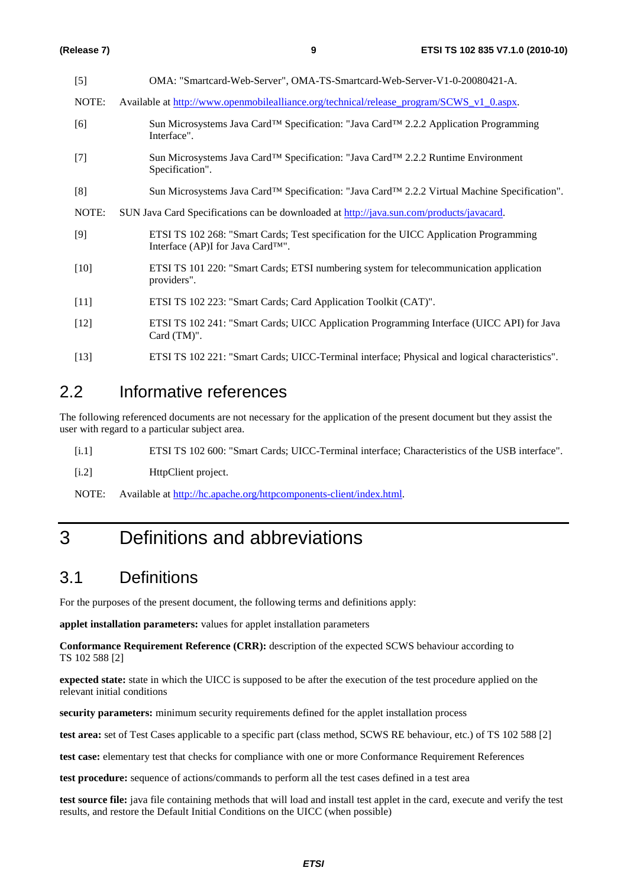[5] OMA: "Smartcard-Web-Server", OMA-TS-Smartcard-Web-Server-V1-0-20080421-A.

NOTE: Available at http://www.openmobilealliance.org/technical/release_program/SCWS_v1_0.aspx.

[6] Sun Microsystems Java Card™ Specification: "Java Card™ 2.2.2 Application Programming Interface".

[7] Sun Microsystems Java Card™ Specification: "Java Card™ 2.2.2 Runtime Environment Specification".

[8] Sun Microsystems Java Card™ Specification: "Java Card™ 2.2.2 Virtual Machine Specification".

NOTE: SUN Java Card Specifications can be downloaded at http://java.sun.com/products/javacard.

[9] ETSI TS 102 268: "Smart Cards; Test specification for the UICC Application Programming Interface (AP)I for Java Card™".

[10] ETSI TS 101 220: "Smart Cards; ETSI numbering system for telecommunication application providers".

[11] ETSI TS 102 223: "Smart Cards; Card Application Toolkit (CAT)".

[12] ETSI TS 102 241: "Smart Cards; UICC Application Programming Interface (UICC API) for Java Card (TM)".

[13] ETSI TS 102 221: "Smart Cards; UICC-Terminal interface; Physical and logical characteristics".

## 2.2 Informative references

The following referenced documents are not necessary for the application of the present document but they assist the user with regard to a particular subject area.

[i.1] ETSI TS 102 600: "Smart Cards; UICC-Terminal interface; Characteristics of the USB interface".

[i.2] HttpClient project.

NOTE: Available at http://hc.apache.org/httpcomponents-client/index.html.

# 3 Definitions and abbreviations

## 3.1 Definitions

For the purposes of the present document, the following terms and definitions apply:

**applet installation parameters:** values for applet installation parameters

**Conformance Requirement Reference (CRR):** description of the expected SCWS behaviour according to TS 102 588 [2]

**expected state:** state in which the UICC is supposed to be after the execution of the test procedure applied on the relevant initial conditions

**security parameters:** minimum security requirements defined for the applet installation process

**test area:** set of Test Cases applicable to a specific part (class method, SCWS RE behaviour, etc.) of TS 102 588 [2]

**test case:** elementary test that checks for compliance with one or more Conformance Requirement References

**test procedure:** sequence of actions/commands to perform all the test cases defined in a test area

**test source file:** java file containing methods that will load and install test applet in the card, execute and verify the test results, and restore the Default Initial Conditions on the UICC (when possible)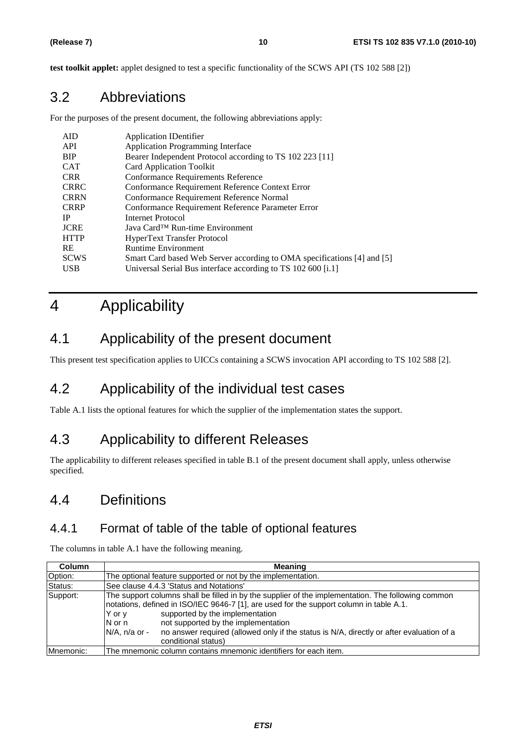**test toolkit applet:** applet designed to test a specific functionality of the SCWS API (TS 102 588 [2])

## 3.2 Abbreviations

For the purposes of the present document, the following abbreviations apply:

| | |
|---|---|
| AID | Application IDentifier |
| API | Application Programming Interface |
| BIP | Bearer Independent Protocol according to TS 102 223 [11] |
| CAT | Card Application Toolkit |
| CRR | Conformance Requirements Reference |
| CRRC | Conformance Requirement Reference Context Error |
| CRRN | Conformance Requirement Reference Normal |
| CRRP | Conformance Requirement Reference Parameter Error |
| IP | Internet Protocol |
| JCRE | Java Card™ Run-time Environment |
| HTTP | HyperText Transfer Protocol |
| RE | Runtime Environment |
| SCWS | Smart Card based Web Server according to OMA specifications [4] and [5] |
| USB | Universal Serial Bus interface according to TS 102 600 [i.1] |

# 4 Applicability

## 4.1 Applicability of the present document

This present test specification applies to UICCs containing a SCWS invocation API according to TS 102 588 [2].

## 4.2 Applicability of the individual test cases

Table A.1 lists the optional features for which the supplier of the implementation states the support.

## 4.3 Applicability to different Releases

The applicability to different releases specified in table B.1 of the present document shall apply, unless otherwise specified.

## 4.4 Definitions

### 4.4.1 Format of table of the table of optional features

The columns in table A.1 have the following meaning.

| Column | Meaning |
|---|---|
| Option: | The optional feature supported or not by the implementation. |
| Status: | See clause 4.4.3 'Status and Notations' |
| Support: | The support columns shall be filled in by the supplier of the implementation. The following common notations, defined in ISO/IEC 9646-7 [1], are used for the support column in table A.1.<br>Y or y supported by the implementation<br>N or n not supported by the implementation<br>N/A, n/a or - no answer required (allowed only if the status is N/A, directly or after evaluation of a conditional status) |
| Mnemonic: | The mnemonic column contains mnemonic identifiers for each item. |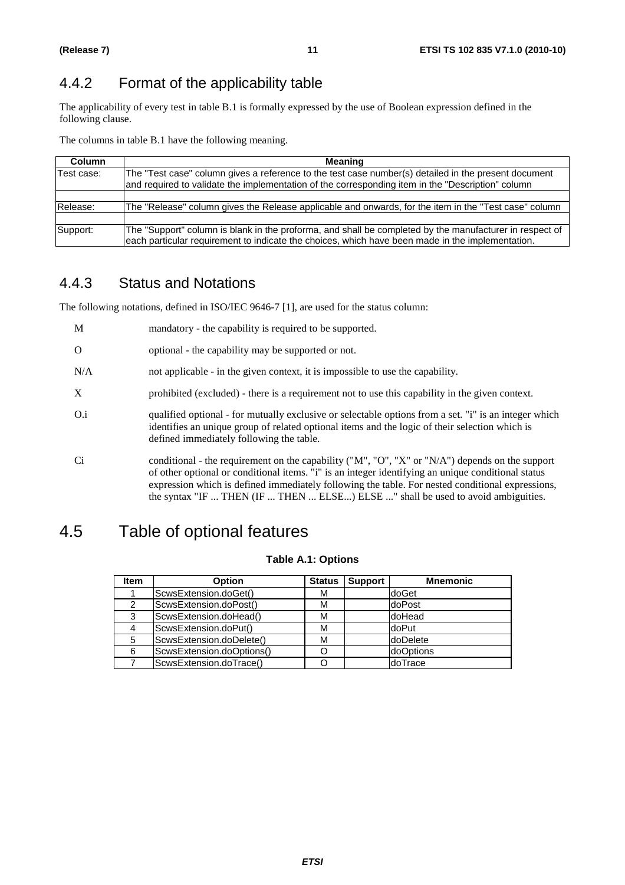### 4.4.2 Format of the applicability table

The applicability of every test in table B.1 is formally expressed by the use of Boolean expression defined in the following clause.

The columns in table B.1 have the following meaning.

| Column | Meaning |
| --- | --- |
| Test case: | The "Test case" column gives a reference to the test case number(s) detailed in the present document and required to validate the implementation of the corresponding item in the "Description" column |
| | |
| Release: | The "Release" column gives the Release applicable and onwards, for the item in the "Test case" column |
| | |
| Support: | The "Support" column is blank in the proforma, and shall be completed by the manufacturer in respect of each particular requirement to indicate the choices, which have been made in the implementation. |

### 4.4.3 Status and Notations

The following notations, defined in ISO/IEC 9646-7 [1], are used for the status column:

- M mandatory - the capability is required to be supported.
- O optional - the capability may be supported or not.
- N/A not applicable - in the given context, it is impossible to use the capability.
- X prohibited (excluded) - there is a requirement not to use this capability in the given context.
- O.i qualified optional - for mutually exclusive or selectable options from a set. "i" is an integer which identifies an unique group of related optional items and the logic of their selection which is defined immediately following the table.
- Ci conditional - the requirement on the capability ("M", "O", "X" or "N/A") depends on the support of other optional or conditional items. "i" is an integer identifying an unique conditional status expression which is defined immediately following the table. For nested conditional expressions, the syntax "IF ... THEN (IF ... THEN ... ELSE...) ELSE ..." shall be used to avoid ambiguities.

## 4.5 Table of optional features

**Table A.1: Options**

| Item | Option | Status | Support | Mnemonic |
| --- | --- | --- | --- | --- |
| 1 | ScwsExtension.doGet() | M | | doGet |
| 2 | ScwsExtension.doPost() | M | | doPost |
| 3 | ScwsExtension.doHead() | M | | doHead |
| 4 | ScwsExtension.doPut() | M | | doPut |
| 5 | ScwsExtension.doDelete() | M | | doDelete |
| 6 | ScwsExtension.doOptions() | O | | doOptions |
| 7 | ScwsExtension.doTrace() | O | | doTrace |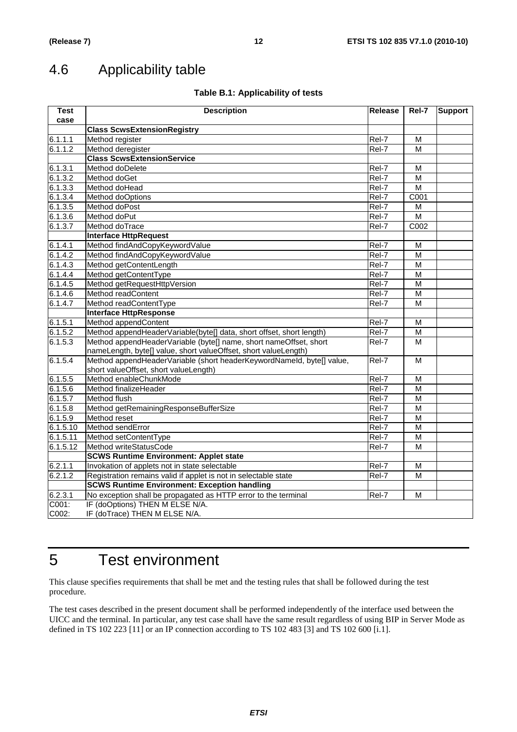## 4.6 Applicability table

**Table B.1: Applicability of tests**

| Test case | Description | Release | Rel-7 | Support |
|---|---|---|---|---|
| | **Class ScwsExtensionRegistry** | | | |
| 6.1.1.1 | Method register | Rel-7 | M | |
| 6.1.1.2 | Method deregister | Rel-7 | M | |
| | **Class ScwsExtensionService** | | | |
| 6.1.3.1 | Method doDelete | Rel-7 | M | |
| 6.1.3.2 | Method doGet | Rel-7 | M | |
| 6.1.3.3 | Method doHead | Rel-7 | M | |
| 6.1.3.4 | Method doOptions | Rel-7 | C001 | |
| 6.1.3.5 | Method doPost | Rel-7 | M | |
| 6.1.3.6 | Method doPut | Rel-7 | M | |
| 6.1.3.7 | Method doTrace | Rel-7 | C002 | |
| | **Interface HttpRequest** | | | |
| 6.1.4.1 | Method findAndCopyKeywordValue | Rel-7 | M | |
| 6.1.4.2 | Method findAndCopyKeywordValue | Rel-7 | M | |
| 6.1.4.3 | Method getContentLength | Rel-7 | M | |
| 6.1.4.4 | Method getContentType | Rel-7 | M | |
| 6.1.4.5 | Method getRequestHttpVersion | Rel-7 | M | |
| 6.1.4.6 | Method readContent | Rel-7 | M | |
| 6.1.4.7 | Method readContentType | Rel-7 | M | |
| | **Interface HttpResponse** | | | |
| 6.1.5.1 | Method appendContent | Rel-7 | M | |
| 6.1.5.2 | Method appendHeaderVariable(byte[] data, short offset, short length) | Rel-7 | M | |
| 6.1.5.3 | Method appendHeaderVariable (byte[] name, short nameOffset, short nameLength, byte[] value, short valueOffset, short valueLength) | Rel-7 | M | |
| 6.1.5.4 | Method appendHeaderVariable (short headerKeywordNameId, byte[] value, short valueOffset, short valueLength) | Rel-7 | M | |
| 6.1.5.5 | Method enableChunkMode | Rel-7 | M | |
| 6.1.5.6 | Method finalizeHeader | Rel-7 | M | |
| 6.1.5.7 | Method flush | Rel-7 | M | |
| 6.1.5.8 | Method getRemainingResponseBufferSize | Rel-7 | M | |
| 6.1.5.9 | Method reset | Rel-7 | M | |
| 6.1.5.10 | Method sendError | Rel-7 | M | |
| 6.1.5.11 | Method setContentType | Rel-7 | M | |
| 6.1.5.12 | Method writeStatusCode | Rel-7 | M | |
| | **SCWS Runtime Environment: Applet state** | | | |
| 6.2.1.1 | Invokation of applets not in state selectable | Rel-7 | M | |
| 6.2.1.2 | Registration remains valid if applet is not in selectable state | Rel-7 | M | |
| | **SCWS Runtime Environment: Exception handling** | | | |
| 6.2.3.1 | No exception shall be propagated as HTTP error to the terminal | Rel-7 | M | |
| C001: | IF (doOptions) THEN M ELSE N/A. | | | |
| C002: | IF (doTrace) THEN M ELSE N/A. | | | |

# 5 Test environment

This clause specifies requirements that shall be met and the testing rules that shall be followed during the test procedure.

The test cases described in the present document shall be performed independently of the interface used between the UICC and the terminal. In particular, any test case shall have the same result regardless of using BIP in Server Mode as defined in TS 102 223 [11] or an IP connection according to TS 102 483 [3] and TS 102 600 [i.1].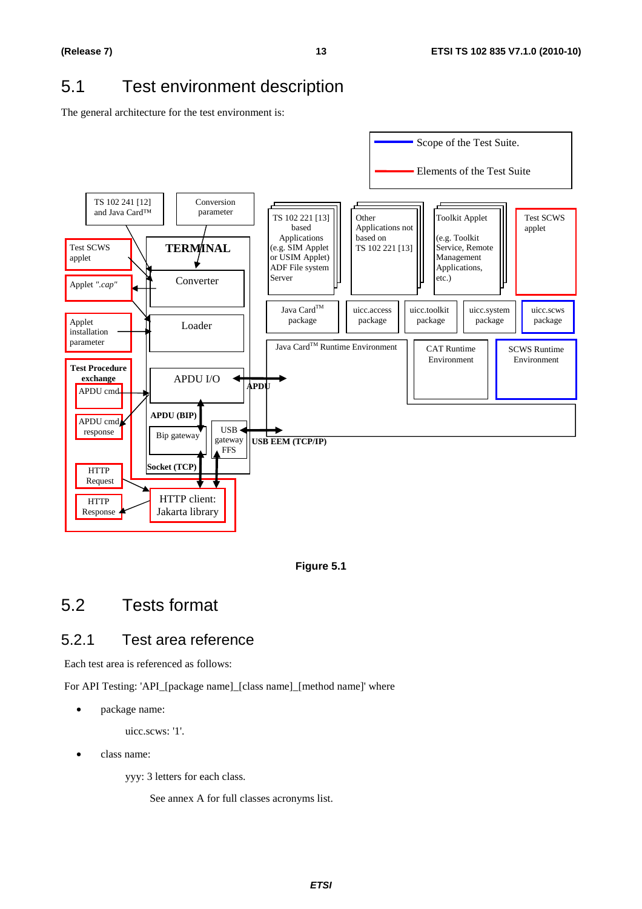## 5.1 Test environment description

The general architecture for the test environment is:

Scope of the Test Suite.

Elements of the Test Suite

TS 102 241 [12] and Java Card™

Conversion parameter

Test SCWS applet

TERMINAL

Converter

Applet ".cap"

Applet installation parameter

Loader

Test Procedure exchange

APDU cmd

APDU cmd response

APDU I/O

APDU (BIP)

Bip gateway

USB gateway FFS

Socket (TCP)

HTTP Request

HTTP Response

HTTP client: Jakarta library

APDU

USB EEM (TCP/IP)

TS 102 221 [13] based Applications (e.g. SIM Applet or USIM Applet) ADF File system Server

Other Applications not based on TS 102 221 [13]

Toolkit Applet (e.g. Toolkit Service, Remote Management Applications, etc.)

Test SCWS applet

Java Card™ package

uicc.access package

uicc.toolkit package

uicc.system package

uicc.scws package

Java Card™ Runtime Environment

CAT Runtime Environment

SCWS Runtime Environment

**Figure 5.1**

## 5.2 Tests format

### 5.2.1 Test area reference

Each test area is referenced as follows:

For API Testing: 'API_[package name]_[class name]_[method name]' where

- package name:

    uicc.scws: '1'.

- class name:

    yyy: 3 letters for each class.

    See annex A for full classes acronyms list.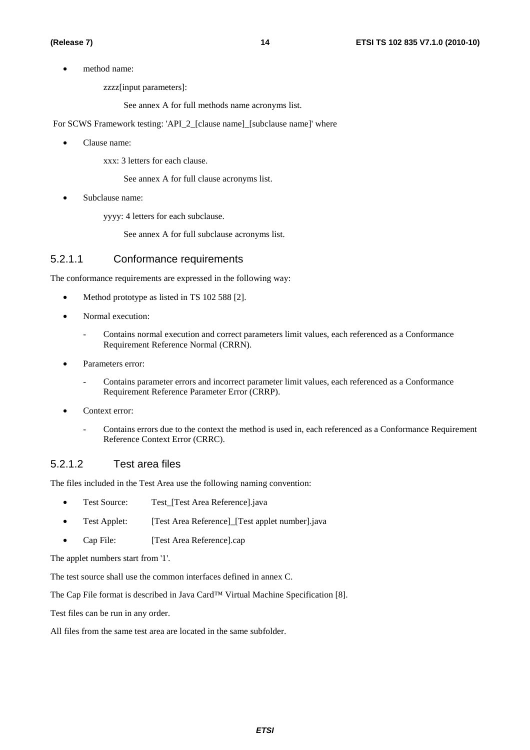- method name:

  zzzz[input parameters]:

  See annex A for full methods name acronyms list.

For SCWS Framework testing: 'API_2_[clause name]_[subclause name]' where

- Clause name:

  xxx: 3 letters for each clause.

  See annex A for full clause acronyms list.

- Subclause name:

  yyyy: 4 letters for each subclause.

  See annex A for full subclause acronyms list.

#### 5.2.1.1 Conformance requirements

The conformance requirements are expressed in the following way:

- Method prototype as listed in TS 102 588 [2].
- Normal execution:
  - Contains normal execution and correct parameters limit values, each referenced as a Conformance Requirement Reference Normal (CRRN).
- Parameters error:
  - Contains parameter errors and incorrect parameter limit values, each referenced as a Conformance Requirement Reference Parameter Error (CRRP).
- Context error:
  - Contains errors due to the context the method is used in, each referenced as a Conformance Requirement Reference Context Error (CRRC).

#### 5.2.1.2 Test area files

The files included in the Test Area use the following naming convention:

- Test Source: Test_[Test Area Reference].java
- Test Applet: [Test Area Reference]_[Test applet number].java
- Cap File: [Test Area Reference].cap

The applet numbers start from '1'.

The test source shall use the common interfaces defined in annex C.

The Cap File format is described in Java Card™ Virtual Machine Specification [8].

Test files can be run in any order.

All files from the same test area are located in the same subfolder.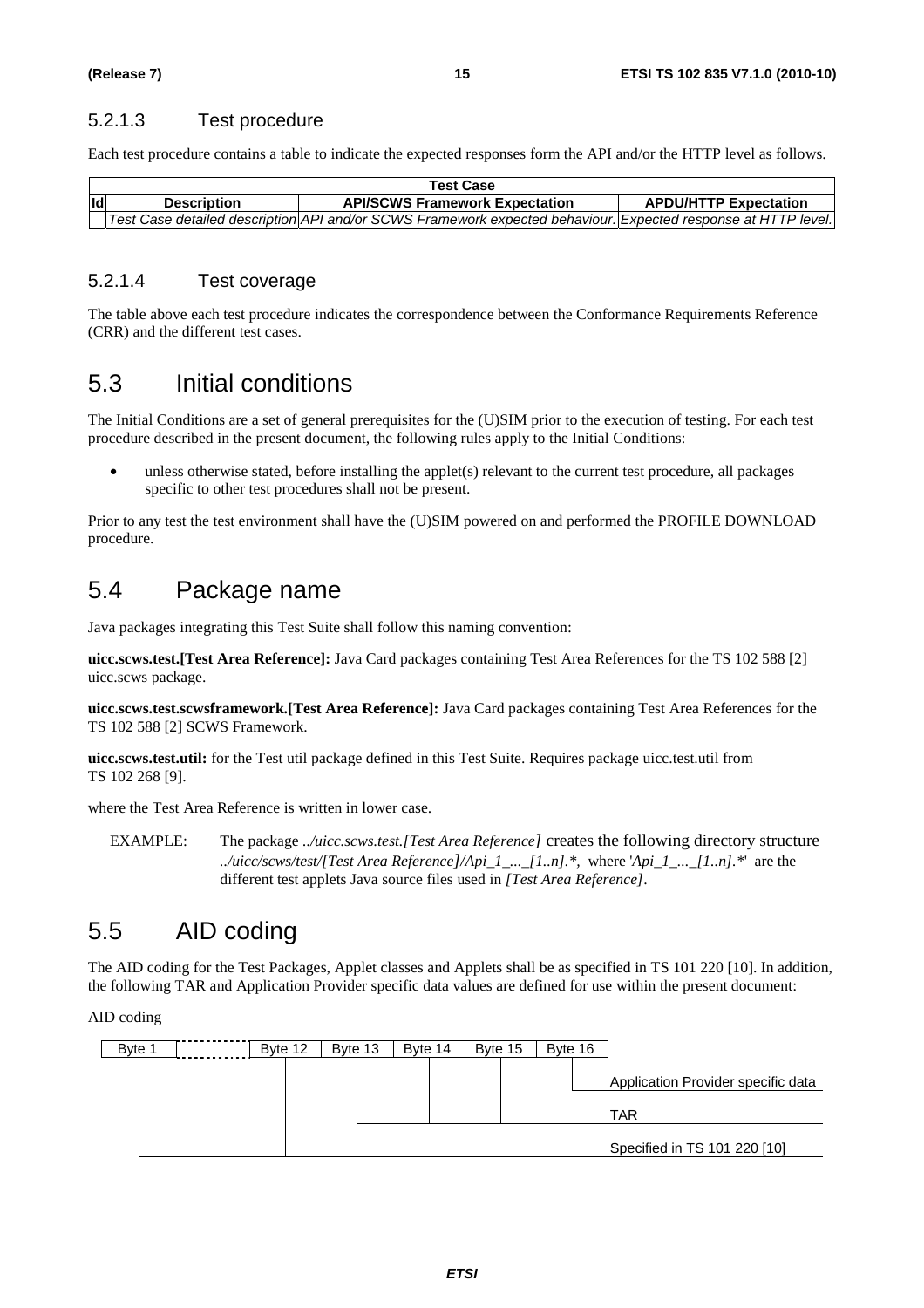### 5.2.1.3 Test procedure

Each test procedure contains a table to indicate the expected responses form the API and/or the HTTP level as follows.

| Test Case | | | |
|---|---|---|---|
| **Id** | **Description** | **API/SCWS Framework Expectation** | **APDU/HTTP Expectation** |
| | *Test Case detailed description* | *API and/or SCWS Framework expected behaviour.* | *Expected response at HTTP level.* |

### 5.2.1.4 Test coverage

The table above each test procedure indicates the correspondence between the Conformance Requirements Reference (CRR) and the different test cases.

## 5.3 Initial conditions

The Initial Conditions are a set of general prerequisites for the (U)SIM prior to the execution of testing. For each test procedure described in the present document, the following rules apply to the Initial Conditions:

- unless otherwise stated, before installing the applet(s) relevant to the current test procedure, all packages specific to other test procedures shall not be present.

Prior to any test the test environment shall have the (U)SIM powered on and performed the PROFILE DOWNLOAD procedure.

## 5.4 Package name

Java packages integrating this Test Suite shall follow this naming convention:

**uicc.scws.test.[Test Area Reference]:** Java Card packages containing Test Area References for the TS 102 588 [2] uicc.scws package.

**uicc.scws.test.scwsframework.[Test Area Reference]:** Java Card packages containing Test Area References for the TS 102 588 [2] SCWS Framework.

**uicc.scws.test.util:** for the Test util package defined in this Test Suite. Requires package uicc.test.util from TS 102 268 [9].

where the Test Area Reference is written in lower case.

EXAMPLE: The package *../uicc.scws.test.[Test Area Reference]* creates the following directory structure *../uicc/scws/test/[Test Area Reference]/Api_1_..._[1..n].**, where '*Api_1_..._[1..n].**' are the different test applets Java source files used in *[Test Area Reference]*.

## 5.5 AID coding

The AID coding for the Test Packages, Applet classes and Applets shall be as specified in TS 101 220 [10]. In addition, the following TAR and Application Provider specific data values are defined for use within the present document:

AID coding

| Byte 1 | ... | Byte 12 | Byte 13 | Byte 14 | Byte 15 | Byte 16 |
|---|---|---|---|---|---|---|

- Byte 16: Application Provider specific data
- Bytes 13 to 15: TAR
- Bytes 1 to 12: Specified in TS 101 220 [10]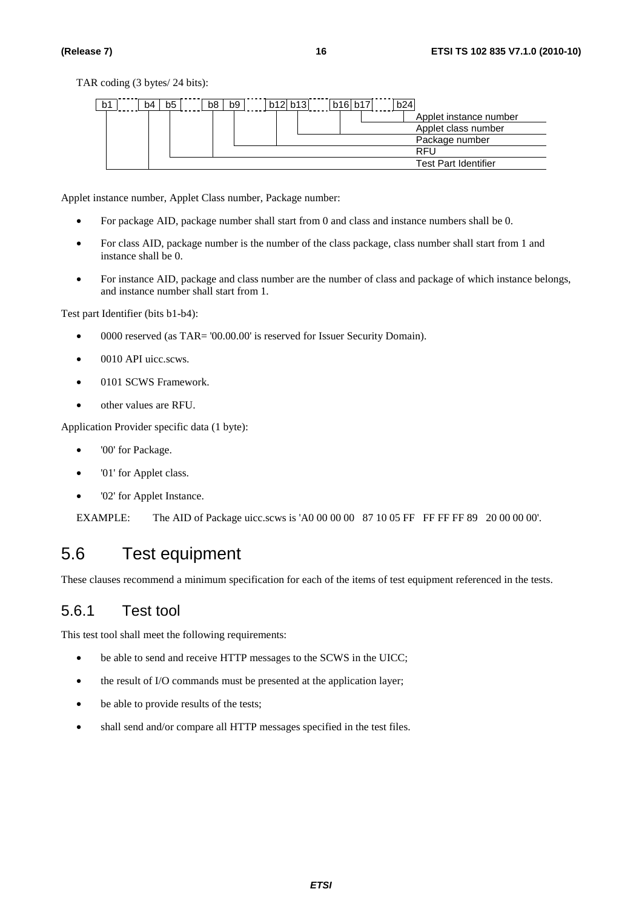TAR coding (3 bytes/ 24 bits):

| b1 ... b4 | b5 ... b8 | b9 ... b12 | b13 ... b16 | b17 ... b24 | |
|---|---|---|---|---|---|
| | | | | b17-b24 | Applet instance number |
| | | | b13-b16 | | Applet class number |
| | | b9-b12 | | | Package number |
| | b5-b8 | | | | RFU |
| b1-b4 | | | | | Test Part Identifier |

Applet instance number, Applet Class number, Package number:

- For package AID, package number shall start from 0 and class and instance numbers shall be 0.
- For class AID, package number is the number of the class package, class number shall start from 1 and instance shall be 0.
- For instance AID, package and class number are the number of class and package of which instance belongs, and instance number shall start from 1.

Test part Identifier (bits b1-b4):

- 0000 reserved (as TAR= '00.00.00' is reserved for Issuer Security Domain).
- 0010 API uicc.scws.
- 0101 SCWS Framework.
- other values are RFU.

Application Provider specific data (1 byte):

- '00' for Package.
- '01' for Applet class.
- '02' for Applet Instance.

EXAMPLE: The AID of Package uicc.scws is 'A0 00 00 00 87 10 05 FF FF FF FF 89 20 00 00 00'.

# 5.6 Test equipment

These clauses recommend a minimum specification for each of the items of test equipment referenced in the tests.

## 5.6.1 Test tool

This test tool shall meet the following requirements:

- be able to send and receive HTTP messages to the SCWS in the UICC;
- the result of I/O commands must be presented at the application layer;
- be able to provide results of the tests;
- shall send and/or compare all HTTP messages specified in the test files.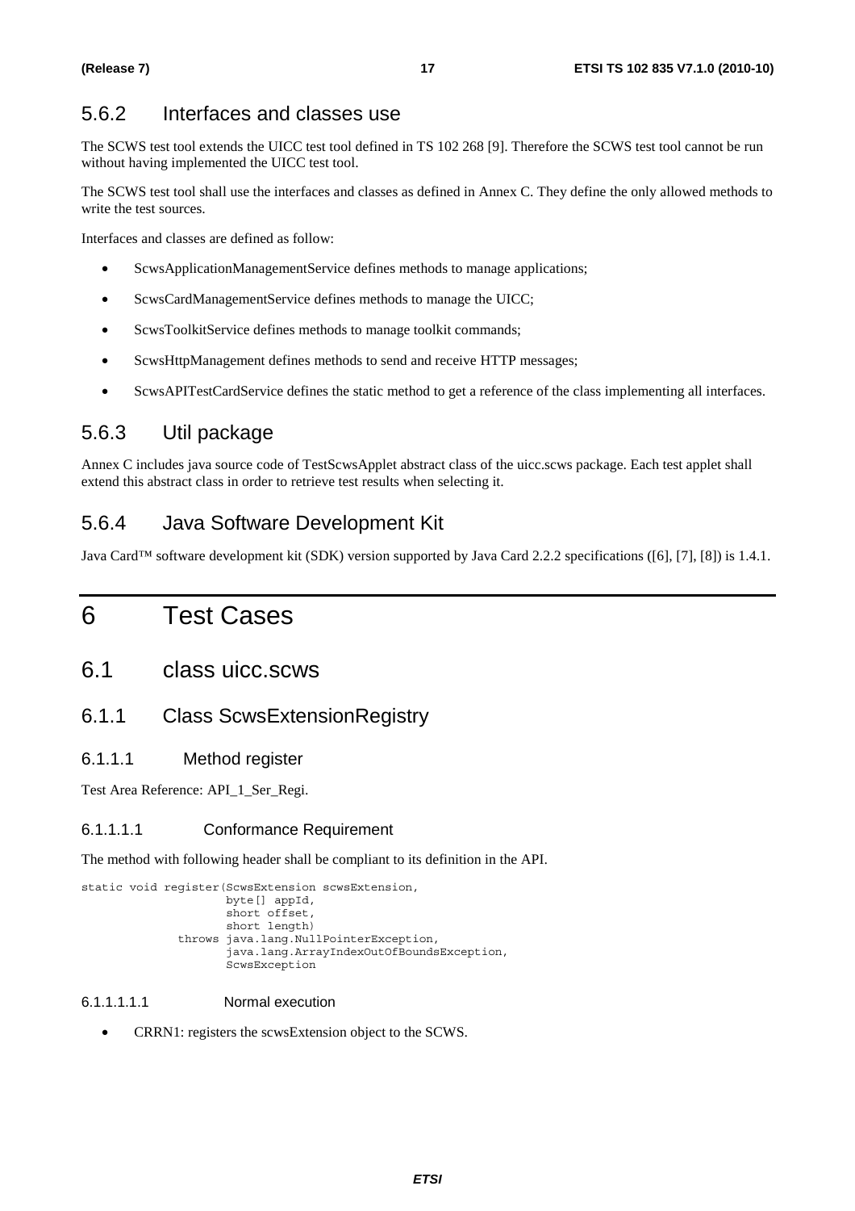### 5.6.2 Interfaces and classes use

The SCWS test tool extends the UICC test tool defined in TS 102 268 [9]. Therefore the SCWS test tool cannot be run without having implemented the UICC test tool.

The SCWS test tool shall use the interfaces and classes as defined in Annex C. They define the only allowed methods to write the test sources.

Interfaces and classes are defined as follow:

- ScwsApplicationManagementService defines methods to manage applications;
- ScwsCardManagementService defines methods to manage the UICC;
- ScwsToolkitService defines methods to manage toolkit commands;
- ScwsHttpManagement defines methods to send and receive HTTP messages;
- ScwsAPITestCardService defines the static method to get a reference of the class implementing all interfaces.

### 5.6.3 Util package

Annex C includes java source code of TestScwsApplet abstract class of the uicc.scws package. Each test applet shall extend this abstract class in order to retrieve test results when selecting it.

### 5.6.4 Java Software Development Kit

Java Card™ software development kit (SDK) version supported by Java Card 2.2.2 specifications ([6], [7], [8]) is 1.4.1.

# 6 Test Cases

## 6.1 class uicc.scws

### 6.1.1 Class ScwsExtensionRegistry

#### 6.1.1.1 Method register

Test Area Reference: API_1_Ser_Regi.

##### 6.1.1.1.1 Conformance Requirement

The method with following header shall be compliant to its definition in the API.

```
static void register(ScwsExtension scwsExtension,
                     byte[] appId,
                     short offset,
                     short length)
              throws java.lang.NullPointerException,
                     java.lang.ArrayIndexOutOfBoundsException,
                     ScwsException
```

###### 6.1.1.1.1.1 Normal execution

- CRRN1: registers the scwsExtension object to the SCWS.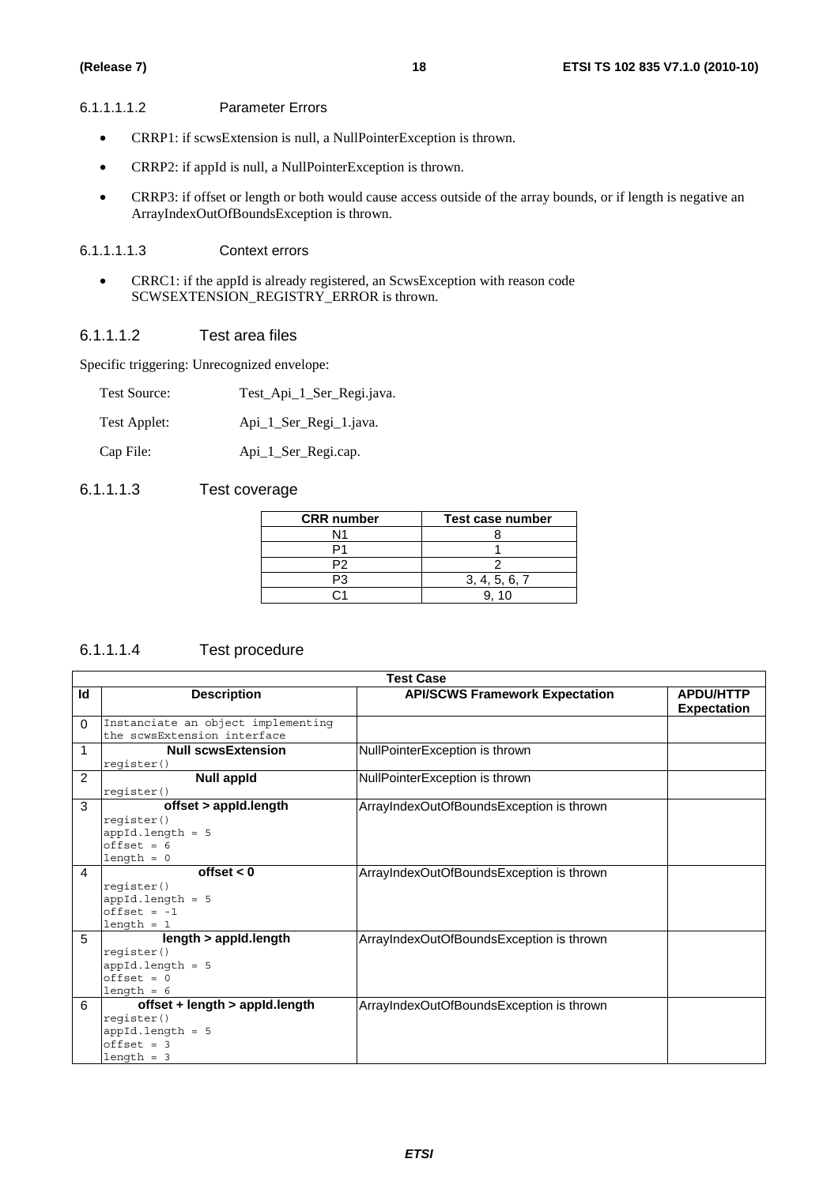###### 6.1.1.1.1.2 Parameter Errors

- CRRP1: if scwsExtension is null, a NullPointerException is thrown.
- CRRP2: if appId is null, a NullPointerException is thrown.
- CRRP3: if offset or length or both would cause access outside of the array bounds, or if length is negative an ArrayIndexOutOfBoundsException is thrown.

###### 6.1.1.1.1.3 Context errors

- CRRC1: if the appId is already registered, an ScwsException with reason code SCWSEXTENSION_REGISTRY_ERROR is thrown.

##### 6.1.1.1.2 Test area files

Specific triggering: Unrecognized envelope:

Test Source: Test_Api_1_Ser_Regi.java.

Test Applet: Api_1_Ser_Regi_1.java.

Cap File: Api_1_Ser_Regi.cap.

##### 6.1.1.1.3 Test coverage

| CRR number | Test case number |
|---|---|
| N1 | 8 |
| P1 | 1 |
| P2 | 2 |
| P3 | 3, 4, 5, 6, 7 |
| C1 | 9, 10 |

##### 6.1.1.1.4 Test procedure

| Test Case | | | |
|---|---|---|---|
| **Id** | **Description** | **API/SCWS Framework Expectation** | **APDU/HTTP Expectation** |
| 0 | `Instanciate an object implementing the scwsExtension interface` | | |
| 1 | **Null scwsExtension**<br>`register()` | NullPointerException is thrown | |
| 2 | **Null appId**<br>`register()` | NullPointerException is thrown | |
| 3 | **offset > appId.length**<br>`register()`<br>`appId.length = 5`<br>`offset = 6`<br>`length = 0` | ArrayIndexOutOfBoundsException is thrown | |
| 4 | **offset < 0**<br>`register()`<br>`appId.length = 5`<br>`offset = -1`<br>`length = 1` | ArrayIndexOutOfBoundsException is thrown | |
| 5 | **length > appId.length**<br>`register()`<br>`appId.length = 5`<br>`offset = 0`<br>`length = 6` | ArrayIndexOutOfBoundsException is thrown | |
| 6 | **offset + length > appId.length**<br>`register()`<br>`appId.length = 5`<br>`offset = 3`<br>`length = 3` | ArrayIndexOutOfBoundsException is thrown | |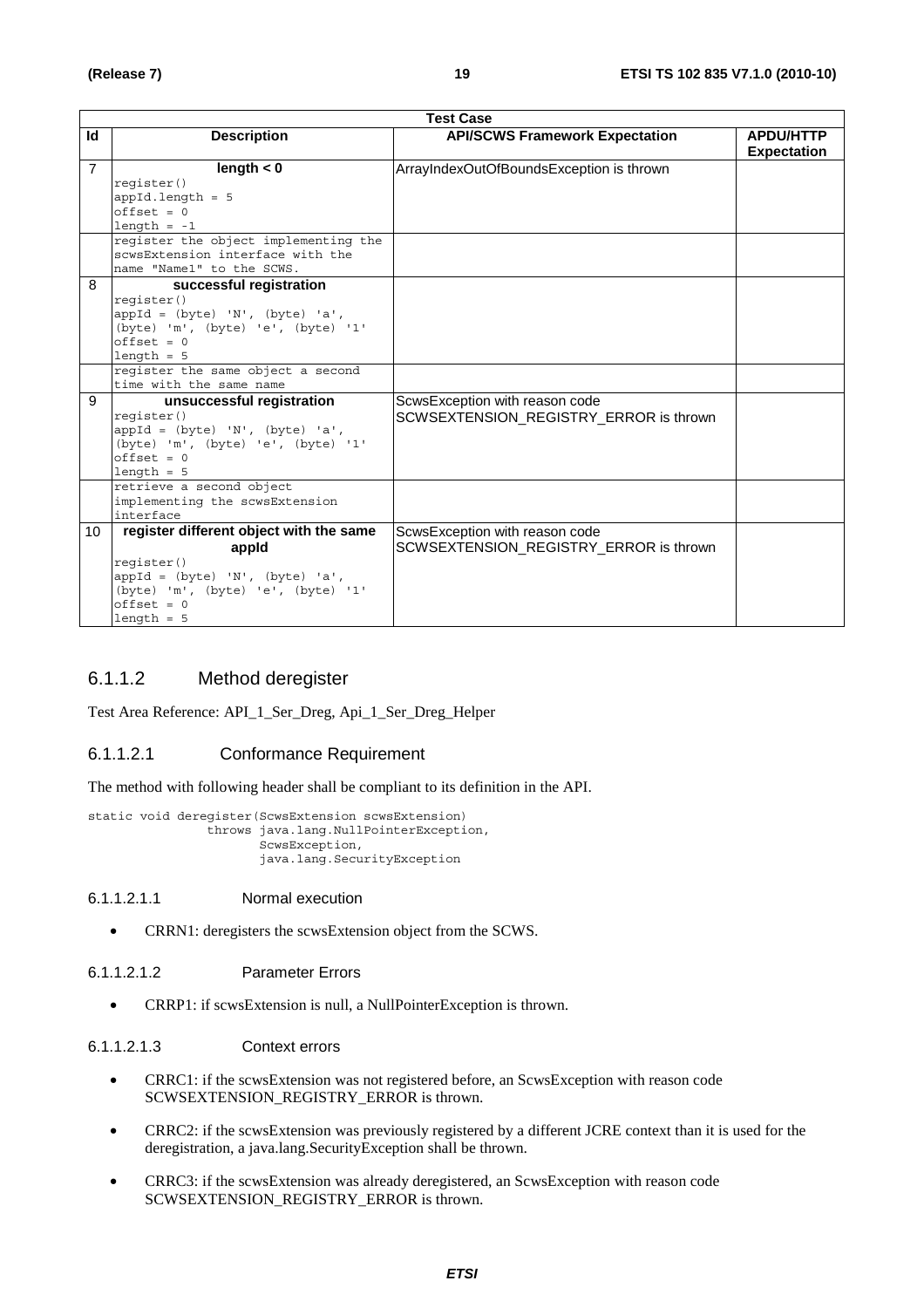| Test Case | | | |
|---|---|---|---|
| **Id** | **Description** | **API/SCWS Framework Expectation** | **APDU/HTTP Expectation** |
| 7 | **length < 0**<br>`register()`<br>`appId.length = 5`<br>`offset = 0`<br>`length = -1` | ArrayIndexOutOfBoundsException is thrown | |
| | register the object implementing the scwsExtension interface with the name "Name1" to the SCWS. | | |
| 8 | **successful registration**<br>`register()`<br>`appId = (byte) 'N', (byte) 'a', (byte) 'm', (byte) 'e', (byte) '1'`<br>`offset = 0`<br>`length = 5` | | |
| | register the same object a second time with the same name | | |
| 9 | **unsuccessful registration**<br>`register()`<br>`appId = (byte) 'N', (byte) 'a', (byte) 'm', (byte) 'e', (byte) '1'`<br>`offset = 0`<br>`length = 5` | ScwsException with reason code SCWSEXTENSION_REGISTRY_ERROR is thrown | |
| | retrieve a second object implementing the scwsExtension interface | | |
| 10 | **register different object with the same appId**<br>`register()`<br>`appId = (byte) 'N', (byte) 'a', (byte) 'm', (byte) 'e', (byte) '1'`<br>`offset = 0`<br>`length = 5` | ScwsException with reason code SCWSEXTENSION_REGISTRY_ERROR is thrown | |

### 6.1.1.2 Method deregister

Test Area Reference: API_1_Ser_Dreg, Api_1_Ser_Dreg_Helper

#### 6.1.1.2.1 Conformance Requirement

The method with following header shall be compliant to its definition in the API.

```
static void deregister(ScwsExtension scwsExtension)
               throws java.lang.NullPointerException,
                      ScwsException,
                      java.lang.SecurityException
```

##### 6.1.1.2.1.1 Normal execution

- CRRN1: deregisters the scwsExtension object from the SCWS.

##### 6.1.1.2.1.2 Parameter Errors

- CRRP1: if scwsExtension is null, a NullPointerException is thrown.

##### 6.1.1.2.1.3 Context errors

- CRRC1: if the scwsExtension was not registered before, an ScwsException with reason code SCWSEXTENSION_REGISTRY_ERROR is thrown.
- CRRC2: if the scwsExtension was previously registered by a different JCRE context than it is used for the deregistration, a java.lang.SecurityException shall be thrown.
- CRRC3: if the scwsExtension was already deregistered, an ScwsException with reason code SCWSEXTENSION_REGISTRY_ERROR is thrown.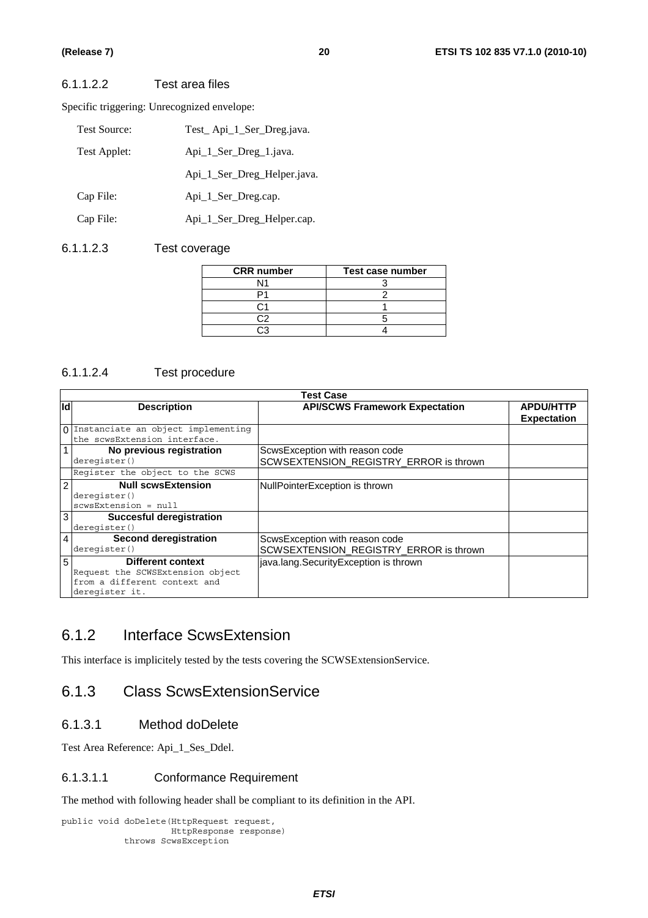#### 6.1.1.2.2 Test area files

Specific triggering: Unrecognized envelope:

| | |
|---|---|
| Test Source: | Test_ Api_1_Ser_Dreg.java. |
| Test Applet: | Api_1_Ser_Dreg_1.java. |
| | Api_1_Ser_Dreg_Helper.java. |
| Cap File: | Api_1_Ser_Dreg.cap. |
| Cap File: | Api_1_Ser_Dreg_Helper.cap. |

#### 6.1.1.2.3 Test coverage

| CRR number | Test case number |
|---|---|
| N1 | 3 |
| P1 | 2 |
| C1 | 1 |
| C2 | 5 |
| C3 | 4 |

#### 6.1.1.2.4 Test procedure

| Test Case | | | |
|---|---|---|---|
| **Id** | **Description** | **API/SCWS Framework Expectation** | **APDU/HTTP Expectation** |
| 0 | Instanciate an object implementing the scwsExtension interface. | | |
| 1 | **No previous registration**<br>deregister() | ScwsException with reason code SCWSEXTENSION_REGISTRY_ERROR is thrown | |
| | Register the object to the SCWS | | |
| 2 | **Null scwsExtension**<br>deregister()<br>scwsExtension = null | NullPointerException is thrown | |
| 3 | **Succesful deregistration**<br>deregister() | | |
| 4 | **Second deregistration**<br>deregister() | ScwsException with reason code SCWSEXTENSION_REGISTRY_ERROR is thrown | |
| 5 | **Different context**<br>Request the SCWSExtension object from a different context and deregister it. | java.lang.SecurityException is thrown | |

## 6.1.2 Interface ScwsExtension

This interface is implicitely tested by the tests covering the SCWSExtensionService.

## 6.1.3 Class ScwsExtensionService

### 6.1.3.1 Method doDelete

Test Area Reference: Api_1_Ses_Ddel.

#### 6.1.3.1.1 Conformance Requirement

The method with following header shall be compliant to its definition in the API.

```
public void doDelete(HttpRequest request,
                     HttpResponse response)
            throws ScwsException
```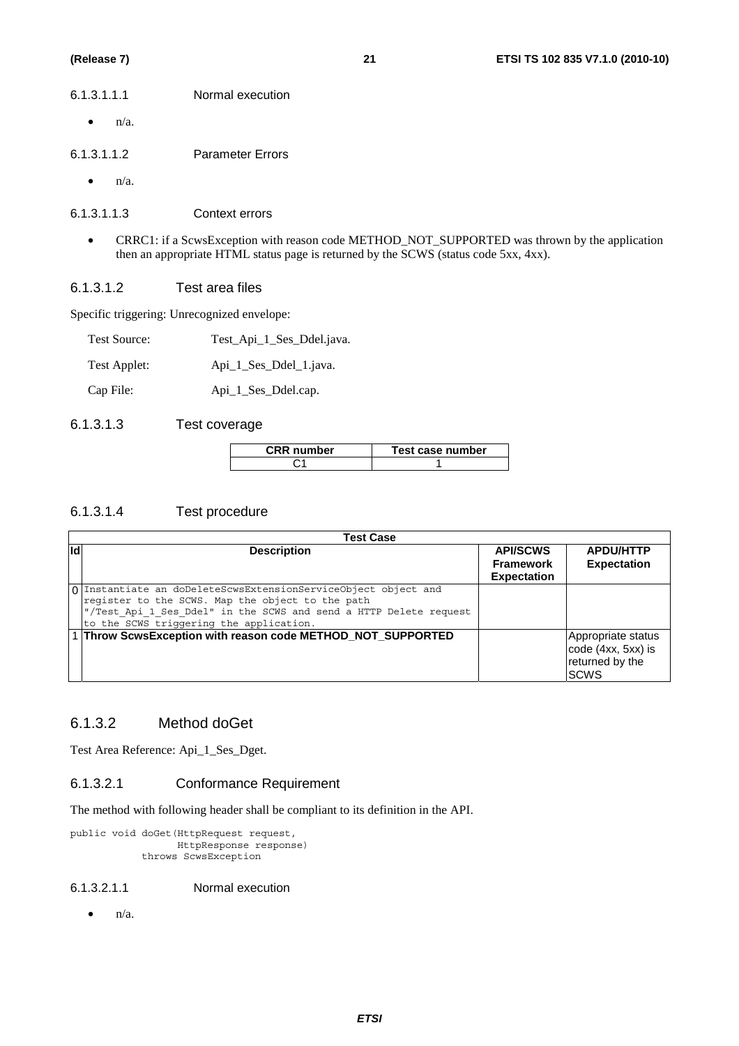###### 6.1.3.1.1.1 Normal execution

- n/a.

###### 6.1.3.1.1.2 Parameter Errors

- n/a.

###### 6.1.3.1.1.3 Context errors

- CRRC1: if a ScwsException with reason code METHOD_NOT_SUPPORTED was thrown by the application then an appropriate HTML status page is returned by the SCWS (status code 5xx, 4xx).

##### 6.1.3.1.2 Test area files

Specific triggering: Unrecognized envelope:

Test Source: Test_Api_1_Ses_Ddel.java.

Test Applet: Api_1_Ses_Ddel_1.java.

Cap File: Api_1_Ses_Ddel.cap.

##### 6.1.3.1.3 Test coverage

| CRR number | Test case number |
|---|---|
| C1 | 1 |

##### 6.1.3.1.4 Test procedure

| Test Case | | | |
|---|---|---|---|
| **Id** | **Description** | **API/SCWS Framework Expectation** | **APDU/HTTP Expectation** |
| 0 | Instantiate an doDeleteScwsExtensionServiceObject object and register to the SCWS. Map the object to the path "/Test_Api_1_Ses_Ddel" in the SCWS and send a HTTP Delete request to the SCWS triggering the application. | | |
| 1 | **Throw ScwsException with reason code METHOD_NOT_SUPPORTED** | | Appropriate status code (4xx, 5xx) is returned by the SCWS |

### 6.1.3.2 Method doGet

Test Area Reference: Api_1_Ses_Dget.

#### 6.1.3.2.1 Conformance Requirement

The method with following header shall be compliant to its definition in the API.

```
public void doGet(HttpRequest request,
                  HttpResponse response)
            throws ScwsException
```

###### 6.1.3.2.1.1 Normal execution

- n/a.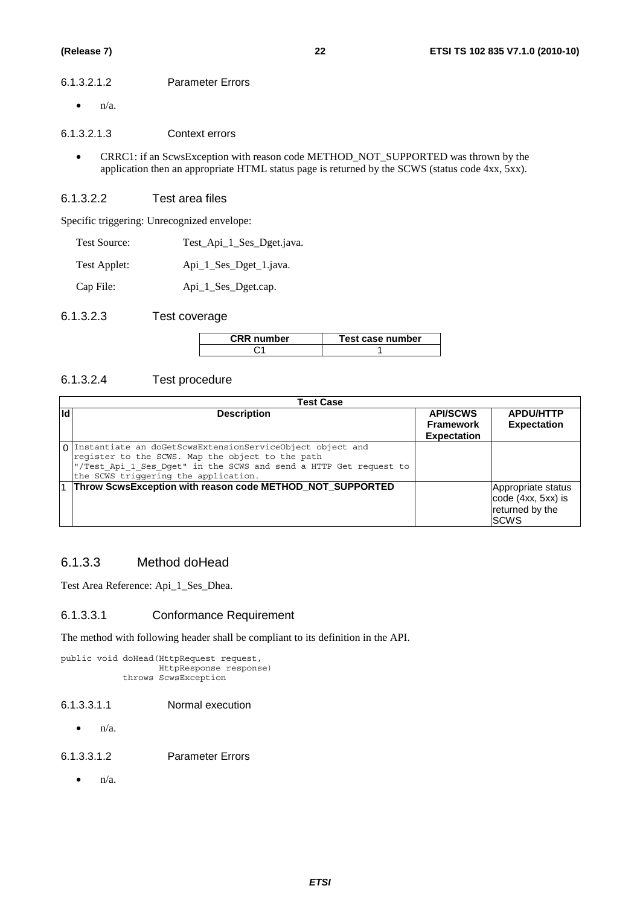#### 6.1.3.2.1.2 Parameter Errors

- n/a.

#### 6.1.3.2.1.3 Context errors

- CRRC1: if an ScwsException with reason code METHOD_NOT_SUPPORTED was thrown by the application then an appropriate HTML status page is returned by the SCWS (status code 4xx, 5xx).

### 6.1.3.2.2 Test area files

Specific triggering: Unrecognized envelope:

| | |
|---|---|
| Test Source: | Test_Api_1_Ses_Dget.java. |
| Test Applet: | Api_1_Ses_Dget_1.java. |
| Cap File: | Api_1_Ses_Dget.cap. |

### 6.1.3.2.3 Test coverage

| CRR number | Test case number |
|---|---|
| C1 | 1 |

### 6.1.3.2.4 Test procedure

| Test Case | | | |
|---|---|---|---|
| **Id** | **Description** | **API/SCWS Framework Expectation** | **APDU/HTTP Expectation** |
| 0 | Instantiate an doGetScwsExtensionServiceObject object and register to the SCWS. Map the object to the path "/Test_Api_1_Ses_Dget" in the SCWS and send a HTTP Get request to the SCWS triggering the application. | | |
| 1 | **Throw ScwsException with reason code METHOD_NOT_SUPPORTED** | | Appropriate status code (4xx, 5xx) is returned by the SCWS |

## 6.1.3.3 Method doHead

Test Area Reference: Api_1_Ses_Dhea.

### 6.1.3.3.1 Conformance Requirement

The method with following header shall be compliant to its definition in the API.

```
public void doHead(HttpRequest request,
                   HttpResponse response)
            throws ScwsException
```

#### 6.1.3.3.1.1 Normal execution

- n/a.

#### 6.1.3.3.1.2 Parameter Errors

- n/a.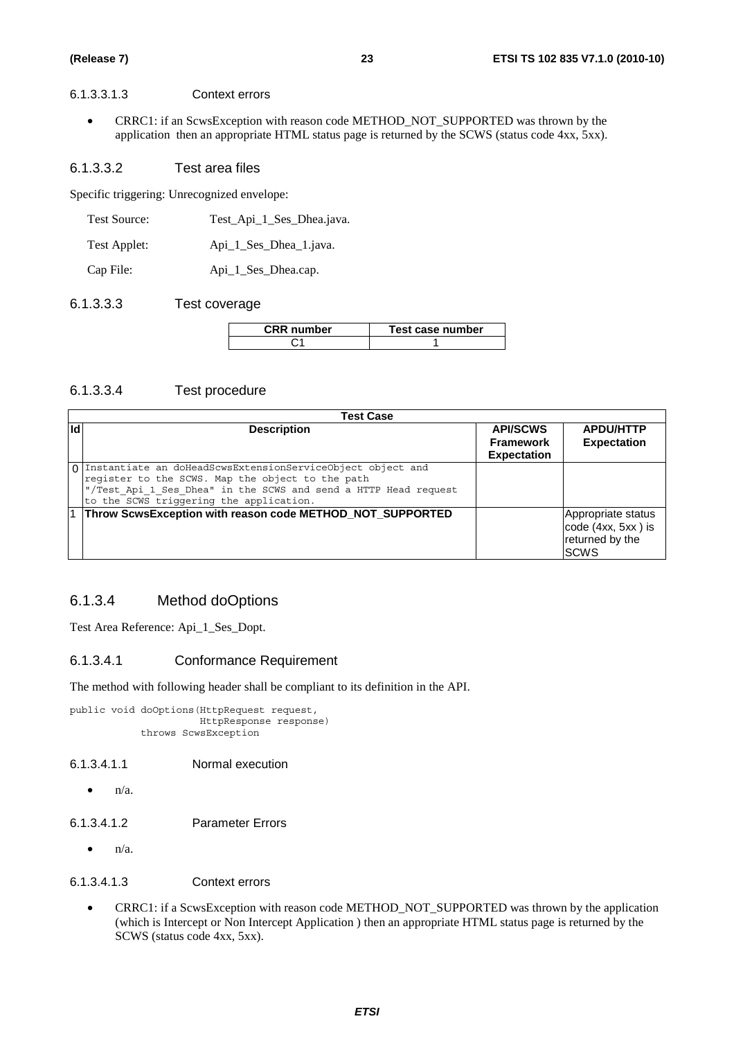##### 6.1.3.3.1.3 Context errors

- CRRC1: if an ScwsException with reason code METHOD_NOT_SUPPORTED was thrown by the application then an appropriate HTML status page is returned by the SCWS (status code 4xx, 5xx).

#### 6.1.3.3.2 Test area files

Specific triggering: Unrecognized envelope:

| | |
|---|---|
| Test Source: | Test_Api_1_Ses_Dhea.java. |
| Test Applet: | Api_1_Ses_Dhea_1.java. |
| Cap File: | Api_1_Ses_Dhea.cap. |

#### 6.1.3.3.3 Test coverage

| CRR number | Test case number |
|---|---|
| C1 | 1 |

#### 6.1.3.3.4 Test procedure

| Test Case | | | |
|---|---|---|---|
| **Id** | **Description** | **API/SCWS Framework Expectation** | **APDU/HTTP Expectation** |
| 0 | Instantiate an doHeadScwsExtensionServiceObject object and register to the SCWS. Map the object to the path "/Test_Api_1_Ses_Dhea" in the SCWS and send a HTTP Head request to the SCWS triggering the application. | | |
| 1 | **Throw ScwsException with reason code METHOD_NOT_SUPPORTED** | | Appropriate status code (4xx, 5xx ) is returned by the SCWS |

### 6.1.3.4 Method doOptions

Test Area Reference: Api_1_Ses_Dopt.

#### 6.1.3.4.1 Conformance Requirement

The method with following header shall be compliant to its definition in the API.

```
public void doOptions(HttpRequest request,
                      HttpResponse response)
           throws ScwsException
```

##### 6.1.3.4.1.1 Normal execution

- n/a.

##### 6.1.3.4.1.2 Parameter Errors

- n/a.

##### 6.1.3.4.1.3 Context errors

- CRRC1: if a ScwsException with reason code METHOD_NOT_SUPPORTED was thrown by the application (which is Intercept or Non Intercept Application ) then an appropriate HTML status page is returned by the SCWS (status code 4xx, 5xx).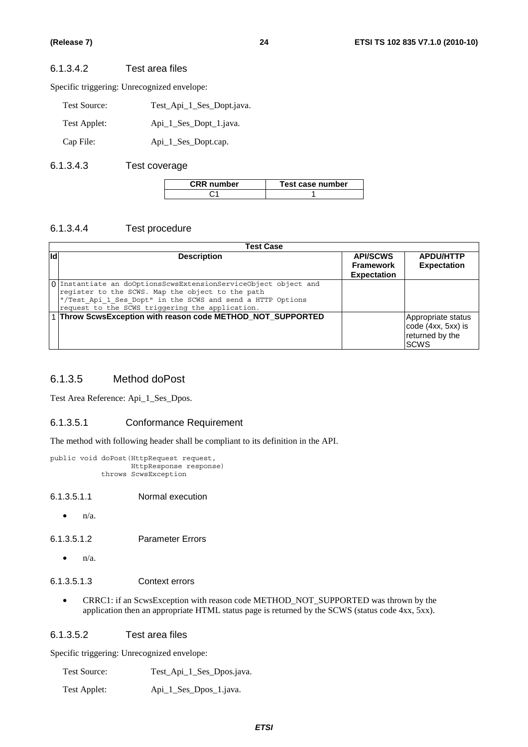#### 6.1.3.4.2 Test area files

Specific triggering: Unrecognized envelope:

Test Source: Test_Api_1_Ses_Dopt.java.

Test Applet: Api_1_Ses_Dopt_1.java.

Cap File: Api_1_Ses_Dopt.cap.

#### 6.1.3.4.3 Test coverage

| CRR number | Test case number |
|---|---|
| C1 | 1 |

#### 6.1.3.4.4 Test procedure

| Test Case | | | |
|---|---|---|---|
| **Id** | **Description** | **API/SCWS Framework Expectation** | **APDU/HTTP Expectation** |
| 0 | Instantiate an doOptionsScwsExtensionServiceObject object and register to the SCWS. Map the object to the path "/Test_Api_1_Ses_Dopt" in the SCWS and send a HTTP Options request to the SCWS triggering the application. | | |
| 1 | **Throw ScwsException with reason code METHOD_NOT_SUPPORTED** | | Appropriate status code (4xx, 5xx) is returned by the SCWS |

### 6.1.3.5 Method doPost

Test Area Reference: Api_1_Ses_Dpos.

#### 6.1.3.5.1 Conformance Requirement

The method with following header shall be compliant to its definition in the API.

```
public void doPost(HttpRequest request,
                   HttpResponse response)
            throws ScwsException
```

##### 6.1.3.5.1.1 Normal execution

- n/a.

##### 6.1.3.5.1.2 Parameter Errors

- n/a.

##### 6.1.3.5.1.3 Context errors

- CRRC1: if an ScwsException with reason code METHOD_NOT_SUPPORTED was thrown by the application then an appropriate HTML status page is returned by the SCWS (status code 4xx, 5xx).

#### 6.1.3.5.2 Test area files

Specific triggering: Unrecognized envelope:

Test Source: Test_Api_1_Ses_Dpos.java.

Test Applet: Api_1_Ses_Dpos_1.java.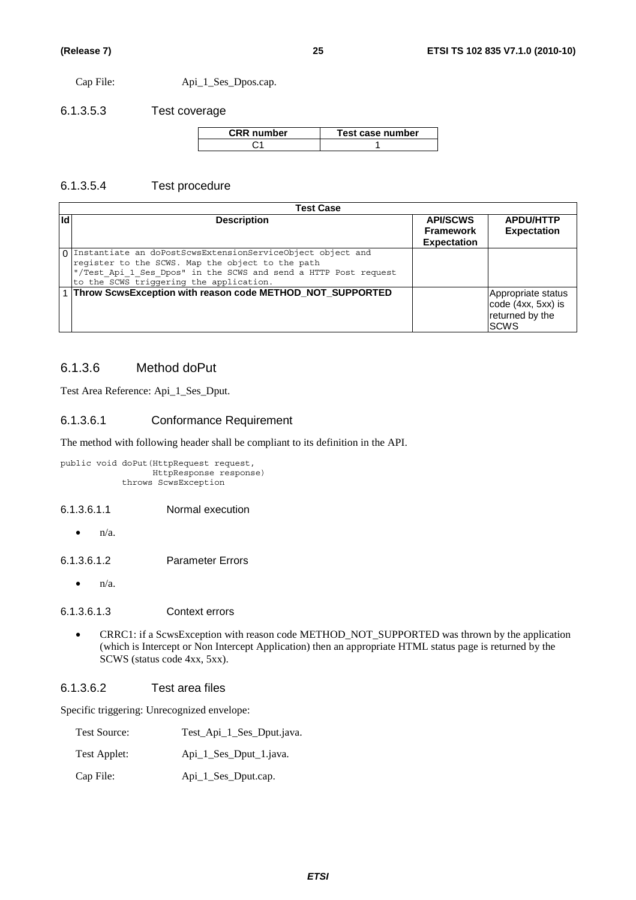Cap File: Api_1_Ses_Dpos.cap.

#### 6.1.3.5.3 Test coverage

| CRR number | Test case number |
| --- | --- |
| C1 | 1 |

#### 6.1.3.5.4 Test procedure

| Test Case | | | |
| --- | --- | --- | --- |
| **Id** | **Description** | **API/SCWS Framework Expectation** | **APDU/HTTP Expectation** |
| 0 | Instantiate an doPostScwsExtensionServiceObject object and register to the SCWS. Map the object to the path "/Test_Api_1_Ses_Dpos" in the SCWS and send a HTTP Post request to the SCWS triggering the application. | | |
| 1 | **Throw ScwsException with reason code METHOD_NOT_SUPPORTED** | | Appropriate status code (4xx, 5xx) is returned by the SCWS |

### 6.1.3.6 Method doPut

Test Area Reference: Api_1_Ses_Dput.

#### 6.1.3.6.1 Conformance Requirement

The method with following header shall be compliant to its definition in the API.

```
public void doPut(HttpRequest request,
                  HttpResponse response)
            throws ScwsException
```

##### 6.1.3.6.1.1 Normal execution

- n/a.

##### 6.1.3.6.1.2 Parameter Errors

- n/a.

##### 6.1.3.6.1.3 Context errors

- CRRC1: if a ScwsException with reason code METHOD_NOT_SUPPORTED was thrown by the application (which is Intercept or Non Intercept Application) then an appropriate HTML status page is returned by the SCWS (status code 4xx, 5xx).

#### 6.1.3.6.2 Test area files

Specific triggering: Unrecognized envelope:

Test Source: Test_Api_1_Ses_Dput.java.

Test Applet: Api_1_Ses_Dput_1.java.

Cap File: Api_1_Ses_Dput.cap.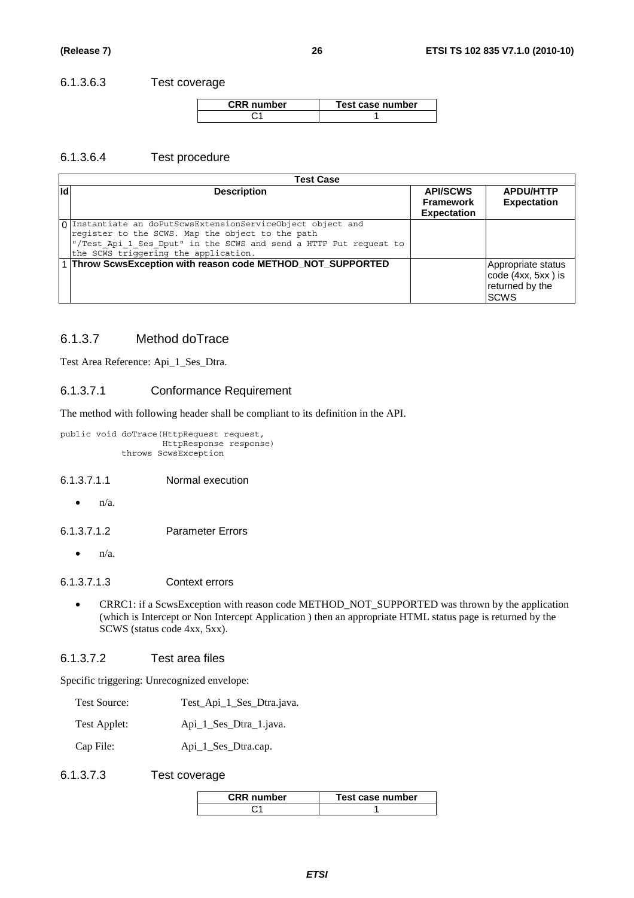#### 6.1.3.6.3 Test coverage

| CRR number | Test case number |
|---|---|
| C1 | 1 |

#### 6.1.3.6.4 Test procedure

| Test Case | | | |
|---|---|---|---|
| **Id** | **Description** | **API/SCWS Framework Expectation** | **APDU/HTTP Expectation** |
| 0 | Instantiate an doPutScwsExtensionServiceObject object and register to the SCWS. Map the object to the path "/Test_Api_1_Ses_Dput" in the SCWS and send a HTTP Put request to the SCWS triggering the application. | | |
| 1 | **Throw ScwsException with reason code METHOD_NOT_SUPPORTED** | | Appropriate status code (4xx, 5xx ) is returned by the SCWS |

### 6.1.3.7 Method doTrace

Test Area Reference: Api_1_Ses_Dtra.

#### 6.1.3.7.1 Conformance Requirement

The method with following header shall be compliant to its definition in the API.

```
public void doTrace(HttpRequest request,
                    HttpResponse response)
            throws ScwsException
```

##### 6.1.3.7.1.1 Normal execution

- n/a.

##### 6.1.3.7.1.2 Parameter Errors

- n/a.

##### 6.1.3.7.1.3 Context errors

- CRRC1: if a ScwsException with reason code METHOD_NOT_SUPPORTED was thrown by the application (which is Intercept or Non Intercept Application ) then an appropriate HTML status page is returned by the SCWS (status code 4xx, 5xx).

#### 6.1.3.7.2 Test area files

Specific triggering: Unrecognized envelope:

Test Source: Test_Api_1_Ses_Dtra.java.

Test Applet: Api_1_Ses_Dtra_1.java.

Cap File: Api_1_Ses_Dtra.cap.

#### 6.1.3.7.3 Test coverage

| CRR number | Test case number |
|---|---|
| C1 | 1 |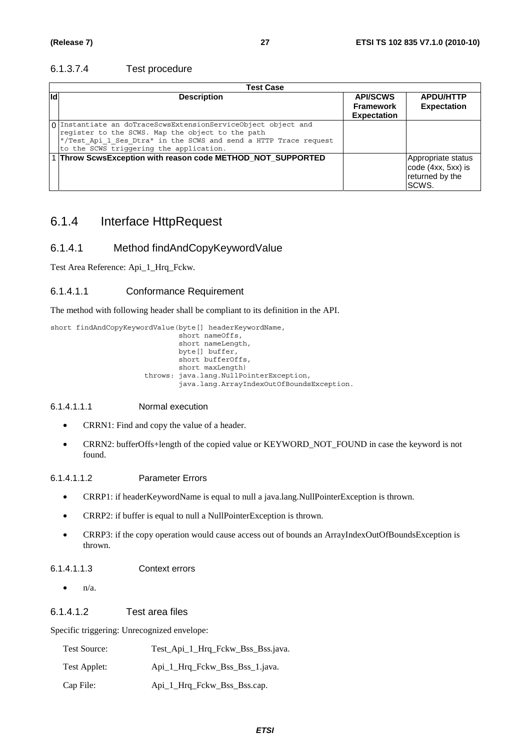#### 6.1.3.7.4 Test procedure

| Id | Description | API/SCWS Framework Expectation | APDU/HTTP Expectation |
|---|---|---|---|
| 0 | Instantiate an doTraceScwsExtensionServiceObject object and register to the SCWS. Map the object to the path "/Test_Api_1_Ses_Dtra" in the SCWS and send a HTTP Trace request to the SCWS triggering the application. | | |
| 1 | **Throw ScwsException with reason code METHOD_NOT_SUPPORTED** | | Appropriate status code (4xx, 5xx) is returned by the SCWS. |

## 6.1.4 Interface HttpRequest

### 6.1.4.1 Method findAndCopyKeywordValue

Test Area Reference: Api_1_Hrq_Fckw.

#### 6.1.4.1.1 Conformance Requirement

The method with following header shall be compliant to its definition in the API.

```
short findAndCopyKeywordValue(byte[] headerKeywordName,
                              short nameOffs,
                              short nameLength,
                              byte[] buffer,
                              short bufferOffs,
                              short maxLength)
                      throws: java.lang.NullPointerException,
                              java.lang.ArrayIndexOutOfBoundsException.
```

##### 6.1.4.1.1.1 Normal execution

- CRRN1: Find and copy the value of a header.
- CRRN2: bufferOffs+length of the copied value or KEYWORD_NOT_FOUND in case the keyword is not found.

##### 6.1.4.1.1.2 Parameter Errors

- CRRP1: if headerKeywordName is equal to null a java.lang.NullPointerException is thrown.
- CRRP2: if buffer is equal to null a NullPointerException is thrown.
- CRRP3: if the copy operation would cause access out of bounds an ArrayIndexOutOfBoundsException is thrown.

##### 6.1.4.1.1.3 Context errors

- n/a.

#### 6.1.4.1.2 Test area files

Specific triggering: Unrecognized envelope:

Test Source: Test_Api_1_Hrq_Fckw_Bss_Bss.java.

Test Applet: Api_1_Hrq_Fckw_Bss_Bss_1.java.

Cap File: Api_1_Hrq_Fckw_Bss_Bss.cap.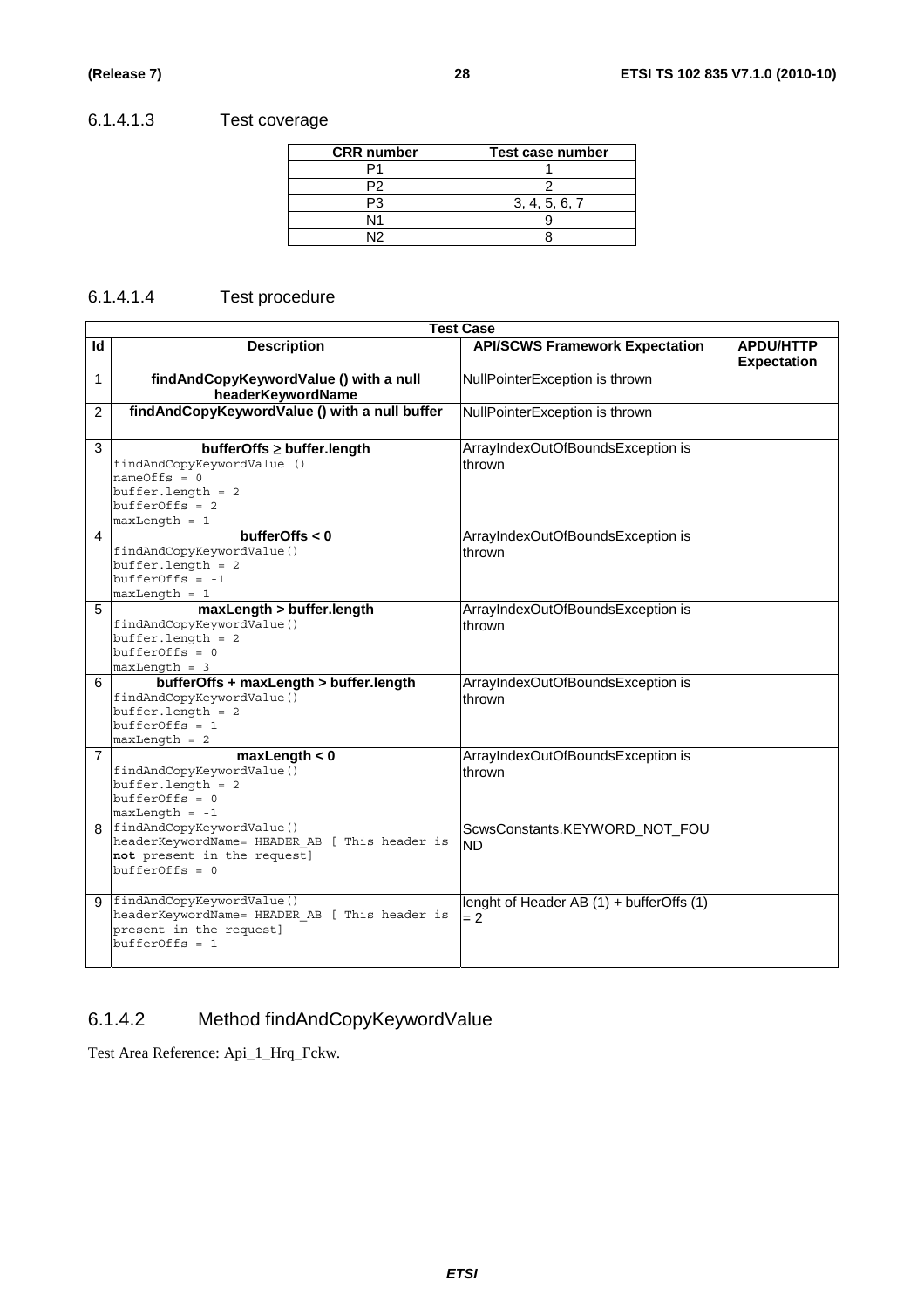#### 6.1.4.1.3 Test coverage

| CRR number | Test case number |
|---|---|
| P1 | 1 |
| P2 | 2 |
| P3 | 3, 4, 5, 6, 7 |
| N1 | 9 |
| N2 | 8 |

#### 6.1.4.1.4 Test procedure

| Test Case | | | |
|---|---|---|---|
| **Id** | **Description** | **API/SCWS Framework Expectation** | **APDU/HTTP Expectation** |
| 1 | **findAndCopyKeywordValue () with a null headerKeywordName** | NullPointerException is thrown | |
| 2 | **findAndCopyKeywordValue () with a null buffer** | NullPointerException is thrown | |
| 3 | **bufferOffs ≥ buffer.length**<br>`findAndCopyKeywordValue ()`<br>`nameOffs = 0`<br>`buffer.length = 2`<br>`bufferOffs = 2`<br>`maxLength = 1` | ArrayIndexOutOfBoundsException is thrown | |
| 4 | **bufferOffs < 0**<br>`findAndCopyKeywordValue()`<br>`buffer.length = 2`<br>`bufferOffs = -1`<br>`maxLength = 1` | ArrayIndexOutOfBoundsException is thrown | |
| 5 | **maxLength > buffer.length**<br>`findAndCopyKeywordValue()`<br>`buffer.length = 2`<br>`bufferOffs = 0`<br>`maxLength = 3` | ArrayIndexOutOfBoundsException is thrown | |
| 6 | **bufferOffs + maxLength > buffer.length**<br>`findAndCopyKeywordValue()`<br>`buffer.length = 2`<br>`bufferOffs = 1`<br>`maxLength = 2` | ArrayIndexOutOfBoundsException is thrown | |
| 7 | **maxLength < 0**<br>`findAndCopyKeywordValue()`<br>`buffer.length = 2`<br>`bufferOffs = 0`<br>`maxLength = -1` | ArrayIndexOutOfBoundsException is thrown | |
| 8 | `findAndCopyKeywordValue()`<br>`headerKeywordName= HEADER_AB [ This header is` **not** `present in the request]`<br>`bufferOffs = 0` | ScwsConstants.KEYWORD_NOT_FOUND | |
| 9 | `findAndCopyKeywordValue()`<br>`headerKeywordName= HEADER_AB [ This header is present in the request]`<br>`bufferOffs = 1` | lenght of Header AB (1) + bufferOffs (1) = 2 | |

### 6.1.4.2 Method findAndCopyKeywordValue

Test Area Reference: Api_1_Hrq_Fckw.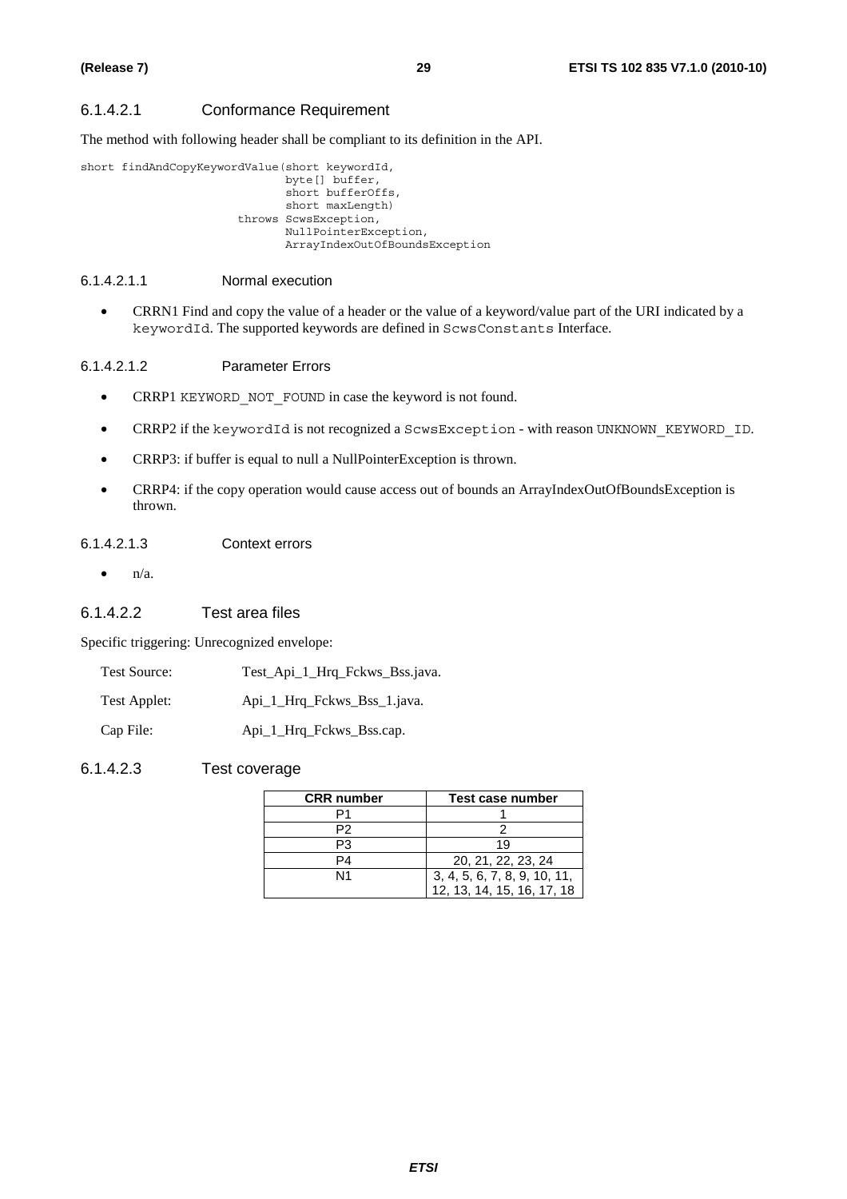#### 6.1.4.2.1 Conformance Requirement

The method with following header shall be compliant to its definition in the API.

```
short findAndCopyKeywordValue(short keywordId,
                              byte[] buffer,
                              short bufferOffs,
                              short maxLength)
                       throws ScwsException,
                              NullPointerException,
                              ArrayIndexOutOfBoundsException
```

##### 6.1.4.2.1.1 Normal execution

- CRRN1 Find and copy the value of a header or the value of a keyword/value part of the URI indicated by a `keywordId`. The supported keywords are defined in `ScwsConstants` Interface.

##### 6.1.4.2.1.2 Parameter Errors

- CRRP1 `KEYWORD_NOT_FOUND` in case the keyword is not found.
- CRRP2 if the `keywordId` is not recognized a `ScwsException` - with reason `UNKNOWN_KEYWORD_ID`.
- CRRP3: if buffer is equal to null a NullPointerException is thrown.
- CRRP4: if the copy operation would cause access out of bounds an ArrayIndexOutOfBoundsException is thrown.

##### 6.1.4.2.1.3 Context errors

- n/a.

#### 6.1.4.2.2 Test area files

Specific triggering: Unrecognized envelope:

| | |
|---|---|
| Test Source: | Test_Api_1_Hrq_Fckws_Bss.java. |
| Test Applet: | Api_1_Hrq_Fckws_Bss_1.java. |
| Cap File: | Api_1_Hrq_Fckws_Bss.cap. |

#### 6.1.4.2.3 Test coverage

| CRR number | Test case number |
|---|---|
| P1 | 1 |
| P2 | 2 |
| P3 | 19 |
| P4 | 20, 21, 22, 23, 24 |
| N1 | 3, 4, 5, 6, 7, 8, 9, 10, 11, 12, 13, 14, 15, 16, 17, 18 |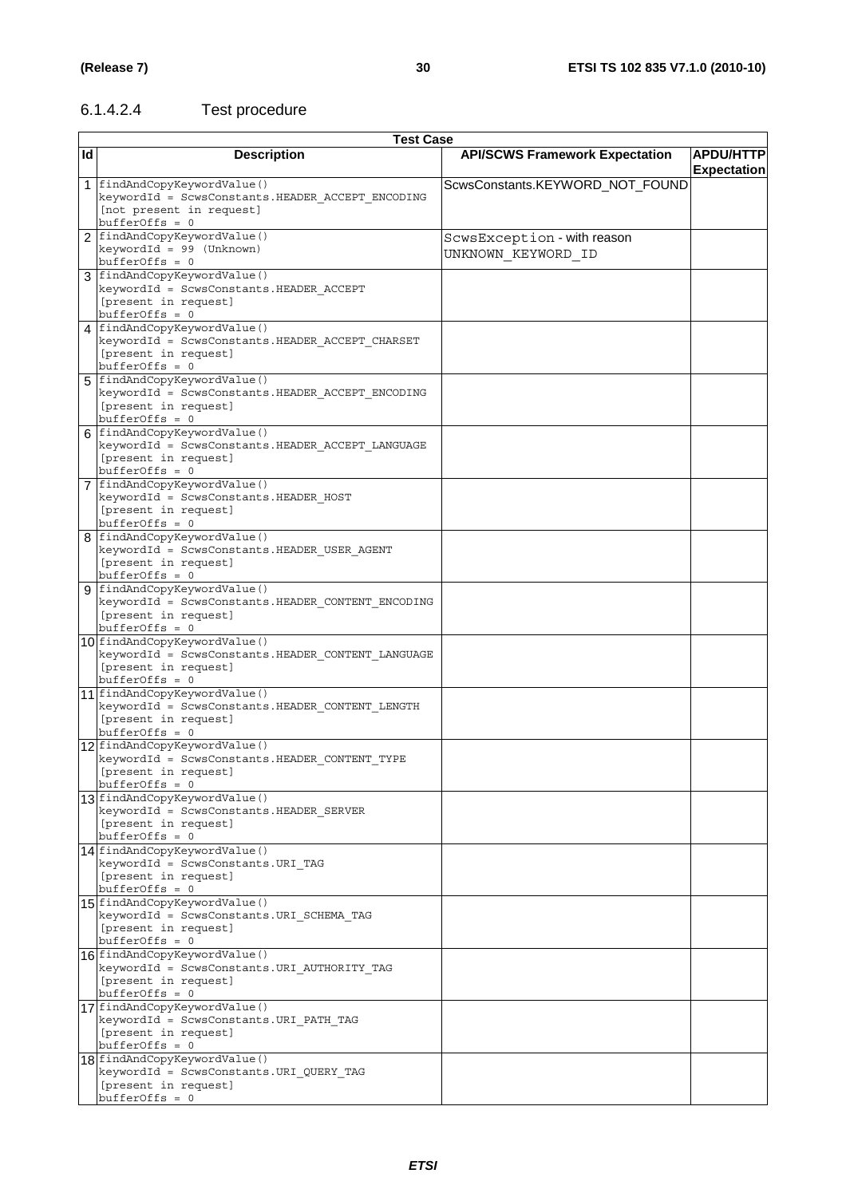#### 6.1.4.2.4 Test procedure

| Test Case | | | |
|---|---|---|---|
| **Id** | **Description** | **API/SCWS Framework Expectation** | **APDU/HTTP Expectation** |
| 1 | findAndCopyKeywordValue()<br>keywordId = ScwsConstants.HEADER_ACCEPT_ENCODING<br>[not present in request]<br>bufferOffs = 0 | ScwsConstants.KEYWORD_NOT_FOUND | |
| 2 | findAndCopyKeywordValue()<br>keywordId = 99 (Unknown)<br>bufferOffs = 0 | ScwsException - with reason UNKNOWN_KEYWORD_ID | |
| 3 | findAndCopyKeywordValue()<br>keywordId = ScwsConstants.HEADER_ACCEPT<br>[present in request]<br>bufferOffs = 0 | | |
| 4 | findAndCopyKeywordValue()<br>keywordId = ScwsConstants.HEADER_ACCEPT_CHARSET<br>[present in request]<br>bufferOffs = 0 | | |
| 5 | findAndCopyKeywordValue()<br>keywordId = ScwsConstants.HEADER_ACCEPT_ENCODING<br>[present in request]<br>bufferOffs = 0 | | |
| 6 | findAndCopyKeywordValue()<br>keywordId = ScwsConstants.HEADER_ACCEPT_LANGUAGE<br>[present in request]<br>bufferOffs = 0 | | |
| 7 | findAndCopyKeywordValue()<br>keywordId = ScwsConstants.HEADER_HOST<br>[present in request]<br>bufferOffs = 0 | | |
| 8 | findAndCopyKeywordValue()<br>keywordId = ScwsConstants.HEADER_USER_AGENT<br>[present in request]<br>bufferOffs = 0 | | |
| 9 | findAndCopyKeywordValue()<br>keywordId = ScwsConstants.HEADER_CONTENT_ENCODING<br>[present in request]<br>bufferOffs = 0 | | |
| 10 | findAndCopyKeywordValue()<br>keywordId = ScwsConstants.HEADER_CONTENT_LANGUAGE<br>[present in request]<br>bufferOffs = 0 | | |
| 11 | findAndCopyKeywordValue()<br>keywordId = ScwsConstants.HEADER_CONTENT_LENGTH<br>[present in request]<br>bufferOffs = 0 | | |
| 12 | findAndCopyKeywordValue()<br>keywordId = ScwsConstants.HEADER_CONTENT_TYPE<br>[present in request]<br>bufferOffs = 0 | | |
| 13 | findAndCopyKeywordValue()<br>keywordId = ScwsConstants.HEADER_SERVER<br>[present in request]<br>bufferOffs = 0 | | |
| 14 | findAndCopyKeywordValue()<br>keywordId = ScwsConstants.URI_TAG<br>[present in request]<br>bufferOffs = 0 | | |
| 15 | findAndCopyKeywordValue()<br>keywordId = ScwsConstants.URI_SCHEMA_TAG<br>[present in request]<br>bufferOffs = 0 | | |
| 16 | findAndCopyKeywordValue()<br>keywordId = ScwsConstants.URI_AUTHORITY_TAG<br>[present in request]<br>bufferOffs = 0 | | |
| 17 | findAndCopyKeywordValue()<br>keywordId = ScwsConstants.URI_PATH_TAG<br>[present in request]<br>bufferOffs = 0 | | |
| 18 | findAndCopyKeywordValue()<br>keywordId = ScwsConstants.URI_QUERY_TAG<br>[present in request]<br>bufferOffs = 0 | | |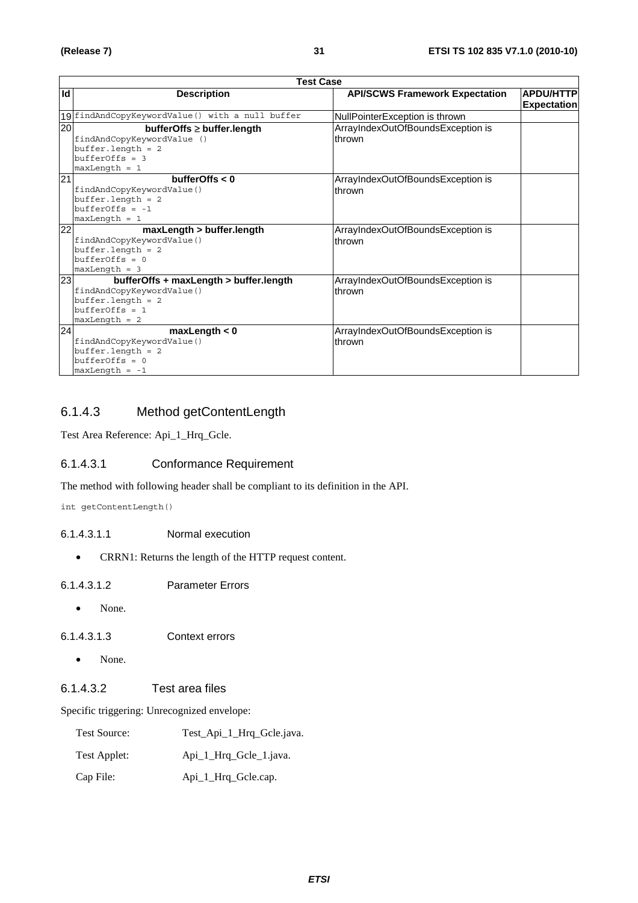| Test Case | | | |
|---|---|---|---|
| **Id** | **Description** | **API/SCWS Framework Expectation** | **APDU/HTTP Expectation** |
| 19 | `findAndCopyKeywordValue() with a null buffer` | NullPointerException is thrown | |
| 20 | **bufferOffs ≥ buffer.length**<br>`findAndCopyKeywordValue ()`<br>`buffer.length = 2`<br>`bufferOffs = 3`<br>`maxLength = 1` | ArrayIndexOutOfBoundsException is thrown | |
| 21 | **bufferOffs < 0**<br>`findAndCopyKeywordValue()`<br>`buffer.length = 2`<br>`bufferOffs = -1`<br>`maxLength = 1` | ArrayIndexOutOfBoundsException is thrown | |
| 22 | **maxLength > buffer.length**<br>`findAndCopyKeywordValue()`<br>`buffer.length = 2`<br>`bufferOffs = 0`<br>`maxLength = 3` | ArrayIndexOutOfBoundsException is thrown | |
| 23 | **bufferOffs + maxLength > buffer.length**<br>`findAndCopyKeywordValue()`<br>`buffer.length = 2`<br>`bufferOffs = 1`<br>`maxLength = 2` | ArrayIndexOutOfBoundsException is thrown | |
| 24 | **maxLength < 0**<br>`findAndCopyKeywordValue()`<br>`buffer.length = 2`<br>`bufferOffs = 0`<br>`maxLength = -1` | ArrayIndexOutOfBoundsException is thrown | |

### 6.1.4.3 Method getContentLength

Test Area Reference: Api_1_Hrq_Gcle.

#### 6.1.4.3.1 Conformance Requirement

The method with following header shall be compliant to its definition in the API.

```
int getContentLength()
```

##### 6.1.4.3.1.1 Normal execution

- CRRN1: Returns the length of the HTTP request content.

##### 6.1.4.3.1.2 Parameter Errors

- None.

##### 6.1.4.3.1.3 Context errors

- None.

#### 6.1.4.3.2 Test area files

Specific triggering: Unrecognized envelope:

Test Source: Test_Api_1_Hrq_Gcle.java.

Test Applet: Api_1_Hrq_Gcle_1.java.

Cap File: Api_1_Hrq_Gcle.cap.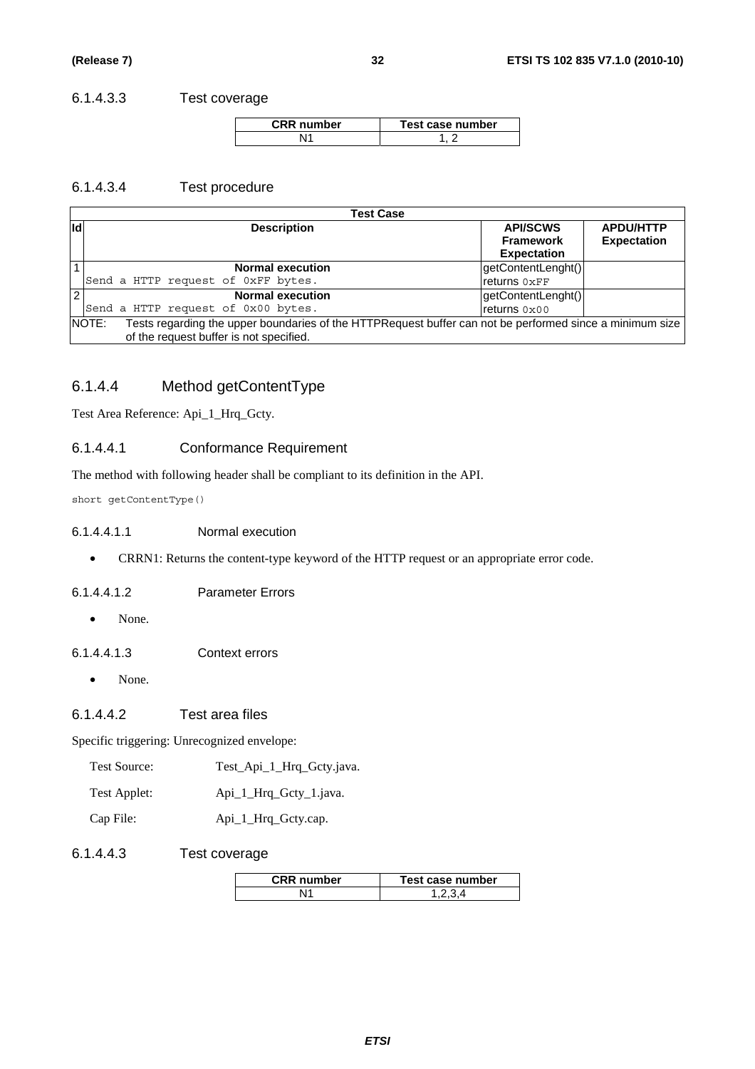#### 6.1.4.3.3 Test coverage

| CRR number | Test case number |
|---|---|
| N1 | 1, 2 |

#### 6.1.4.3.4 Test procedure

| Id | Description | API/SCWS Framework Expectation | APDU/HTTP Expectation |
|---|---|---|---|
| 1 | **Normal execution**<br>`Send a HTTP request of 0xFF bytes.` | getContentLenght() returns `0xFF` | |
| 2 | **Normal execution**<br>`Send a HTTP request of 0x00 bytes.` | getContentLenght() returns `0x00` | |

NOTE: Tests regarding the upper boundaries of the HTTPRequest buffer can not be performed since a minimum size of the request buffer is not specified.

### 6.1.4.4 Method getContentType

Test Area Reference: Api_1_Hrq_Gcty.

#### 6.1.4.4.1 Conformance Requirement

The method with following header shall be compliant to its definition in the API.

```
short getContentType()
```

##### 6.1.4.4.1.1 Normal execution

- CRRN1: Returns the content-type keyword of the HTTP request or an appropriate error code.

##### 6.1.4.4.1.2 Parameter Errors

- None.

##### 6.1.4.4.1.3 Context errors

- None.

#### 6.1.4.4.2 Test area files

Specific triggering: Unrecognized envelope:

Test Source: Test_Api_1_Hrq_Gcty.java.

Test Applet: Api_1_Hrq_Gcty_1.java.

Cap File: Api_1_Hrq_Gcty.cap.

#### 6.1.4.4.3 Test coverage

| CRR number | Test case number |
|---|---|
| N1 | 1,2,3,4 |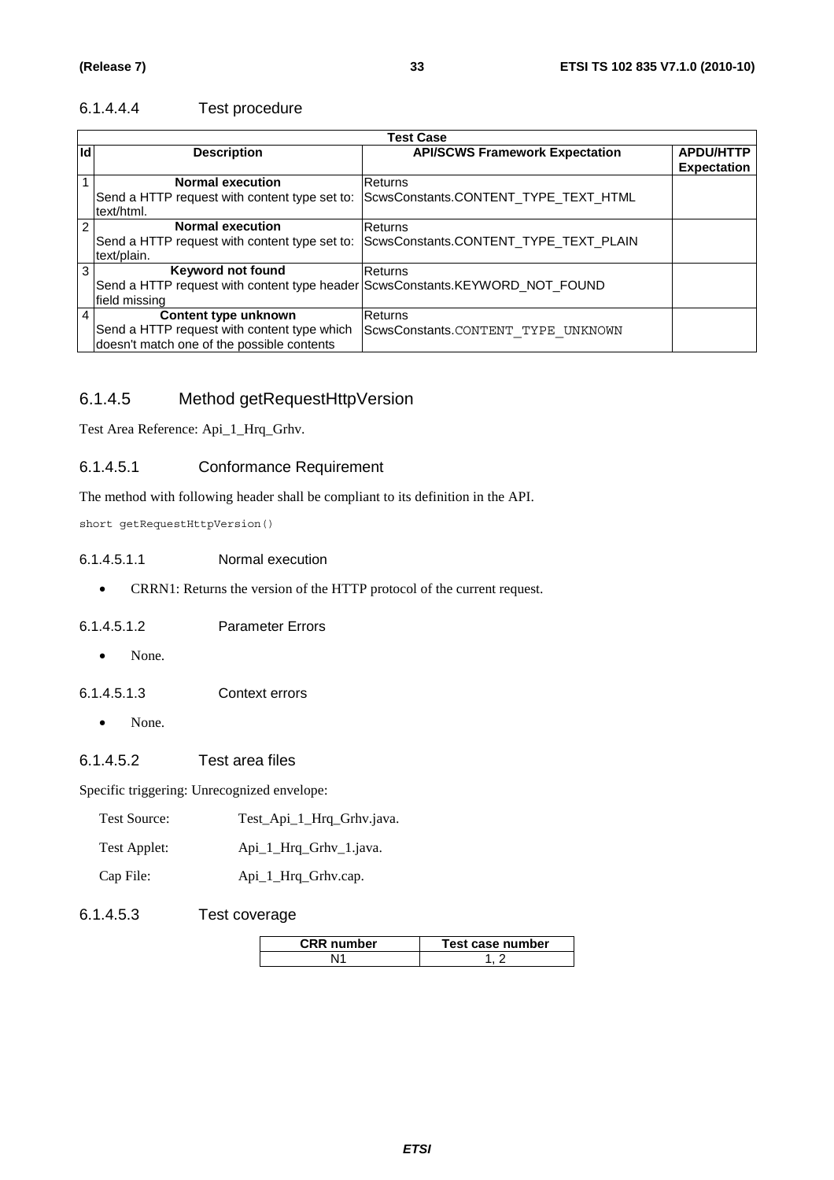#### 6.1.4.4.4 Test procedure

| Test Case | | | |
|---|---|---|---|
| **Id** | **Description** | **API/SCWS Framework Expectation** | **APDU/HTTP Expectation** |
| 1 | **Normal execution**<br>Send a HTTP request with content type set to: text/html. | Returns ScwsConstants.CONTENT_TYPE_TEXT_HTML | |
| 2 | **Normal execution**<br>Send a HTTP request with content type set to: text/plain. | Returns ScwsConstants.CONTENT_TYPE_TEXT_PLAIN | |
| 3 | **Keyword not found**<br>Send a HTTP request with content type header field missing | Returns ScwsConstants.KEYWORD_NOT_FOUND | |
| 4 | **Content type unknown**<br>Send a HTTP request with content type which doesn't match one of the possible contents | Returns ScwsConstants.CONTENT_TYPE_UNKNOWN | |

### 6.1.4.5 Method getRequestHttpVersion

Test Area Reference: Api_1_Hrq_Grhv.

#### 6.1.4.5.1 Conformance Requirement

The method with following header shall be compliant to its definition in the API.

```
short getRequestHttpVersion()
```

##### 6.1.4.5.1.1 Normal execution

- CRRN1: Returns the version of the HTTP protocol of the current request.

##### 6.1.4.5.1.2 Parameter Errors

- None.

##### 6.1.4.5.1.3 Context errors

- None.

#### 6.1.4.5.2 Test area files

Specific triggering: Unrecognized envelope:

Test Source: Test_Api_1_Hrq_Grhv.java.

Test Applet: Api_1_Hrq_Grhv_1.java.

Cap File: Api_1_Hrq_Grhv.cap.

#### 6.1.4.5.3 Test coverage

| CRR number | Test case number |
|---|---|
| N1 | 1, 2 |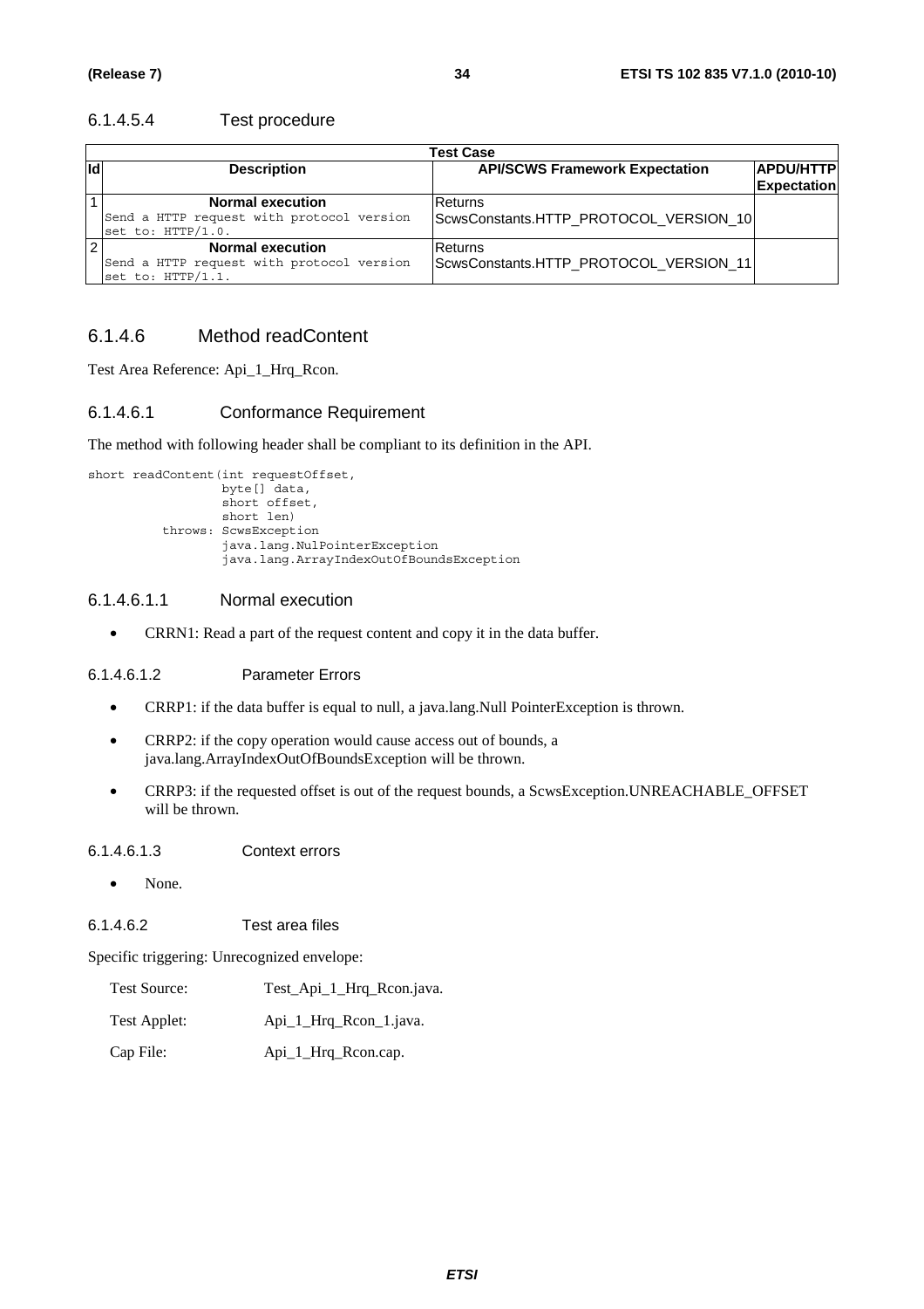#### 6.1.4.5.4 Test procedure

| Test Case | | | |
|---|---|---|---|
| **Id** | **Description** | **API/SCWS Framework Expectation** | **APDU/HTTP Expectation** |
| 1 | **Normal execution**<br>Send a HTTP request with protocol version set to: HTTP/1.0. | Returns<br>ScwsConstants.HTTP_PROTOCOL_VERSION_10 | |
| 2 | **Normal execution**<br>Send a HTTP request with protocol version set to: HTTP/1.1. | Returns<br>ScwsConstants.HTTP_PROTOCOL_VERSION_11 | |

### 6.1.4.6 Method readContent

Test Area Reference: Api_1_Hrq_Rcon.

#### 6.1.4.6.1 Conformance Requirement

The method with following header shall be compliant to its definition in the API.

```
short readContent(int requestOffset,
                  byte[] data,
                  short offset,
                  short len)
         throws: ScwsException
                  java.lang.NulPointerException
                  java.lang.ArrayIndexOutOfBoundsException
```

##### 6.1.4.6.1.1 Normal execution

- CRRN1: Read a part of the request content and copy it in the data buffer.

##### 6.1.4.6.1.2 Parameter Errors

- CRRP1: if the data buffer is equal to null, a java.lang.Null PointerException is thrown.
- CRRP2: if the copy operation would cause access out of bounds, a java.lang.ArrayIndexOutOfBoundsException will be thrown.
- CRRP3: if the requested offset is out of the request bounds, a ScwsException.UNREACHABLE_OFFSET will be thrown.

##### 6.1.4.6.1.3 Context errors

- None.

#### 6.1.4.6.2 Test area files

Specific triggering: Unrecognized envelope:

Test Source: Test_Api_1_Hrq_Rcon.java.

Test Applet: Api_1_Hrq_Rcon_1.java.

Cap File: Api_1_Hrq_Rcon.cap.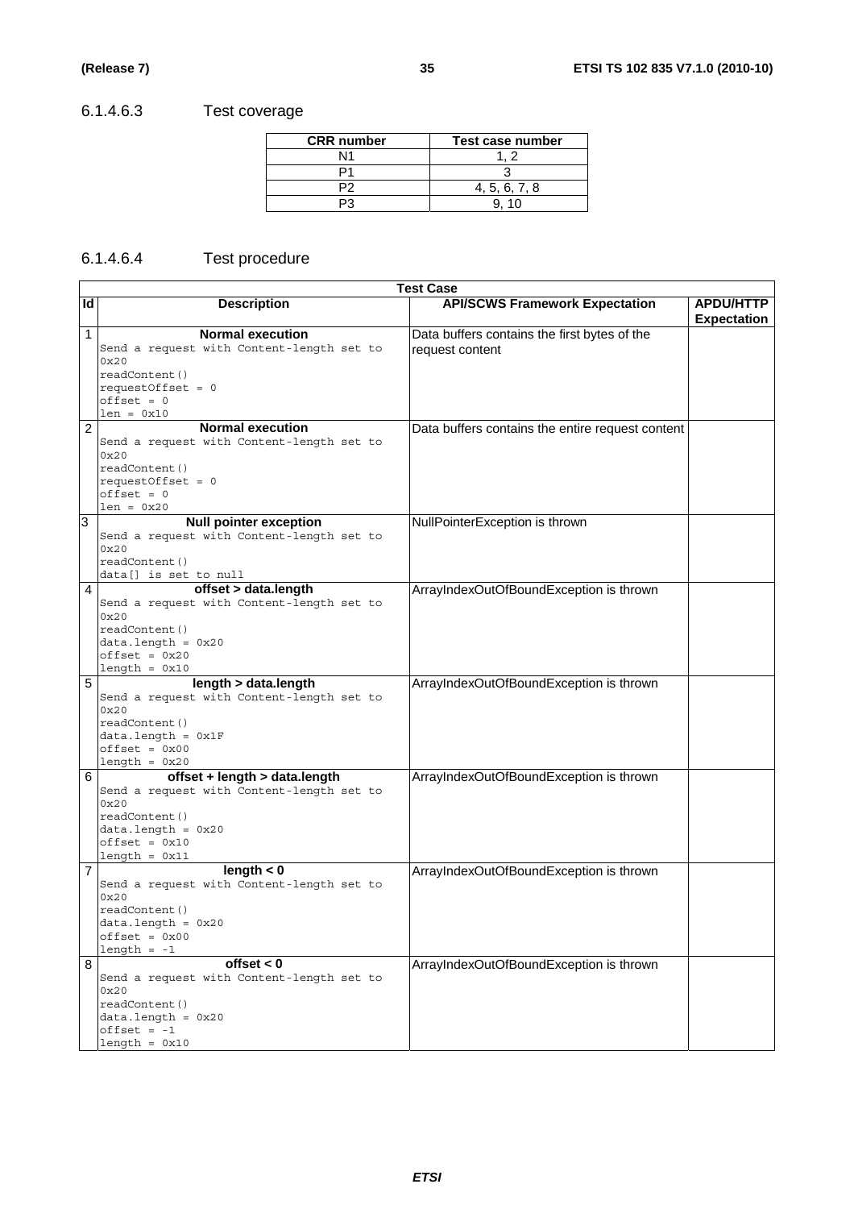### 6.1.4.6.3 Test coverage

| CRR number | Test case number |
|---|---|
| N1 | 1, 2 |
| P1 | 3 |
| P2 | 4, 5, 6, 7, 8 |
| P3 | 9, 10 |

### 6.1.4.6.4 Test procedure

| Test Case | | | |
|---|---|---|---|
| **Id** | **Description** | **API/SCWS Framework Expectation** | **APDU/HTTP Expectation** |
| 1 | **Normal execution**<br>Send a request with Content-length set to 0x20<br>readContent()<br>requestOffset = 0<br>offset = 0<br>len = 0x10 | Data buffers contains the first bytes of the request content | |
| 2 | **Normal execution**<br>Send a request with Content-length set to 0x20<br>readContent()<br>requestOffset = 0<br>offset = 0<br>len = 0x20 | Data buffers contains the entire request content | |
| 3 | **Null pointer exception**<br>Send a request with Content-length set to 0x20<br>readContent()<br>data[] is set to null | NullPointerException is thrown | |
| 4 | **offset > data.length**<br>Send a request with Content-length set to 0x20<br>readContent()<br>data.length = 0x20<br>offset = 0x20<br>length = 0x10 | ArrayIndexOutOfBoundException is thrown | |
| 5 | **length > data.length**<br>Send a request with Content-length set to 0x20<br>readContent()<br>data.length = 0x1F<br>offset = 0x00<br>length = 0x20 | ArrayIndexOutOfBoundException is thrown | |
| 6 | **offset + length > data.length**<br>Send a request with Content-length set to 0x20<br>readContent()<br>data.length = 0x20<br>offset = 0x10<br>length = 0x11 | ArrayIndexOutOfBoundException is thrown | |
| 7 | **length < 0**<br>Send a request with Content-length set to 0x20<br>readContent()<br>data.length = 0x20<br>offset = 0x00<br>length = -1 | ArrayIndexOutOfBoundException is thrown | |
| 8 | **offset < 0**<br>Send a request with Content-length set to 0x20<br>readContent()<br>data.length = 0x20<br>offset = -1<br>length = 0x10 | ArrayIndexOutOfBoundException is thrown | |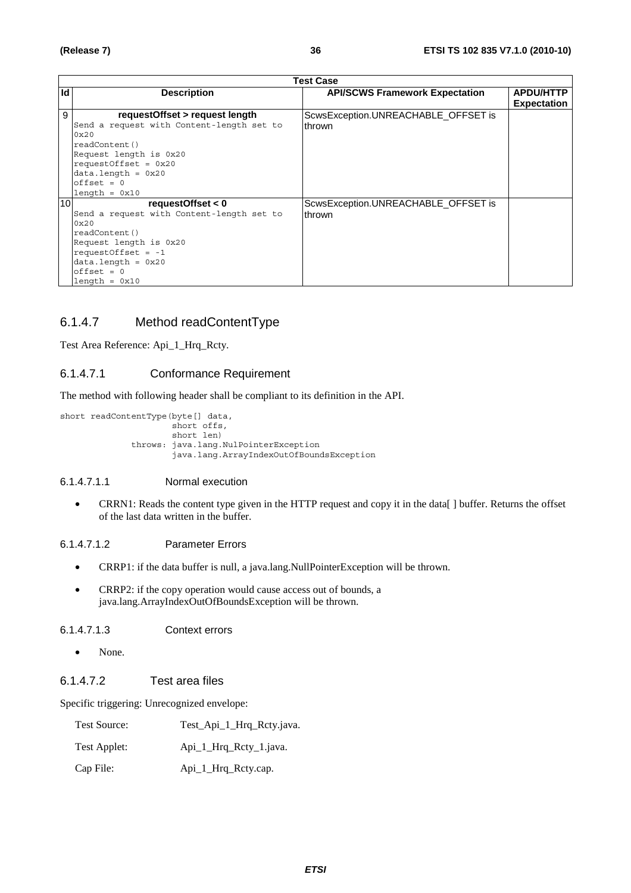| Test Case | | | |
|---|---|---|---|
| Id | Description | API/SCWS Framework Expectation | APDU/HTTP Expectation |
| 9 | **requestOffset > request length**<br>Send a request with Content-length set to 0x20<br>readContent()<br>Request length is 0x20<br>requestOffset = 0x20<br>data.length = 0x20<br>offset = 0<br>length = 0x10 | ScwsException.UNREACHABLE_OFFSET is thrown | |
| 10 | **requestOffset < 0**<br>Send a request with Content-length set to 0x20<br>readContent()<br>Request length is 0x20<br>requestOffset = -1<br>data.length = 0x20<br>offset = 0<br>length = 0x10 | ScwsException.UNREACHABLE_OFFSET is thrown | |

### 6.1.4.7 Method readContentType

Test Area Reference: Api_1_Hrq_Rcty.

#### 6.1.4.7.1 Conformance Requirement

The method with following header shall be compliant to its definition in the API.

```
short readContentType(byte[] data,
                      short offs,
                      short len)
             throws: java.lang.NulPointerException
                      java.lang.ArrayIndexOutOfBoundsException
```

##### 6.1.4.7.1.1 Normal execution

- CRRN1: Reads the content type given in the HTTP request and copy it in the data[ ] buffer. Returns the offset of the last data written in the buffer.

##### 6.1.4.7.1.2 Parameter Errors

- CRRP1: if the data buffer is null, a java.lang.NullPointerException will be thrown.
- CRRP2: if the copy operation would cause access out of bounds, a java.lang.ArrayIndexOutOfBoundsException will be thrown.

##### 6.1.4.7.1.3 Context errors

- None.

#### 6.1.4.7.2 Test area files

Specific triggering: Unrecognized envelope:

Test Source: Test_Api_1_Hrq_Rcty.java.

Test Applet: Api_1_Hrq_Rcty_1.java.

Cap File: Api_1_Hrq_Rcty.cap.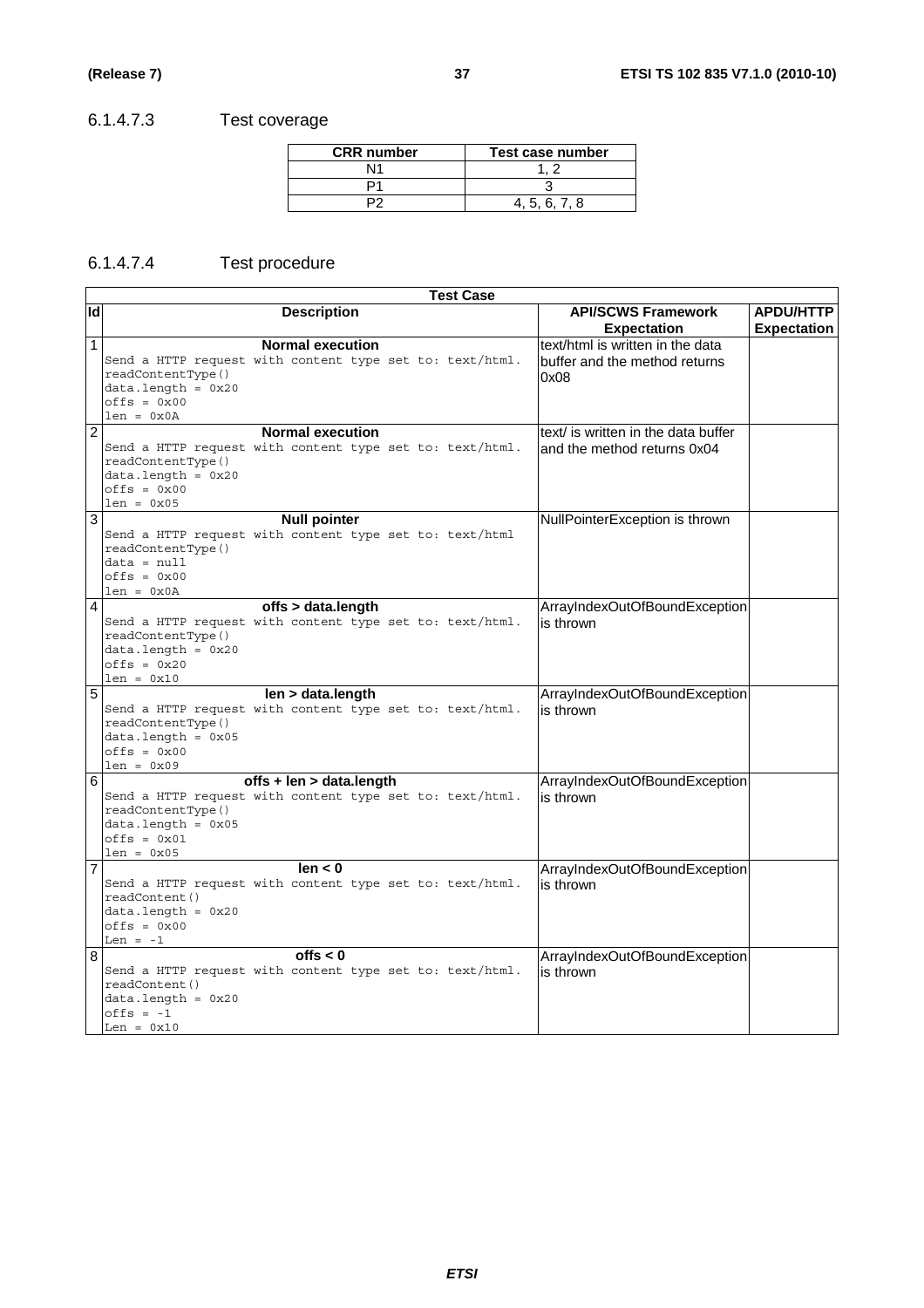#### 6.1.4.7.3 Test coverage

| CRR number | Test case number |
|---|---|
| N1 | 1, 2 |
| P1 | 3 |
| P2 | 4, 5, 6, 7, 8 |

#### 6.1.4.7.4 Test procedure

| Test Case | | | |
|---|---|---|---|
| **Id** | **Description** | **API/SCWS Framework Expectation** | **APDU/HTTP Expectation** |
| 1 | **Normal execution**<br>`Send a HTTP request with content type set to: text/html.`<br>`readContentType()`<br>`data.length = 0x20`<br>`offs = 0x00`<br>`len = 0x0A` | text/html is written in the data buffer and the method returns 0x08 | |
| 2 | **Normal execution**<br>`Send a HTTP request with content type set to: text/html.`<br>`readContentType()`<br>`data.length = 0x20`<br>`offs = 0x00`<br>`len = 0x05` | text/ is written in the data buffer and the method returns 0x04 | |
| 3 | **Null pointer**<br>`Send a HTTP request with content type set to: text/html`<br>`readContentType()`<br>`data = null`<br>`offs = 0x00`<br>`len = 0x0A` | NullPointerException is thrown | |
| 4 | **offs > data.length**<br>`Send a HTTP request with content type set to: text/html.`<br>`readContentType()`<br>`data.length = 0x20`<br>`offs = 0x20`<br>`len = 0x10` | ArrayIndexOutOfBoundException is thrown | |
| 5 | **len > data.length**<br>`Send a HTTP request with content type set to: text/html.`<br>`readContentType()`<br>`data.length = 0x05`<br>`offs = 0x00`<br>`len = 0x09` | ArrayIndexOutOfBoundException is thrown | |
| 6 | **offs + len > data.length**<br>`Send a HTTP request with content type set to: text/html.`<br>`readContentType()`<br>`data.length = 0x05`<br>`offs = 0x01`<br>`len = 0x05` | ArrayIndexOutOfBoundException is thrown | |
| 7 | **len < 0**<br>`Send a HTTP request with content type set to: text/html.`<br>`readContent()`<br>`data.length = 0x20`<br>`offs = 0x00`<br>`Len = -1` | ArrayIndexOutOfBoundException is thrown | |
| 8 | **offs < 0**<br>`Send a HTTP request with content type set to: text/html.`<br>`readContent()`<br>`data.length = 0x20`<br>`offs = -1`<br>`Len = 0x10` | ArrayIndexOutOfBoundException is thrown | |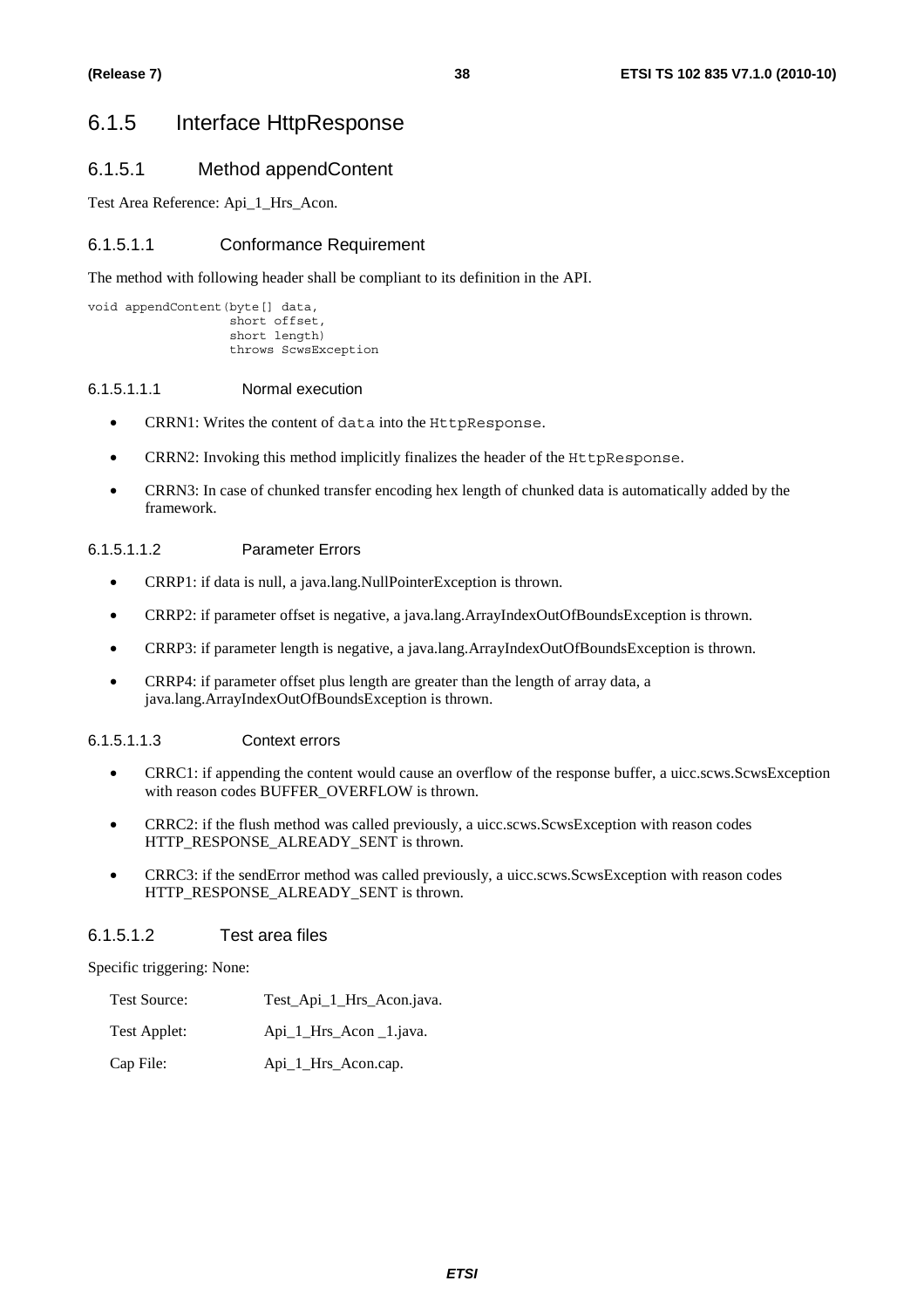## 6.1.5 Interface HttpResponse

### 6.1.5.1 Method appendContent

Test Area Reference: Api_1_Hrs_Acon.

#### 6.1.5.1.1 Conformance Requirement

The method with following header shall be compliant to its definition in the API.

```
void appendContent(byte[] data,
                   short offset,
                   short length)
                   throws ScwsException
```

##### 6.1.5.1.1.1 Normal execution

- CRRN1: Writes the content of `data` into the `HttpResponse`.
- CRRN2: Invoking this method implicitly finalizes the header of the `HttpResponse`.
- CRRN3: In case of chunked transfer encoding hex length of chunked data is automatically added by the framework.

##### 6.1.5.1.1.2 Parameter Errors

- CRRP1: if data is null, a java.lang.NullPointerException is thrown.
- CRRP2: if parameter offset is negative, a java.lang.ArrayIndexOutOfBoundsException is thrown.
- CRRP3: if parameter length is negative, a java.lang.ArrayIndexOutOfBoundsException is thrown.
- CRRP4: if parameter offset plus length are greater than the length of array data, a java.lang.ArrayIndexOutOfBoundsException is thrown.

##### 6.1.5.1.1.3 Context errors

- CRRC1: if appending the content would cause an overflow of the response buffer, a uicc.scws.ScwsException with reason codes BUFFER_OVERFLOW is thrown.
- CRRC2: if the flush method was called previously, a uicc.scws.ScwsException with reason codes HTTP_RESPONSE_ALREADY_SENT is thrown.
- CRRC3: if the sendError method was called previously, a uicc.scws.ScwsException with reason codes HTTP_RESPONSE_ALREADY_SENT is thrown.

#### 6.1.5.1.2 Test area files

Specific triggering: None:

| | |
|---|---|
| Test Source: | Test_Api_1_Hrs_Acon.java. |
| Test Applet: | Api_1_Hrs_Acon _1.java. |
| Cap File: | Api_1_Hrs_Acon.cap. |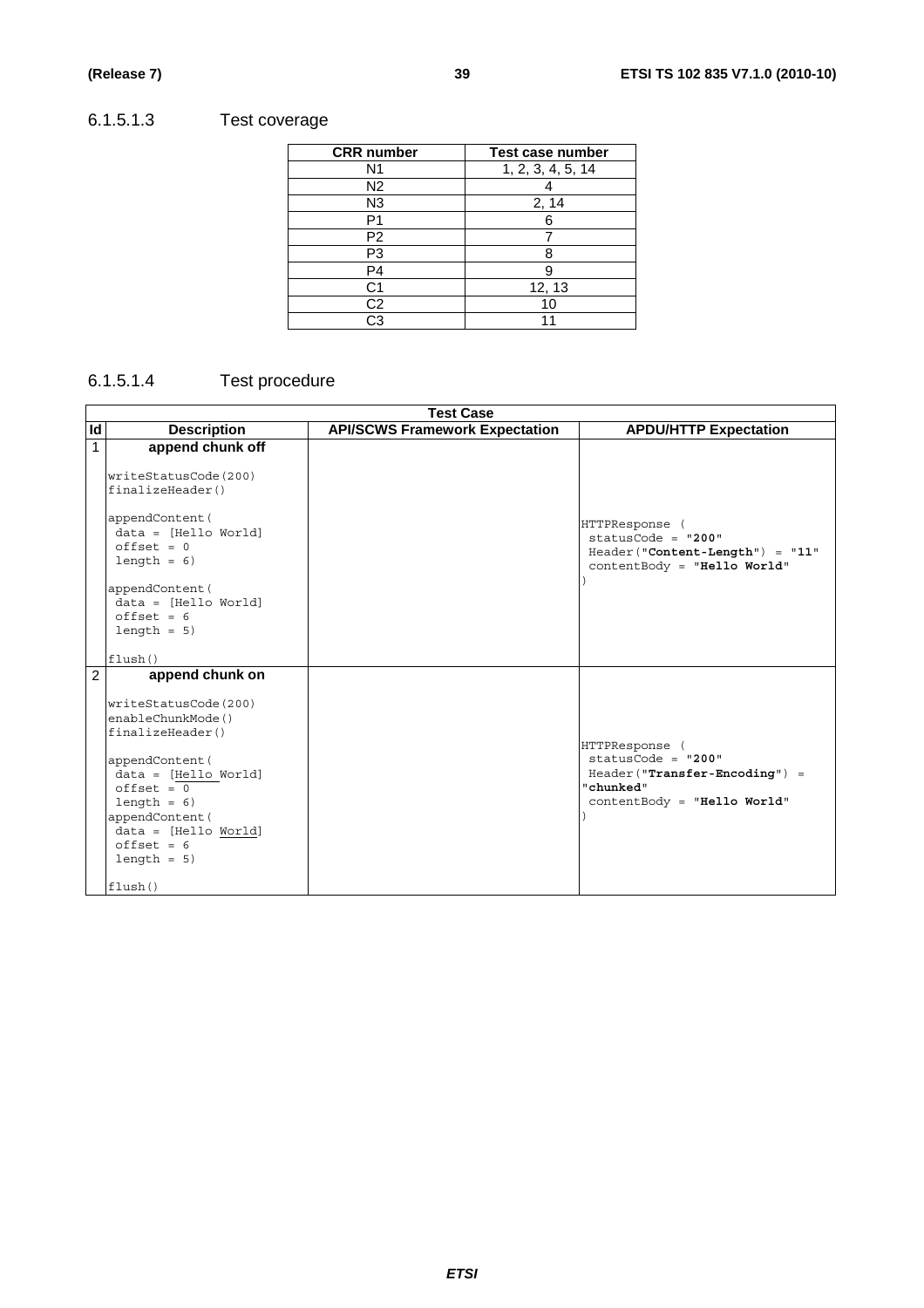#### 6.1.5.1.3 Test coverage

| CRR number | Test case number |
| --- | --- |
| N1 | 1, 2, 3, 4, 5, 14 |
| N2 | 4 |
| N3 | 2, 14 |
| P1 | 6 |
| P2 | 7 |
| P3 | 8 |
| P4 | 9 |
| C1 | 12, 13 |
| C2 | 10 |
| C3 | 11 |

#### 6.1.5.1.4 Test procedure

| Test Case | | | |
| --- | --- | --- | --- |
| **Id** | **Description** | **API/SCWS Framework Expectation** | **APDU/HTTP Expectation** |
| 1 | **append chunk off**<br><br>writeStatusCode(200)<br>finalizeHeader()<br><br>appendContent(<br>data = [Hello World]<br>offset = 0<br>length = 6)<br><br>appendContent(<br>data = [Hello World]<br>offset = 6<br>length = 5)<br><br>flush() | | HTTPResponse (<br>statusCode = "**200**"<br>Header("**Content-Length**") = "**11**"<br>contentBody = "**Hello World**"<br>) |
| 2 | **append chunk on**<br><br>writeStatusCode(200)<br>enableChunkMode()<br>finalizeHeader()<br><br>appendContent(<br>data = [Hello World]<br>offset = 0<br>length = 6)<br>appendContent(<br>data = [Hello World]<br>offset = 6<br>length = 5)<br><br>flush() | | HTTPResponse (<br>statusCode = "**200**"<br>Header("**Transfer-Encoding**") = "**chunked**"<br>contentBody = "**Hello World**"<br>) |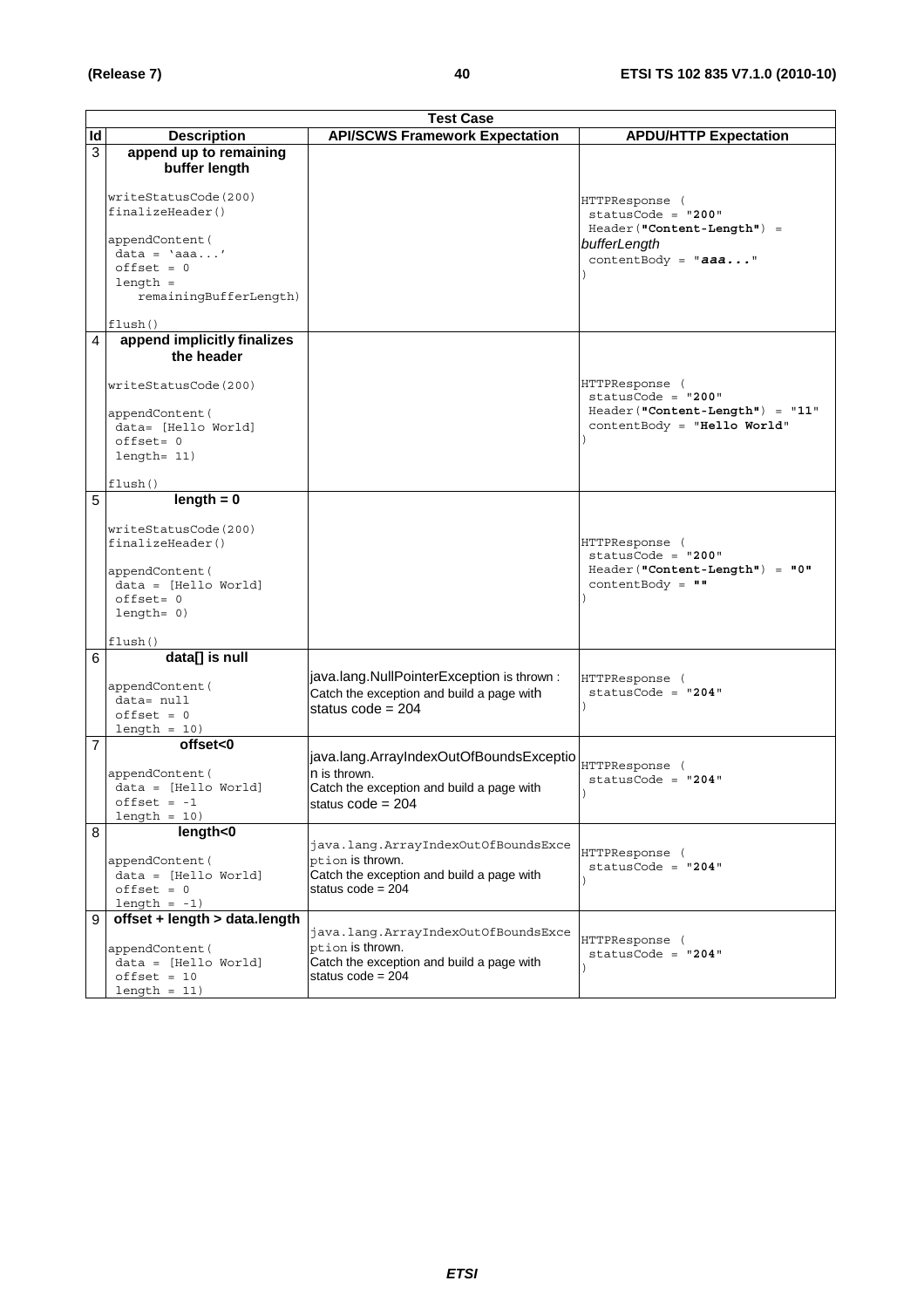| Test Case | | | |
|---|---|---|---|
| **Id** | **Description** | **API/SCWS Framework Expectation** | **APDU/HTTP Expectation** |
| 3 | **append up to remaining buffer length**<br><br>writeStatusCode(200)<br>finalizeHeader()<br><br>appendContent(<br>data = 'aaa...'<br>offset = 0<br>length =<br>remainingBufferLength)<br><br>flush() | | HTTPResponse (<br>statusCode = "**200**"<br>Header(**"Content-Length"**) = *bufferLength*<br>contentBody = "***aaa...***"<br>) |
| 4 | **append implicitly finalizes the header**<br><br>writeStatusCode(200)<br><br>appendContent(<br>data= [Hello World]<br>offset= 0<br>length= 11)<br><br>flush() | | HTTPResponse (<br>statusCode = "**200**"<br>Header(**"Content-Length"**) = "**11**"<br>contentBody = "**Hello World**"<br>) |
| 5 | **length = 0**<br><br>writeStatusCode(200)<br>finalizeHeader()<br><br>appendContent(<br>data = [Hello World]<br>offset= 0<br>length= 0)<br><br>flush() | | HTTPResponse (<br>statusCode = "**200**"<br>Header(**"Content-Length"**) = "**0**"<br>contentBody = "**"**<br>) |
| 6 | **data[] is null**<br><br>appendContent(<br>data= null<br>offset = 0<br>length = 10) | java.lang.NullPointerException is thrown :<br>Catch the exception and build a page with status code = 204 | HTTPResponse (<br>statusCode = "**204**"<br>) |
| 7 | **offset<0**<br><br>appendContent(<br>data = [Hello World]<br>offset = -1<br>length = 10) | java.lang.ArrayIndexOutOfBoundsException is thrown.<br>Catch the exception and build a page with status code = 204 | HTTPResponse (<br>statusCode = "**204**"<br>) |
| 8 | **length<0**<br><br>appendContent(<br>data = [Hello World]<br>offset = 0<br>length = -1) | java.lang.ArrayIndexOutOfBoundsException is thrown.<br>Catch the exception and build a page with status code = 204 | HTTPResponse (<br>statusCode = "**204**"<br>) |
| 9 | **offset + length > data.length**<br><br>appendContent(<br>data = [Hello World]<br>offset = 10<br>length = 11) | java.lang.ArrayIndexOutOfBoundsException is thrown.<br>Catch the exception and build a page with status code = 204 | HTTPResponse (<br>statusCode = "**204**"<br>) |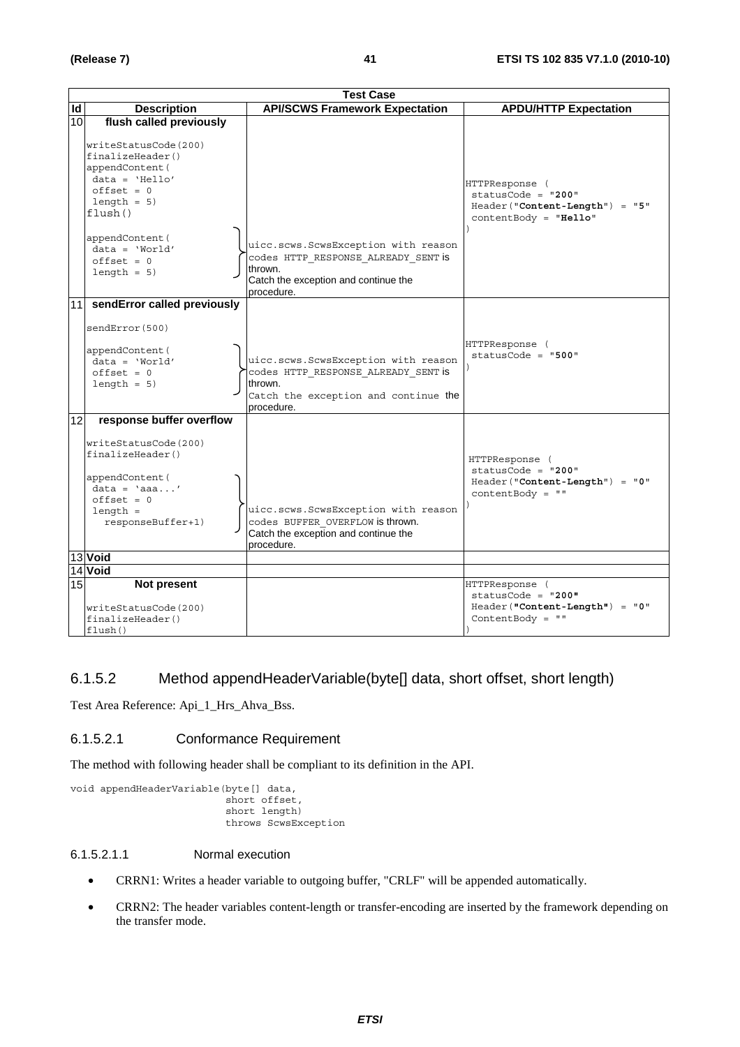| Test Case | | | |
|---|---|---|---|
| **Id** | **Description** | **API/SCWS Framework Expectation** | **APDU/HTTP Expectation** |
| 10 | **flush called previously**<br><br>writeStatusCode(200)<br>finalizeHeader()<br>appendContent(<br>data = 'Hello'<br>offset = 0<br>length = 5)<br>flush()<br><br>appendContent(<br>data = 'World'<br>offset = 0<br>length = 5) | uicc.scws.ScwsException with reason codes HTTP_RESPONSE_ALREADY_SENT is thrown.<br>Catch the exception and continue the procedure. | HTTPResponse (<br>statusCode = "**200**"<br>Header("**Content-Length**") = "**5**"<br>contentBody = "**Hello**"<br>) |
| 11 | **sendError called previously**<br><br>sendError(500)<br><br>appendContent(<br>data = 'World'<br>offset = 0<br>length = 5) | uicc.scws.ScwsException with reason codes HTTP_RESPONSE_ALREADY_SENT is thrown.<br>Catch the exception and continue the procedure. | HTTPResponse (<br>statusCode = "**500**"<br>) |
| 12 | **response buffer overflow**<br><br>writeStatusCode(200)<br>finalizeHeader()<br><br>appendContent(<br>data = 'aaa...'<br>offset = 0<br>length =<br>responseBuffer+1) | uicc.scws.ScwsException with reason codes BUFFER_OVERFLOW is thrown.<br>Catch the exception and continue the procedure. | HTTPResponse (<br>statusCode = "**200**"<br>Header("**Content-Length**") = "**0**"<br>contentBody = ""<br>) |
| 13 | **Void** | | |
| 14 | **Void** | | |
| 15 | **Not present**<br><br>writeStatusCode(200)<br>finalizeHeader()<br>flush() | | HTTPResponse (<br>statusCode = "**200**"<br>Header("**Content-Length**") = "**0**"<br>ContentBody = ""<br>) |

### 6.1.5.2 Method appendHeaderVariable(byte[] data, short offset, short length)

Test Area Reference: Api_1_Hrs_Ahva_Bss.

#### 6.1.5.2.1 Conformance Requirement

The method with following header shall be compliant to its definition in the API.

```
void appendHeaderVariable(byte[] data,
                          short offset,
                          short length)
                          throws ScwsException
```

##### 6.1.5.2.1.1 Normal execution

- CRRN1: Writes a header variable to outgoing buffer, "CRLF" will be appended automatically.
- CRRN2: The header variables content-length or transfer-encoding are inserted by the framework depending on the transfer mode.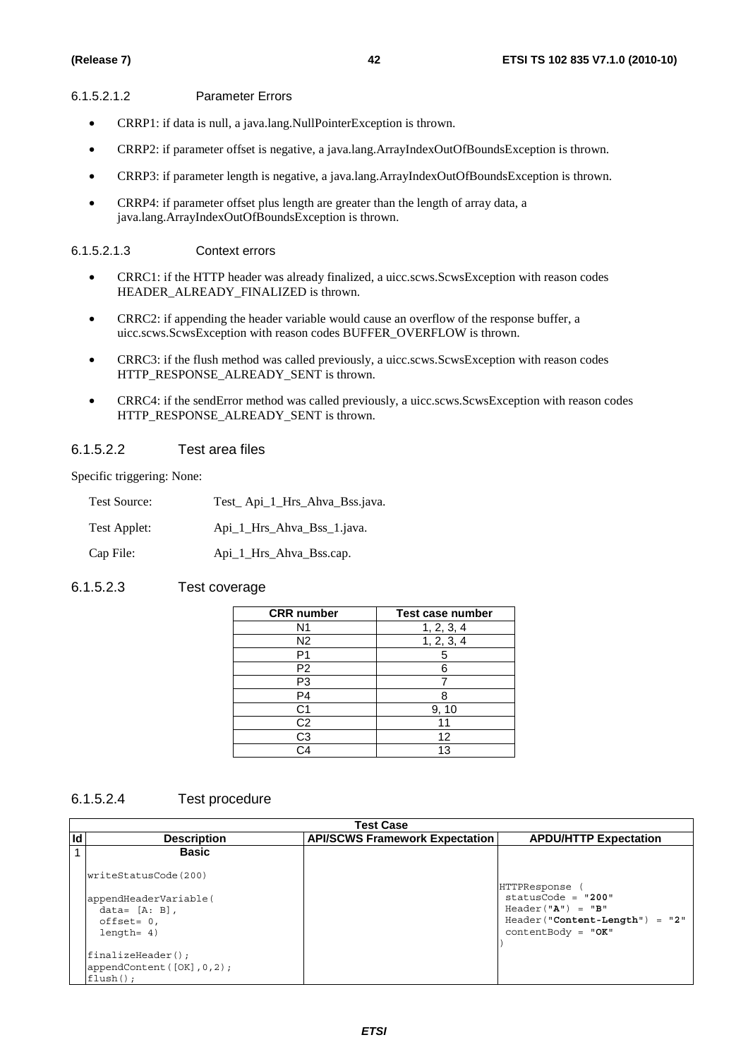#### 6.1.5.2.1.2 Parameter Errors

- CRRP1: if data is null, a java.lang.NullPointerException is thrown.
- CRRP2: if parameter offset is negative, a java.lang.ArrayIndexOutOfBoundsException is thrown.
- CRRP3: if parameter length is negative, a java.lang.ArrayIndexOutOfBoundsException is thrown.
- CRRP4: if parameter offset plus length are greater than the length of array data, a java.lang.ArrayIndexOutOfBoundsException is thrown.

#### 6.1.5.2.1.3 Context errors

- CRRC1: if the HTTP header was already finalized, a uicc.scws.ScwsException with reason codes HEADER_ALREADY_FINALIZED is thrown.
- CRRC2: if appending the header variable would cause an overflow of the response buffer, a uicc.scws.ScwsException with reason codes BUFFER_OVERFLOW is thrown.
- CRRC3: if the flush method was called previously, a uicc.scws.ScwsException with reason codes HTTP_RESPONSE_ALREADY_SENT is thrown.
- CRRC4: if the sendError method was called previously, a uicc.scws.ScwsException with reason codes HTTP_RESPONSE_ALREADY_SENT is thrown.

### 6.1.5.2.2 Test area files

Specific triggering: None:

| | |
|---|---|
| Test Source: | Test_ Api_1_Hrs_Ahva_Bss.java. |
| Test Applet: | Api_1_Hrs_Ahva_Bss_1.java. |
| Cap File: | Api_1_Hrs_Ahva_Bss.cap. |

### 6.1.5.2.3 Test coverage

| CRR number | Test case number |
|---|---|
| N1 | 1, 2, 3, 4 |
| N2 | 1, 2, 3, 4 |
| P1 | 5 |
| P2 | 6 |
| P3 | 7 |
| P4 | 8 |
| C1 | 9, 10 |
| C2 | 11 |
| C3 | 12 |
| C4 | 13 |

### 6.1.5.2.4 Test procedure

| Id | Description | API/SCWS Framework Expectation | APDU/HTTP Expectation |
|---|---|---|---|
| 1 | **Basic**<br><br>writeStatusCode(200)<br><br>appendHeaderVariable(<br>data= [A: B],<br>offset= 0,<br>length= 4)<br><br>finalizeHeader();<br>appendContent([OK],0,2);<br>flush(); | | HTTPResponse (<br>statusCode = "**200**"<br>Header("**A**") = "**B**"<br>Header("**Content-Length**") = "**2**"<br>contentBody = "**OK**"<br>) |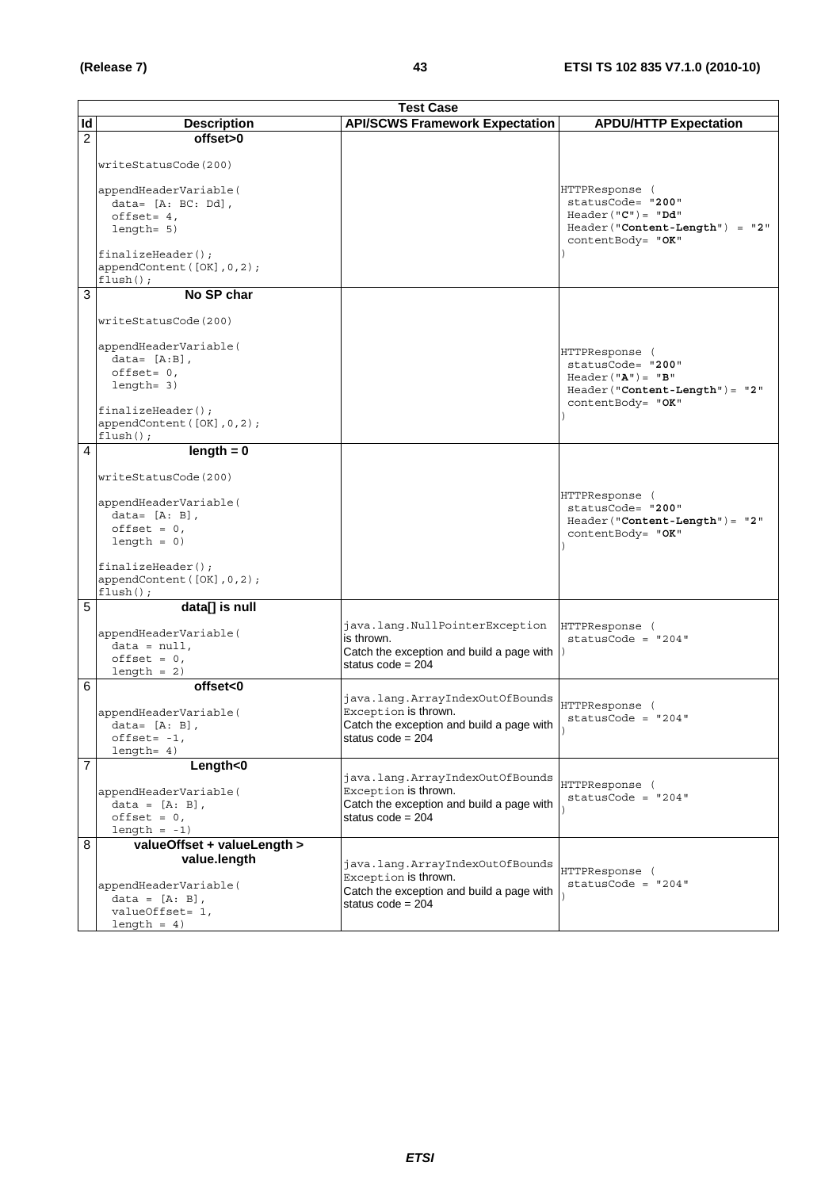| Test Case | | | |
|---|---|---|---|
| **Id** | **Description** | **API/SCWS Framework Expectation** | **APDU/HTTP Expectation** |
| 2 | **offset>0**<br><br>writeStatusCode(200)<br><br>appendHeaderVariable(<br>data= [A: BC: Dd],<br>offset= 4,<br>length= 5)<br><br>finalizeHeader();<br>appendContent([OK],0,2);<br>flush(); | | HTTPResponse (<br>statusCode= "**200**"<br>Header("**C**")= "**Dd**"<br>Header("**Content-Length**") = "**2**"<br>contentBody= "**OK**"<br>) |
| 3 | **No SP char**<br><br>writeStatusCode(200)<br><br>appendHeaderVariable(<br>data= [A:B],<br>offset= 0,<br>length= 3)<br><br>finalizeHeader();<br>appendContent([OK],0,2);<br>flush(); | | HTTPResponse (<br>statusCode= "**200**"<br>Header("**A**")= "**B**"<br>Header("**Content-Length**")= "**2**"<br>contentBody= "**OK**"<br>) |
| 4 | **length = 0**<br><br>writeStatusCode(200)<br><br>appendHeaderVariable(<br>data= [A: B],<br>offset = 0,<br>length = 0)<br><br>finalizeHeader();<br>appendContent([OK],0,2);<br>flush(); | | HTTPResponse (<br>statusCode= "**200**"<br>Header("**Content-Length**")= "**2**"<br>contentBody= "**OK**"<br>) |
| 5 | **data[] is null**<br><br>appendHeaderVariable(<br>data = null,<br>offset = 0,<br>length = 2) | java.lang.NullPointerException is thrown.<br>Catch the exception and build a page with status code = 204 | HTTPResponse (<br>statusCode = "204"<br>) |
| 6 | **offset<0**<br><br>appendHeaderVariable(<br>data= [A: B],<br>offset= -1,<br>length= 4) | java.lang.ArrayIndexOutOfBoundsException is thrown.<br>Catch the exception and build a page with status code = 204 | HTTPResponse (<br>statusCode = "204"<br>) |
| 7 | **Length<0**<br><br>appendHeaderVariable(<br>data = [A: B],<br>offset = 0,<br>length = -1) | java.lang.ArrayIndexOutOfBoundsException is thrown.<br>Catch the exception and build a page with status code = 204 | HTTPResponse (<br>statusCode = "204"<br>) |
| 8 | **valueOffset + valueLength > value.length**<br><br>appendHeaderVariable(<br>data = [A: B],<br>valueOffset= 1,<br>length = 4) | java.lang.ArrayIndexOutOfBoundsException is thrown.<br>Catch the exception and build a page with status code = 204 | HTTPResponse (<br>statusCode = "204"<br>) |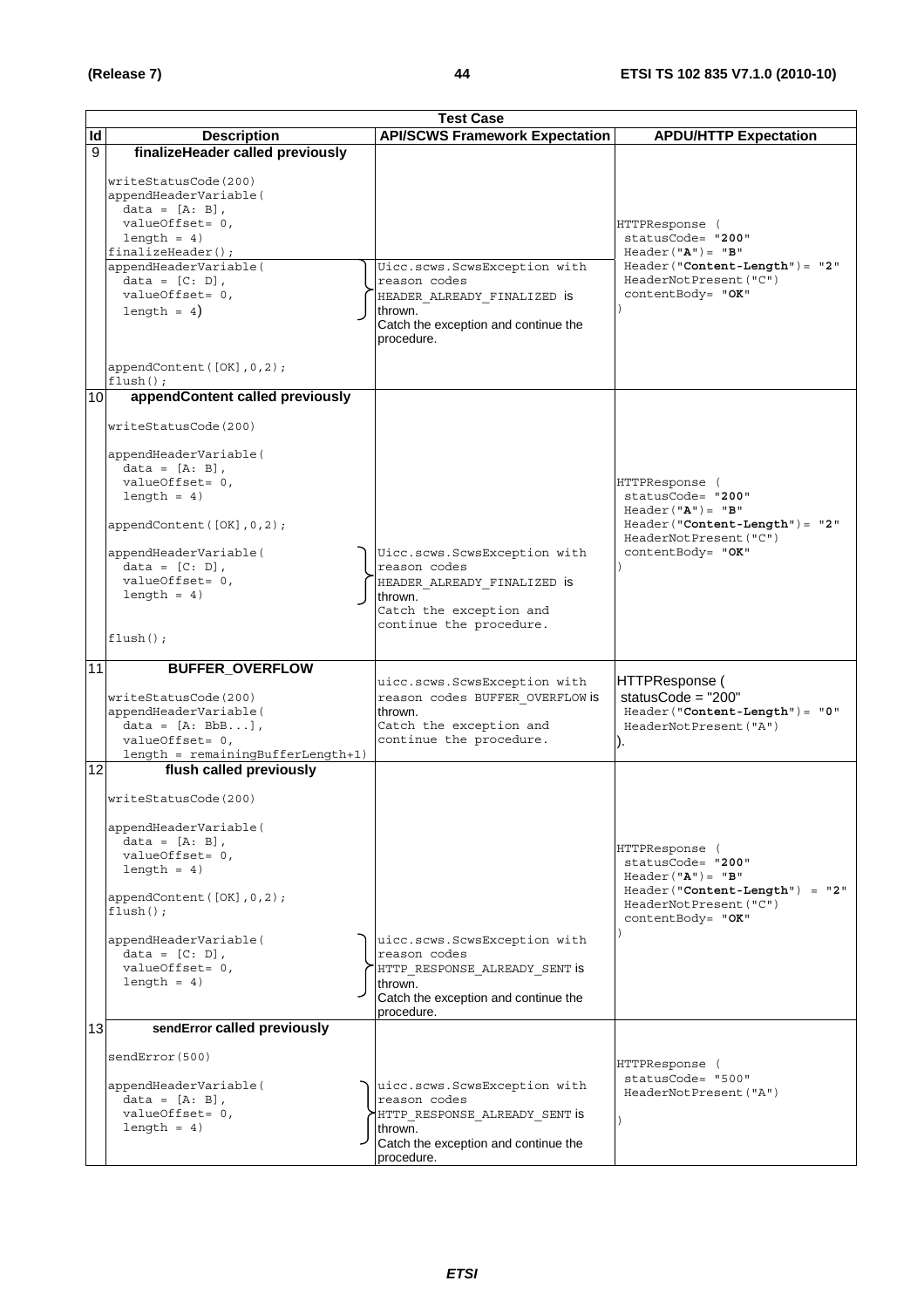| Test Case | | | |
|---|---|---|---|
| **Id** | **Description** | **API/SCWS Framework Expectation** | **APDU/HTTP Expectation** |
| 9 | **finalizeHeader called previously**<br><br>writeStatusCode(200)<br>appendHeaderVariable(<br>  data = [A: B],<br>  valueOffset= 0,<br>  length = 4)<br>finalizeHeader();<br>appendHeaderVariable(<br>  data = [C: D],<br>  valueOffset= 0,<br>  length = 4)<br><br>appendContent([OK],0,2);<br>flush(); | <br><br><br><br><br><br><br><br>Uicc.scws.ScwsException with reason codes HEADER_ALREADY_FINALIZED is thrown.<br>Catch the exception and continue the procedure. | HTTPResponse (<br> statusCode= "**200**"<br> Header("**A**")= "**B**"<br> Header("**Content-Length**")= "**2**"<br> HeaderNotPresent("C")<br> contentBody= "**OK**"<br>) |
| 10 | **appendContent called previously**<br><br>writeStatusCode(200)<br><br>appendHeaderVariable(<br>  data = [A: B],<br>  valueOffset= 0,<br>  length = 4)<br><br>appendContent([OK],0,2);<br><br>appendHeaderVariable(<br>  data = [C: D],<br>  valueOffset= 0,<br>  length = 4)<br><br>flush(); | <br><br><br><br><br><br><br><br><br><br>Uicc.scws.ScwsException with reason codes HEADER_ALREADY_FINALIZED is thrown.<br>Catch the exception and continue the procedure. | HTTPResponse (<br> statusCode= "**200**"<br> Header("**A**")= "**B**"<br> Header("**Content-Length**")= "**2**"<br> HeaderNotPresent("C")<br> contentBody= "**OK**"<br>) |
| 11 | **BUFFER_OVERFLOW**<br><br>writeStatusCode(200)<br>appendHeaderVariable(<br>  data = [A: BbB...],<br>  valueOffset= 0,<br>  length = remainingBufferLength+1) | uicc.scws.ScwsException with reason codes BUFFER_OVERFLOW is thrown.<br>Catch the exception and continue the procedure. | HTTPResponse (<br> statusCode = "200"<br> Header("**Content-Length**")= "**0**"<br> HeaderNotPresent("A")<br>). |
| 12 | **flush called previously**<br><br>writeStatusCode(200)<br><br>appendHeaderVariable(<br>  data = [A: B],<br>  valueOffset= 0,<br>  length = 4)<br><br>appendContent([OK],0,2);<br>flush();<br><br>appendHeaderVariable(<br>  data = [C: D],<br>  valueOffset= 0,<br>  length = 4) | <br><br><br><br><br><br><br><br><br><br><br>uicc.scws.ScwsException with reason codes HTTP_RESPONSE_ALREADY_SENT is thrown.<br>Catch the exception and continue the procedure. | HTTPResponse (<br> statusCode= "**200**"<br> Header("**A**")= "**B**"<br> Header("**Content-Length**") = "**2**"<br> HeaderNotPresent("C")<br> contentBody= "**OK**"<br>) |
| 13 | **sendError called previously**<br><br>sendError(500)<br><br>appendHeaderVariable(<br>  data = [A: B],<br>  valueOffset= 0,<br>  length = 4) | <br><br><br><br>uicc.scws.ScwsException with reason codes HTTP_RESPONSE_ALREADY_SENT is thrown.<br>Catch the exception and continue the procedure. | HTTPResponse (<br> statusCode= "500"<br> HeaderNotPresent("A")<br><br>) |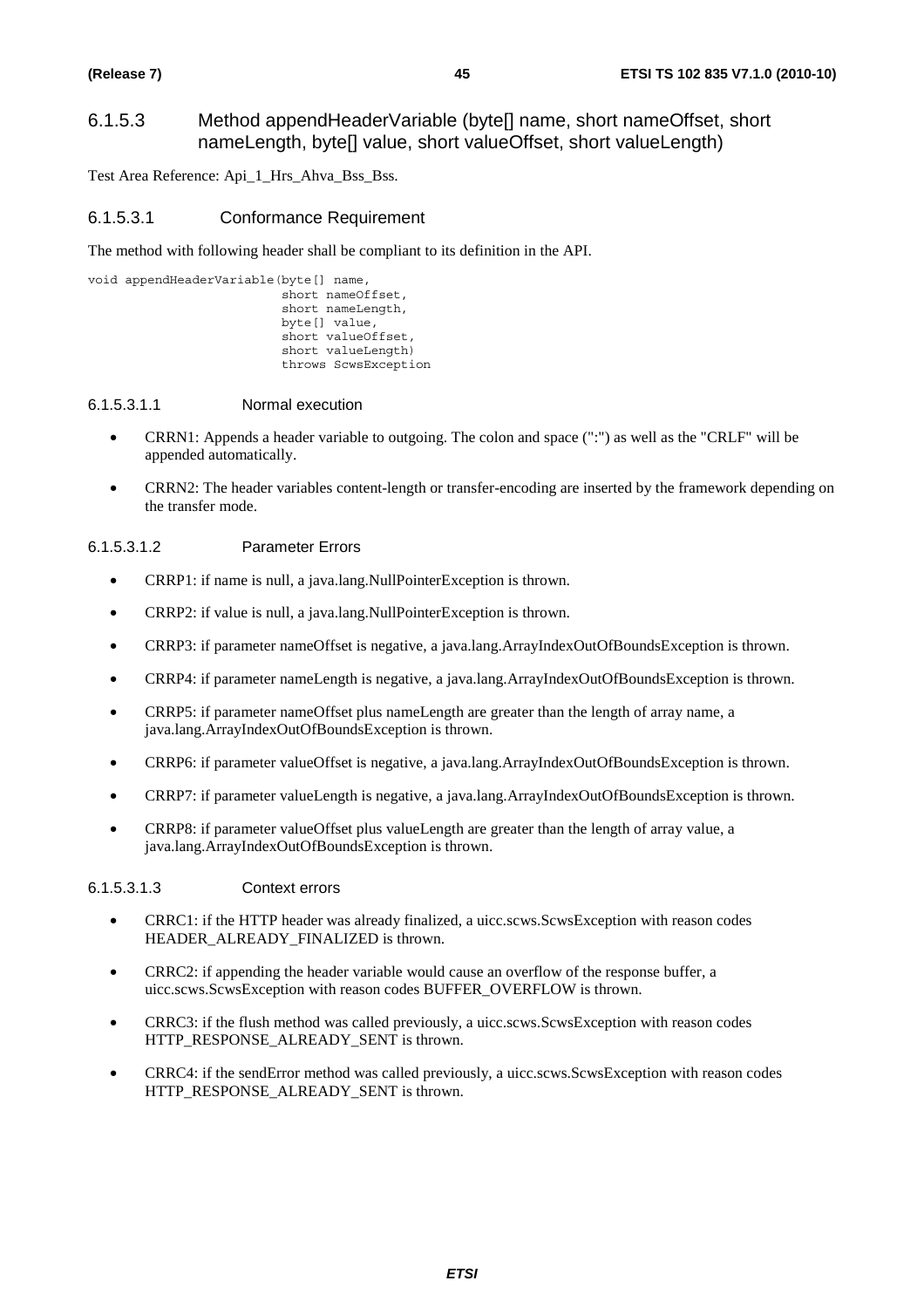### 6.1.5.3 Method appendHeaderVariable (byte[] name, short nameOffset, short nameLength, byte[] value, short valueOffset, short valueLength)

Test Area Reference: Api_1_Hrs_Ahva_Bss_Bss.

#### 6.1.5.3.1 Conformance Requirement

The method with following header shall be compliant to its definition in the API.

```
void appendHeaderVariable(byte[] name,
                          short nameOffset,
                          short nameLength,
                          byte[] value,
                          short valueOffset,
                          short valueLength)
                          throws ScwsException
```

##### 6.1.5.3.1.1 Normal execution

- CRRN1: Appends a header variable to outgoing. The colon and space (":") as well as the "CRLF" will be appended automatically.
- CRRN2: The header variables content-length or transfer-encoding are inserted by the framework depending on the transfer mode.

##### 6.1.5.3.1.2 Parameter Errors

- CRRP1: if name is null, a java.lang.NullPointerException is thrown.
- CRRP2: if value is null, a java.lang.NullPointerException is thrown.
- CRRP3: if parameter nameOffset is negative, a java.lang.ArrayIndexOutOfBoundsException is thrown.
- CRRP4: if parameter nameLength is negative, a java.lang.ArrayIndexOutOfBoundsException is thrown.
- CRRP5: if parameter nameOffset plus nameLength are greater than the length of array name, a java.lang.ArrayIndexOutOfBoundsException is thrown.
- CRRP6: if parameter valueOffset is negative, a java.lang.ArrayIndexOutOfBoundsException is thrown.
- CRRP7: if parameter valueLength is negative, a java.lang.ArrayIndexOutOfBoundsException is thrown.
- CRRP8: if parameter valueOffset plus valueLength are greater than the length of array value, a java.lang.ArrayIndexOutOfBoundsException is thrown.

##### 6.1.5.3.1.3 Context errors

- CRRC1: if the HTTP header was already finalized, a uicc.scws.ScwsException with reason codes HEADER_ALREADY_FINALIZED is thrown.
- CRRC2: if appending the header variable would cause an overflow of the response buffer, a uicc.scws.ScwsException with reason codes BUFFER_OVERFLOW is thrown.
- CRRC3: if the flush method was called previously, a uicc.scws.ScwsException with reason codes HTTP_RESPONSE_ALREADY_SENT is thrown.
- CRRC4: if the sendError method was called previously, a uicc.scws.ScwsException with reason codes HTTP_RESPONSE_ALREADY_SENT is thrown.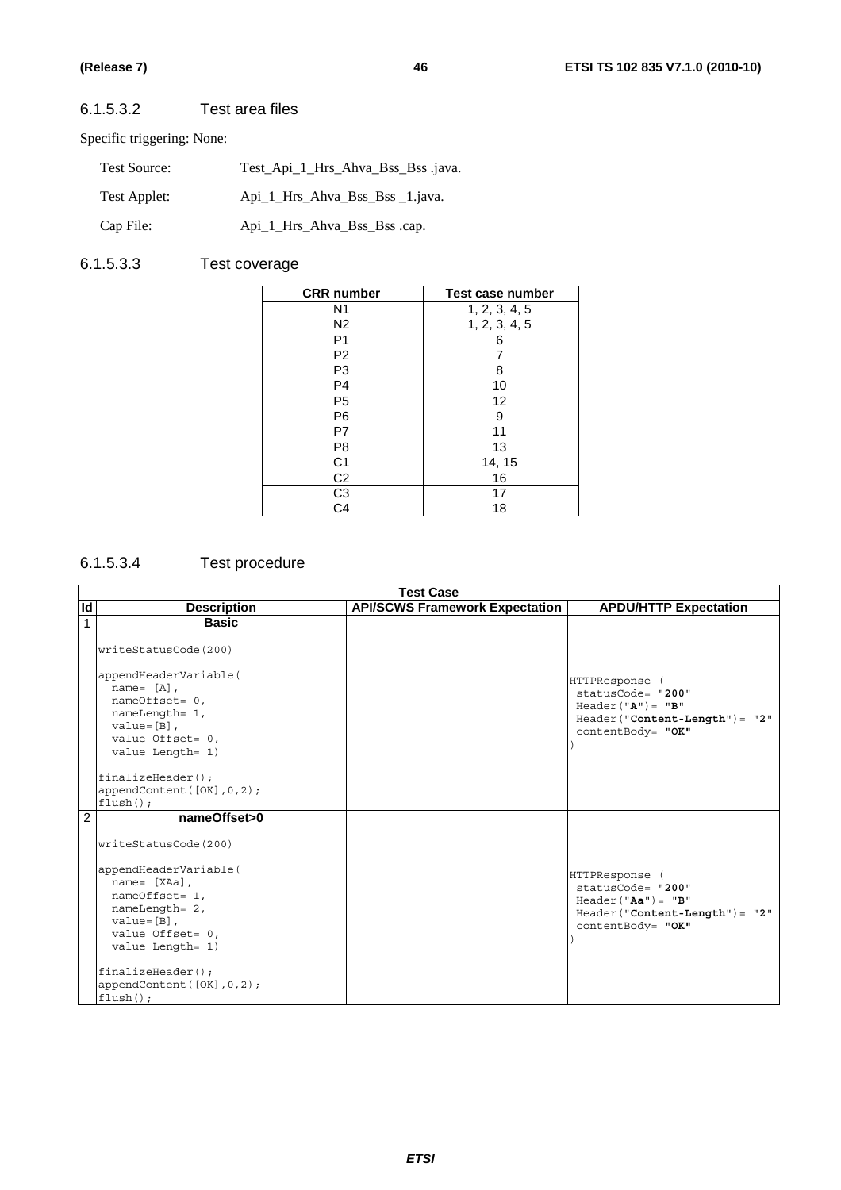#### 6.1.5.3.2 Test area files

Specific triggering: None:

| | |
|---|---|
| Test Source: | Test_Api_1_Hrs_Ahva_Bss_Bss .java. |
| Test Applet: | Api_1_Hrs_Ahva_Bss_Bss _1.java. |
| Cap File: | Api_1_Hrs_Ahva_Bss_Bss .cap. |

#### 6.1.5.3.3 Test coverage

| CRR number | Test case number |
|---|---|
| N1 | 1, 2, 3, 4, 5 |
| N2 | 1, 2, 3, 4, 5 |
| P1 | 6 |
| P2 | 7 |
| P3 | 8 |
| P4 | 10 |
| P5 | 12 |
| P6 | 9 |
| P7 | 11 |
| P8 | 13 |
| C1 | 14, 15 |
| C2 | 16 |
| C3 | 17 |
| C4 | 18 |

#### 6.1.5.3.4 Test procedure

| Test Case | | | |
|---|---|---|---|
| **Id** | **Description** | **API/SCWS Framework Expectation** | **APDU/HTTP Expectation** |
| 1 | **Basic**<br><br>writeStatusCode(200)<br><br>appendHeaderVariable(<br>  name= [A],<br>  nameOffset= 0,<br>  nameLength= 1,<br>  value=[B],<br>  value Offset= 0,<br>  value Length= 1)<br><br>finalizeHeader();<br>appendContent([OK],0,2);<br>flush(); | | HTTPResponse (<br> statusCode= "**200**"<br> Header("**A**")= "**B**"<br> Header("**Content-Length**")= "**2**"<br> contentBody= "**OK**"<br>) |
| 2 | **nameOffset>0**<br><br>writeStatusCode(200)<br><br>appendHeaderVariable(<br>  name= [XAa],<br>  nameOffset= 1,<br>  nameLength= 2,<br>  value=[B],<br>  value Offset= 0,<br>  value Length= 1)<br><br>finalizeHeader();<br>appendContent([OK],0,2);<br>flush(); | | HTTPResponse (<br> statusCode= "**200**"<br> Header("**Aa**")= "**B**"<br> Header("**Content-Length**")= "**2**"<br> contentBody= "**OK**"<br>) |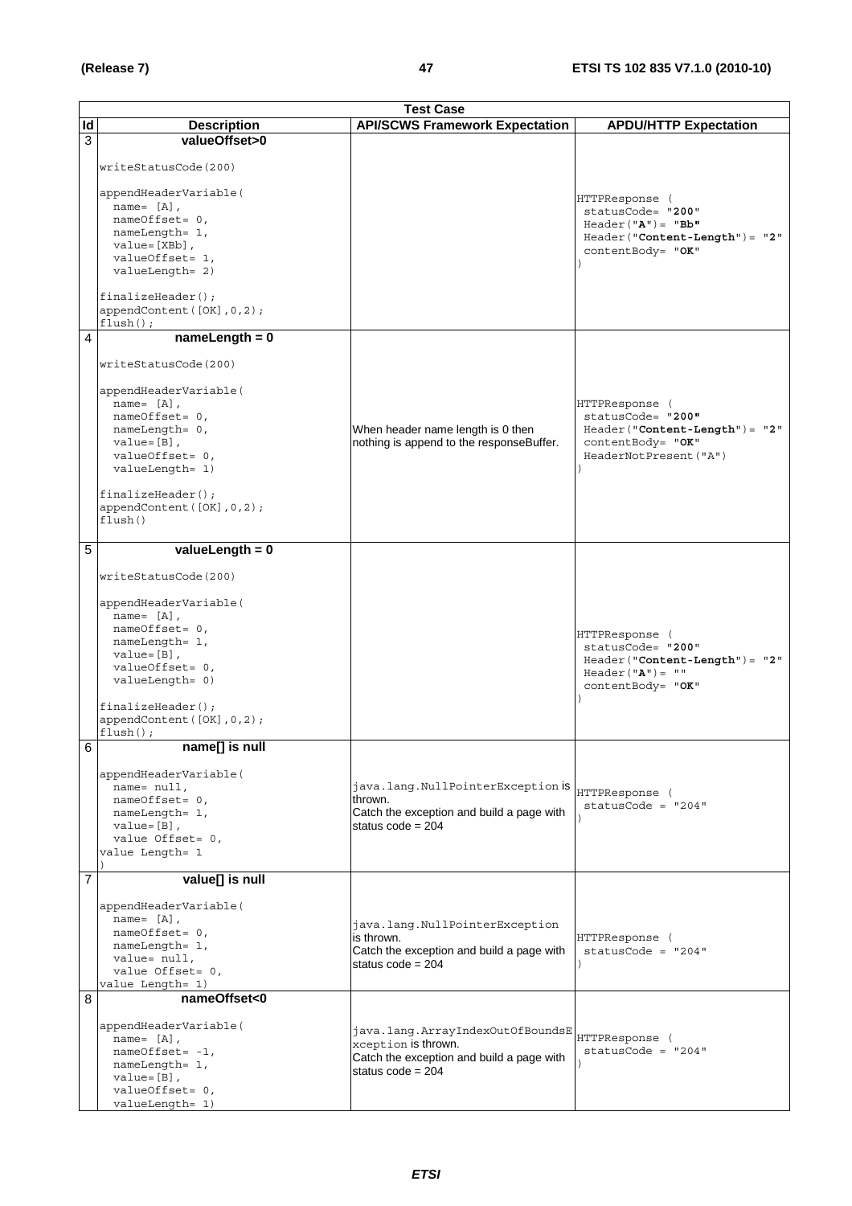| Test Case | | | |
|---|---|---|---|
| **Id** | **Description** | **API/SCWS Framework Expectation** | **APDU/HTTP Expectation** |
| 3 | **valueOffset>0**<br><br>writeStatusCode(200)<br><br>appendHeaderVariable(<br>name= [A],<br>nameOffset= 0,<br>nameLength= 1,<br>value=[XBb],<br>valueOffset= 1,<br>valueLength= 2)<br><br>finalizeHeader();<br>appendContent([OK],0,2);<br>flush(); | | HTTPResponse (<br>statusCode= "**200**"<br>Header("**A**")= "**Bb**"<br>Header("**Content-Length**")= "**2**"<br>contentBody= "**OK**"<br>) |
| 4 | **nameLength = 0**<br><br>writeStatusCode(200)<br><br>appendHeaderVariable(<br>name= [A],<br>nameOffset= 0,<br>nameLength= 0,<br>value=[B],<br>valueOffset= 0,<br>valueLength= 1)<br><br>finalizeHeader();<br>appendContent([OK],0,2);<br>flush() | When header name length is 0 then nothing is append to the responseBuffer. | HTTPResponse (<br>statusCode= "**200**"<br>Header("**Content-Length**")= "**2**"<br>contentBody= "**OK**"<br>HeaderNotPresent("A")<br>) |
| 5 | **valueLength = 0**<br><br>writeStatusCode(200)<br><br>appendHeaderVariable(<br>name= [A],<br>nameOffset= 0,<br>nameLength= 1,<br>value=[B],<br>valueOffset= 0,<br>valueLength= 0)<br><br>finalizeHeader();<br>appendContent([OK],0,2);<br>flush(); | | HTTPResponse (<br>statusCode= "**200**"<br>Header("**Content-Length**")= "**2**"<br>Header("**A**")= ""<br>contentBody= "**OK**"<br>) |
| 6 | **name[] is null**<br><br>appendHeaderVariable(<br>name= null,<br>nameOffset= 0,<br>nameLength= 1,<br>value=[B],<br>value Offset= 0,<br>value Length= 1<br>) | java.lang.NullPointerException is thrown.<br>Catch the exception and build a page with status code = 204 | HTTPResponse (<br>statusCode = "204"<br>) |
| 7 | **value[] is null**<br><br>appendHeaderVariable(<br>name= [A],<br>nameOffset= 0,<br>nameLength= 1,<br>value= null,<br>value Offset= 0,<br>value Length= 1) | java.lang.NullPointerException is thrown.<br>Catch the exception and build a page with status code = 204 | HTTPResponse (<br>statusCode = "204"<br>) |
| 8 | **nameOffset<0**<br><br>appendHeaderVariable(<br>name= [A],<br>nameOffset= -1,<br>nameLength= 1,<br>value=[B],<br>valueOffset= 0,<br>valueLength= 1) | java.lang.ArrayIndexOutOfBoundsException is thrown.<br>Catch the exception and build a page with status code = 204 | HTTPResponse (<br>statusCode = "204"<br>) |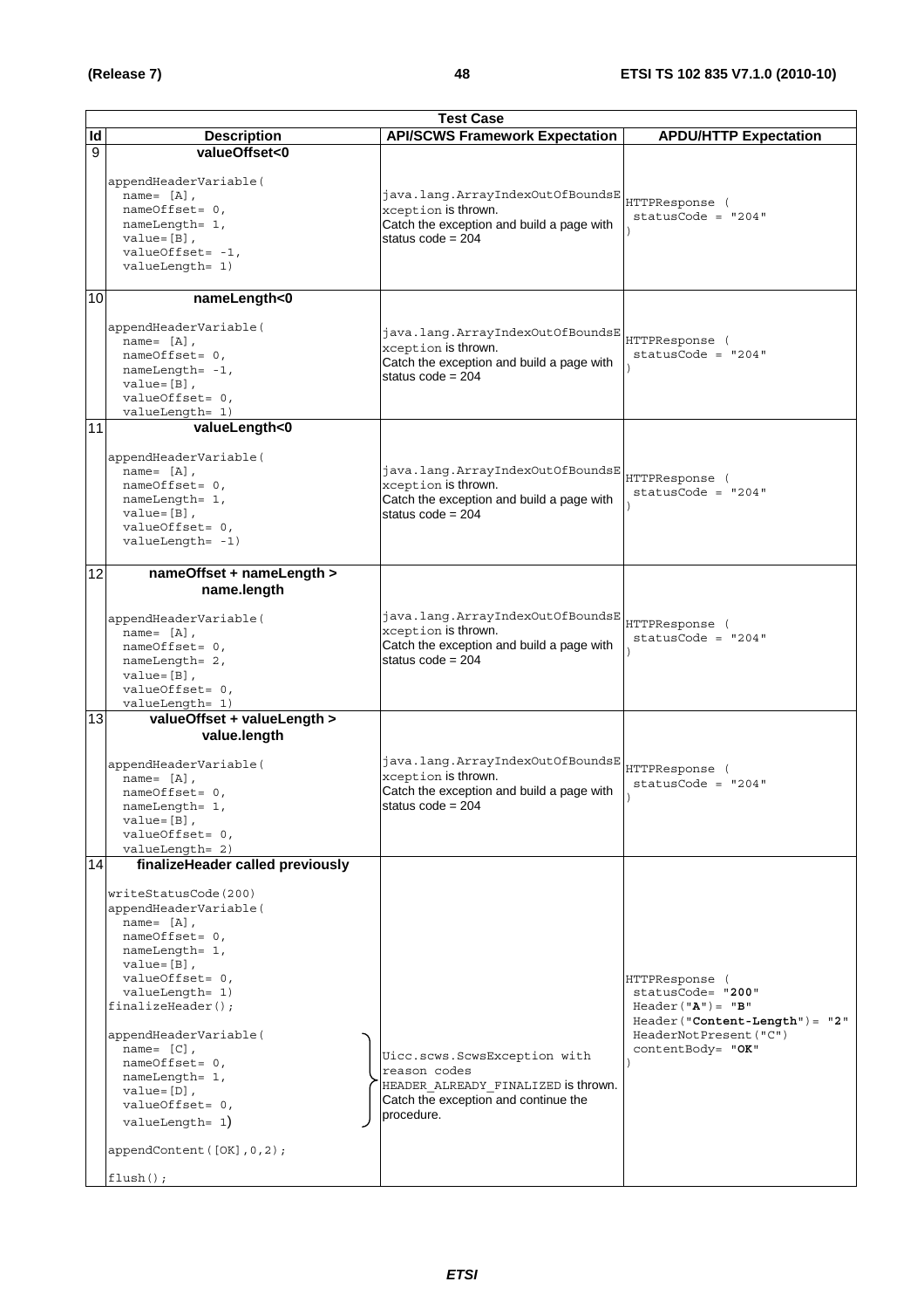| Test Case | | | |
|---|---|---|---|
| **Id** | **Description** | **API/SCWS Framework Expectation** | **APDU/HTTP Expectation** |
| 9 | **valueOffset<0**<br><br>appendHeaderVariable(<br>name= [A],<br>nameOffset= 0,<br>nameLength= 1,<br>value=[B],<br>valueOffset= -1,<br>valueLength= 1) | java.lang.ArrayIndexOutOfBoundsException is thrown.<br>Catch the exception and build a page with status code = 204 | HTTPResponse (<br>statusCode = "204"<br>) |
| 10 | **nameLength<0**<br><br>appendHeaderVariable(<br>name= [A],<br>nameOffset= 0,<br>nameLength= -1,<br>value=[B],<br>valueOffset= 0,<br>valueLength= 1) | java.lang.ArrayIndexOutOfBoundsException is thrown.<br>Catch the exception and build a page with status code = 204 | HTTPResponse (<br>statusCode = "204"<br>) |
| 11 | **valueLength<0**<br><br>appendHeaderVariable(<br>name= [A],<br>nameOffset= 0,<br>nameLength= 1,<br>value=[B],<br>valueOffset= 0,<br>valueLength= -1) | java.lang.ArrayIndexOutOfBoundsException is thrown.<br>Catch the exception and build a page with status code = 204 | HTTPResponse (<br>statusCode = "204"<br>) |
| 12 | **nameOffset + nameLength > name.length**<br><br>appendHeaderVariable(<br>name= [A],<br>nameOffset= 0,<br>nameLength= 2,<br>value=[B],<br>valueOffset= 0,<br>valueLength= 1) | java.lang.ArrayIndexOutOfBoundsException is thrown.<br>Catch the exception and build a page with status code = 204 | HTTPResponse (<br>statusCode = "204"<br>) |
| 13 | **valueOffset + valueLength > value.length**<br><br>appendHeaderVariable(<br>name= [A],<br>nameOffset= 0,<br>nameLength= 1,<br>value=[B],<br>valueOffset= 0,<br>valueLength= 2) | java.lang.ArrayIndexOutOfBoundsException is thrown.<br>Catch the exception and build a page with status code = 204 | HTTPResponse (<br>statusCode = "204"<br>) |
| 14 | **finalizeHeader called previously**<br><br>writeStatusCode(200)<br>appendHeaderVariable(<br>name= [A],<br>nameOffset= 0,<br>nameLength= 1,<br>value=[B],<br>valueOffset= 0,<br>valueLength= 1)<br>finalizeHeader();<br><br>appendHeaderVariable(<br>name= [C],<br>nameOffset= 0,<br>nameLength= 1,<br>value=[D],<br>valueOffset= 0,<br>valueLength= 1)<br><br>appendContent([OK],0,2);<br><br>flush(); | (for the second appendHeaderVariable call:)<br>Uicc.scws.ScwsException with reason codes HEADER_ALREADY_FINALIZED is thrown.<br>Catch the exception and continue the procedure. | HTTPResponse (<br>statusCode= "**200**"<br>Header("**A**")= "**B**"<br>Header("**Content-Length**")= "**2**"<br>HeaderNotPresent("C")<br>contentBody= "**OK**"<br>) |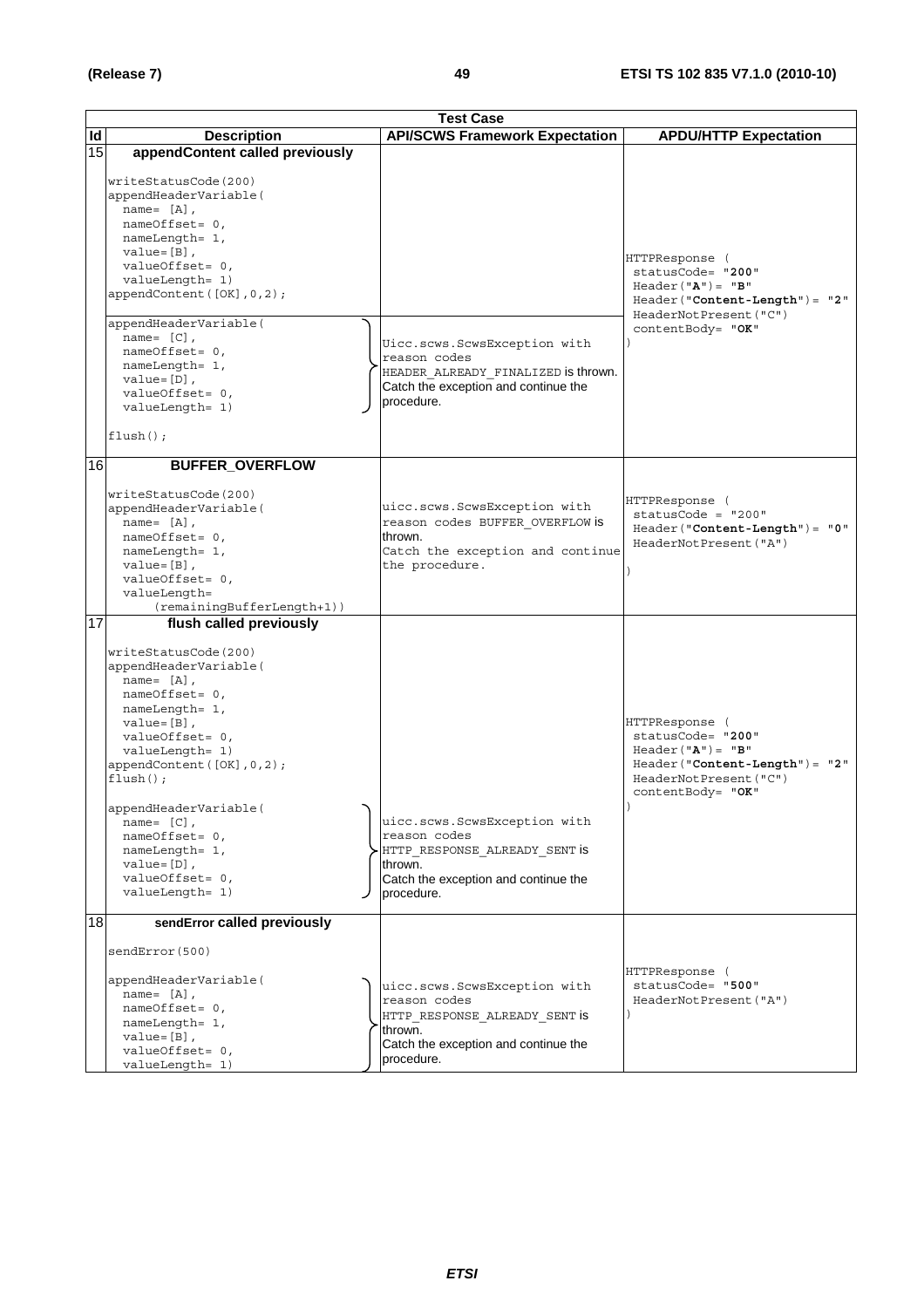| Test Case | | | |
|---|---|---|---|
| **Id** | **Description** | **API/SCWS Framework Expectation** | **APDU/HTTP Expectation** |
| 15 | **appendContent called previously**<br><br>writeStatusCode(200)<br>appendHeaderVariable(<br>name= [A],<br>nameOffset= 0,<br>nameLength= 1,<br>value=[B],<br>valueOffset= 0,<br>valueLength= 1)<br>appendContent([OK],0,2);<br><br>appendHeaderVariable(<br>name= [C],<br>nameOffset= 0,<br>nameLength= 1,<br>value=[D],<br>valueOffset= 0,<br>valueLength= 1)<br><br>flush(); | Uicc.scws.ScwsException with reason codes HEADER_ALREADY_FINALIZED is thrown. Catch the exception and continue the procedure. | HTTPResponse (<br>statusCode= "**200**"<br>Header("**A**")= "**B**"<br>Header("**Content-Length**")= "**2**"<br>HeaderNotPresent("C")<br>contentBody= "**OK**"<br>) |
| 16 | **BUFFER_OVERFLOW**<br><br>writeStatusCode(200)<br>appendHeaderVariable(<br>name= [A],<br>nameOffset= 0,<br>nameLength= 1,<br>value=[B],<br>valueOffset= 0,<br>valueLength=<br>(remainingBufferLength+1)) | uicc.scws.ScwsException with reason codes BUFFER_OVERFLOW is thrown.<br>Catch the exception and continue the procedure. | HTTPResponse (<br>statusCode = "200"<br>Header("**Content-Length**")= "**0**"<br>HeaderNotPresent("A")<br><br>) |
| 17 | **flush called previously**<br><br>writeStatusCode(200)<br>appendHeaderVariable(<br>name= [A],<br>nameOffset= 0,<br>nameLength= 1,<br>value=[B],<br>valueOffset= 0,<br>valueLength= 1)<br>appendContent([OK],0,2);<br>flush();<br><br>appendHeaderVariable(<br>name= [C],<br>nameOffset= 0,<br>nameLength= 1,<br>value=[D],<br>valueOffset= 0,<br>valueLength= 1) | uicc.scws.ScwsException with reason codes HTTP_RESPONSE_ALREADY_SENT is thrown.<br>Catch the exception and continue the procedure. | HTTPResponse (<br>statusCode= "**200**"<br>Header("**A**")= "**B**"<br>Header("**Content-Length**")= "**2**"<br>HeaderNotPresent("C")<br>contentBody= "**OK**"<br>) |
| 18 | **sendError called previously**<br><br>sendError(500)<br><br>appendHeaderVariable(<br>name= [A],<br>nameOffset= 0,<br>nameLength= 1,<br>value=[B],<br>valueOffset= 0,<br>valueLength= 1) | uicc.scws.ScwsException with reason codes HTTP_RESPONSE_ALREADY_SENT is thrown.<br>Catch the exception and continue the procedure. | HTTPResponse (<br>statusCode= "**500**"<br>HeaderNotPresent("A")<br>) |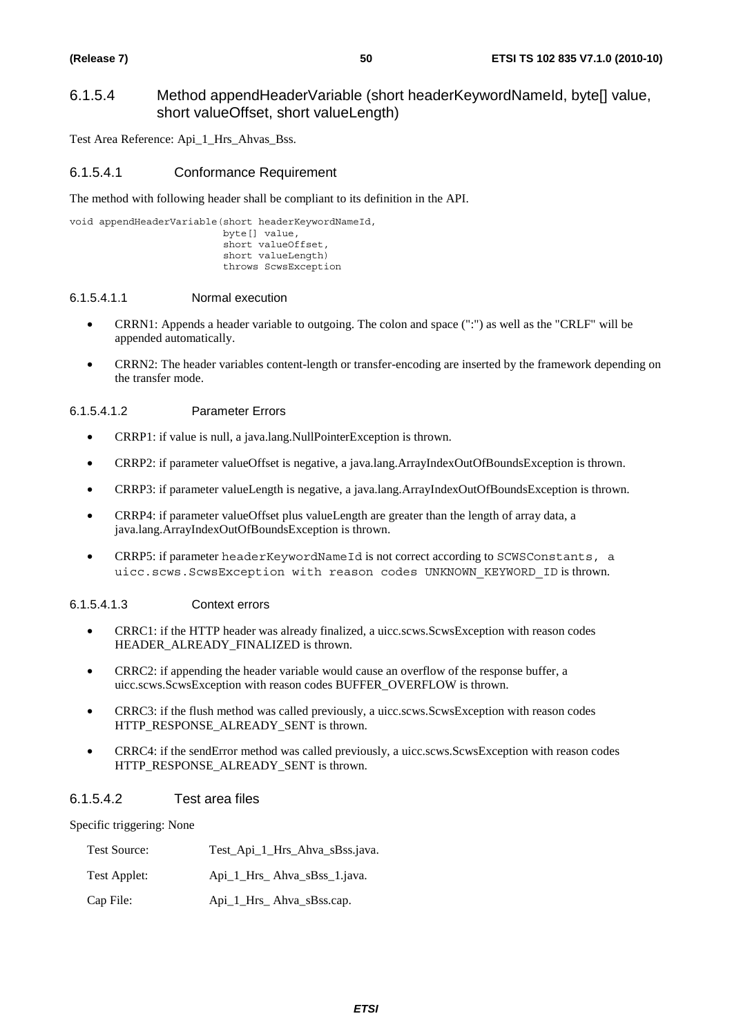### 6.1.5.4 Method appendHeaderVariable (short headerKeywordNameId, byte[] value, short valueOffset, short valueLength)

Test Area Reference: Api_1_Hrs_Ahvas_Bss.

#### 6.1.5.4.1 Conformance Requirement

The method with following header shall be compliant to its definition in the API.

```
void appendHeaderVariable(short headerKeywordNameId,
                          byte[] value,
                          short valueOffset,
                          short valueLength)
                          throws ScwsException
```

##### 6.1.5.4.1.1 Normal execution

- CRRN1: Appends a header variable to outgoing. The colon and space (":") as well as the "CRLF" will be appended automatically.
- CRRN2: The header variables content-length or transfer-encoding are inserted by the framework depending on the transfer mode.

##### 6.1.5.4.1.2 Parameter Errors

- CRRP1: if value is null, a java.lang.NullPointerException is thrown.
- CRRP2: if parameter valueOffset is negative, a java.lang.ArrayIndexOutOfBoundsException is thrown.
- CRRP3: if parameter valueLength is negative, a java.lang.ArrayIndexOutOfBoundsException is thrown.
- CRRP4: if parameter valueOffset plus valueLength are greater than the length of array data, a java.lang.ArrayIndexOutOfBoundsException is thrown.
- CRRP5: if parameter headerKeywordNameId is not correct according to SCWSConstants, a uicc.scws.ScwsException with reason codes UNKNOWN_KEYWORD_ID is thrown.

##### 6.1.5.4.1.3 Context errors

- CRRC1: if the HTTP header was already finalized, a uicc.scws.ScwsException with reason codes HEADER_ALREADY_FINALIZED is thrown.
- CRRC2: if appending the header variable would cause an overflow of the response buffer, a uicc.scws.ScwsException with reason codes BUFFER_OVERFLOW is thrown.
- CRRC3: if the flush method was called previously, a uicc.scws.ScwsException with reason codes HTTP_RESPONSE_ALREADY_SENT is thrown.
- CRRC4: if the sendError method was called previously, a uicc.scws.ScwsException with reason codes HTTP_RESPONSE_ALREADY_SENT is thrown.

#### 6.1.5.4.2 Test area files

Specific triggering: None

Test Source: Test_Api_1_Hrs_Ahva_sBss.java.

Test Applet: Api_1_Hrs_ Ahva_sBss_1.java.

Cap File: Api_1_Hrs_ Ahva_sBss.cap.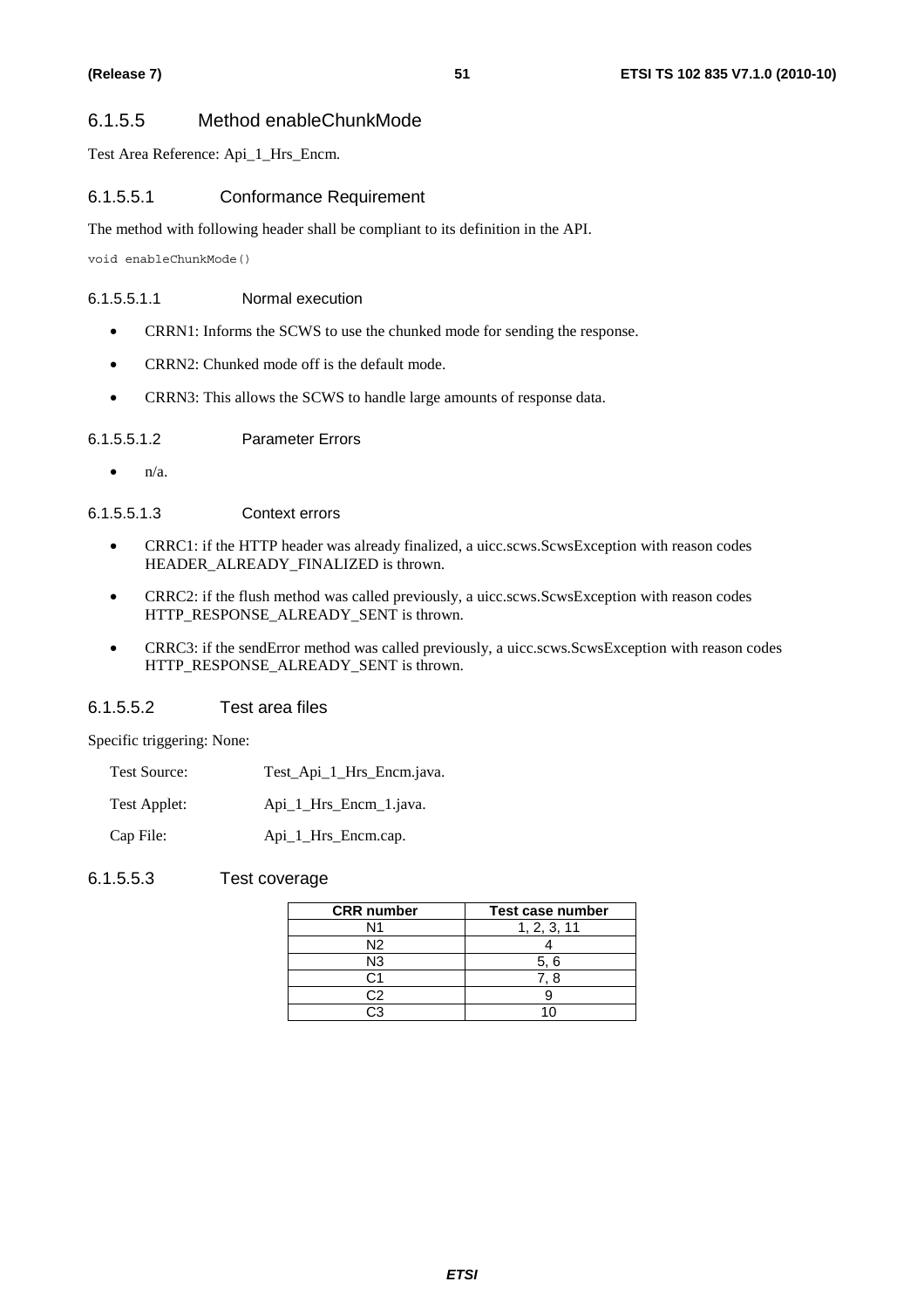### 6.1.5.5 Method enableChunkMode

Test Area Reference: Api_1_Hrs_Encm.

#### 6.1.5.5.1 Conformance Requirement

The method with following header shall be compliant to its definition in the API.

```
void enableChunkMode()
```

##### 6.1.5.5.1.1 Normal execution

- CRRN1: Informs the SCWS to use the chunked mode for sending the response.
- CRRN2: Chunked mode off is the default mode.
- CRRN3: This allows the SCWS to handle large amounts of response data.

##### 6.1.5.5.1.2 Parameter Errors

- n/a.

##### 6.1.5.5.1.3 Context errors

- CRRC1: if the HTTP header was already finalized, a uicc.scws.ScwsException with reason codes HEADER_ALREADY_FINALIZED is thrown.
- CRRC2: if the flush method was called previously, a uicc.scws.ScwsException with reason codes HTTP_RESPONSE_ALREADY_SENT is thrown.
- CRRC3: if the sendError method was called previously, a uicc.scws.ScwsException with reason codes HTTP_RESPONSE_ALREADY_SENT is thrown.

#### 6.1.5.5.2 Test area files

Specific triggering: None:

Test Source: Test_Api_1_Hrs_Encm.java.

Test Applet: Api_1_Hrs_Encm_1.java.

Cap File: Api_1_Hrs_Encm.cap.

#### 6.1.5.5.3 Test coverage

| CRR number | Test case number |
|---|---|
| N1 | 1, 2, 3, 11 |
| N2 | 4 |
| N3 | 5, 6 |
| C1 | 7, 8 |
| C2 | 9 |
| C3 | 10 |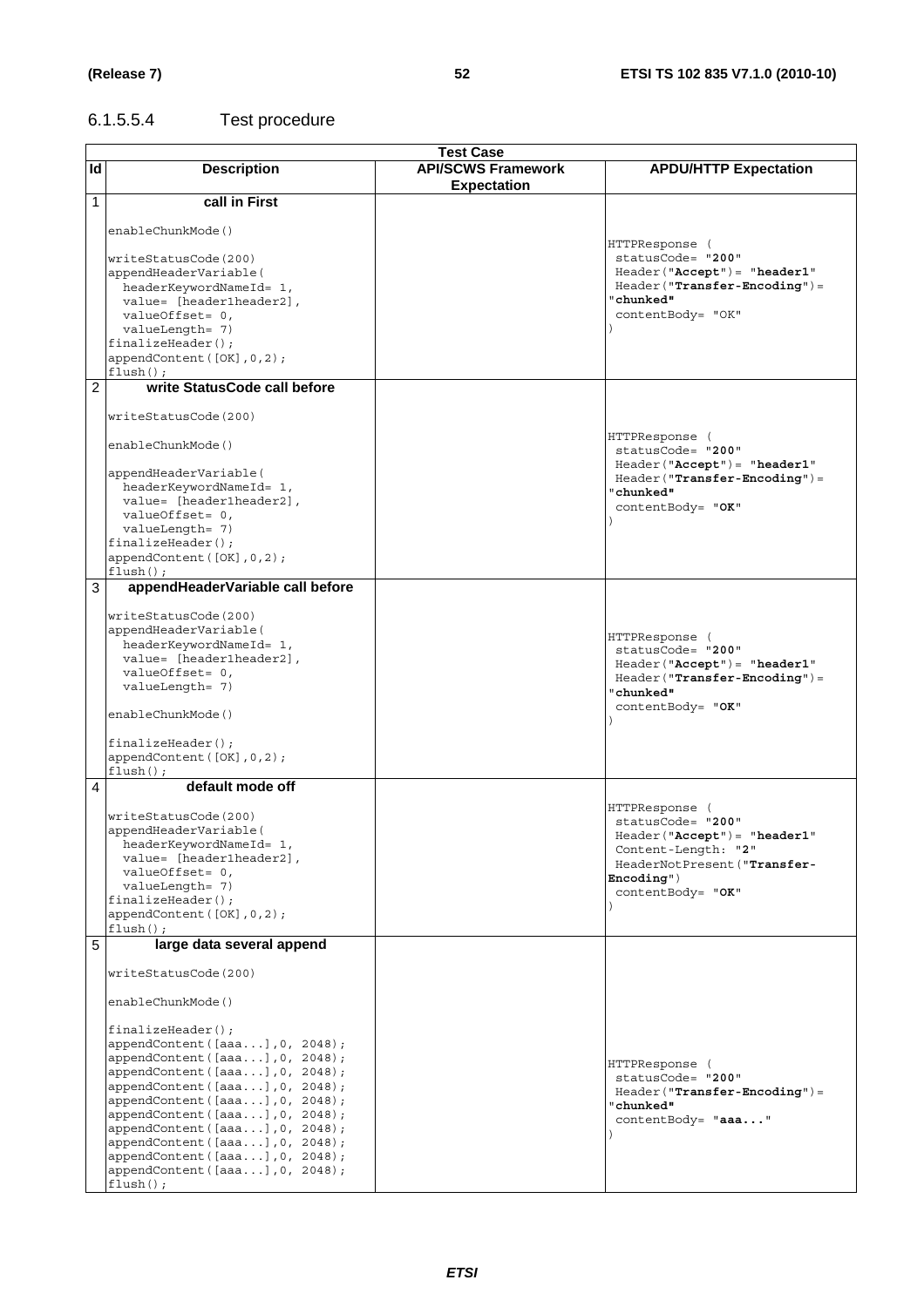#### 6.1.5.5.4 Test procedure

| Test Case | | | |
|---|---|---|---|
| **Id** | **Description** | **API/SCWS Framework Expectation** | **APDU/HTTP Expectation** |
| 1 | **call in First**<br><br>enableChunkMode()<br><br>writeStatusCode(200)<br>appendHeaderVariable(<br>headerKeywordNameId= 1,<br>value= [header1header2],<br>valueOffset= 0,<br>valueLength= 7)<br>finalizeHeader();<br>appendContent([OK],0,2);<br>flush(); | | HTTPResponse (<br>statusCode= "**200**"<br>Header("**Accept**")= "**header1**"<br>Header("**Transfer-Encoding**")= "**chunked**"<br>contentBody= "OK"<br>) |
| 2 | **write StatusCode call before**<br><br>writeStatusCode(200)<br><br>enableChunkMode()<br><br>appendHeaderVariable(<br>headerKeywordNameId= 1,<br>value= [header1header2],<br>valueOffset= 0,<br>valueLength= 7)<br>finalizeHeader();<br>appendContent([OK],0,2);<br>flush(); | | HTTPResponse (<br>statusCode= "**200**"<br>Header("**Accept**")= "**header1**"<br>Header("**Transfer-Encoding**")= "**chunked**"<br>contentBody= "**OK**"<br>) |
| 3 | **appendHeaderVariable call before**<br><br>writeStatusCode(200)<br>appendHeaderVariable(<br>headerKeywordNameId= 1,<br>value= [header1header2],<br>valueOffset= 0,<br>valueLength= 7)<br><br>enableChunkMode()<br><br>finalizeHeader();<br>appendContent([OK],0,2);<br>flush(); | | HTTPResponse (<br>statusCode= "**200**"<br>Header("**Accept**")= "**header1**"<br>Header("**Transfer-Encoding**")= "**chunked**"<br>contentBody= "**OK**"<br>) |
| 4 | **default mode off**<br><br>writeStatusCode(200)<br>appendHeaderVariable(<br>headerKeywordNameId= 1,<br>value= [header1header2],<br>valueOffset= 0,<br>valueLength= 7)<br>finalizeHeader();<br>appendContent([OK],0,2);<br>flush(); | | HTTPResponse (<br>statusCode= "**200**"<br>Header("**Accept**")= "**header1**"<br>Content-Length: "**2**"<br>HeaderNotPresent("**Transfer-Encoding**")<br>contentBody= "**OK**"<br>) |
| 5 | **large data several append**<br><br>writeStatusCode(200)<br><br>enableChunkMode()<br><br>finalizeHeader();<br>appendContent([aaa...],0, 2048);<br>appendContent([aaa...],0, 2048);<br>appendContent([aaa...],0, 2048);<br>appendContent([aaa...],0, 2048);<br>appendContent([aaa...],0, 2048);<br>appendContent([aaa...],0, 2048);<br>appendContent([aaa...],0, 2048);<br>appendContent([aaa...],0, 2048);<br>appendContent([aaa...],0, 2048);<br>appendContent([aaa...],0, 2048);<br>flush(); | | HTTPResponse (<br>statusCode= "**200**"<br>Header("**Transfer-Encoding**")= "**chunked**"<br>contentBody= "**aaa...**"<br>) |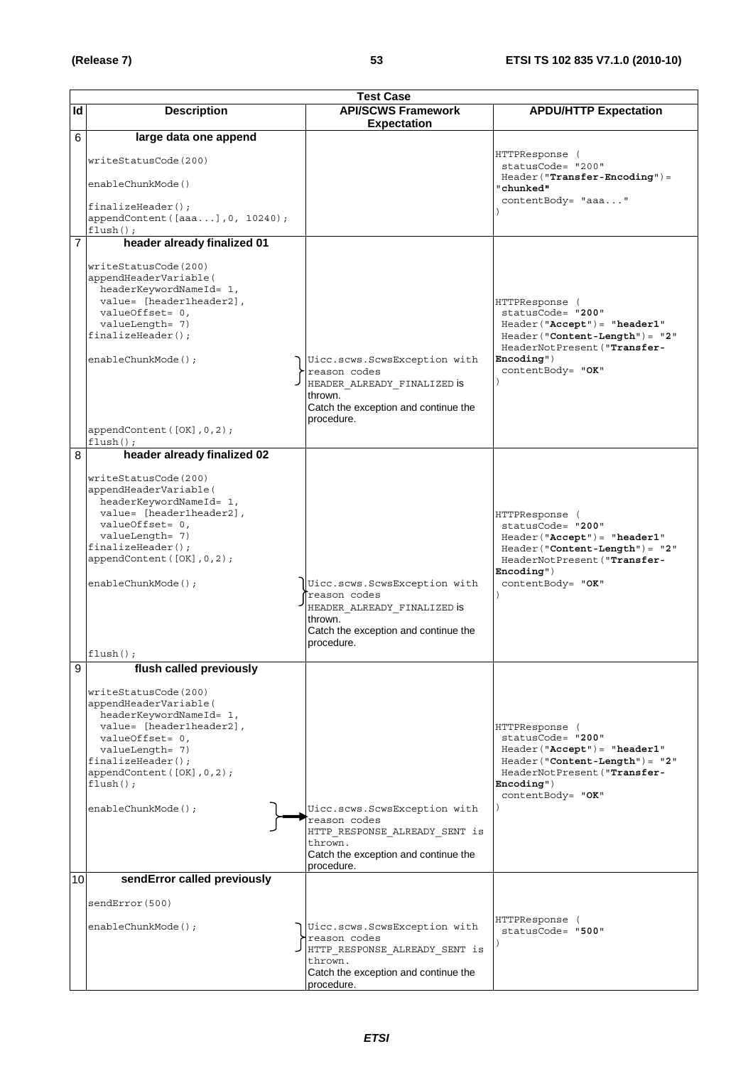| Test Case | | | |
|---|---|---|---|
| **Id** | **Description** | **API/SCWS Framework Expectation** | **APDU/HTTP Expectation** |
| 6 | **large data one append**<br><br>writeStatusCode(200)<br><br>enableChunkMode()<br><br>finalizeHeader();<br>appendContent([aaa...],0, 10240);<br>flush(); | | HTTPResponse (<br>statusCode= "200"<br>Header("**Transfer-Encoding**")= "**chunked**"<br>contentBody= "aaa..."<br>) |
| 7 | **header already finalized 01**<br><br>writeStatusCode(200)<br>appendHeaderVariable(<br>headerKeywordNameId= 1,<br>value= [header1header2],<br>valueOffset= 0,<br>valueLength= 7)<br>finalizeHeader();<br><br>enableChunkMode();<br><br>appendContent([OK],0,2);<br>flush(); | Uicc.scws.ScwsException with reason codes HEADER_ALREADY_FINALIZED is thrown.<br>Catch the exception and continue the procedure. | HTTPResponse (<br>statusCode= "**200**"<br>Header("**Accept**")= "**header1**"<br>Header("**Content-Length**")= "**2**"<br>HeaderNotPresent("**Transfer-Encoding**")<br>contentBody= "**OK**"<br>) |
| 8 | **header already finalized 02**<br><br>writeStatusCode(200)<br>appendHeaderVariable(<br>headerKeywordNameId= 1,<br>value= [header1header2],<br>valueOffset= 0,<br>valueLength= 7)<br>finalizeHeader();<br>appendContent([OK],0,2);<br><br>enableChunkMode();<br><br>flush(); | Uicc.scws.ScwsException with reason codes HEADER_ALREADY_FINALIZED is thrown.<br>Catch the exception and continue the procedure. | HTTPResponse (<br>statusCode= "**200**"<br>Header("**Accept**")= "**header1**"<br>Header("**Content-Length**")= "**2**"<br>HeaderNotPresent("**Transfer-Encoding**")<br>contentBody= "**OK**"<br>) |
| 9 | **flush called previously**<br><br>writeStatusCode(200)<br>appendHeaderVariable(<br>headerKeywordNameId= 1,<br>value= [header1header2],<br>valueOffset= 0,<br>valueLength= 7)<br>finalizeHeader();<br>appendContent([OK],0,2);<br>flush();<br><br>enableChunkMode(); | Uicc.scws.ScwsException with reason codes HTTP_RESPONSE_ALREADY_SENT is thrown.<br>Catch the exception and continue the procedure. | HTTPResponse (<br>statusCode= "**200**"<br>Header("**Accept**")= "**header1**"<br>Header("**Content-Length**")= "**2**"<br>HeaderNotPresent("**Transfer-Encoding**")<br>contentBody= "**OK**"<br>) |
| 10 | **sendError called previously**<br><br>sendError(500)<br><br>enableChunkMode(); | Uicc.scws.ScwsException with reason codes HTTP_RESPONSE_ALREADY_SENT is thrown.<br>Catch the exception and continue the procedure. | HTTPResponse (<br>statusCode= "**500**"<br>) |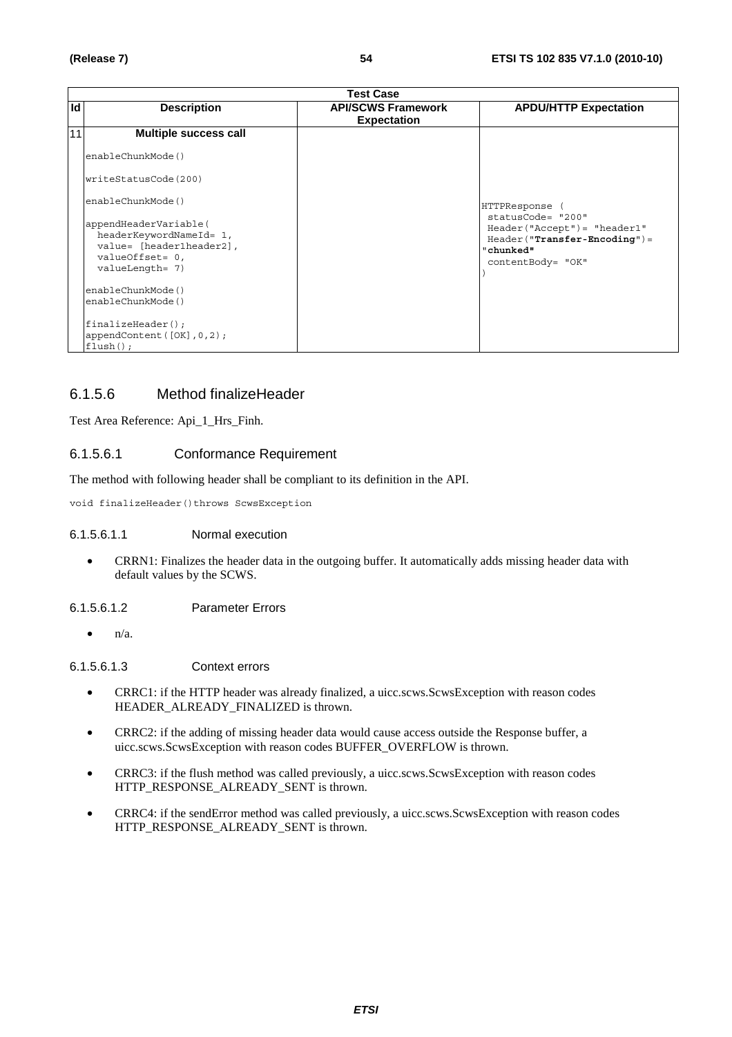| Test Case | | | |
|---|---|---|---|
| **Id** | **Description** | **API/SCWS Framework Expectation** | **APDU/HTTP Expectation** |
| 11 | **Multiple success call**<br><br>enableChunkMode()<br><br>writeStatusCode(200)<br><br>enableChunkMode()<br><br>appendHeaderVariable(<br>headerKeywordNameId= 1,<br>value= [header1header2],<br>valueOffset= 0,<br>valueLength= 7)<br><br>enableChunkMode()<br>enableChunkMode()<br><br>finalizeHeader();<br>appendContent([OK],0,2);<br>flush(); | | HTTPResponse (<br>statusCode= "200"<br>Header("Accept")= "header1"<br>Header("**Transfer-Encoding**")= "**chunked**"<br>contentBody= "OK"<br>) |

### 6.1.5.6 Method finalizeHeader

Test Area Reference: Api_1_Hrs_Finh.

#### 6.1.5.6.1 Conformance Requirement

The method with following header shall be compliant to its definition in the API.

```
void finalizeHeader()throws ScwsException
```

##### 6.1.5.6.1.1 Normal execution

- CRRN1: Finalizes the header data in the outgoing buffer. It automatically adds missing header data with default values by the SCWS.

##### 6.1.5.6.1.2 Parameter Errors

- n/a.

##### 6.1.5.6.1.3 Context errors

- CRRC1: if the HTTP header was already finalized, a uicc.scws.ScwsException with reason codes HEADER_ALREADY_FINALIZED is thrown.
- CRRC2: if the adding of missing header data would cause access outside the Response buffer, a uicc.scws.ScwsException with reason codes BUFFER_OVERFLOW is thrown.
- CRRC3: if the flush method was called previously, a uicc.scws.ScwsException with reason codes HTTP_RESPONSE_ALREADY_SENT is thrown.
- CRRC4: if the sendError method was called previously, a uicc.scws.ScwsException with reason codes HTTP_RESPONSE_ALREADY_SENT is thrown.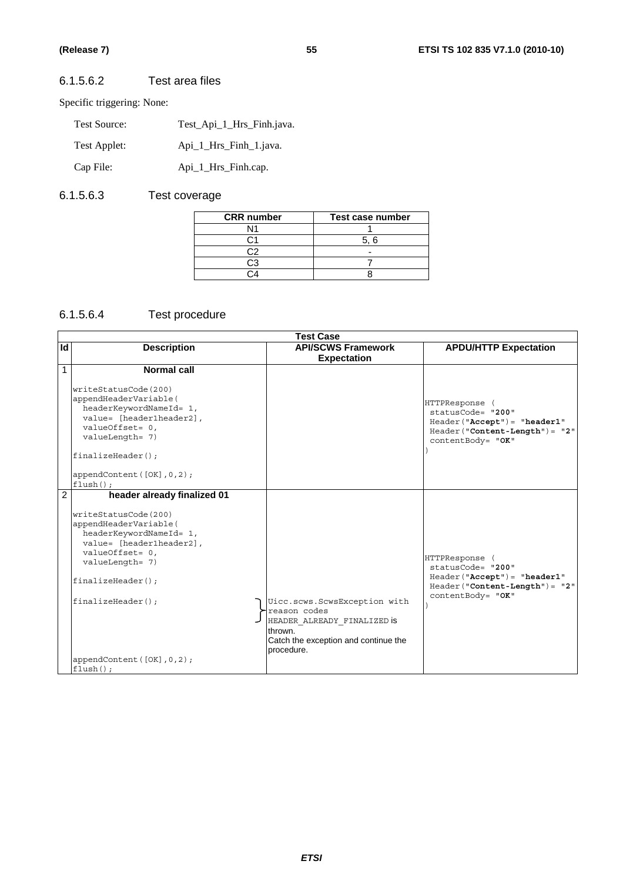#### 6.1.5.6.2 Test area files

Specific triggering: None:

Test Source: Test_Api_1_Hrs_Finh.java.

Test Applet: Api_1_Hrs_Finh_1.java.

Cap File: Api_1_Hrs_Finh.cap.

#### 6.1.5.6.3 Test coverage

| CRR number | Test case number |
|---|---|
| N1 | 1 |
| C1 | 5, 6 |
| C2 | - |
| C3 | 7 |
| C4 | 8 |

#### 6.1.5.6.4 Test procedure

| Test Case | | | |
|---|---|---|---|
| **Id** | **Description** | **API/SCWS Framework Expectation** | **APDU/HTTP Expectation** |
| 1 | **Normal call**<br><br>writeStatusCode(200)<br>appendHeaderVariable(<br>headerKeywordNameId= 1,<br>value= [header1header2],<br>valueOffset= 0,<br>valueLength= 7)<br><br>finalizeHeader();<br><br>appendContent([OK],0,2);<br>flush(); | | HTTPResponse (<br>statusCode= "**200**"<br>Header("**Accept**")= "**header1**"<br>Header("**Content-Length**")= "**2**"<br>contentBody= "**OK**"<br>) |
| 2 | **header already finalized 01**<br><br>writeStatusCode(200)<br>appendHeaderVariable(<br>headerKeywordNameId= 1,<br>value= [header1header2],<br>valueOffset= 0,<br>valueLength= 7)<br><br>finalizeHeader();<br><br>finalizeHeader();<br><br>appendContent([OK],0,2);<br>flush(); | Uicc.scws.ScwsException with reason codes HEADER_ALREADY_FINALIZED is thrown.<br>Catch the exception and continue the procedure. | HTTPResponse (<br>statusCode= "**200**"<br>Header("**Accept**")= "**header1**"<br>Header("**Content-Length**")= "**2**"<br>contentBody= "**OK**"<br>) |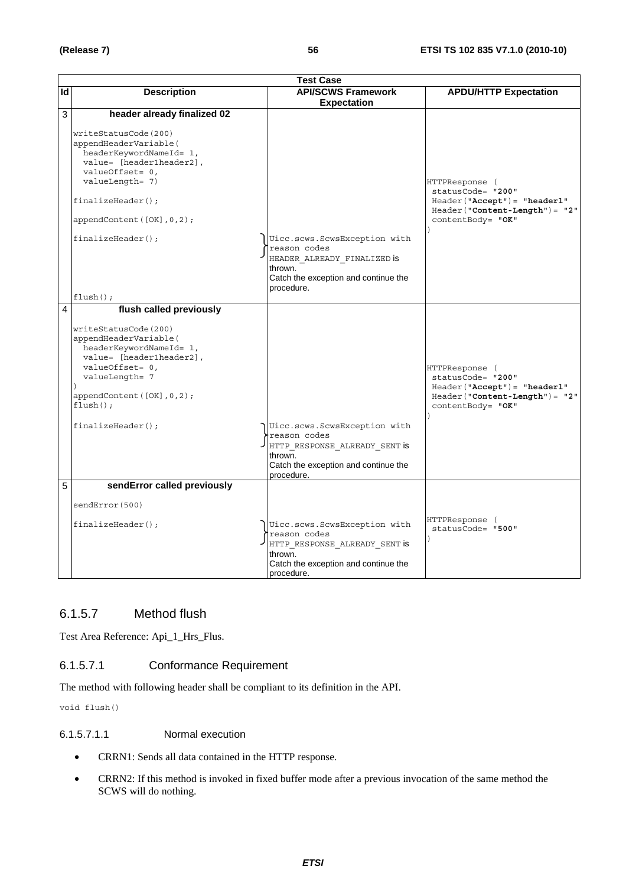| Test Case | | | |
|---|---|---|---|
| **Id** | **Description** | **API/SCWS Framework Expectation** | **APDU/HTTP Expectation** |
| 3 | **header already finalized 02**<br><br>writeStatusCode(200)<br>appendHeaderVariable(<br>  headerKeywordNameId= 1,<br>  value= [header1header2],<br>  valueOffset= 0,<br>  valueLength= 7)<br><br>finalizeHeader();<br><br>appendContent([OK],0,2);<br><br>finalizeHeader();<br><br>flush(); | Uicc.scws.ScwsException with reason codes HEADER_ALREADY_FINALIZED is thrown.<br>Catch the exception and continue the procedure. | HTTPResponse (<br> statusCode= "**200**"<br> Header("**Accept**")= "**header1**"<br> Header("**Content-Length**")= "**2**"<br> contentBody= "**OK**"<br>) |
| 4 | **flush called previously**<br><br>writeStatusCode(200)<br>appendHeaderVariable(<br>  headerKeywordNameId= 1,<br>  value= [header1header2],<br>  valueOffset= 0,<br>  valueLength= 7<br>)<br>appendContent([OK],0,2);<br>flush();<br><br>finalizeHeader(); | Uicc.scws.ScwsException with reason codes HTTP_RESPONSE_ALREADY_SENT is thrown.<br>Catch the exception and continue the procedure. | HTTPResponse (<br> statusCode= "**200**"<br> Header("**Accept**")= "**header1**"<br> Header("**Content-Length**")= "**2**"<br> contentBody= "**OK**"<br>) |
| 5 | **sendError called previously**<br><br>sendError(500)<br><br>finalizeHeader(); | Uicc.scws.ScwsException with reason codes HTTP_RESPONSE_ALREADY_SENT is thrown.<br>Catch the exception and continue the procedure. | HTTPResponse (<br> statusCode= "**500**"<br>) |

## 6.1.5.7 Method flush

Test Area Reference: Api_1_Hrs_Flus.

### 6.1.5.7.1 Conformance Requirement

The method with following header shall be compliant to its definition in the API.

```
void flush()
```

#### 6.1.5.7.1.1 Normal execution

- CRRN1: Sends all data contained in the HTTP response.
- CRRN2: If this method is invoked in fixed buffer mode after a previous invocation of the same method the SCWS will do nothing.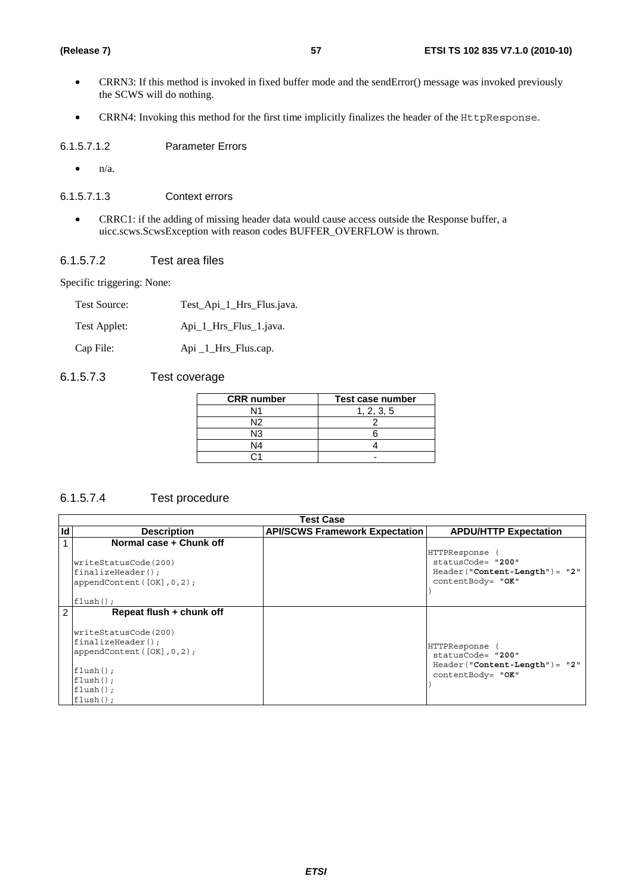- CRRN3: If this method is invoked in fixed buffer mode and the sendError() message was invoked previously the SCWS will do nothing.
- CRRN4: Invoking this method for the first time implicitly finalizes the header of the `HttpResponse`.

##### 6.1.5.7.1.2 Parameter Errors

- n/a.

##### 6.1.5.7.1.3 Context errors

- CRRC1: if the adding of missing header data would cause access outside the Response buffer, a uicc.scws.ScwsException with reason codes BUFFER_OVERFLOW is thrown.

#### 6.1.5.7.2 Test area files

Specific triggering: None:

| | |
|---|---|
| Test Source: | Test_Api_1_Hrs_Flus.java. |
| Test Applet: | Api_1_Hrs_Flus_1.java. |
| Cap File: | Api _1_Hrs_Flus.cap. |

#### 6.1.5.7.3 Test coverage

| CRR number | Test case number |
|---|---|
| N1 | 1, 2, 3, 5 |
| N2 | 2 |
| N3 | 6 |
| N4 | 4 |
| C1 | - |

#### 6.1.5.7.4 Test procedure

| Test Case | | | |
|---|---|---|---|
| **Id** | **Description** | **API/SCWS Framework Expectation** | **APDU/HTTP Expectation** |
| 1 | **Normal case + Chunk off**<br><br>writeStatusCode(200)<br>finalizeHeader();<br>appendContent([OK],0,2);<br><br>flush(); | | HTTPResponse (<br>statusCode= "**200**"<br>Header("**Content-Length**")= "**2**"<br>contentBody= "**OK**"<br>) |
| 2 | **Repeat flush + chunk off**<br><br>writeStatusCode(200)<br>finalizeHeader();<br>appendContent([OK],0,2);<br><br>flush();<br>flush();<br>flush();<br>flush(); | | HTTPResponse (<br>statusCode= "**200**"<br>Header("**Content-Length**")= "**2**"<br>contentBody= "**OK**"<br>) |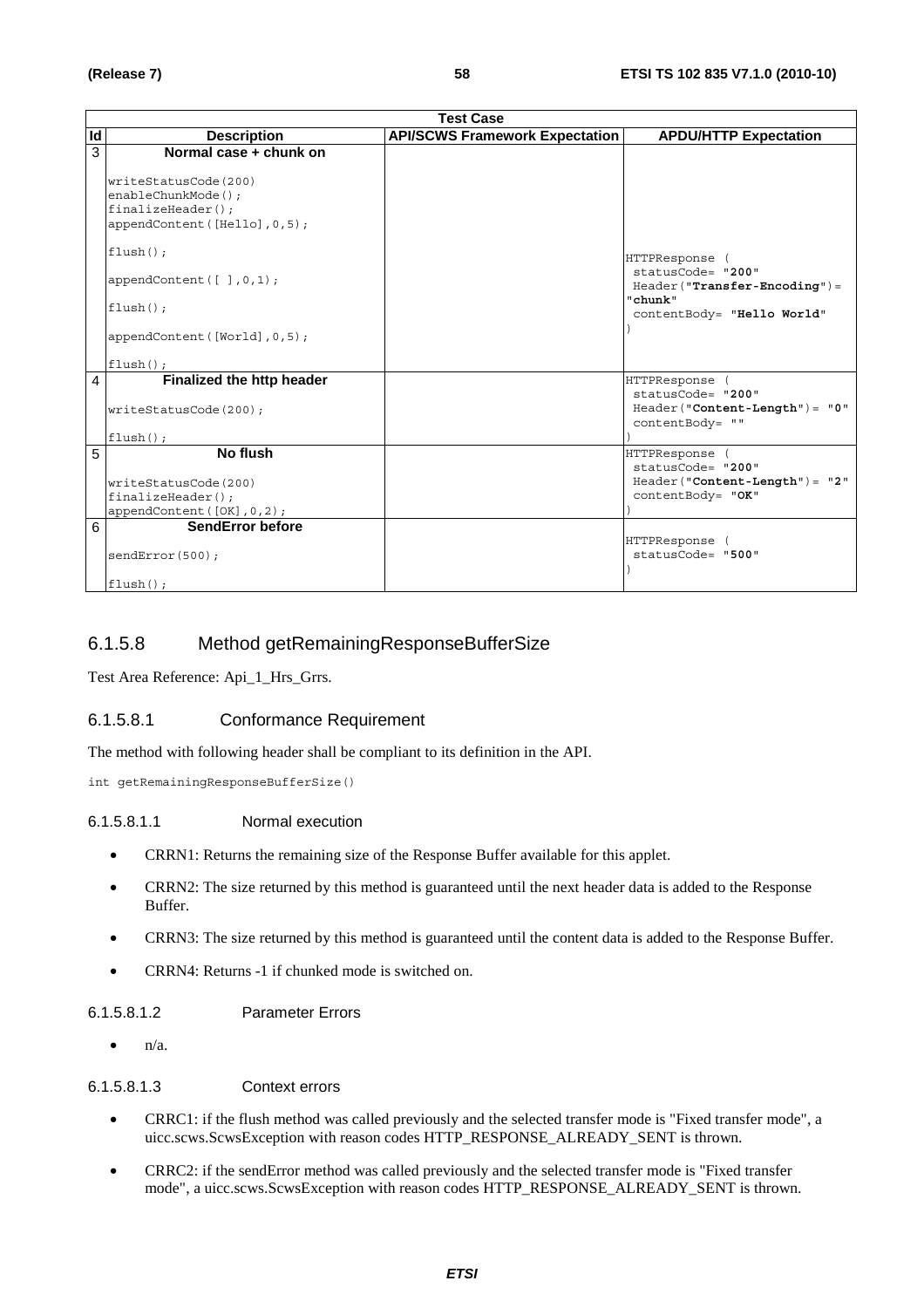| Test Case | | | |
|---|---|---|---|
| **Id** | **Description** | **API/SCWS Framework Expectation** | **APDU/HTTP Expectation** |
| 3 | **Normal case + chunk on**<br><br>writeStatusCode(200)<br>enableChunkMode();<br>finalizeHeader();<br>appendContent([Hello],0,5);<br><br>flush();<br><br>appendContent([ ],0,1);<br><br>flush();<br><br>appendContent([World],0,5);<br><br>flush(); | | HTTPResponse (<br>statusCode= "**200**"<br>Header("**Transfer-Encoding**")= "**chunk**"<br>contentBody= "**Hello World**"<br>) |
| 4 | **Finalized the http header**<br><br>writeStatusCode(200);<br><br>flush(); | | HTTPResponse (<br>statusCode= "**200**"<br>Header("**Content-Length**")= "**0**"<br>contentBody= ""<br>) |
| 5 | **No flush**<br><br>writeStatusCode(200)<br>finalizeHeader();<br>appendContent([OK],0,2); | | HTTPResponse (<br>statusCode= "**200**"<br>Header("**Content-Length**")= "**2**"<br>contentBody= "**OK**"<br>) |
| 6 | **SendError before**<br><br>sendError(500);<br><br>flush(); | | HTTPResponse (<br>statusCode= "**500**"<br>) |

### 6.1.5.8 Method getRemainingResponseBufferSize

Test Area Reference: Api_1_Hrs_Grrs.

#### 6.1.5.8.1 Conformance Requirement

The method with following header shall be compliant to its definition in the API.

```
int getRemainingResponseBufferSize()
```

##### 6.1.5.8.1.1 Normal execution

- CRRN1: Returns the remaining size of the Response Buffer available for this applet.
- CRRN2: The size returned by this method is guaranteed until the next header data is added to the Response Buffer.
- CRRN3: The size returned by this method is guaranteed until the content data is added to the Response Buffer.
- CRRN4: Returns -1 if chunked mode is switched on.

##### 6.1.5.8.1.2 Parameter Errors

- n/a.

##### 6.1.5.8.1.3 Context errors

- CRRC1: if the flush method was called previously and the selected transfer mode is "Fixed transfer mode", a uicc.scws.ScwsException with reason codes HTTP_RESPONSE_ALREADY_SENT is thrown.
- CRRC2: if the sendError method was called previously and the selected transfer mode is "Fixed transfer mode", a uicc.scws.ScwsException with reason codes HTTP_RESPONSE_ALREADY_SENT is thrown.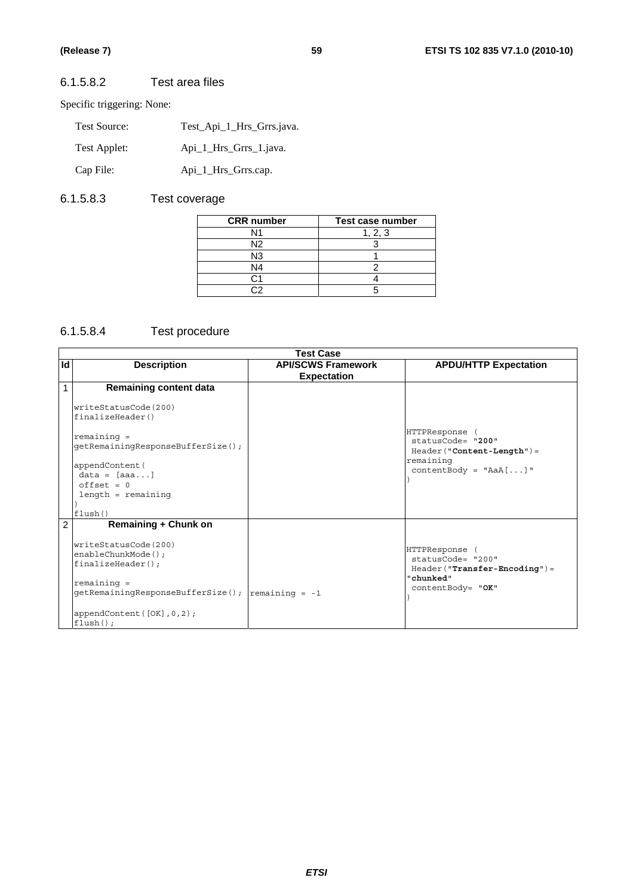#### 6.1.5.8.2 Test area files

Specific triggering: None:

Test Source: Test_Api_1_Hrs_Grrs.java.

Test Applet: Api_1_Hrs_Grrs_1.java.

Cap File: Api_1_Hrs_Grrs.cap.

#### 6.1.5.8.3 Test coverage

| CRR number | Test case number |
|---|---|
| N1 | 1, 2, 3 |
| N2 | 3 |
| N3 | 1 |
| N4 | 2 |
| C1 | 4 |
| C2 | 5 |

#### 6.1.5.8.4 Test procedure

| Test Case | | | |
|---|---|---|---|
| **Id** | **Description** | **API/SCWS Framework Expectation** | **APDU/HTTP Expectation** |
| 1 | **Remaining content data**<br><br>writeStatusCode(200)<br>finalizeHeader()<br><br>remaining = getRemainingResponseBufferSize();<br><br>appendContent(<br>data = [aaa...]<br>offset = 0<br>length = remaining<br>)<br>flush() | | HTTPResponse (<br>statusCode= "**200**"<br>Header("**Content-Length**")= remaining<br>contentBody = "AaA[...]"<br>) |
| 2 | **Remaining + Chunk on**<br><br>writeStatusCode(200)<br>enableChunkMode();<br>finalizeHeader();<br><br>remaining = getRemainingResponseBufferSize();<br><br>appendContent([OK],0,2);<br>flush(); | remaining = -1 | HTTPResponse (<br>statusCode= "200"<br>Header("**Transfer-Encoding**")= "**chunked**"<br>contentBody= "**OK**"<br>) |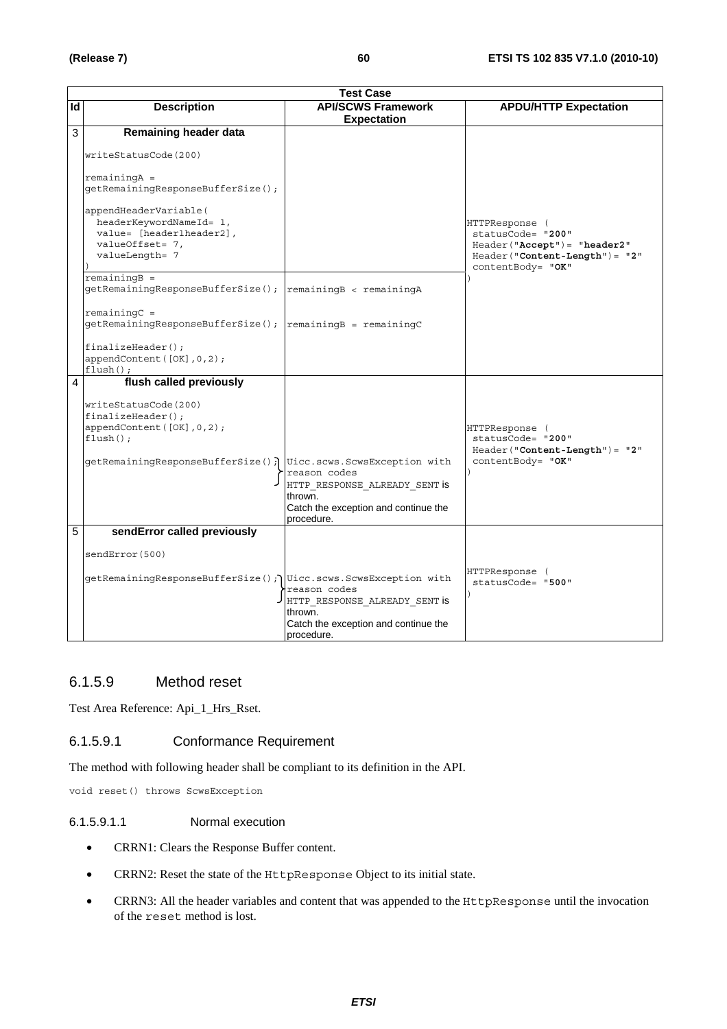| Test Case | | | |
|---|---|---|---|
| **Id** | **Description** | **API/SCWS Framework Expectation** | **APDU/HTTP Expectation** |
| 3 | **Remaining header data**<br><br>writeStatusCode(200)<br><br>remainingA = getRemainingResponseBufferSize();<br><br>appendHeaderVariable( headerKeywordNameId= 1, value= [header1header2], valueOffset= 7, valueLength= 7 )<br>remainingB = getRemainingResponseBufferSize();<br><br>remainingC = getRemainingResponseBufferSize();<br><br>finalizeHeader(); appendContent([OK],0,2); flush(); | <br><br><br><br><br><br><br><br>remainingB < remainingA<br><br>remainingB = remainingC | HTTPResponse ( statusCode= "**200**" Header("**Accept**")= "**header2**" Header("**Content-Length**")= "**2**" contentBody= "**OK**" ) |
| 4 | **flush called previously**<br><br>writeStatusCode(200) finalizeHeader(); appendContent([OK],0,2); flush();<br><br>getRemainingResponseBufferSize(); | <br><br><br><br><br>Uicc.scws.ScwsException with reason codes HTTP_RESPONSE_ALREADY_SENT is thrown.<br>Catch the exception and continue the procedure. | HTTPResponse ( statusCode= "**200**" Header("**Content-Length**")= "**2**" contentBody= "**OK**" ) |
| 5 | **sendError called previously**<br><br>sendError(500)<br><br>getRemainingResponseBufferSize(); | <br><br><br>Uicc.scws.ScwsException with reason codes HTTP_RESPONSE_ALREADY_SENT is thrown.<br>Catch the exception and continue the procedure. | HTTPResponse ( statusCode= "**500**" ) |

## 6.1.5.9 Method reset

Test Area Reference: Api_1_Hrs_Rset.

### 6.1.5.9.1 Conformance Requirement

The method with following header shall be compliant to its definition in the API.

```
void reset() throws ScwsException
```

#### 6.1.5.9.1.1 Normal execution

- CRRN1: Clears the Response Buffer content.
- CRRN2: Reset the state of the HttpResponse Object to its initial state.
- CRRN3: All the header variables and content that was appended to the HttpResponse until the invocation of the reset method is lost.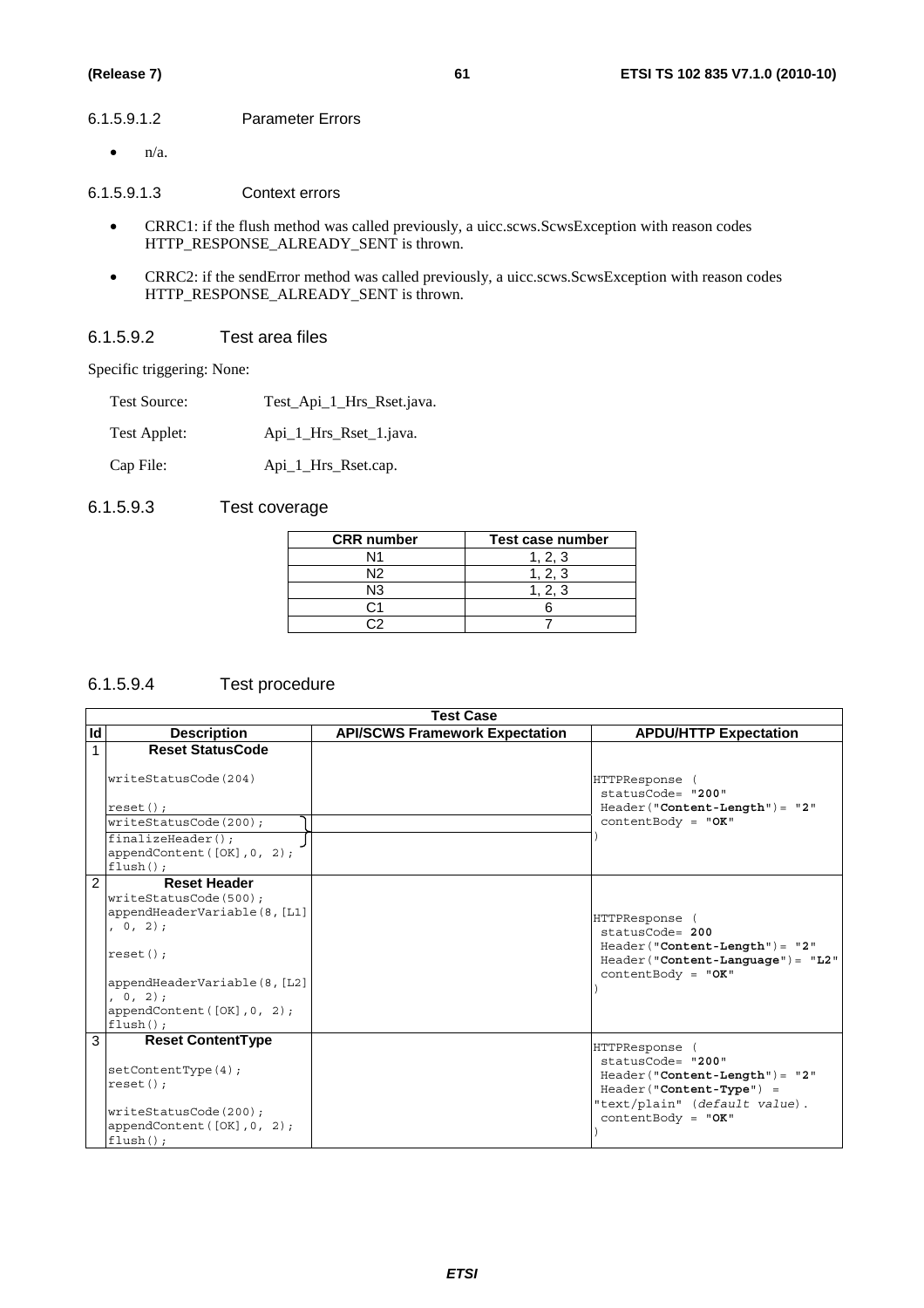###### 6.1.5.9.1.2 Parameter Errors

- n/a.

###### 6.1.5.9.1.3 Context errors

- CRRC1: if the flush method was called previously, a uicc.scws.ScwsException with reason codes HTTP_RESPONSE_ALREADY_SENT is thrown.
- CRRC2: if the sendError method was called previously, a uicc.scws.ScwsException with reason codes HTTP_RESPONSE_ALREADY_SENT is thrown.

#### 6.1.5.9.2 Test area files

Specific triggering: None:

Test Source: Test_Api_1_Hrs_Rset.java.

Test Applet: Api_1_Hrs_Rset_1.java.

Cap File: Api_1_Hrs_Rset.cap.

#### 6.1.5.9.3 Test coverage

| CRR number | Test case number |
|---|---|
| N1 | 1, 2, 3 |
| N2 | 1, 2, 3 |
| N3 | 1, 2, 3 |
| C1 | 6 |
| C2 | 7 |

#### 6.1.5.9.4 Test procedure

| Test Case | | | |
|---|---|---|---|
| **Id** | **Description** | **API/SCWS Framework Expectation** | **APDU/HTTP Expectation** |
| 1 | **Reset StatusCode**<br><br>`writeStatusCode(204)`<br><br>`reset();`<br>`writeStatusCode(200);`<br>`finalizeHeader();`<br>`appendContent([OK],0, 2);`<br>`flush();` | | HTTPResponse (<br>statusCode= "**200**"<br>Header("**Content-Length**")= "**2**"<br>contentBody = "**OK**"<br>) |
| 2 | **Reset Header**<br>`writeStatusCode(500);`<br>`appendHeaderVariable(8,[L1], 0, 2);`<br><br>`reset();`<br><br>`appendHeaderVariable(8,[L2], 0, 2);`<br>`appendContent([OK],0, 2);`<br>`flush();` | | HTTPResponse (<br>statusCode= **200**<br>Header("**Content-Length**")= "**2**"<br>Header("**Content-Language**")= "**L2**"<br>contentBody = "**OK**"<br>) |
| 3 | **Reset ContentType**<br><br>`setContentType(4);`<br>`reset();`<br><br>`writeStatusCode(200);`<br>`appendContent([OK],0, 2);`<br>`flush();` | | HTTPResponse (<br>statusCode= "**200**"<br>Header("**Content-Length**")= "**2**"<br>Header("**Content-Type**") = "text/plain" (*default value*).<br>contentBody = "**OK**"<br>) |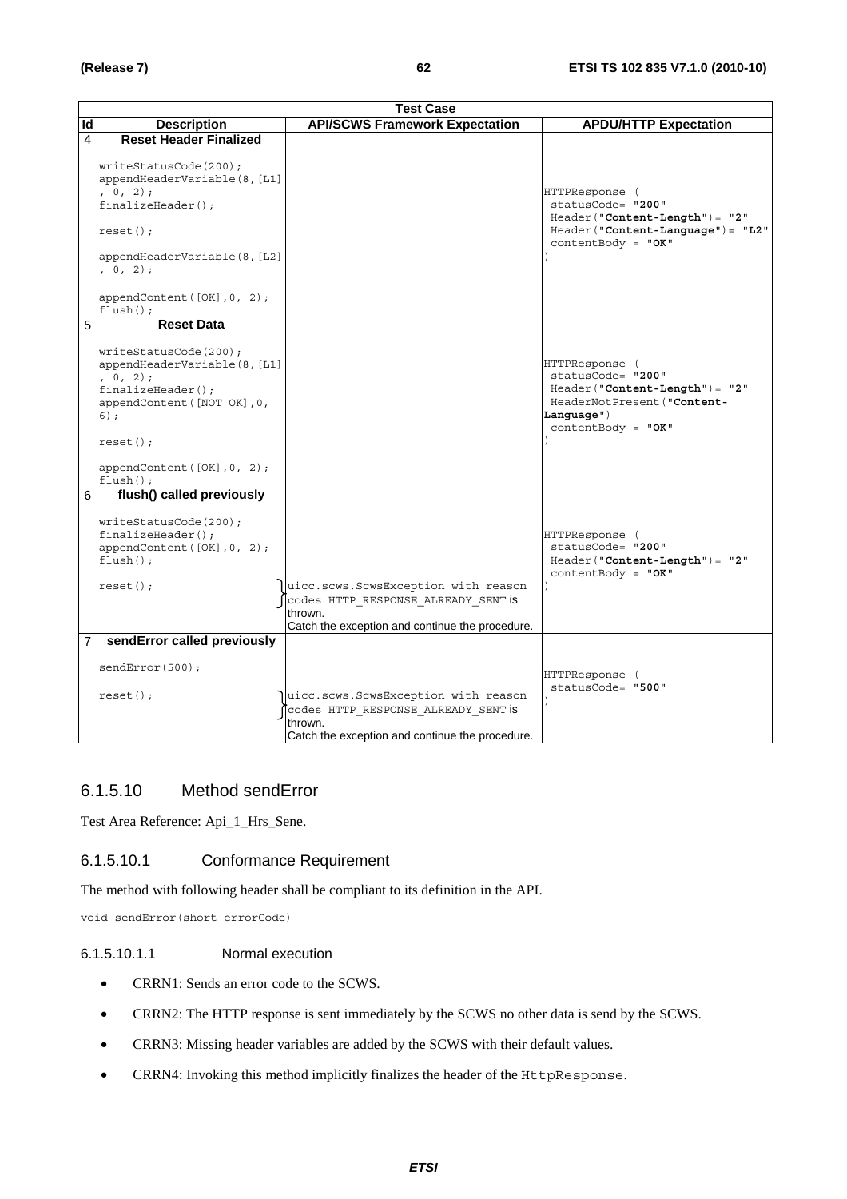| Test Case | | | |
|---|---|---|---|
| **Id** | **Description** | **API/SCWS Framework Expectation** | **APDU/HTTP Expectation** |
| 4 | **Reset Header Finalized**<br><br>writeStatusCode(200);<br>appendHeaderVariable(8,[L1], 0, 2);<br>finalizeHeader();<br><br>reset();<br><br>appendHeaderVariable(8,[L2], 0, 2);<br><br>appendContent([OK],0, 2);<br>flush(); | | HTTPResponse (<br>statusCode= "**200**"<br>Header("**Content-Length**")= "**2**"<br>Header("**Content-Language**")= "**L2**"<br>contentBody = "**OK**"<br>) |
| 5 | **Reset Data**<br><br>writeStatusCode(200);<br>appendHeaderVariable(8,[L1], 0, 2);<br>finalizeHeader();<br>appendContent([NOT OK],0, 6);<br><br>reset();<br><br>appendContent([OK],0, 2);<br>flush(); | | HTTPResponse (<br>statusCode= "**200**"<br>Header("**Content-Length**")= "**2**"<br>HeaderNotPresent("**Content-Language**")<br>contentBody = "**OK**"<br>) |
| 6 | **flush() called previously**<br><br>writeStatusCode(200);<br>finalizeHeader();<br>appendContent([OK],0, 2);<br>flush();<br><br>reset(); | uicc.scws.ScwsException with reason codes HTTP_RESPONSE_ALREADY_SENT is thrown.<br>Catch the exception and continue the procedure. | HTTPResponse (<br>statusCode= "**200**"<br>Header("**Content-Length**")= "**2**"<br>contentBody = "**OK**"<br>) |
| 7 | **sendError called previously**<br><br>sendError(500);<br><br>reset(); | uicc.scws.ScwsException with reason codes HTTP_RESPONSE_ALREADY_SENT is thrown.<br>Catch the exception and continue the procedure. | HTTPResponse (<br>statusCode= "**500**"<br>) |

### 6.1.5.10 Method sendError

Test Area Reference: Api_1_Hrs_Sene.

#### 6.1.5.10.1 Conformance Requirement

The method with following header shall be compliant to its definition in the API.

```
void sendError(short errorCode)
```

##### 6.1.5.10.1.1 Normal execution

- CRRN1: Sends an error code to the SCWS.
- CRRN2: The HTTP response is sent immediately by the SCWS no other data is send by the SCWS.
- CRRN3: Missing header variables are added by the SCWS with their default values.
- CRRN4: Invoking this method implicitly finalizes the header of the HttpResponse.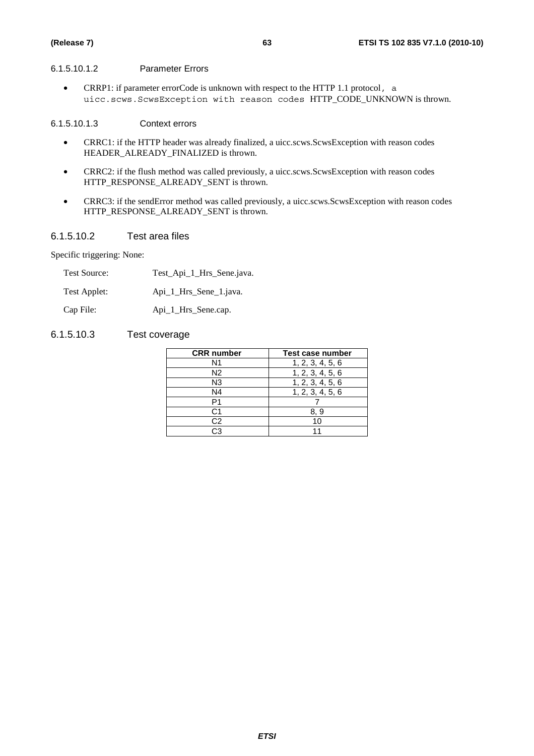#### 6.1.5.10.1.2 Parameter Errors

- CRRP1: if parameter errorCode is unknown with respect to the HTTP 1.1 protocol, a uicc.scws.ScwsException with reason codes HTTP_CODE_UNKNOWN is thrown.

#### 6.1.5.10.1.3 Context errors

- CRRC1: if the HTTP header was already finalized, a uicc.scws.ScwsException with reason codes HEADER_ALREADY_FINALIZED is thrown.
- CRRC2: if the flush method was called previously, a uicc.scws.ScwsException with reason codes HTTP_RESPONSE_ALREADY_SENT is thrown.
- CRRC3: if the sendError method was called previously, a uicc.scws.ScwsException with reason codes HTTP_RESPONSE_ALREADY_SENT is thrown.

### 6.1.5.10.2 Test area files

Specific triggering: None:

Test Source: Test_Api_1_Hrs_Sene.java.

Test Applet: Api_1_Hrs_Sene_1.java.

Cap File: Api_1_Hrs_Sene.cap.

### 6.1.5.10.3 Test coverage

| CRR number | Test case number |
|---|---|
| N1 | 1, 2, 3, 4, 5, 6 |
| N2 | 1, 2, 3, 4, 5, 6 |
| N3 | 1, 2, 3, 4, 5, 6 |
| N4 | 1, 2, 3, 4, 5, 6 |
| P1 | 7 |
| C1 | 8, 9 |
| C2 | 10 |
| C3 | 11 |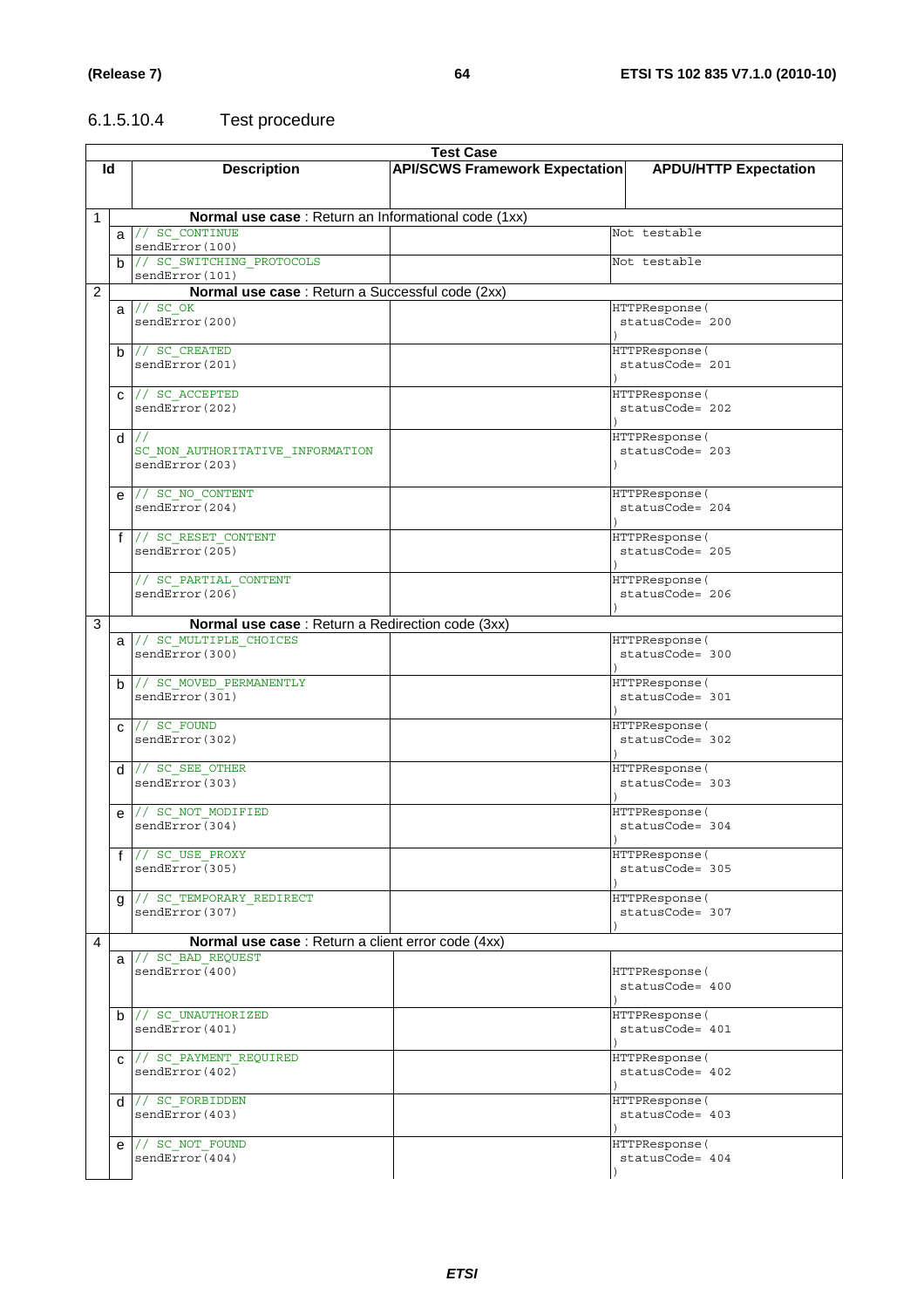### 6.1.5.10.4 Test procedure

| Id | | Description | API/SCWS Framework Expectation | APDU/HTTP Expectation |
|---|---|---|---|---|
| **Test Case** | | | | |
| 1 | | **Normal use case** : Return an Informational code (1xx) | | |
| | a | // SC_CONTINUE<br>sendError(100) | | Not testable |
| | b | // SC_SWITCHING_PROTOCOLS<br>sendError(101) | | Not testable |
| 2 | | **Normal use case** : Return a Successful code (2xx) | | |
| | a | // SC_OK<br>sendError(200) | | HTTPResponse(<br>statusCode= 200<br>) |
| | b | // SC_CREATED<br>sendError(201) | | HTTPResponse(<br>statusCode= 201<br>) |
| | c | // SC_ACCEPTED<br>sendError(202) | | HTTPResponse(<br>statusCode= 202<br>) |
| | d | //<br>SC_NON_AUTHORITATIVE_INFORMATION<br>sendError(203) | | HTTPResponse(<br>statusCode= 203<br>) |
| | e | // SC_NO_CONTENT<br>sendError(204) | | HTTPResponse(<br>statusCode= 204<br>) |
| | f | // SC_RESET_CONTENT<br>sendError(205) | | HTTPResponse(<br>statusCode= 205<br>) |
| | | // SC_PARTIAL_CONTENT<br>sendError(206) | | HTTPResponse(<br>statusCode= 206<br>) |
| 3 | | **Normal use case** : Return a Redirection code (3xx) | | |
| | a | // SC_MULTIPLE_CHOICES<br>sendError(300) | | HTTPResponse(<br>statusCode= 300<br>) |
| | b | // SC_MOVED_PERMANENTLY<br>sendError(301) | | HTTPResponse(<br>statusCode= 301<br>) |
| | c | // SC_FOUND<br>sendError(302) | | HTTPResponse(<br>statusCode= 302<br>) |
| | d | // SC_SEE_OTHER<br>sendError(303) | | HTTPResponse(<br>statusCode= 303<br>) |
| | e | // SC_NOT_MODIFIED<br>sendError(304) | | HTTPResponse(<br>statusCode= 304<br>) |
| | f | // SC_USE_PROXY<br>sendError(305) | | HTTPResponse(<br>statusCode= 305<br>) |
| | g | // SC_TEMPORARY_REDIRECT<br>sendError(307) | | HTTPResponse(<br>statusCode= 307<br>) |
| 4 | | **Normal use case** : Return a client error code (4xx) | | |
| | a | // SC_BAD_REQUEST<br>sendError(400) | | HTTPResponse(<br>statusCode= 400<br>) |
| | b | // SC_UNAUTHORIZED<br>sendError(401) | | HTTPResponse(<br>statusCode= 401<br>) |
| | c | // SC_PAYMENT_REQUIRED<br>sendError(402) | | HTTPResponse(<br>statusCode= 402<br>) |
| | d | // SC_FORBIDDEN<br>sendError(403) | | HTTPResponse(<br>statusCode= 403<br>) |
| | e | // SC_NOT_FOUND<br>sendError(404) | | HTTPResponse(<br>statusCode= 404<br>) |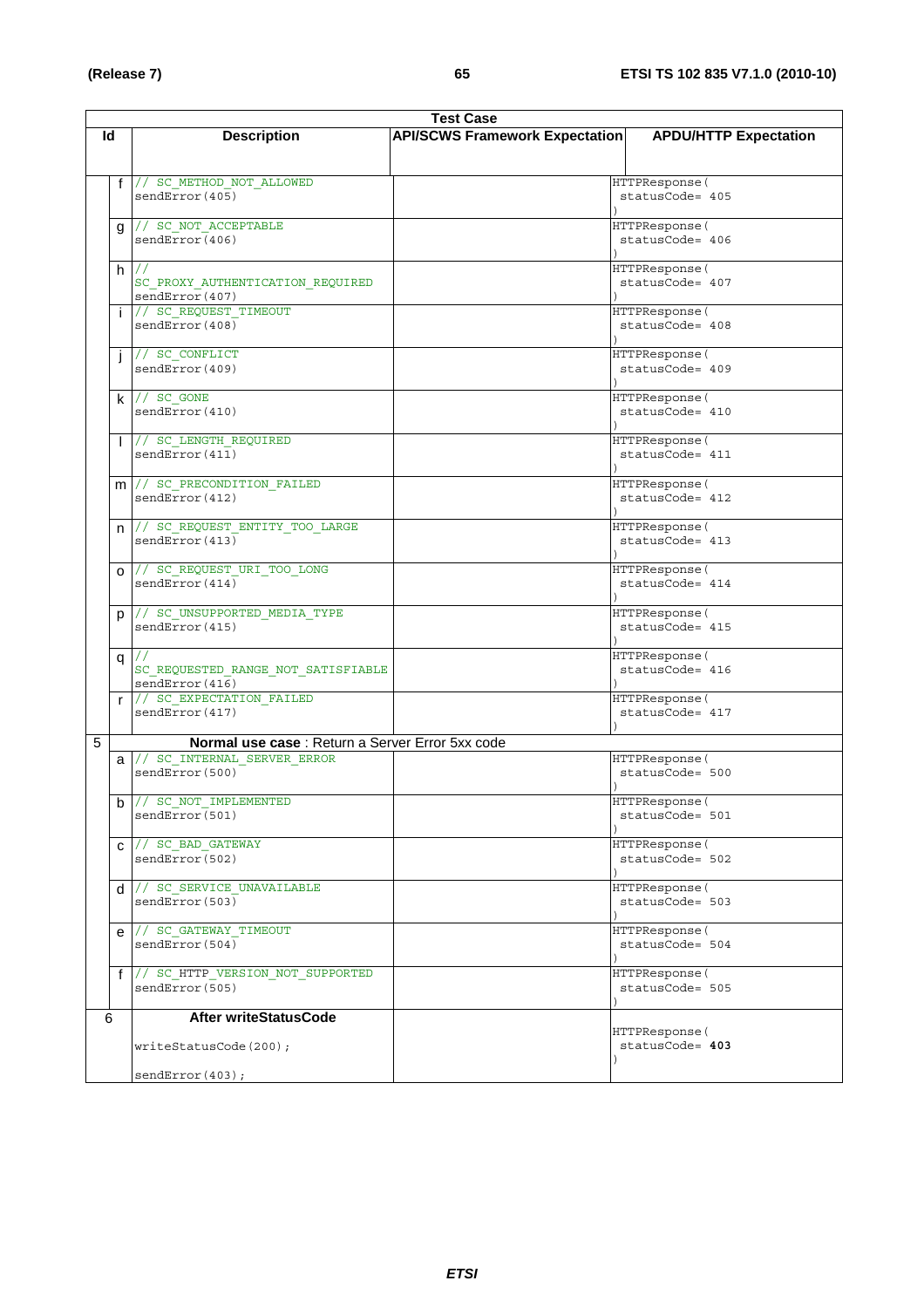| Id | | Description | API/SCWS Framework Expectation | APDU/HTTP Expectation |
|---|---|---|---|---|
| | f | // SC_METHOD_NOT_ALLOWED sendError(405) | | HTTPResponse( statusCode= 405 ) |
| | g | // SC_NOT_ACCEPTABLE sendError(406) | | HTTPResponse( statusCode= 406 ) |
| | h | // SC_PROXY_AUTHENTICATION_REQUIRED sendError(407) | | HTTPResponse( statusCode= 407 ) |
| | i | // SC_REQUEST_TIMEOUT sendError(408) | | HTTPResponse( statusCode= 408 ) |
| | j | // SC_CONFLICT sendError(409) | | HTTPResponse( statusCode= 409 ) |
| | k | // SC_GONE sendError(410) | | HTTPResponse( statusCode= 410 ) |
| | l | // SC_LENGTH_REQUIRED sendError(411) | | HTTPResponse( statusCode= 411 ) |
| | m | // SC_PRECONDITION_FAILED sendError(412) | | HTTPResponse( statusCode= 412 ) |
| | n | // SC_REQUEST_ENTITY_TOO_LARGE sendError(413) | | HTTPResponse( statusCode= 413 ) |
| | o | // SC_REQUEST_URI_TOO_LONG sendError(414) | | HTTPResponse( statusCode= 414 ) |
| | p | // SC_UNSUPPORTED_MEDIA_TYPE sendError(415) | | HTTPResponse( statusCode= 415 ) |
| | q | // SC_REQUESTED_RANGE_NOT_SATISFIABLE sendError(416) | | HTTPResponse( statusCode= 416 ) |
| | r | // SC_EXPECTATION_FAILED sendError(417) | | HTTPResponse( statusCode= 417 ) |
| 5 | | **Normal use case** : Return a Server Error 5xx code | | |
| | a | // SC_INTERNAL_SERVER_ERROR sendError(500) | | HTTPResponse( statusCode= 500 ) |
| | b | // SC_NOT_IMPLEMENTED sendError(501) | | HTTPResponse( statusCode= 501 ) |
| | c | // SC_BAD_GATEWAY sendError(502) | | HTTPResponse( statusCode= 502 ) |
| | d | // SC_SERVICE_UNAVAILABLE sendError(503) | | HTTPResponse( statusCode= 503 ) |
| | e | // SC_GATEWAY_TIMEOUT sendError(504) | | HTTPResponse( statusCode= 504 ) |
| | f | // SC_HTTP_VERSION_NOT_SUPPORTED sendError(505) | | HTTPResponse( statusCode= 505 ) |
| 6 | | **After writeStatusCode** writeStatusCode(200); sendError(403); | | HTTPResponse( statusCode= **403** ) |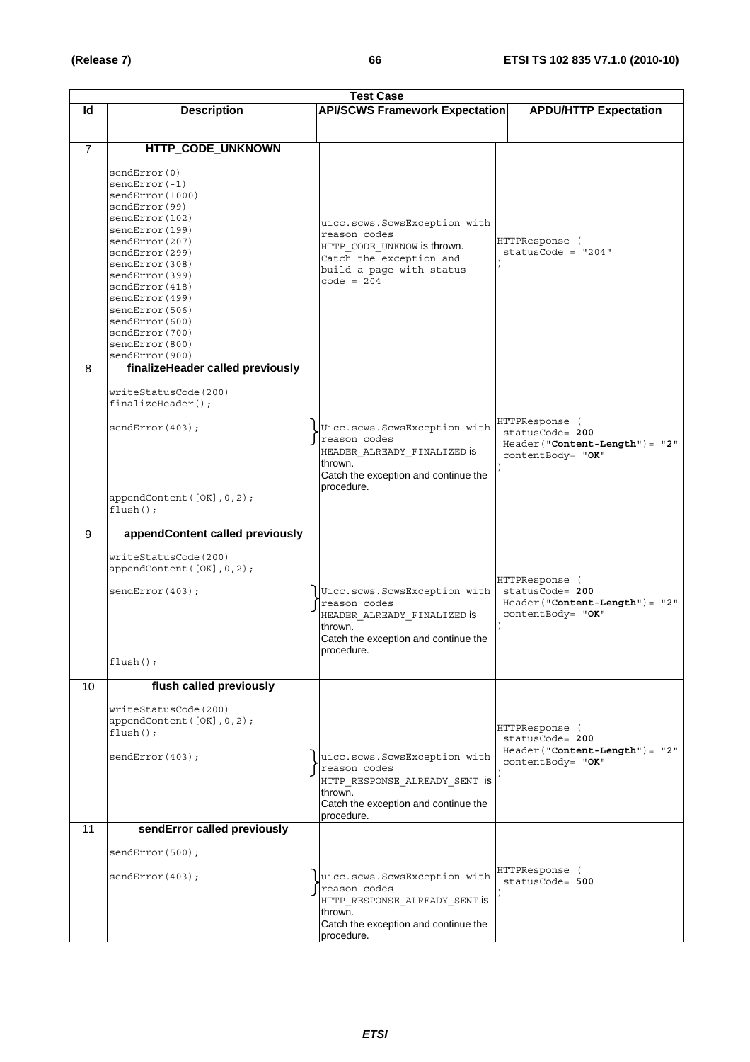| Test Case | | | |
|---|---|---|---|
| **Id** | **Description** | **API/SCWS Framework Expectation** | **APDU/HTTP Expectation** |
| 7 | **HTTP_CODE_UNKNOWN**<br><br>sendError(0)<br>sendError(-1)<br>sendError(1000)<br>sendError(99)<br>sendError(102)<br>sendError(199)<br>sendError(207)<br>sendError(299)<br>sendError(308)<br>sendError(399)<br>sendError(418)<br>sendError(499)<br>sendError(506)<br>sendError(600)<br>sendError(700)<br>sendError(800)<br>sendError(900) | uicc.scws.ScwsException with reason codes HTTP_CODE_UNKNOW is thrown. Catch the exception and build a page with status code = 204 | HTTPResponse (<br>statusCode = "204"<br>) |
| 8 | **finalizeHeader called previously**<br><br>writeStatusCode(200)<br>finalizeHeader();<br><br>sendError(403);<br><br>appendContent([OK],0,2);<br>flush(); | Uicc.scws.ScwsException with reason codes HEADER_ALREADY_FINALIZED is thrown.<br>Catch the exception and continue the procedure. | HTTPResponse (<br>statusCode= **200**<br>Header("**Content-Length**")= "**2**"<br>contentBody= "**OK**"<br>) |
| 9 | **appendContent called previously**<br><br>writeStatusCode(200)<br>appendContent([OK],0,2);<br><br>sendError(403);<br><br>flush(); | Uicc.scws.ScwsException with reason codes HEADER_ALREADY_FINALIZED is thrown.<br>Catch the exception and continue the procedure. | HTTPResponse (<br>statusCode= **200**<br>Header("**Content-Length**")= "**2**"<br>contentBody= "**OK**"<br>) |
| 10 | **flush called previously**<br><br>writeStatusCode(200)<br>appendContent([OK],0,2);<br>flush();<br><br>sendError(403); | uicc.scws.ScwsException with reason codes HTTP_RESPONSE_ALREADY_SENT is thrown.<br>Catch the exception and continue the procedure. | HTTPResponse (<br>statusCode= **200**<br>Header("**Content-Length**")= "**2**"<br>contentBody= "**OK**"<br>) |
| 11 | **sendError called previously**<br><br>sendError(500);<br><br>sendError(403); | uicc.scws.ScwsException with reason codes HTTP_RESPONSE_ALREADY_SENT is thrown.<br>Catch the exception and continue the procedure. | HTTPResponse (<br>statusCode= **500**<br>) |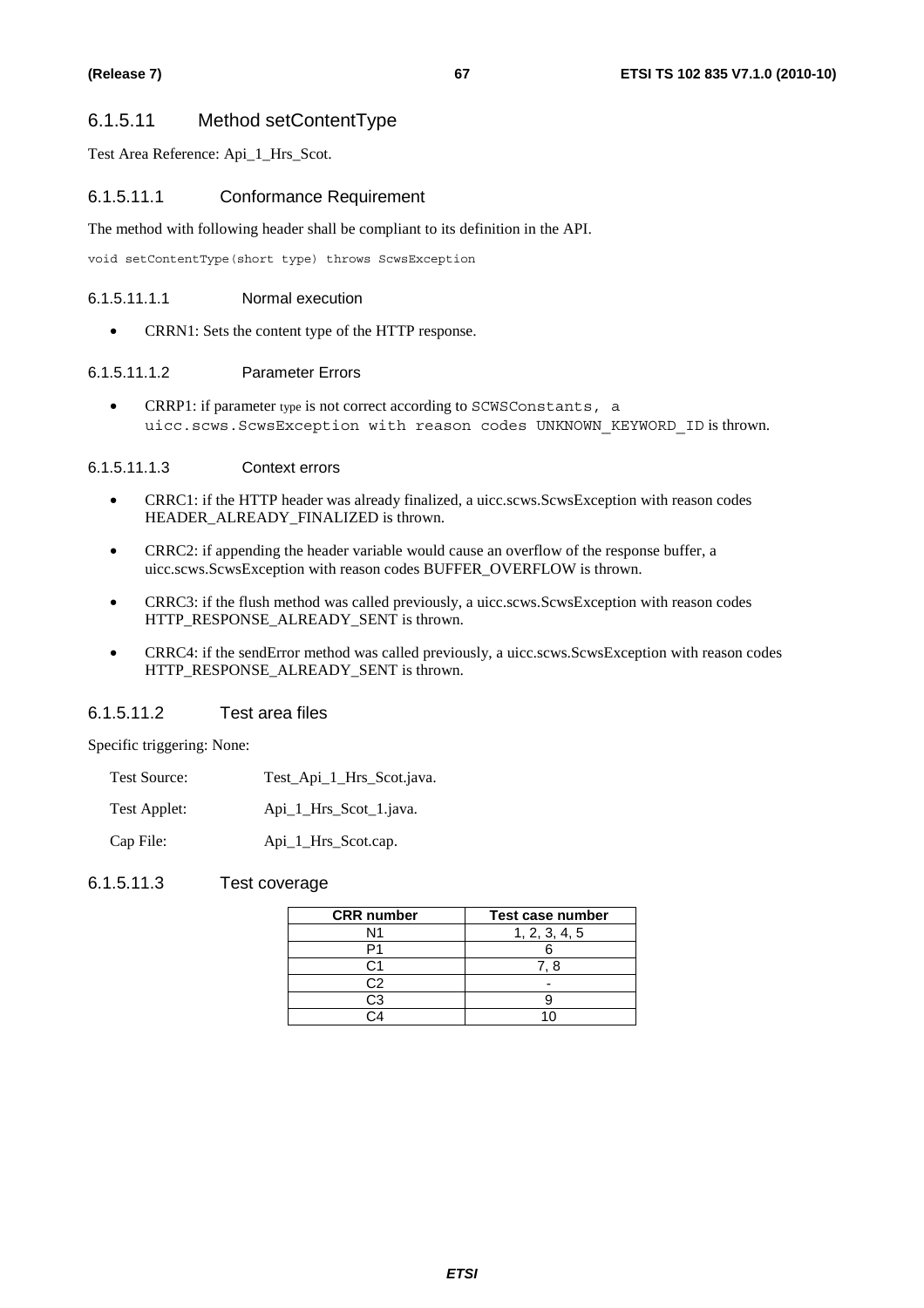### 6.1.5.11 Method setContentType

Test Area Reference: Api_1_Hrs_Scot.

#### 6.1.5.11.1 Conformance Requirement

The method with following header shall be compliant to its definition in the API.

```
void setContentType(short type) throws ScwsException
```

##### 6.1.5.11.1.1 Normal execution

- CRRN1: Sets the content type of the HTTP response.

##### 6.1.5.11.1.2 Parameter Errors

- CRRP1: if parameter type is not correct according to `SCWSConstants`, a `uicc.scws.ScwsException` with reason codes `UNKNOWN_KEYWORD_ID` is thrown.

##### 6.1.5.11.1.3 Context errors

- CRRC1: if the HTTP header was already finalized, a uicc.scws.ScwsException with reason codes HEADER_ALREADY_FINALIZED is thrown.
- CRRC2: if appending the header variable would cause an overflow of the response buffer, a uicc.scws.ScwsException with reason codes BUFFER_OVERFLOW is thrown.
- CRRC3: if the flush method was called previously, a uicc.scws.ScwsException with reason codes HTTP_RESPONSE_ALREADY_SENT is thrown.
- CRRC4: if the sendError method was called previously, a uicc.scws.ScwsException with reason codes HTTP_RESPONSE_ALREADY_SENT is thrown.

#### 6.1.5.11.2 Test area files

Specific triggering: None:

Test Source: Test_Api_1_Hrs_Scot.java.

Test Applet: Api_1_Hrs_Scot_1.java.

Cap File: Api_1_Hrs_Scot.cap.

#### 6.1.5.11.3 Test coverage

| CRR number | Test case number |
|---|---|
| N1 | 1, 2, 3, 4, 5 |
| P1 | 6 |
| C1 | 7, 8 |
| C2 | - |
| C3 | 9 |
| C4 | 10 |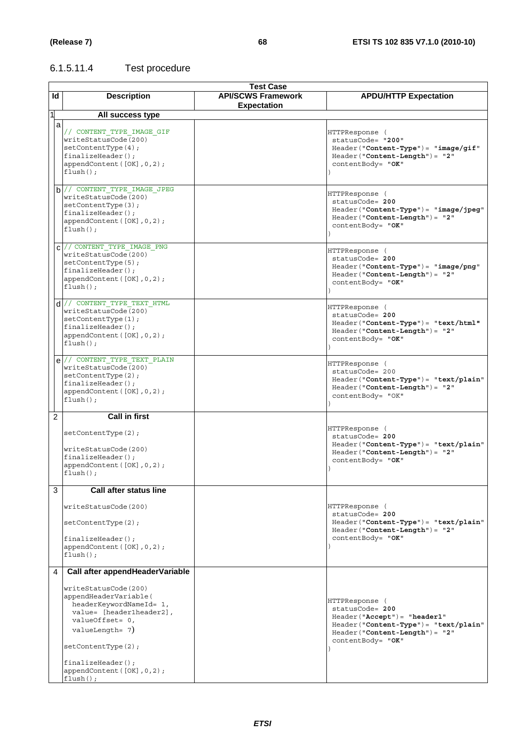### 6.1.5.11.4 Test procedure

| Test Case | | | |
|---|---|---|---|
| **Id** | **Description** | **API/SCWS Framework Expectation** | **APDU/HTTP Expectation** |
| 1 | **All success type** | | |
| a | // CONTENT_TYPE_IMAGE_GIF<br>writeStatusCode(200)<br>setContentType(4);<br>finalizeHeader();<br>appendContent([OK],0,2);<br>flush(); | | HTTPResponse (<br>statusCode= "**200**"<br>Header("**Content-Type**")= "**image/gif**"<br>Header("**Content-Length**")= "**2**"<br>contentBody= "**OK**"<br>) |
| b | // CONTENT_TYPE_IMAGE_JPEG<br>writeStatusCode(200)<br>setContentType(3);<br>finalizeHeader();<br>appendContent([OK],0,2);<br>flush(); | | HTTPResponse (<br>statusCode= **200**<br>Header("**Content-Type**")= "**image/jpeg**"<br>Header("**Content-Length**")= "**2**"<br>contentBody= "**OK**"<br>) |
| c | // CONTENT_TYPE_IMAGE_PNG<br>writeStatusCode(200)<br>setContentType(5);<br>finalizeHeader();<br>appendContent([OK],0,2);<br>flush(); | | HTTPResponse (<br>statusCode= **200**<br>Header("**Content-Type**")= "**image/png**"<br>Header("**Content-Length**")= "**2**"<br>contentBody= "**OK**"<br>) |
| d | // CONTENT_TYPE_TEXT_HTML<br>writeStatusCode(200)<br>setContentType(1);<br>finalizeHeader();<br>appendContent([OK],0,2);<br>flush(); | | HTTPResponse (<br>statusCode= **200**<br>Header("**Content-Type**")= "**text/html"**<br>Header("**Content-Length**")= "**2**"<br>contentBody= "**OK**"<br>) |
| e | // CONTENT_TYPE_TEXT_PLAIN<br>writeStatusCode(200)<br>setContentType(2);<br>finalizeHeader();<br>appendContent([OK],0,2);<br>flush(); | | HTTPResponse (<br>statusCode= 200<br>Header("**Content-Type**")= "**text/plain**"<br>Header("**Content-Length**")= "**2**"<br>contentBody= "OK"<br>) |
| 2 | **Call in first**<br><br>setContentType(2);<br><br>writeStatusCode(200)<br>finalizeHeader();<br>appendContent([OK],0,2);<br>flush(); | | HTTPResponse (<br>statusCode= **200**<br>Header("**Content-Type**")= "**text/plain**"<br>Header("**Content-Length**")= "**2**"<br>contentBody= "**OK**"<br>) |
| 3 | **Call after status line**<br><br>writeStatusCode(200)<br><br>setContentType(2);<br><br>finalizeHeader();<br>appendContent([OK],0,2);<br>flush(); | | HTTPResponse (<br>statusCode= **200**<br>Header("**Content-Type**")= "**text/plain**"<br>Header("**Content-Length**")= "**2**"<br>contentBody= "**OK**"<br>) |
| 4 | **Call after appendHeaderVariable**<br><br>writeStatusCode(200)<br>appendHeaderVariable(<br>headerKeywordNameId= 1,<br>value= [header1header2],<br>valueOffset= 0,<br>valueLength= 7)<br><br>setContentType(2);<br><br>finalizeHeader();<br>appendContent([OK],0,2);<br>flush(); | | HTTPResponse (<br>statusCode= **200**<br>Header("**Accept**")= "**header1**"<br>Header("**Content-Type**")= "**text/plain**"<br>Header("**Content-Length**")= "**2**"<br>contentBody= "**OK**"<br>) |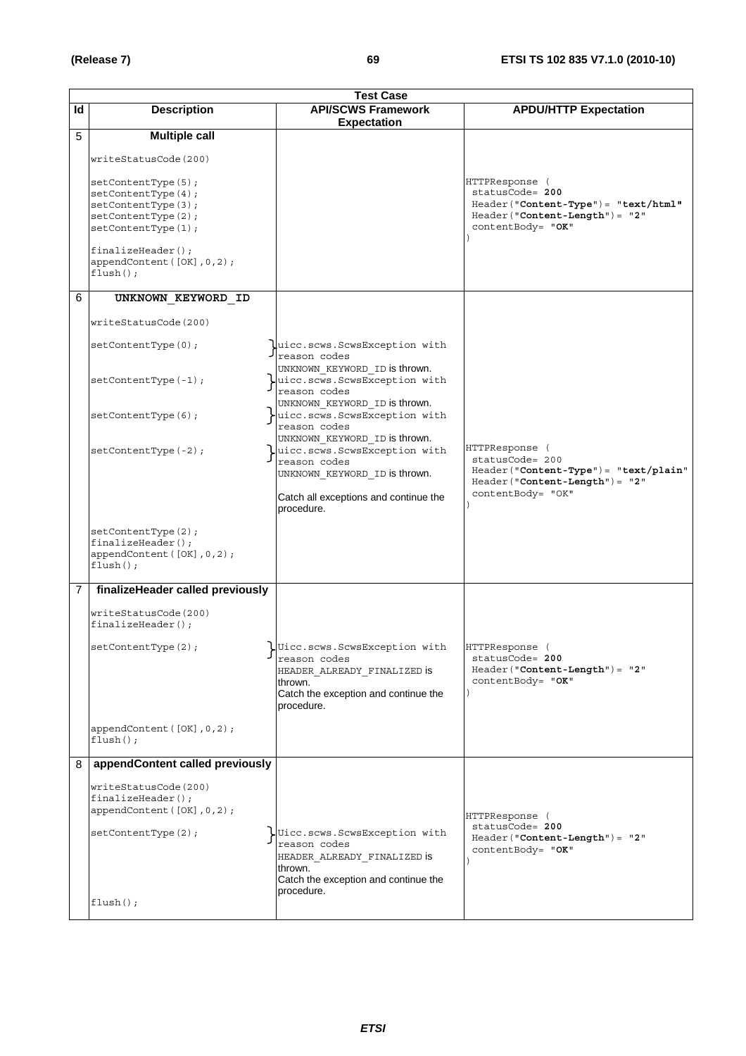| Test Case | | | |
|---|---|---|---|
| **Id** | **Description** | **API/SCWS Framework Expectation** | **APDU/HTTP Expectation** |
| 5 | **Multiple call**<br><br>writeStatusCode(200)<br><br>setContentType(5);<br>setContentType(4);<br>setContentType(3);<br>setContentType(2);<br>setContentType(1);<br><br>finalizeHeader();<br>appendContent([OK],0,2);<br>flush(); | | HTTPResponse (<br>statusCode= **200**<br>Header("**Content-Type**")= "**text/html**"<br>Header("**Content-Length**")= "2"<br>contentBody= "**OK**"<br>) |
| 6 | **UNKNOWN_KEYWORD_ID**<br><br>writeStatusCode(200)<br><br>setContentType(0);<br><br>setContentType(-1);<br><br>setContentType(6);<br><br>setContentType(-2);<br><br>setContentType(2);<br>finalizeHeader();<br>appendContent([OK],0,2);<br>flush(); | uicc.scws.ScwsException with reason codes UNKNOWN_KEYWORD_ID is thrown.<br>uicc.scws.ScwsException with reason codes UNKNOWN_KEYWORD_ID is thrown.<br>uicc.scws.ScwsException with reason codes UNKNOWN_KEYWORD_ID is thrown.<br>uicc.scws.ScwsException with reason codes UNKNOWN_KEYWORD_ID is thrown.<br><br>Catch all exceptions and continue the procedure. | HTTPResponse (<br>statusCode= 200<br>Header("**Content-Type**")= "**text/plain**"<br>Header("**Content-Length**")= "2"<br>contentBody= "OK"<br>) |
| 7 | **finalizeHeader called previously**<br><br>writeStatusCode(200)<br>finalizeHeader();<br><br>setContentType(2);<br><br>appendContent([OK],0,2);<br>flush(); | Uicc.scws.ScwsException with reason codes HEADER_ALREADY_FINALIZED is thrown.<br>Catch the exception and continue the procedure. | HTTPResponse (<br>statusCode= **200**<br>Header("**Content-Length**")= "2"<br>contentBody= "**OK**"<br>) |
| 8 | **appendContent called previously**<br><br>writeStatusCode(200)<br>finalizeHeader();<br>appendContent([OK],0,2);<br><br>setContentType(2);<br><br>flush(); | Uicc.scws.ScwsException with reason codes HEADER_ALREADY_FINALIZED is thrown.<br>Catch the exception and continue the procedure. | HTTPResponse (<br>statusCode= **200**<br>Header("**Content-Length**")= "2"<br>contentBody= "**OK**"<br>) |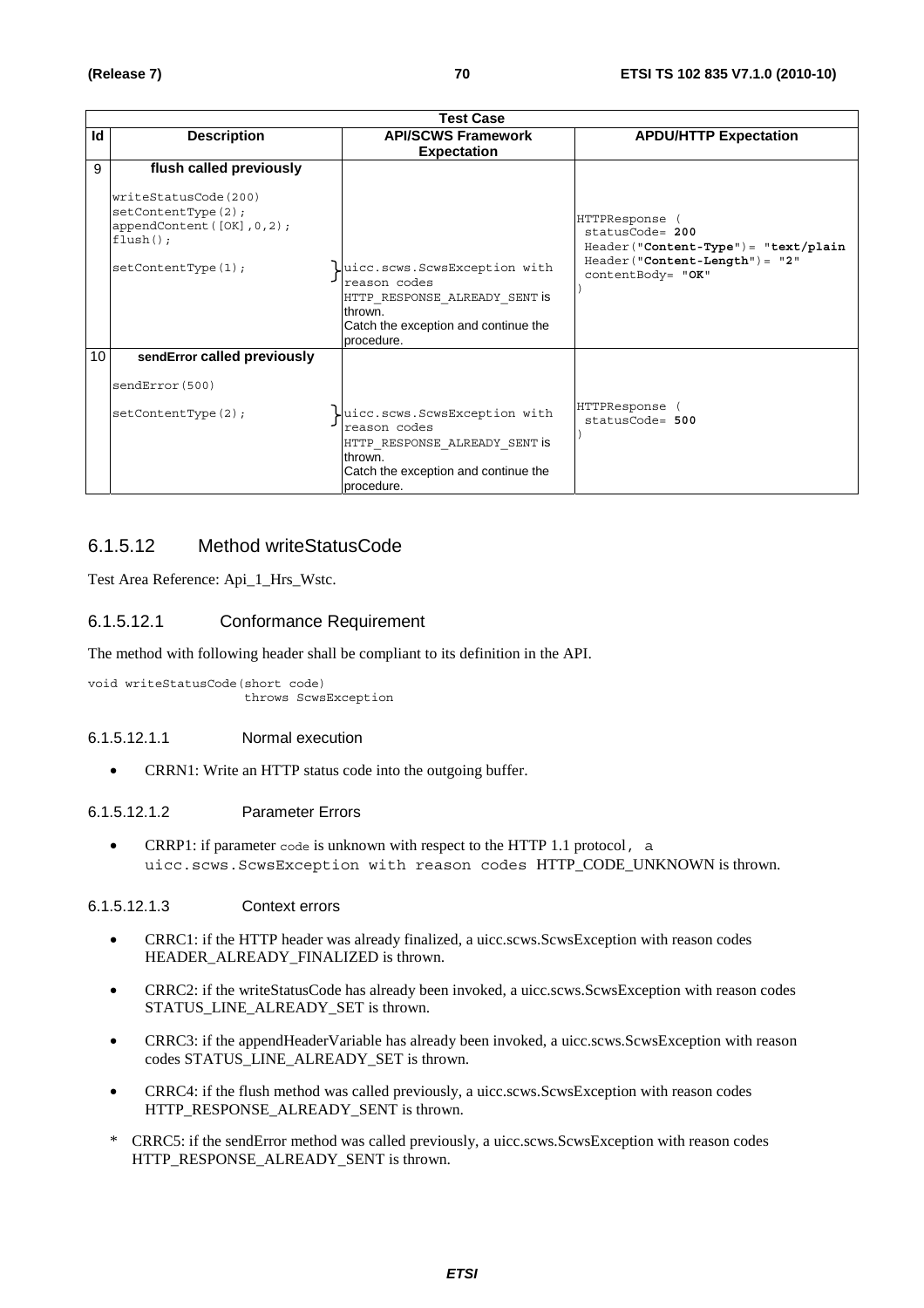| Test Case | | | |
|---|---|---|---|
| **Id** | **Description** | **API/SCWS Framework Expectation** | **APDU/HTTP Expectation** |
| 9 | **flush called previously**<br><br>writeStatusCode(200)<br>setContentType(2);<br>appendContent([OK],0,2);<br>flush();<br><br>setContentType(1); | uicc.scws.ScwsException with reason codes HTTP_RESPONSE_ALREADY_SENT is thrown.<br>Catch the exception and continue the procedure. | HTTPResponse (<br>statusCode= **200**<br>Header("**Content-Type**")= "**text/plain**<br>Header("**Content-Length**")= "**2**"<br>contentBody= "**OK**"<br>) |
| 10 | **sendError called previously**<br><br>sendError(500)<br><br>setContentType(2); | uicc.scws.ScwsException with reason codes HTTP_RESPONSE_ALREADY_SENT is thrown.<br>Catch the exception and continue the procedure. | HTTPResponse (<br>statusCode= **500**<br>) |

### 6.1.5.12 Method writeStatusCode

Test Area Reference: Api_1_Hrs_Wstc.

#### 6.1.5.12.1 Conformance Requirement

The method with following header shall be compliant to its definition in the API.

```
void writeStatusCode(short code)
                     throws ScwsException
```

##### 6.1.5.12.1.1 Normal execution

- CRRN1: Write an HTTP status code into the outgoing buffer.

##### 6.1.5.12.1.2 Parameter Errors

- CRRP1: if parameter code is unknown with respect to the HTTP 1.1 protocol, a uicc.scws.ScwsException with reason codes HTTP_CODE_UNKNOWN is thrown.

##### 6.1.5.12.1.3 Context errors

- CRRC1: if the HTTP header was already finalized, a uicc.scws.ScwsException with reason codes HEADER_ALREADY_FINALIZED is thrown.
- CRRC2: if the writeStatusCode has already been invoked, a uicc.scws.ScwsException with reason codes STATUS_LINE_ALREADY_SET is thrown.
- CRRC3: if the appendHeaderVariable has already been invoked, a uicc.scws.ScwsException with reason codes STATUS_LINE_ALREADY_SET is thrown.
- CRRC4: if the flush method was called previously, a uicc.scws.ScwsException with reason codes HTTP_RESPONSE_ALREADY_SENT is thrown.

\* CRRC5: if the sendError method was called previously, a uicc.scws.ScwsException with reason codes HTTP_RESPONSE_ALREADY_SENT is thrown.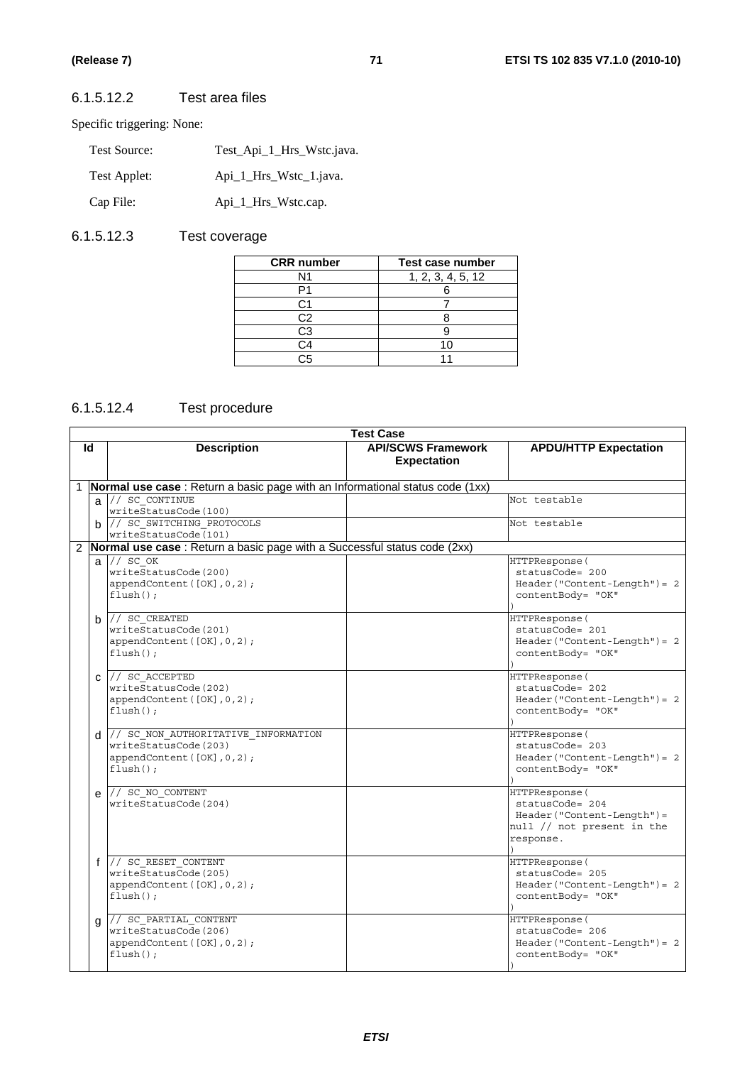#### 6.1.5.12.2 Test area files

Specific triggering: None:

Test Source: Test_Api_1_Hrs_Wstc.java.

Test Applet: Api_1_Hrs_Wstc_1.java.

Cap File: Api_1_Hrs_Wstc.cap.

#### 6.1.5.12.3 Test coverage

| CRR number | Test case number |
|---|---|
| N1 | 1, 2, 3, 4, 5, 12 |
| P1 | 6 |
| C1 | 7 |
| C2 | 8 |
| C3 | 9 |
| C4 | 10 |
| C5 | 11 |

#### 6.1.5.12.4 Test procedure

| Id | | Description | API/SCWS Framework Expectation | APDU/HTTP Expectation |
|---|---|---|---|---|
| 1 | | **Normal use case** : Return a basic page with an Informational status code (1xx) | | |
| | a | // SC_CONTINUE<br>writeStatusCode(100) | | Not testable |
| | b | // SC_SWITCHING_PROTOCOLS<br>writeStatusCode(101) | | Not testable |
| 2 | | **Normal use case** : Return a basic page with a Successful status code (2xx) | | |
| | a | // SC_OK<br>writeStatusCode(200)<br>appendContent([OK],0,2);<br>flush(); | | HTTPResponse(<br>statusCode= 200<br>Header("Content-Length")= 2<br>contentBody= "OK"<br>) |
| | b | // SC_CREATED<br>writeStatusCode(201)<br>appendContent([OK],0,2);<br>flush(); | | HTTPResponse(<br>statusCode= 201<br>Header("Content-Length")= 2<br>contentBody= "OK"<br>) |
| | c | // SC_ACCEPTED<br>writeStatusCode(202)<br>appendContent([OK],0,2);<br>flush(); | | HTTPResponse(<br>statusCode= 202<br>Header("Content-Length")= 2<br>contentBody= "OK"<br>) |
| | d | // SC_NON_AUTHORITATIVE_INFORMATION<br>writeStatusCode(203)<br>appendContent([OK],0,2);<br>flush(); | | HTTPResponse(<br>statusCode= 203<br>Header("Content-Length")= 2<br>contentBody= "OK"<br>) |
| | e | // SC_NO_CONTENT<br>writeStatusCode(204) | | HTTPResponse(<br>statusCode= 204<br>Header("Content-Length")= null // not present in the response.<br>) |
| | f | // SC_RESET_CONTENT<br>writeStatusCode(205)<br>appendContent([OK],0,2);<br>flush(); | | HTTPResponse(<br>statusCode= 205<br>Header("Content-Length")= 2<br>contentBody= "OK"<br>) |
| | g | // SC_PARTIAL_CONTENT<br>writeStatusCode(206)<br>appendContent([OK],0,2);<br>flush(); | | HTTPResponse(<br>statusCode= 206<br>Header("Content-Length")= 2<br>contentBody= "OK"<br>) |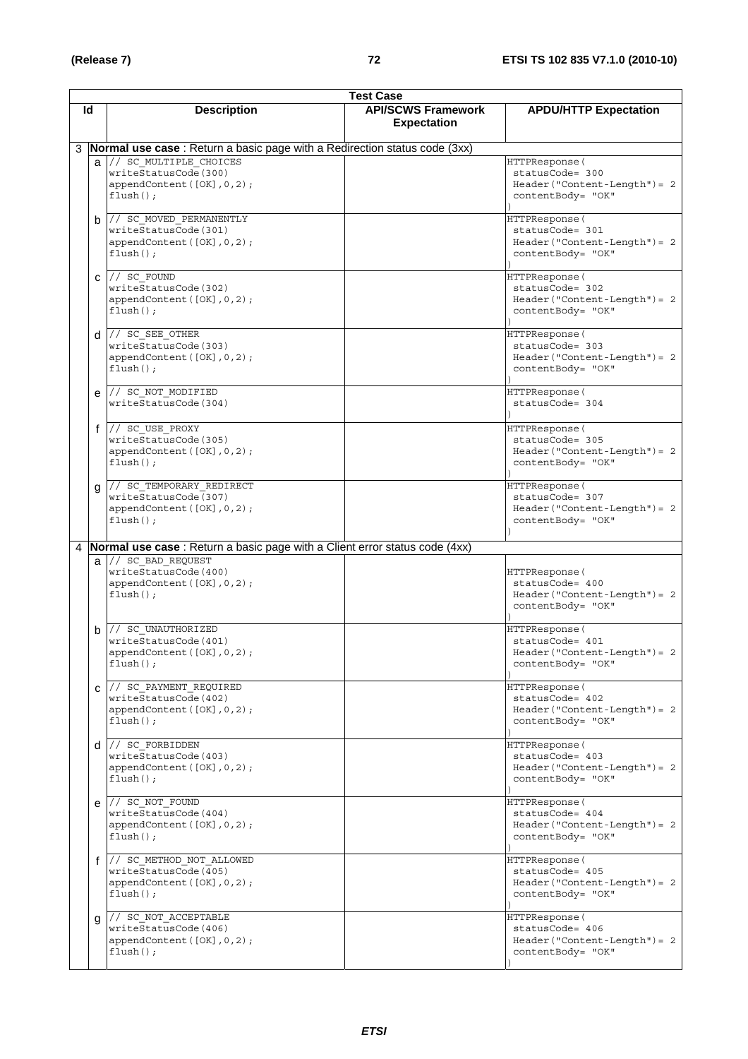| Id | | Description | API/SCWS Framework Expectation | APDU/HTTP Expectation |
|---|---|---|---|---|
| 3 | | **Normal use case** : Return a basic page with a Redirection status code (3xx) | | |
| | a | // SC_MULTIPLE_CHOICES<br>writeStatusCode(300)<br>appendContent([OK],0,2);<br>flush(); | | HTTPResponse(<br>statusCode= 300<br>Header("Content-Length")= 2<br>contentBody= "OK"<br>) |
| | b | // SC_MOVED_PERMANENTLY<br>writeStatusCode(301)<br>appendContent([OK],0,2);<br>flush(); | | HTTPResponse(<br>statusCode= 301<br>Header("Content-Length")= 2<br>contentBody= "OK"<br>) |
| | c | // SC_FOUND<br>writeStatusCode(302)<br>appendContent([OK],0,2);<br>flush(); | | HTTPResponse(<br>statusCode= 302<br>Header("Content-Length")= 2<br>contentBody= "OK"<br>) |
| | d | // SC_SEE_OTHER<br>writeStatusCode(303)<br>appendContent([OK],0,2);<br>flush(); | | HTTPResponse(<br>statusCode= 303<br>Header("Content-Length")= 2<br>contentBody= "OK"<br>) |
| | e | // SC_NOT_MODIFIED<br>writeStatusCode(304) | | HTTPResponse(<br>statusCode= 304<br>) |
| | f | // SC_USE_PROXY<br>writeStatusCode(305)<br>appendContent([OK],0,2);<br>flush(); | | HTTPResponse(<br>statusCode= 305<br>Header("Content-Length")= 2<br>contentBody= "OK"<br>) |
| | g | // SC_TEMPORARY_REDIRECT<br>writeStatusCode(307)<br>appendContent([OK],0,2);<br>flush(); | | HTTPResponse(<br>statusCode= 307<br>Header("Content-Length")= 2<br>contentBody= "OK"<br>) |
| 4 | | **Normal use case** : Return a basic page with a Client error status code (4xx) | | |
| | a | // SC_BAD_REQUEST<br>writeStatusCode(400)<br>appendContent([OK],0,2);<br>flush(); | | HTTPResponse(<br>statusCode= 400<br>Header("Content-Length")= 2<br>contentBody= "OK"<br>) |
| | b | // SC_UNAUTHORIZED<br>writeStatusCode(401)<br>appendContent([OK],0,2);<br>flush(); | | HTTPResponse(<br>statusCode= 401<br>Header("Content-Length")= 2<br>contentBody= "OK"<br>) |
| | c | // SC_PAYMENT_REQUIRED<br>writeStatusCode(402)<br>appendContent([OK],0,2);<br>flush(); | | HTTPResponse(<br>statusCode= 402<br>Header("Content-Length")= 2<br>contentBody= "OK"<br>) |
| | d | // SC_FORBIDDEN<br>writeStatusCode(403)<br>appendContent([OK],0,2);<br>flush(); | | HTTPResponse(<br>statusCode= 403<br>Header("Content-Length")= 2<br>contentBody= "OK"<br>) |
| | e | // SC_NOT_FOUND<br>writeStatusCode(404)<br>appendContent([OK],0,2);<br>flush(); | | HTTPResponse(<br>statusCode= 404<br>Header("Content-Length")= 2<br>contentBody= "OK"<br>) |
| | f | // SC_METHOD_NOT_ALLOWED<br>writeStatusCode(405)<br>appendContent([OK],0,2);<br>flush(); | | HTTPResponse(<br>statusCode= 405<br>Header("Content-Length")= 2<br>contentBody= "OK"<br>) |
| | g | // SC_NOT_ACCEPTABLE<br>writeStatusCode(406)<br>appendContent([OK],0,2);<br>flush(); | | HTTPResponse(<br>statusCode= 406<br>Header("Content-Length")= 2<br>contentBody= "OK"<br>) |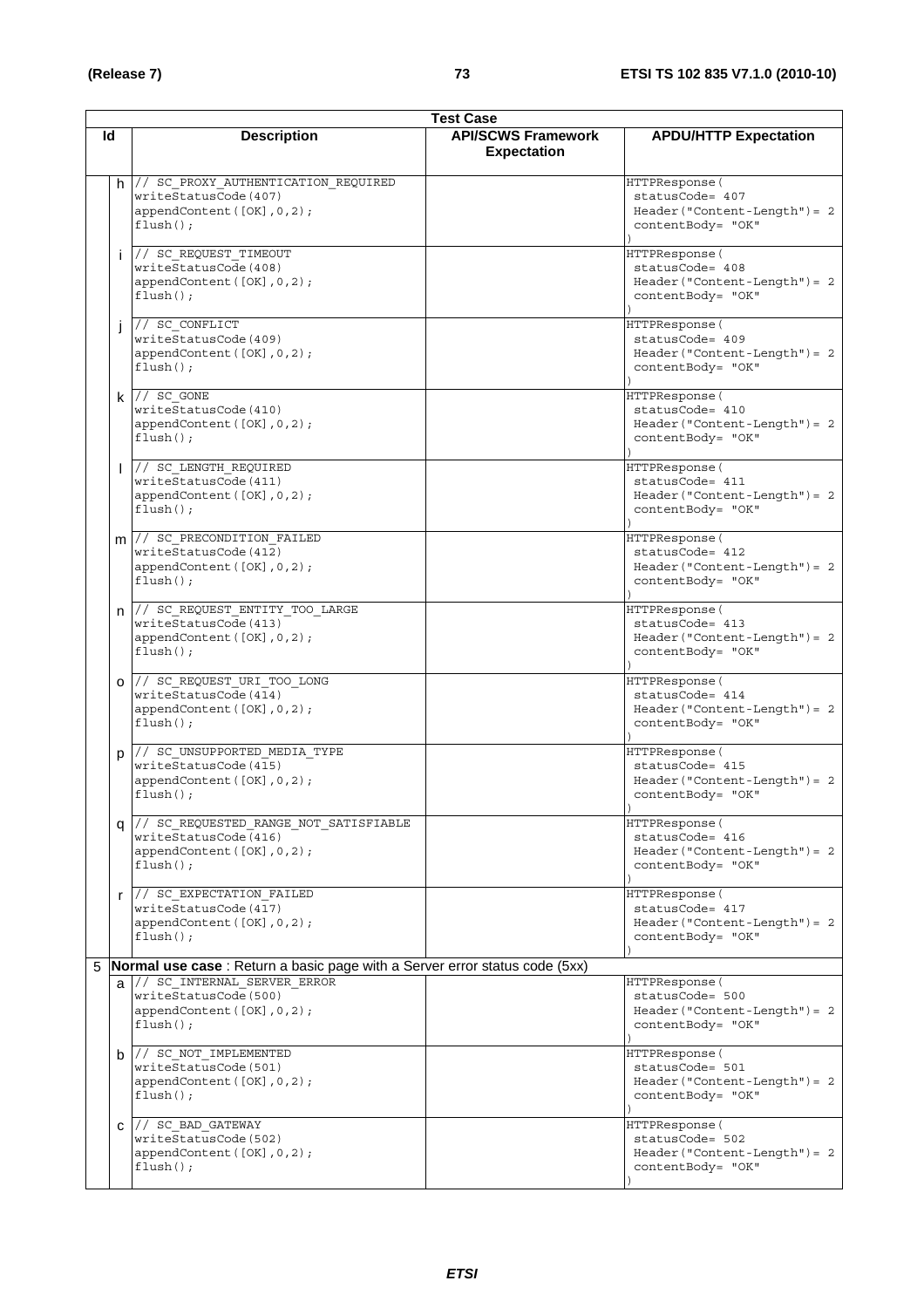| Test Case | | | | |
|---|---|---|---|---|
| **Id** | | **Description** | **API/SCWS Framework Expectation** | **APDU/HTTP Expectation** |
| | h | // SC_PROXY_AUTHENTICATION_REQUIRED<br>writeStatusCode(407)<br>appendContent([OK],0,2);<br>flush(); | | HTTPResponse(<br>statusCode= 407<br>Header("Content-Length")= 2<br>contentBody= "OK"<br>) |
| | i | // SC_REQUEST_TIMEOUT<br>writeStatusCode(408)<br>appendContent([OK],0,2);<br>flush(); | | HTTPResponse(<br>statusCode= 408<br>Header("Content-Length")= 2<br>contentBody= "OK"<br>) |
| | j | // SC_CONFLICT<br>writeStatusCode(409)<br>appendContent([OK],0,2);<br>flush(); | | HTTPResponse(<br>statusCode= 409<br>Header("Content-Length")= 2<br>contentBody= "OK"<br>) |
| | k | // SC_GONE<br>writeStatusCode(410)<br>appendContent([OK],0,2);<br>flush(); | | HTTPResponse(<br>statusCode= 410<br>Header("Content-Length")= 2<br>contentBody= "OK"<br>) |
| | l | // SC_LENGTH_REQUIRED<br>writeStatusCode(411)<br>appendContent([OK],0,2);<br>flush(); | | HTTPResponse(<br>statusCode= 411<br>Header("Content-Length")= 2<br>contentBody= "OK"<br>) |
| | m | // SC_PRECONDITION_FAILED<br>writeStatusCode(412)<br>appendContent([OK],0,2);<br>flush(); | | HTTPResponse(<br>statusCode= 412<br>Header("Content-Length")= 2<br>contentBody= "OK"<br>) |
| | n | // SC_REQUEST_ENTITY_TOO_LARGE<br>writeStatusCode(413)<br>appendContent([OK],0,2);<br>flush(); | | HTTPResponse(<br>statusCode= 413<br>Header("Content-Length")= 2<br>contentBody= "OK"<br>) |
| | o | // SC_REQUEST_URI_TOO_LONG<br>writeStatusCode(414)<br>appendContent([OK],0,2);<br>flush(); | | HTTPResponse(<br>statusCode= 414<br>Header("Content-Length")= 2<br>contentBody= "OK"<br>) |
| | p | // SC_UNSUPPORTED_MEDIA_TYPE<br>writeStatusCode(415)<br>appendContent([OK],0,2);<br>flush(); | | HTTPResponse(<br>statusCode= 415<br>Header("Content-Length")= 2<br>contentBody= "OK"<br>) |
| | q | // SC_REQUESTED_RANGE_NOT_SATISFIABLE<br>writeStatusCode(416)<br>appendContent([OK],0,2);<br>flush(); | | HTTPResponse(<br>statusCode= 416<br>Header("Content-Length")= 2<br>contentBody= "OK"<br>) |
| | r | // SC_EXPECTATION_FAILED<br>writeStatusCode(417)<br>appendContent([OK],0,2);<br>flush(); | | HTTPResponse(<br>statusCode= 417<br>Header("Content-Length")= 2<br>contentBody= "OK"<br>) |
| 5 | | **Normal use case** : Return a basic page with a Server error status code (5xx) | | |
| | a | // SC_INTERNAL_SERVER_ERROR<br>writeStatusCode(500)<br>appendContent([OK],0,2);<br>flush(); | | HTTPResponse(<br>statusCode= 500<br>Header("Content-Length")= 2<br>contentBody= "OK"<br>) |
| | b | // SC_NOT_IMPLEMENTED<br>writeStatusCode(501)<br>appendContent([OK],0,2);<br>flush(); | | HTTPResponse(<br>statusCode= 501<br>Header("Content-Length")= 2<br>contentBody= "OK"<br>) |
| | c | // SC_BAD_GATEWAY<br>writeStatusCode(502)<br>appendContent([OK],0,2);<br>flush(); | | HTTPResponse(<br>statusCode= 502<br>Header("Content-Length")= 2<br>contentBody= "OK"<br>) |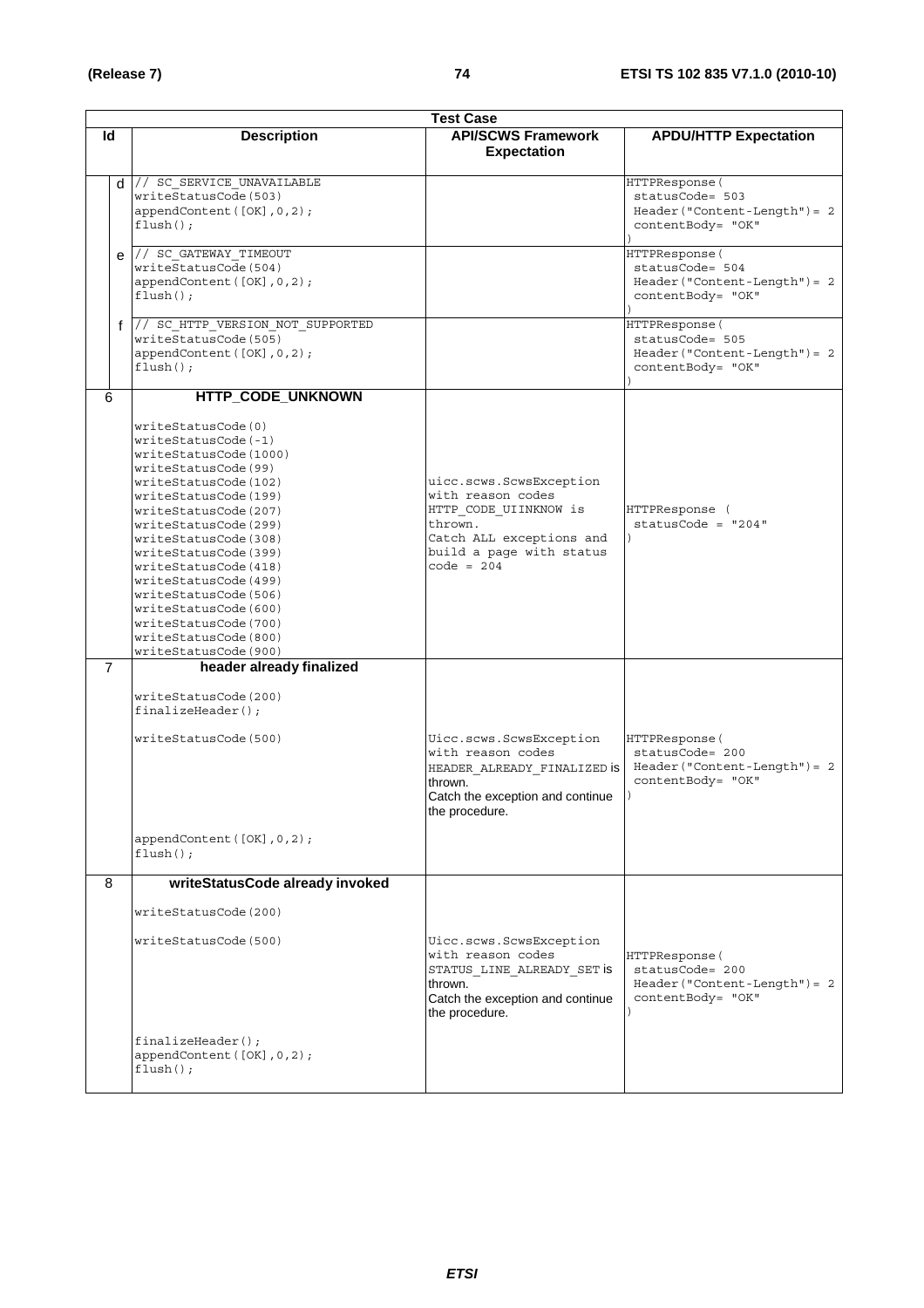| Test Case | | | |
|---|---|---|---|
| **Id** | **Description** | **API/SCWS Framework Expectation** | **APDU/HTTP Expectation** |
| d | // SC_SERVICE_UNAVAILABLE<br>writeStatusCode(503)<br>appendContent([OK],0,2);<br>flush(); | | HTTPResponse(<br>statusCode= 503<br>Header("Content-Length")= 2<br>contentBody= "OK"<br>) |
| e | // SC_GATEWAY_TIMEOUT<br>writeStatusCode(504)<br>appendContent([OK],0,2);<br>flush(); | | HTTPResponse(<br>statusCode= 504<br>Header("Content-Length")= 2<br>contentBody= "OK"<br>) |
| f | // SC_HTTP_VERSION_NOT_SUPPORTED<br>writeStatusCode(505)<br>appendContent([OK],0,2);<br>flush(); | | HTTPResponse(<br>statusCode= 505<br>Header("Content-Length")= 2<br>contentBody= "OK"<br>) |
| 6 | **HTTP_CODE_UNKNOWN**<br><br>writeStatusCode(0)<br>writeStatusCode(-1)<br>writeStatusCode(1000)<br>writeStatusCode(99)<br>writeStatusCode(102)<br>writeStatusCode(199)<br>writeStatusCode(207)<br>writeStatusCode(299)<br>writeStatusCode(308)<br>writeStatusCode(399)<br>writeStatusCode(418)<br>writeStatusCode(499)<br>writeStatusCode(506)<br>writeStatusCode(600)<br>writeStatusCode(700)<br>writeStatusCode(800)<br>writeStatusCode(900) | uicc.scws.ScwsException with reason codes HTTP_CODE_UIINKNOW is thrown.<br>Catch ALL exceptions and build a page with status code = 204 | HTTPResponse (<br>statusCode = "204"<br>) |
| 7 | **header already finalized**<br><br>writeStatusCode(200)<br>finalizeHeader();<br><br>writeStatusCode(500)<br><br>appendContent([OK],0,2);<br>flush(); | Uicc.scws.ScwsException with reason codes HEADER_ALREADY_FINALIZED is thrown.<br>Catch the exception and continue the procedure. | HTTPResponse(<br>statusCode= 200<br>Header("Content-Length")= 2<br>contentBody= "OK"<br>) |
| 8 | **writeStatusCode already invoked**<br><br>writeStatusCode(200)<br><br>writeStatusCode(500)<br><br>finalizeHeader();<br>appendContent([OK],0,2);<br>flush(); | Uicc.scws.ScwsException with reason codes STATUS_LINE_ALREADY_SET is thrown.<br>Catch the exception and continue the procedure. | HTTPResponse(<br>statusCode= 200<br>Header("Content-Length")= 2<br>contentBody= "OK"<br>) |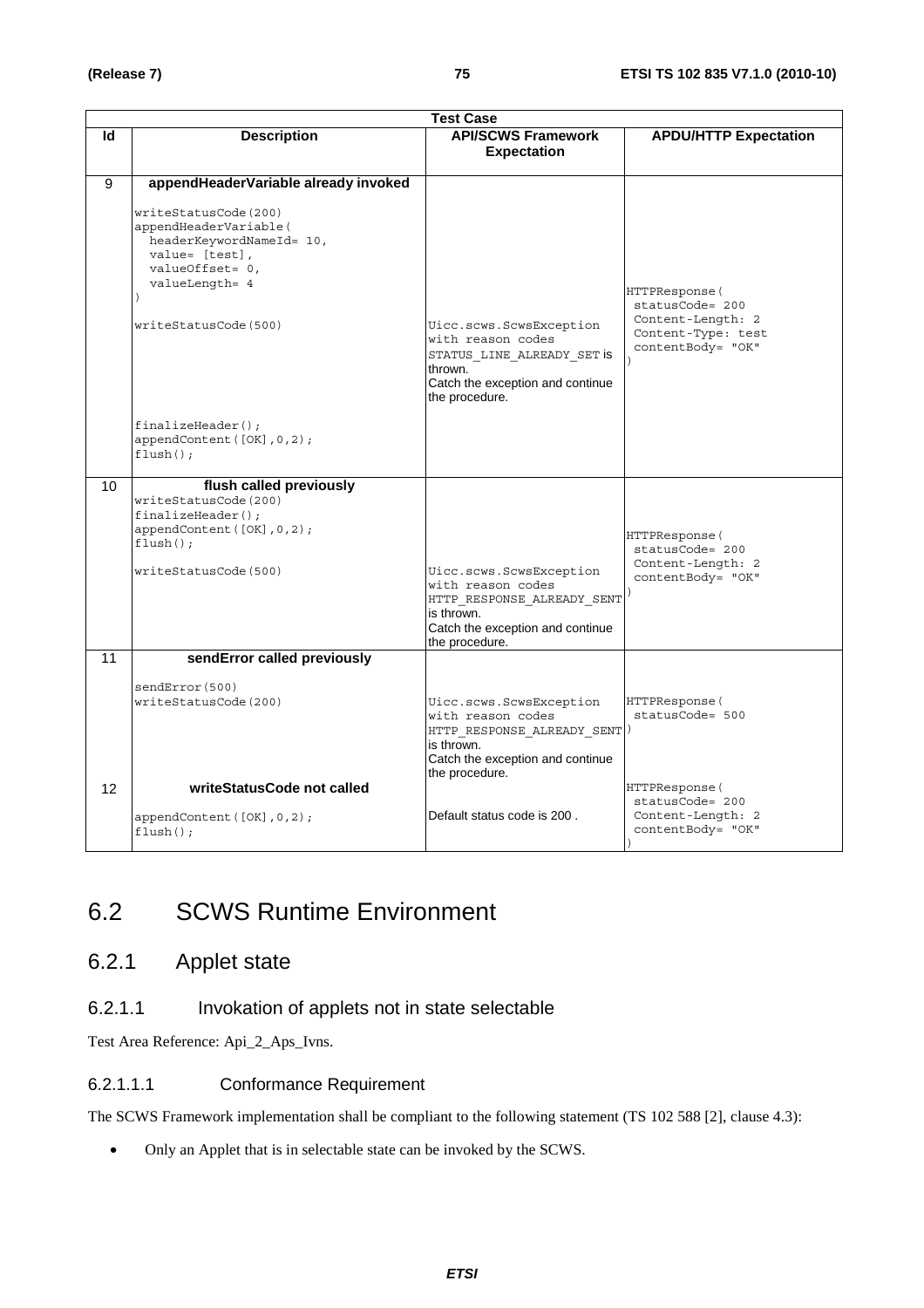| Test Case | | | |
|---|---|---|---|
| **Id** | **Description** | **API/SCWS Framework Expectation** | **APDU/HTTP Expectation** |
| 9 | **appendHeaderVariable already invoked**<br><br>writeStatusCode(200)<br>appendHeaderVariable(<br>headerKeywordNameId= 10,<br>value= [test],<br>valueOffset= 0,<br>valueLength= 4<br>)<br>writeStatusCode(500)<br><br>finalizeHeader();<br>appendContent([OK],0,2);<br>flush(); | Uicc.scws.ScwsException with reason codes STATUS_LINE_ALREADY_SET is thrown.<br>Catch the exception and continue the procedure. | HTTPResponse(<br>statusCode= 200<br>Content-Length: 2<br>Content-Type: test<br>contentBody= "OK"<br>) |
| 10 | **flush called previously**<br>writeStatusCode(200)<br>finalizeHeader();<br>appendContent([OK],0,2);<br>flush();<br><br>writeStatusCode(500) | Uicc.scws.ScwsException with reason codes HTTP_RESPONSE_ALREADY_SENT is thrown.<br>Catch the exception and continue the procedure. | HTTPResponse(<br>statusCode= 200<br>Content-Length: 2<br>contentBody= "OK"<br>) |
| 11 | **sendError called previously**<br><br>sendError(500)<br>writeStatusCode(200) | Uicc.scws.ScwsException with reason codes HTTP_RESPONSE_ALREADY_SENT is thrown.<br>Catch the exception and continue the procedure. | HTTPResponse(<br>statusCode= 500<br>) |
| 12 | **writeStatusCode not called**<br><br>appendContent([OK],0,2);<br>flush(); | Default status code is 200 . | HTTPResponse(<br>statusCode= 200<br>Content-Length: 2<br>contentBody= "OK"<br>) |

## 6.2 SCWS Runtime Environment

### 6.2.1 Applet state

#### 6.2.1.1 Invokation of applets not in state selectable

Test Area Reference: Api_2_Aps_Ivns.

##### 6.2.1.1.1 Conformance Requirement

The SCWS Framework implementation shall be compliant to the following statement (TS 102 588 [2], clause 4.3):

- Only an Applet that is in selectable state can be invoked by the SCWS.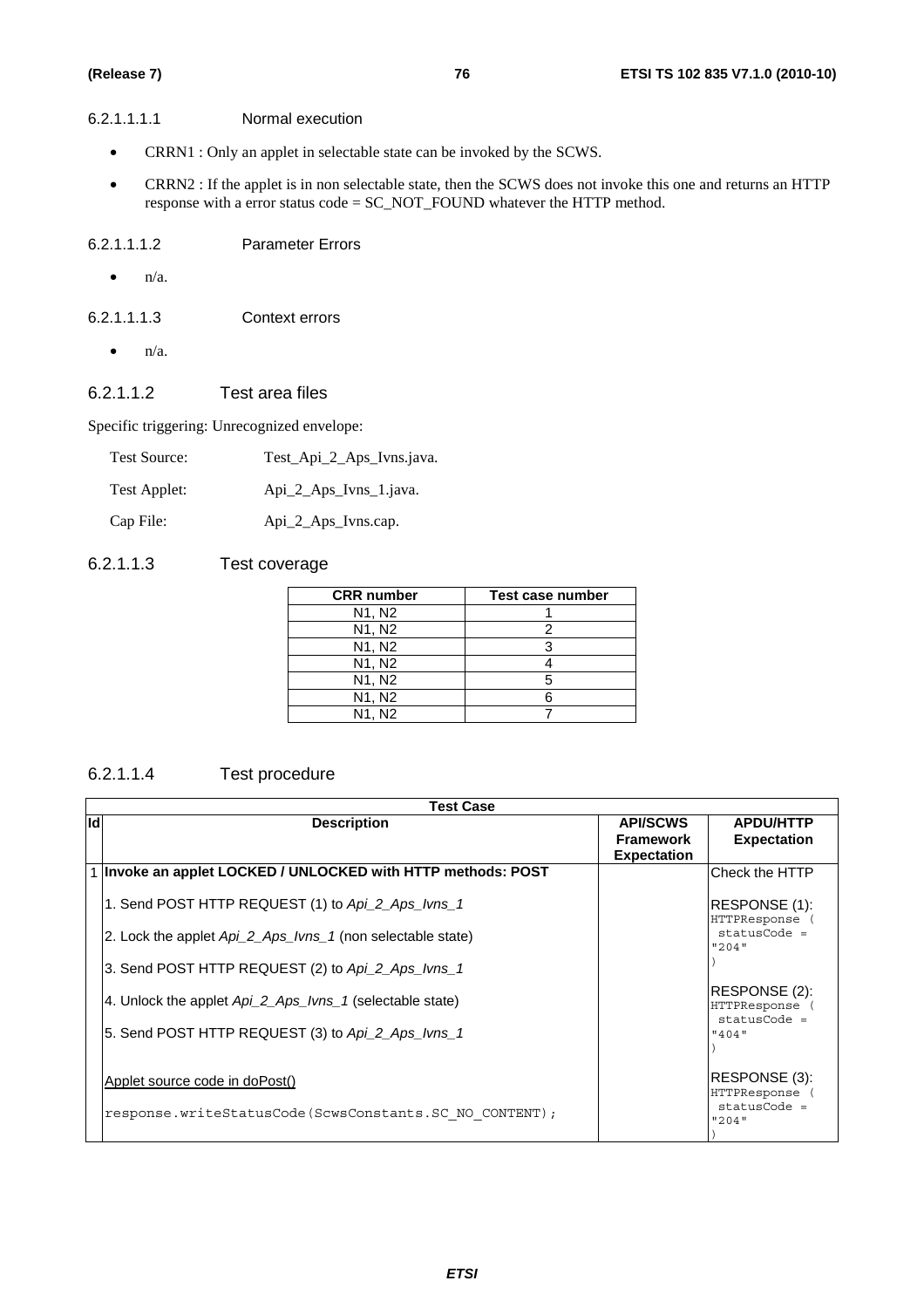###### 6.2.1.1.1.1 Normal execution

- CRRN1 : Only an applet in selectable state can be invoked by the SCWS.
- CRRN2 : If the applet is in non selectable state, then the SCWS does not invoke this one and returns an HTTP response with a error status code = SC_NOT_FOUND whatever the HTTP method.

###### 6.2.1.1.1.2 Parameter Errors

- n/a.

###### 6.2.1.1.1.3 Context errors

- n/a.

##### 6.2.1.1.2 Test area files

Specific triggering: Unrecognized envelope:

Test Source: Test_Api_2_Aps_Ivns.java.

Test Applet: Api_2_Aps_Ivns_1.java.

Cap File: Api_2_Aps_Ivns.cap.

##### 6.2.1.1.3 Test coverage

| CRR number | Test case number |
|---|---|
| N1, N2 | 1 |
| N1, N2 | 2 |
| N1, N2 | 3 |
| N1, N2 | 4 |
| N1, N2 | 5 |
| N1, N2 | 6 |
| N1, N2 | 7 |

##### 6.2.1.1.4 Test procedure

| Id | Description | API/SCWS Framework Expectation | APDU/HTTP Expectation |
|---|---|---|---|
| 1 | **Invoke an applet LOCKED / UNLOCKED with HTTP methods: POST**<br><br>1. Send POST HTTP REQUEST (1) to *Api_2_Aps_Ivns_1*<br><br>2. Lock the applet *Api_2_Aps_Ivns_1* (non selectable state)<br><br>3. Send POST HTTP REQUEST (2) to *Api_2_Aps_Ivns_1*<br><br>4. Unlock the applet *Api_2_Aps_Ivns_1* (selectable state)<br><br>5. Send POST HTTP REQUEST (3) to *Api_2_Aps_Ivns_1*<br><br>Applet source code in doPost()<br><br>`response.writeStatusCode(ScwsConstants.SC_NO_CONTENT);` | | Check the HTTP<br><br>RESPONSE (1):<br>`HTTPResponse ( statusCode = "204" )`<br><br>RESPONSE (2):<br>`HTTPResponse ( statusCode = "404" )`<br><br>RESPONSE (3):<br>`HTTPResponse ( statusCode = "204" )` |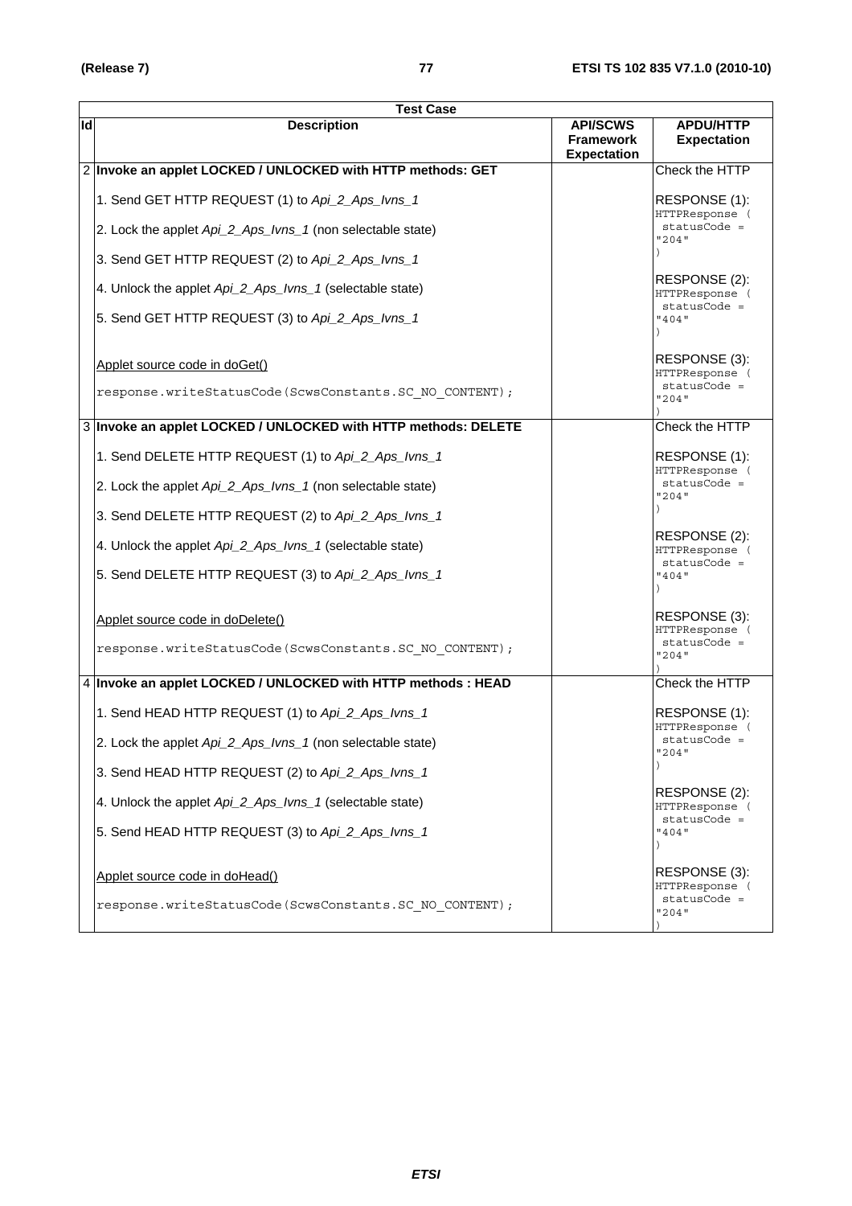| Test Case | | | |
|---|---|---|---|
| **Id** | **Description** | **API/SCWS Framework Expectation** | **APDU/HTTP Expectation** |
| 2 | **Invoke an applet LOCKED / UNLOCKED with HTTP methods: GET**<br><br>1. Send GET HTTP REQUEST (1) to *Api_2_Aps_Ivns_1*<br><br>2. Lock the applet *Api_2_Aps_Ivns_1* (non selectable state)<br><br>3. Send GET HTTP REQUEST (2) to *Api_2_Aps_Ivns_1*<br><br>4. Unlock the applet *Api_2_Aps_Ivns_1* (selectable state)<br><br>5. Send GET HTTP REQUEST (3) to *Api_2_Aps_Ivns_1*<br><br><br>Applet source code in doGet()<br><br>`response.writeStatusCode(ScwsConstants.SC_NO_CONTENT);` | | Check the HTTP<br><br>RESPONSE (1):<br>`HTTPResponse ( statusCode = "204" )`<br><br>RESPONSE (2):<br>`HTTPResponse ( statusCode = "404" )`<br><br>RESPONSE (3):<br>`HTTPResponse ( statusCode = "204" )` |
| 3 | **Invoke an applet LOCKED / UNLOCKED with HTTP methods: DELETE**<br><br>1. Send DELETE HTTP REQUEST (1) to *Api_2_Aps_Ivns_1*<br><br>2. Lock the applet *Api_2_Aps_Ivns_1* (non selectable state)<br><br>3. Send DELETE HTTP REQUEST (2) to *Api_2_Aps_Ivns_1*<br><br>4. Unlock the applet *Api_2_Aps_Ivns_1* (selectable state)<br><br>5. Send DELETE HTTP REQUEST (3) to *Api_2_Aps_Ivns_1*<br><br><br>Applet source code in doDelete()<br><br>`response.writeStatusCode(ScwsConstants.SC_NO_CONTENT);` | | Check the HTTP<br><br>RESPONSE (1):<br>`HTTPResponse ( statusCode = "204" )`<br><br>RESPONSE (2):<br>`HTTPResponse ( statusCode = "404" )`<br><br>RESPONSE (3):<br>`HTTPResponse ( statusCode = "204" )` |
| 4 | **Invoke an applet LOCKED / UNLOCKED with HTTP methods : HEAD**<br><br>1. Send HEAD HTTP REQUEST (1) to *Api_2_Aps_Ivns_1*<br><br>2. Lock the applet *Api_2_Aps_Ivns_1* (non selectable state)<br><br>3. Send HEAD HTTP REQUEST (2) to *Api_2_Aps_Ivns_1*<br><br>4. Unlock the applet *Api_2_Aps_Ivns_1* (selectable state)<br><br>5. Send HEAD HTTP REQUEST (3) to *Api_2_Aps_Ivns_1*<br><br><br>Applet source code in doHead()<br><br>`response.writeStatusCode(ScwsConstants.SC_NO_CONTENT);` | | Check the HTTP<br><br>RESPONSE (1):<br>`HTTPResponse ( statusCode = "204" )`<br><br>RESPONSE (2):<br>`HTTPResponse ( statusCode = "404" )`<br><br>RESPONSE (3):<br>`HTTPResponse ( statusCode = "204" )` |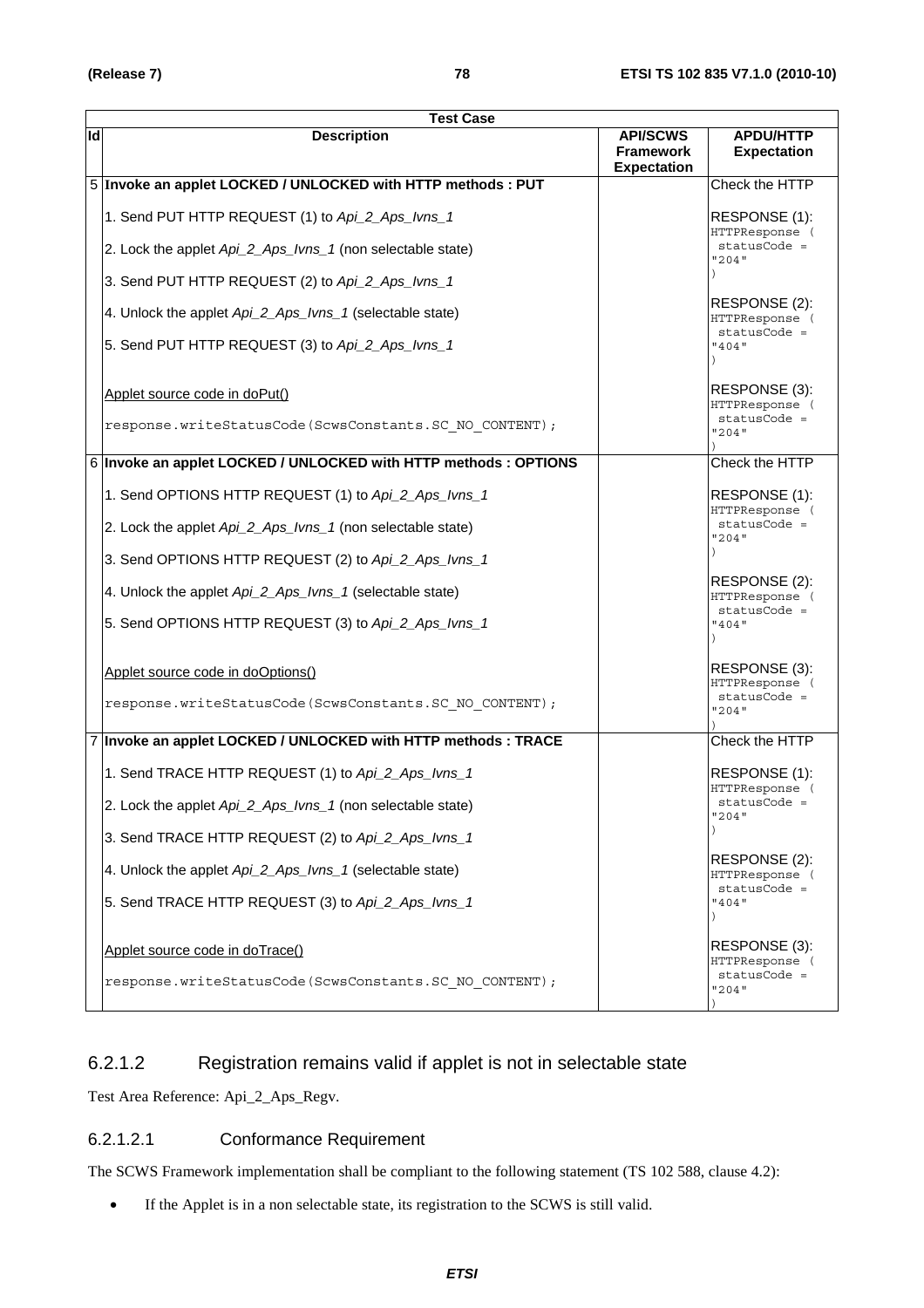| Test Case | | | |
|---|---|---|---|
| **Id** | **Description** | **API/SCWS Framework Expectation** | **APDU/HTTP Expectation** |
| 5 | **Invoke an applet LOCKED / UNLOCKED with HTTP methods : PUT**<br><br>1. Send PUT HTTP REQUEST (1) to *Api_2_Aps_Ivns_1*<br><br>2. Lock the applet *Api_2_Aps_Ivns_1* (non selectable state)<br><br>3. Send PUT HTTP REQUEST (2) to *Api_2_Aps_Ivns_1*<br><br>4. Unlock the applet *Api_2_Aps_Ivns_1* (selectable state)<br><br>5. Send PUT HTTP REQUEST (3) to *Api_2_Aps_Ivns_1*<br><br>Applet source code in doPut()<br><br>`response.writeStatusCode(ScwsConstants.SC_NO_CONTENT);` | | Check the HTTP<br><br>RESPONSE (1):<br>`HTTPResponse ( statusCode = "204" )`<br><br>RESPONSE (2):<br>`HTTPResponse ( statusCode = "404" )`<br><br>RESPONSE (3):<br>`HTTPResponse ( statusCode = "204" )` |
| 6 | **Invoke an applet LOCKED / UNLOCKED with HTTP methods : OPTIONS**<br><br>1. Send OPTIONS HTTP REQUEST (1) to *Api_2_Aps_Ivns_1*<br><br>2. Lock the applet *Api_2_Aps_Ivns_1* (non selectable state)<br><br>3. Send OPTIONS HTTP REQUEST (2) to *Api_2_Aps_Ivns_1*<br><br>4. Unlock the applet *Api_2_Aps_Ivns_1* (selectable state)<br><br>5. Send OPTIONS HTTP REQUEST (3) to *Api_2_Aps_Ivns_1*<br><br>Applet source code in doOptions()<br><br>`response.writeStatusCode(ScwsConstants.SC_NO_CONTENT);` | | Check the HTTP<br><br>RESPONSE (1):<br>`HTTPResponse ( statusCode = "204" )`<br><br>RESPONSE (2):<br>`HTTPResponse ( statusCode = "404" )`<br><br>RESPONSE (3):<br>`HTTPResponse ( statusCode = "204" )` |
| 7 | **Invoke an applet LOCKED / UNLOCKED with HTTP methods : TRACE**<br><br>1. Send TRACE HTTP REQUEST (1) to *Api_2_Aps_Ivns_1*<br><br>2. Lock the applet *Api_2_Aps_Ivns_1* (non selectable state)<br><br>3. Send TRACE HTTP REQUEST (2) to *Api_2_Aps_Ivns_1*<br><br>4. Unlock the applet *Api_2_Aps_Ivns_1* (selectable state)<br><br>5. Send TRACE HTTP REQUEST (3) to *Api_2_Aps_Ivns_1*<br><br>Applet source code in doTrace()<br><br>`response.writeStatusCode(ScwsConstants.SC_NO_CONTENT);` | | Check the HTTP<br><br>RESPONSE (1):<br>`HTTPResponse ( statusCode = "204" )`<br><br>RESPONSE (2):<br>`HTTPResponse ( statusCode = "404" )`<br><br>RESPONSE (3):<br>`HTTPResponse ( statusCode = "204" )` |

### 6.2.1.2 Registration remains valid if applet is not in selectable state

Test Area Reference: Api_2_Aps_Regv.

#### 6.2.1.2.1 Conformance Requirement

The SCWS Framework implementation shall be compliant to the following statement (TS 102 588, clause 4.2):

- If the Applet is in a non selectable state, its registration to the SCWS is still valid.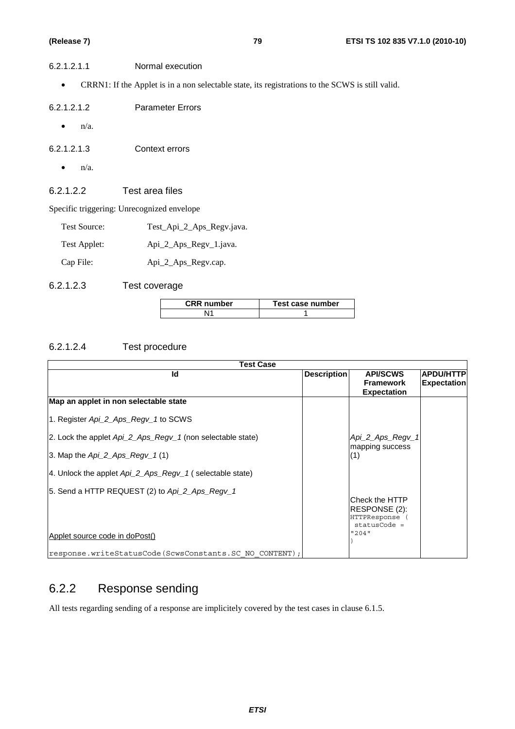###### 6.2.1.2.1.1 Normal execution

- CRRN1: If the Applet is in a non selectable state, its registrations to the SCWS is still valid.

###### 6.2.1.2.1.2 Parameter Errors

- n/a.

###### 6.2.1.2.1.3 Context errors

- n/a.

##### 6.2.1.2.2 Test area files

Specific triggering: Unrecognized envelope

| | |
|---|---|
| Test Source: | Test_Api_2_Aps_Regv.java. |
| Test Applet: | Api_2_Aps_Regv_1.java. |
| Cap File: | Api_2_Aps_Regv.cap. |

##### 6.2.1.2.3 Test coverage

| CRR number | Test case number |
|---|---|
| N1 | 1 |

##### 6.2.1.2.4 Test procedure

| Test Case | | | |
|---|---|---|---|
| **Id** | **Description** | **API/SCWS Framework Expectation** | **APDU/HTTP Expectation** |
| **Map an applet in non selectable state**<br><br>1. Register *Api_2_Aps_Regv_1* to SCWS<br><br>2. Lock the applet *Api_2_Aps_Regv_1* (non selectable state)<br><br>3. Map the *Api_2_Aps_Regv_1* (1)<br><br>4. Unlock the applet *Api_2_Aps_Regv_1* ( selectable state)<br><br>5. Send a HTTP REQUEST (2) to *Api_2_Aps_Regv_1*<br><br>Applet source code in doPost()<br><br>`response.writeStatusCode(ScwsConstants.SC_NO_CONTENT);` | | *Api_2_Aps_Regv_1* mapping success (1)<br><br>Check the HTTP RESPONSE (2): `HTTPResponse ( statusCode = "204" )` | |

### 6.2.2 Response sending

All tests regarding sending of a response are implicitely covered by the test cases in clause 6.1.5.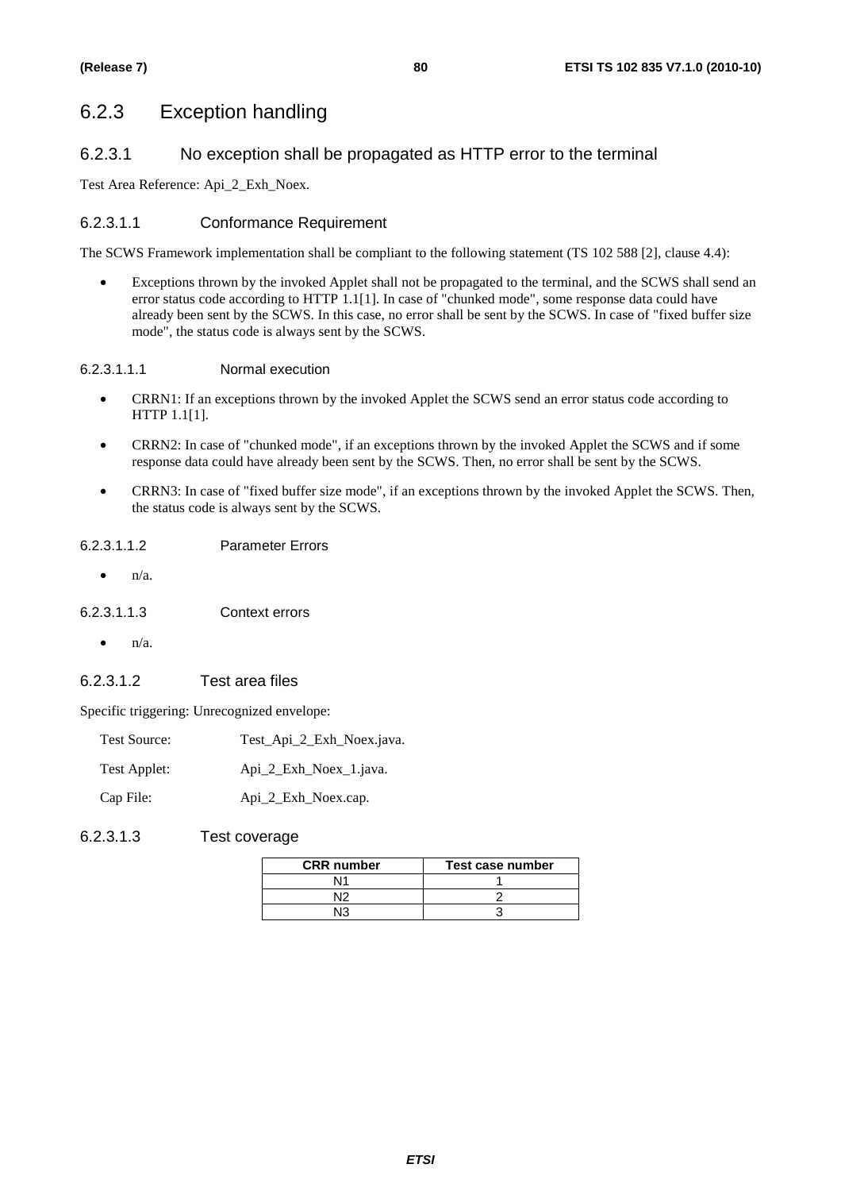## 6.2.3 Exception handling

### 6.2.3.1 No exception shall be propagated as HTTP error to the terminal

Test Area Reference: Api_2_Exh_Noex.

#### 6.2.3.1.1 Conformance Requirement

The SCWS Framework implementation shall be compliant to the following statement (TS 102 588 [2], clause 4.4):

- Exceptions thrown by the invoked Applet shall not be propagated to the terminal, and the SCWS shall send an error status code according to HTTP 1.1[1]. In case of "chunked mode", some response data could have already been sent by the SCWS. In this case, no error shall be sent by the SCWS. In case of "fixed buffer size mode", the status code is always sent by the SCWS.

##### 6.2.3.1.1.1 Normal execution

- CRRN1: If an exceptions thrown by the invoked Applet the SCWS send an error status code according to HTTP 1.1[1].
- CRRN2: In case of "chunked mode", if an exceptions thrown by the invoked Applet the SCWS and if some response data could have already been sent by the SCWS. Then, no error shall be sent by the SCWS.
- CRRN3: In case of "fixed buffer size mode", if an exceptions thrown by the invoked Applet the SCWS. Then, the status code is always sent by the SCWS.

##### 6.2.3.1.1.2 Parameter Errors

- n/a.

##### 6.2.3.1.1.3 Context errors

- n/a.

#### 6.2.3.1.2 Test area files

Specific triggering: Unrecognized envelope:

Test Source: Test_Api_2_Exh_Noex.java.

Test Applet: Api_2_Exh_Noex_1.java.

Cap File: Api_2_Exh_Noex.cap.

#### 6.2.3.1.3 Test coverage

| CRR number | Test case number |
|---|---|
| N1 | 1 |
| N2 | 2 |
| N3 | 3 |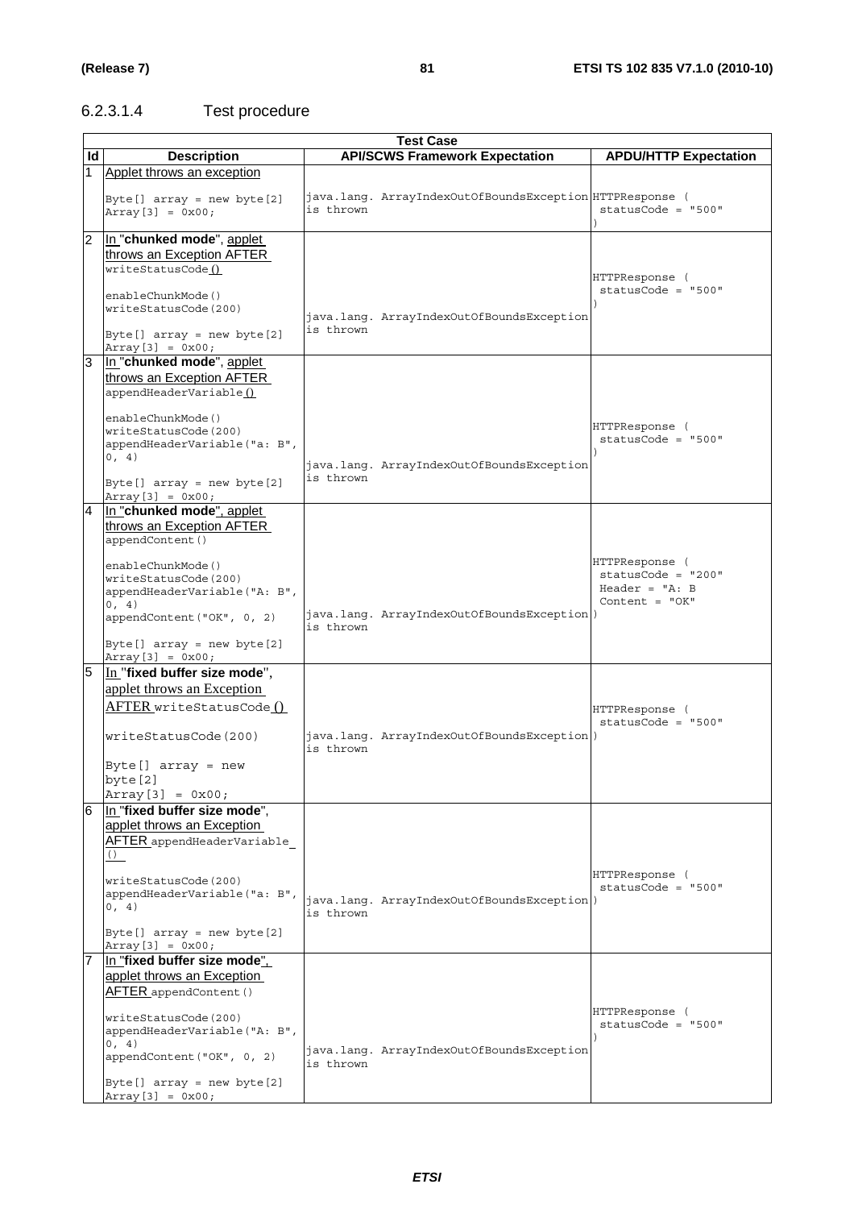#### 6.2.3.1.4 Test procedure

| Test Case | | | |
|---|---|---|---|
| **Id** | **Description** | **API/SCWS Framework Expectation** | **APDU/HTTP Expectation** |
| 1 | Applet throws an exception<br><br>Byte[] array = new byte[2]<br>Array[3] = 0x00; | java.lang. ArrayIndexOutOfBoundsException is thrown | HTTPResponse (<br>statusCode = "500"<br>) |
| 2 | In "**chunked mode**", applet throws an Exception AFTER writeStatusCode()<br><br>enableChunkMode()<br>writeStatusCode(200)<br><br>Byte[] array = new byte[2]<br>Array[3] = 0x00; | java.lang. ArrayIndexOutOfBoundsException is thrown | HTTPResponse (<br>statusCode = "500"<br>) |
| 3 | In "**chunked mode**", applet throws an Exception AFTER appendHeaderVariable()<br><br>enableChunkMode()<br>writeStatusCode(200)<br>appendHeaderVariable("a: B", 0, 4)<br><br>Byte[] array = new byte[2]<br>Array[3] = 0x00; | java.lang. ArrayIndexOutOfBoundsException is thrown | HTTPResponse (<br>statusCode = "500"<br>) |
| 4 | In "**chunked mode**", applet throws an Exception AFTER appendContent()<br><br>enableChunkMode()<br>writeStatusCode(200)<br>appendHeaderVariable("A: B", 0, 4)<br>appendContent("OK", 0, 2)<br><br>Byte[] array = new byte[2]<br>Array[3] = 0x00; | java.lang. ArrayIndexOutOfBoundsException is thrown | HTTPResponse (<br>statusCode = "200"<br>Header = "A: B<br>Content = "OK"<br>) |
| 5 | In "**fixed buffer size mode**", applet throws an Exception AFTER writeStatusCode()<br><br>writeStatusCode(200)<br><br>Byte[] array = new byte[2]<br>Array[3] = 0x00; | java.lang. ArrayIndexOutOfBoundsException is thrown | HTTPResponse (<br>statusCode = "500"<br>) |
| 6 | In "**fixed buffer size mode**", applet throws an Exception AFTER appendHeaderVariable()<br><br>writeStatusCode(200)<br>appendHeaderVariable("a: B", 0, 4)<br><br>Byte[] array = new byte[2]<br>Array[3] = 0x00; | java.lang. ArrayIndexOutOfBoundsException is thrown | HTTPResponse (<br>statusCode = "500"<br>) |
| 7 | In "**fixed buffer size mode**", applet throws an Exception AFTER appendContent()<br><br>writeStatusCode(200)<br>appendHeaderVariable("A: B", 0, 4)<br>appendContent("OK", 0, 2)<br><br>Byte[] array = new byte[2]<br>Array[3] = 0x00; | java.lang. ArrayIndexOutOfBoundsException is thrown | HTTPResponse (<br>statusCode = "500"<br>) |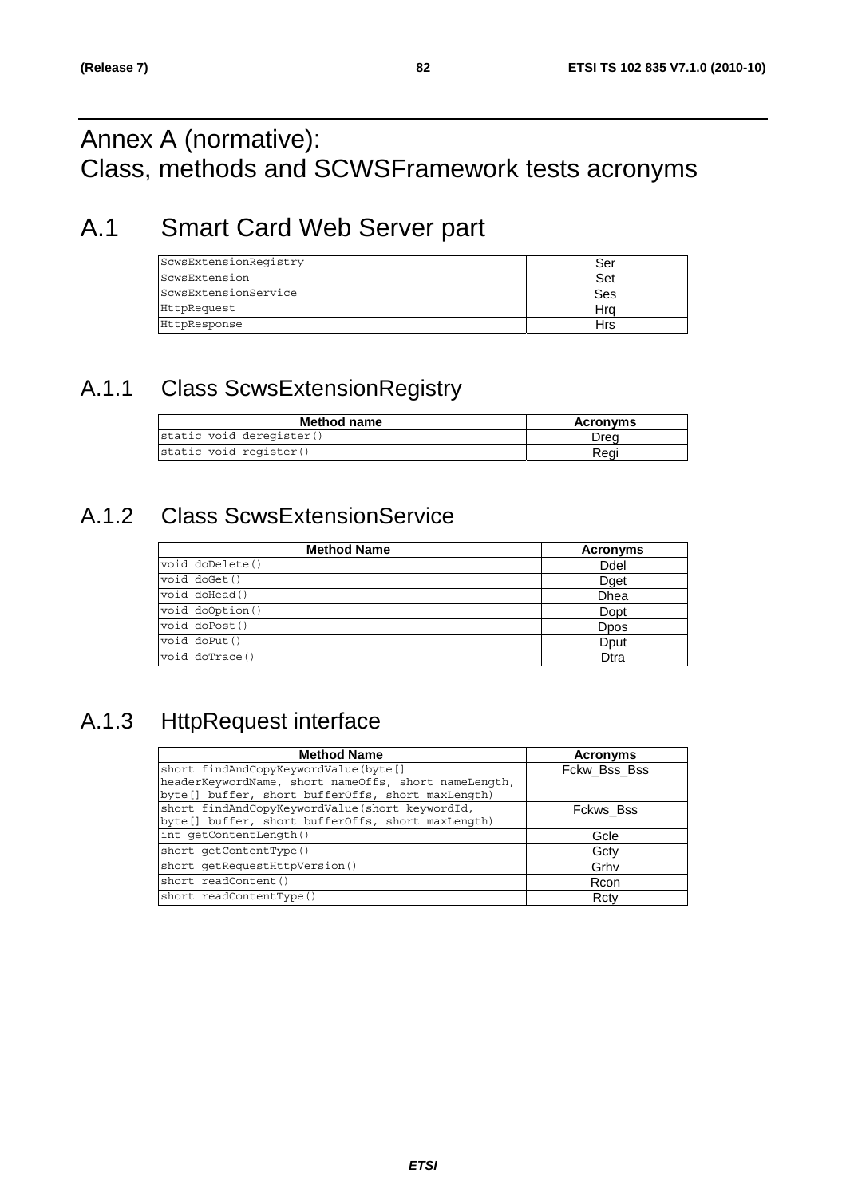# Annex A (normative): Class, methods and SCWSFramework tests acronyms

## A.1 Smart Card Web Server part

| | |
|---|---|
| ScwsExtensionRegistry | Ser |
| ScwsExtension | Set |
| ScwsExtensionService | Ses |
| HttpRequest | Hrq |
| HttpResponse | Hrs |

### A.1.1 Class ScwsExtensionRegistry

| Method name | Acronyms |
|---|---|
| static void deregister() | Dreg |
| static void register() | Regi |

### A.1.2 Class ScwsExtensionService

| Method Name | Acronyms |
|---|---|
| void doDelete() | Ddel |
| void doGet() | Dget |
| void doHead() | Dhea |
| void doOption() | Dopt |
| void doPost() | Dpos |
| void doPut() | Dput |
| void doTrace() | Dtra |

### A.1.3 HttpRequest interface

| Method Name | Acronyms |
|---|---|
| short findAndCopyKeywordValue(byte[] headerKeywordName, short nameOffs, short nameLength, byte[] buffer, short bufferOffs, short maxLength) | Fckw_Bss_Bss |
| short findAndCopyKeywordValue(short keywordId, byte[] buffer, short bufferOffs, short maxLength) | Fckws_Bss |
| int getContentLength() | Gcle |
| short getContentType() | Gcty |
| short getRequestHttpVersion() | Grhv |
| short readContent() | Rcon |
| short readContentType() | Rcty |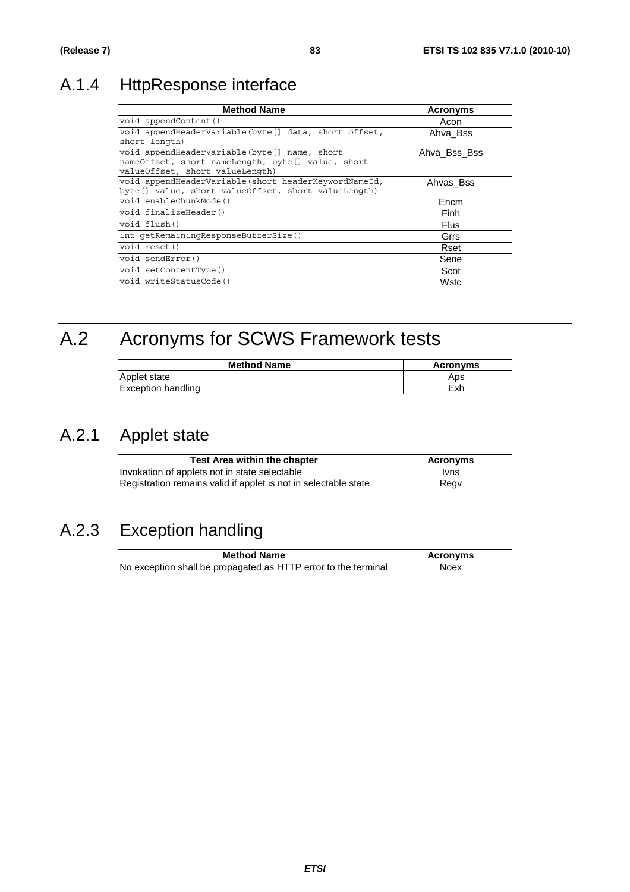### A.1.4 HttpResponse interface

| Method Name | Acronyms |
|---|---|
| void appendContent() | Acon |
| void appendHeaderVariable(byte[] data, short offset, short length) | Ahva_Bss |
| void appendHeaderVariable(byte[] name, short nameOffset, short nameLength, byte[] value, short valueOffset, short valueLength) | Ahva_Bss_Bss |
| void appendHeaderVariable(short headerKeywordNameId, byte[] value, short valueOffset, short valueLength) | Ahvas_Bss |
| void enableChunkMode() | Encm |
| void finalizeHeader() | Finh |
| void flush() | Flus |
| int getRemainingResponseBufferSize() | Grrs |
| void reset() | Rset |
| void sendError() | Sene |
| void setContentType() | Scot |
| void writeStatusCode() | Wstc |

## A.2 Acronyms for SCWS Framework tests

| Method Name | Acronyms |
|---|---|
| Applet state | Aps |
| Exception handling | Exh |

### A.2.1 Applet state

| Test Area within the chapter | Acronyms |
|---|---|
| Invokation of applets not in state selectable | Ivns |
| Registration remains valid if applet is not in selectable state | Regv |

### A.2.3 Exception handling

| Method Name | Acronyms |
|---|---|
| No exception shall be propagated as HTTP error to the terminal | Noex |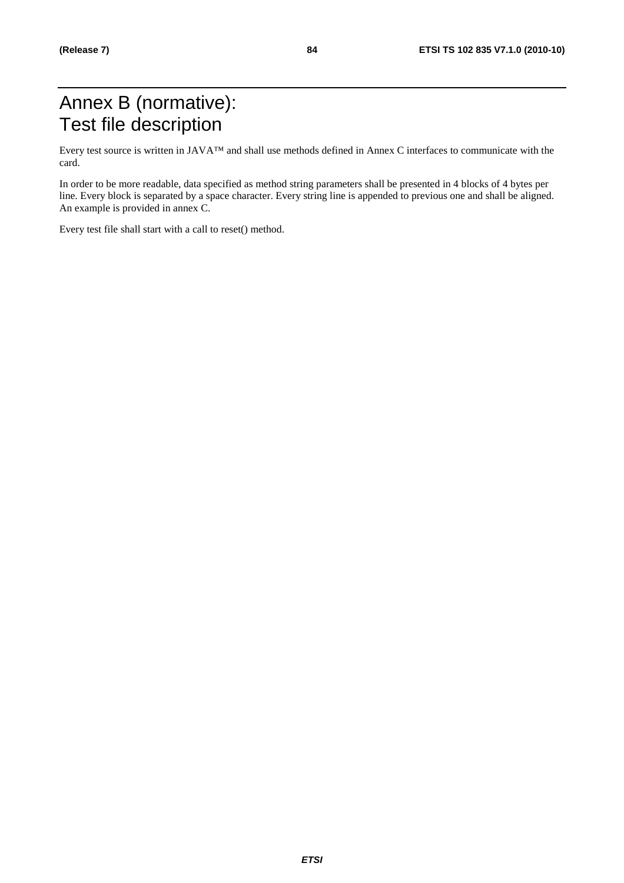# Annex B (normative): Test file description

Every test source is written in JAVA™ and shall use methods defined in Annex C interfaces to communicate with the card.

In order to be more readable, data specified as method string parameters shall be presented in 4 blocks of 4 bytes per line. Every block is separated by a space character. Every string line is appended to previous one and shall be aligned. An example is provided in annex C.

Every test file shall start with a call to reset() method.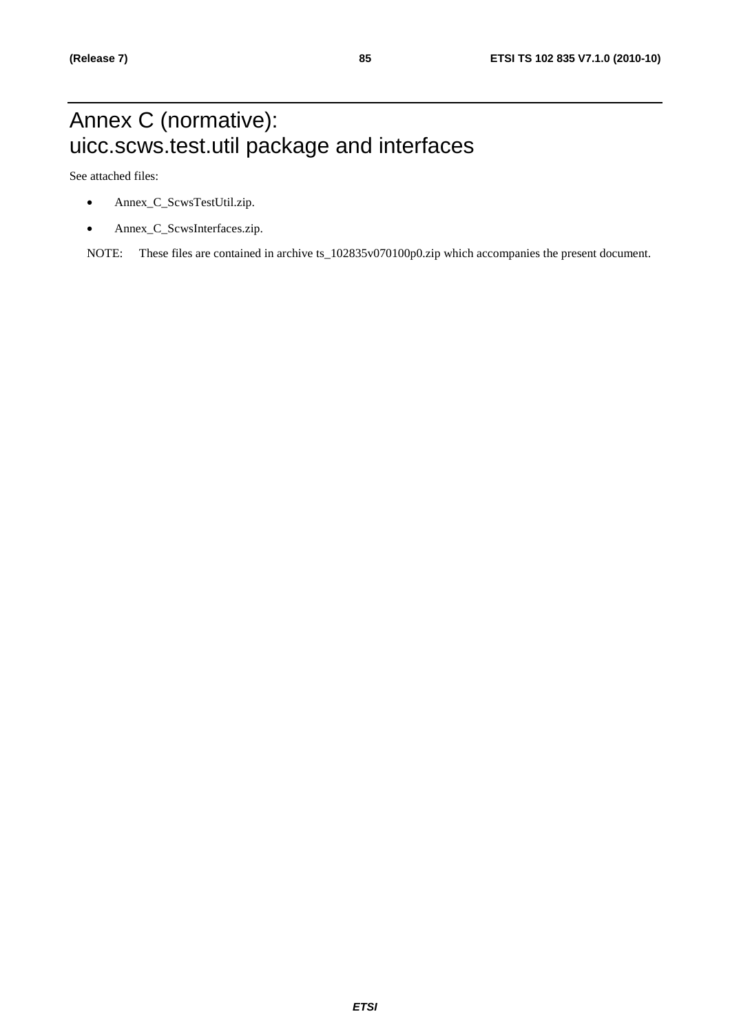# Annex C (normative): uicc.scws.test.util package and interfaces

See attached files:

- Annex_C_ScwsTestUtil.zip.
- Annex_C_ScwsInterfaces.zip.

NOTE: These files are contained in archive ts_102835v070100p0.zip which accompanies the present document.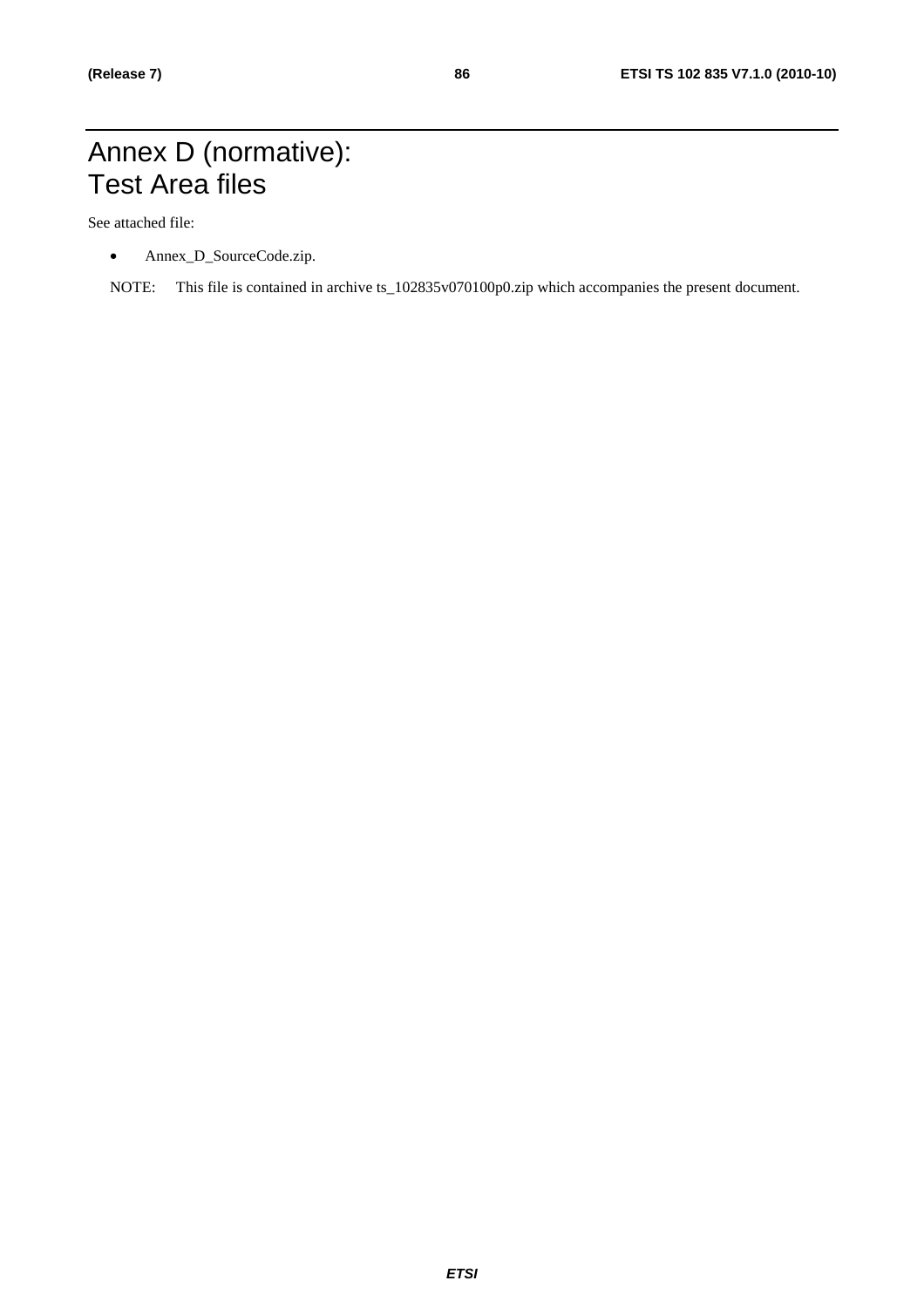# Annex D (normative): Test Area files

See attached file:

- Annex_D_SourceCode.zip.

NOTE: This file is contained in archive ts_102835v070100p0.zip which accompanies the present document.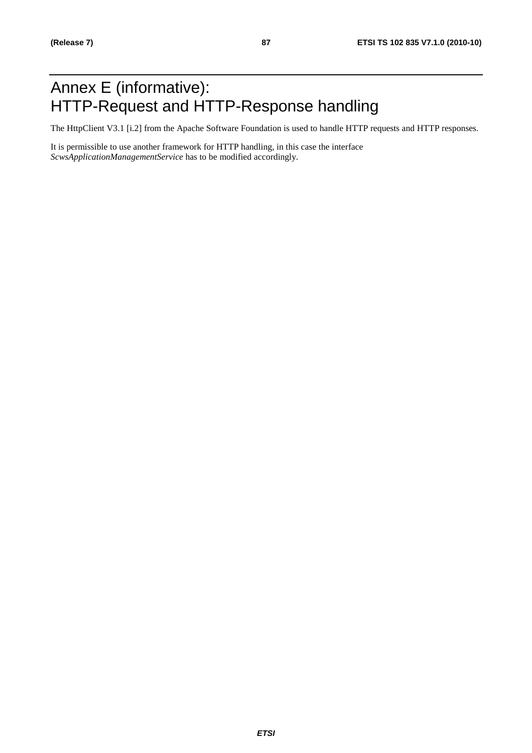# Annex E (informative): HTTP-Request and HTTP-Response handling

The HttpClient V3.1 [i.2] from the Apache Software Foundation is used to handle HTTP requests and HTTP responses.

It is permissible to use another framework for HTTP handling, in this case the interface *ScwsApplicationManagementService* has to be modified accordingly.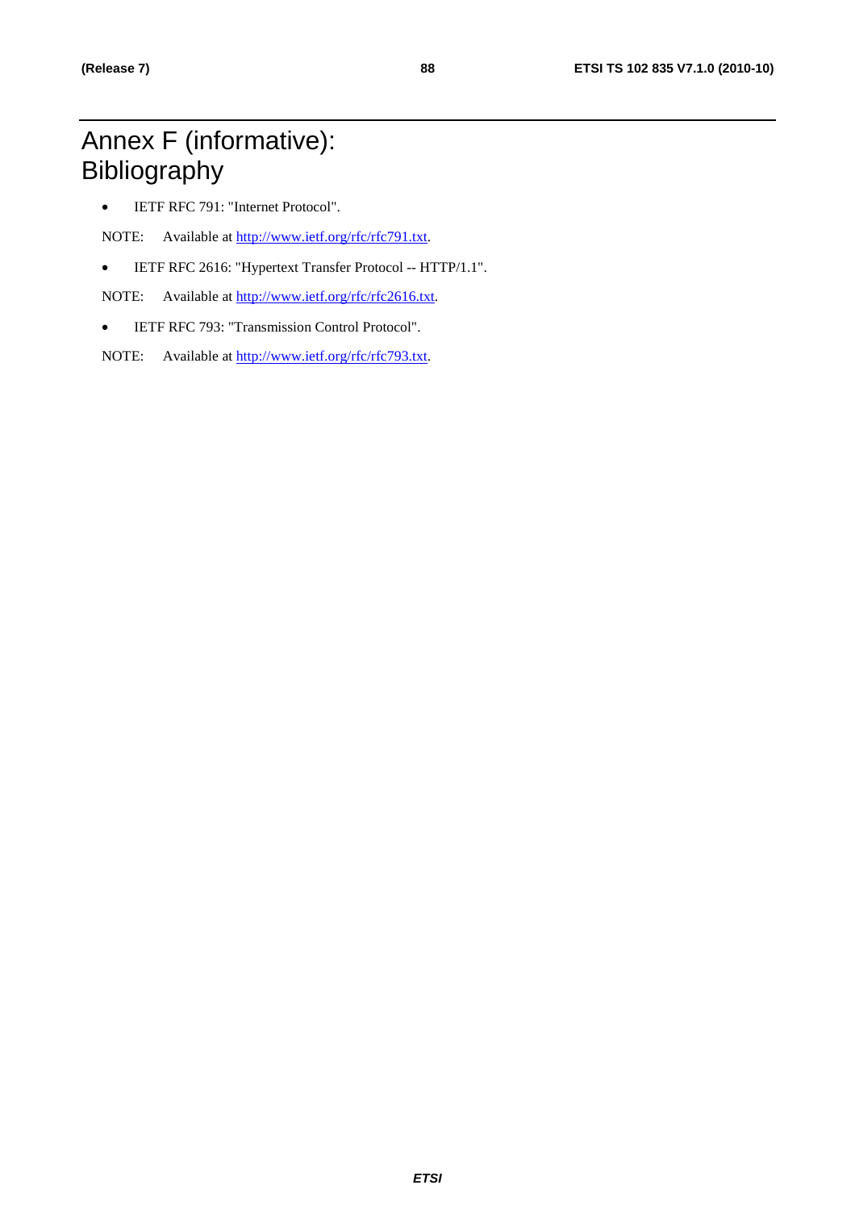# Annex F (informative): Bibliography

- IETF RFC 791: "Internet Protocol".

NOTE: Available at http://www.ietf.org/rfc/rfc791.txt.

- IETF RFC 2616: "Hypertext Transfer Protocol -- HTTP/1.1".

NOTE: Available at http://www.ietf.org/rfc/rfc2616.txt.

- IETF RFC 793: "Transmission Control Protocol".

NOTE: Available at http://www.ietf.org/rfc/rfc793.txt.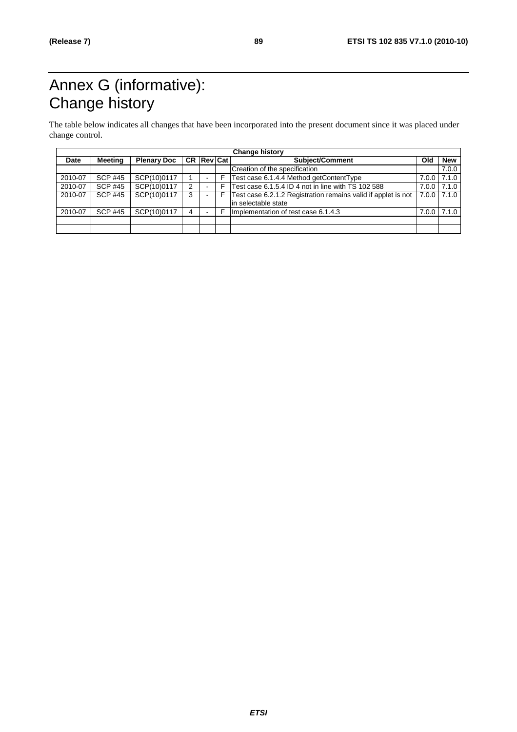# Annex G (informative): Change history

The table below indicates all changes that have been incorporated into the present document since it was placed under change control.

| Change history | | | | | | | | |
|---|---|---|---|---|---|---|---|---|
| **Date** | **Meeting** | **Plenary Doc** | **CR** | **Rev** | **Cat** | **Subject/Comment** | **Old** | **New** |
| | | | | | | Creation of the specification | | 7.0.0 |
| 2010-07 | SCP #45 | SCP(10)0117 | 1 | - | F | Test case 6.1.4.4 Method getContentType | 7.0.0 | 7.1.0 |
| 2010-07 | SCP #45 | SCP(10)0117 | 2 | - | F | Test case 6.1.5.4 ID 4 not in line with TS 102 588 | 7.0.0 | 7.1.0 |
| 2010-07 | SCP #45 | SCP(10)0117 | 3 | - | F | Test case 6.2.1.2 Registration remains valid if applet is not in selectable state | 7.0.0 | 7.1.0 |
| 2010-07 | SCP #45 | SCP(10)0117 | 4 | - | F | Implementation of test case 6.1.4.3 | 7.0.0 | 7.1.0 |
| | | | | | | | | |
| | | | | | | | | |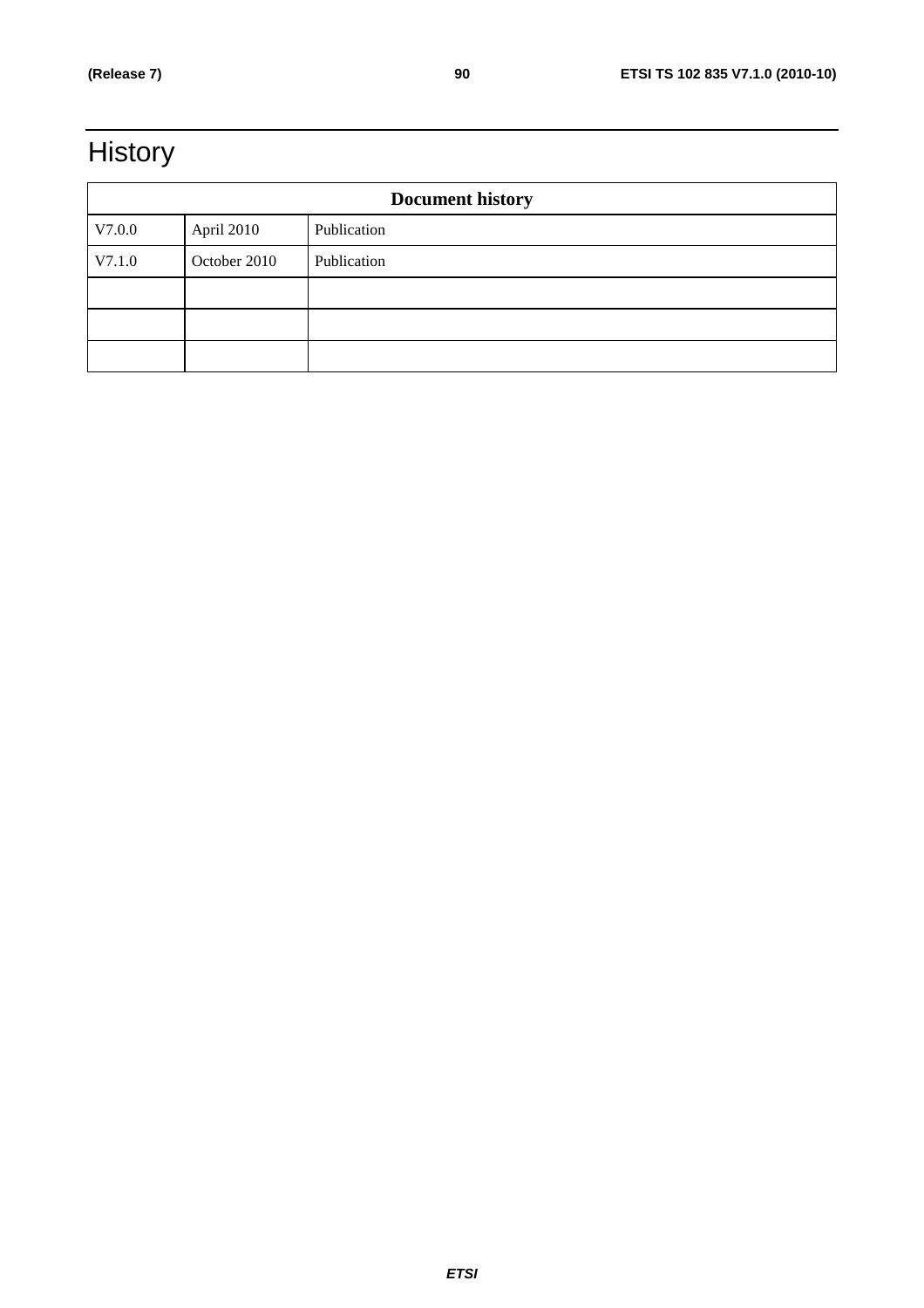# History

| Document history | | |
|---|---|---|
| V7.0.0 | April 2010 | Publication |
| V7.1.0 | October 2010 | Publication |
| | | |
| | | |
| | | |